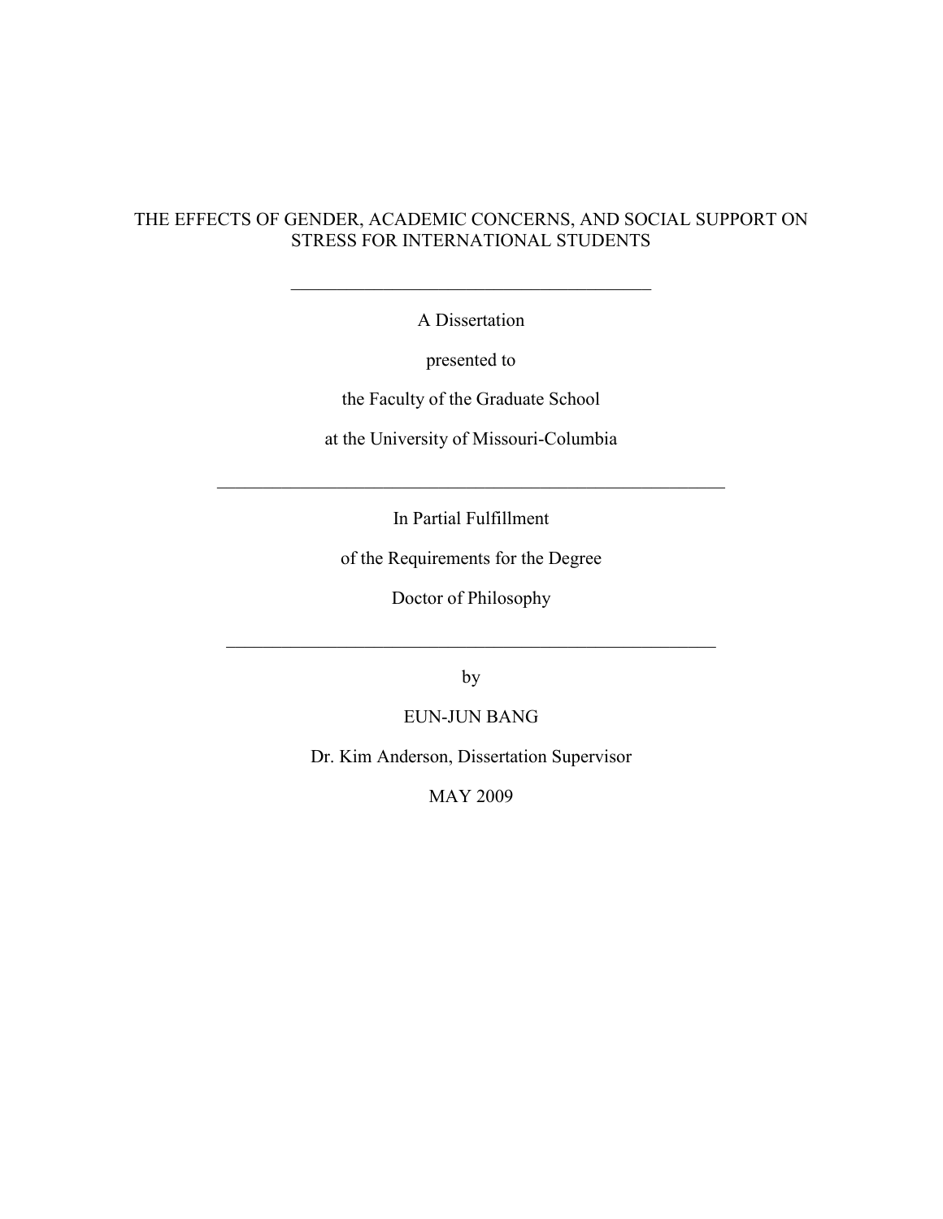# THE EFFECTS OF GENDER, ACADEMIC CONCERNS, AND SOCIAL SUPPORT ON STRESS FOR INTERNATIONAL STUDENTS

---

A Dissertation

presented to

the Faculty of the Graduate School

at the University of Missouri-Columbia

---

In Partial Fulfillment

of the Requirements for the Degree

Doctor of Philosophy

---

by

EUN-JUN BANG

Dr. Kim Anderson, Dissertation Supervisor

MAY 2009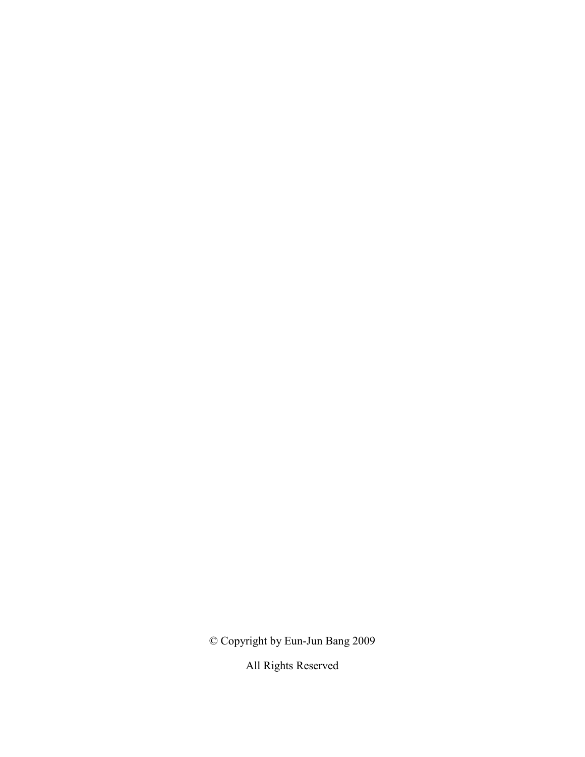© Copyright by Eun-Jun Bang 2009

All Rights Reserved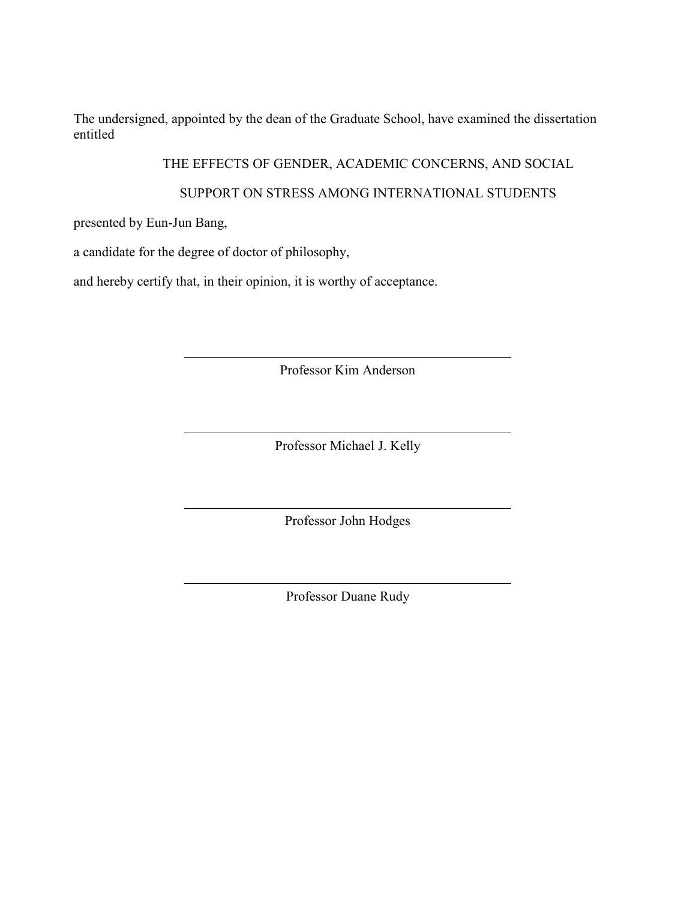The undersigned, appointed by the dean of the Graduate School, have examined the dissertation entitled

THE EFFECTS OF GENDER, ACADEMIC CONCERNS, AND SOCIAL

SUPPORT ON STRESS AMONG INTERNATIONAL STUDENTS

presented by Eun-Jun Bang,

a candidate for the degree of doctor of philosophy,

and hereby certify that, in their opinion, it is worthy of acceptance.

Professor Kim Anderson

Professor Michael J. Kelly

Professor John Hodges

Professor Duane Rudy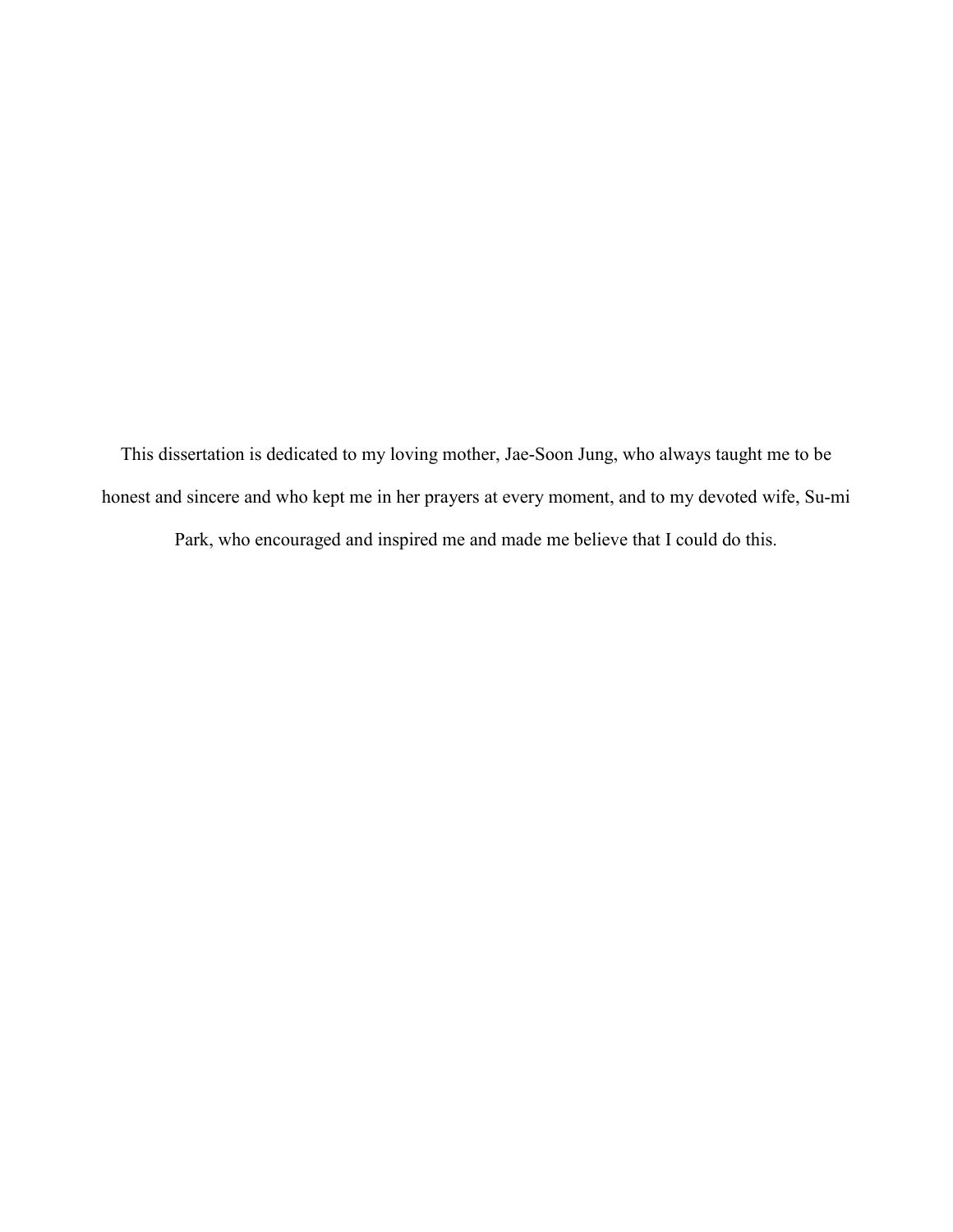This dissertation is dedicated to my loving mother, Jae-Soon Jung, who always taught me to be honest and sincere and who kept me in her prayers at every moment, and to my devoted wife, Su-mi Park, who encouraged and inspired me and made me believe that I could do this.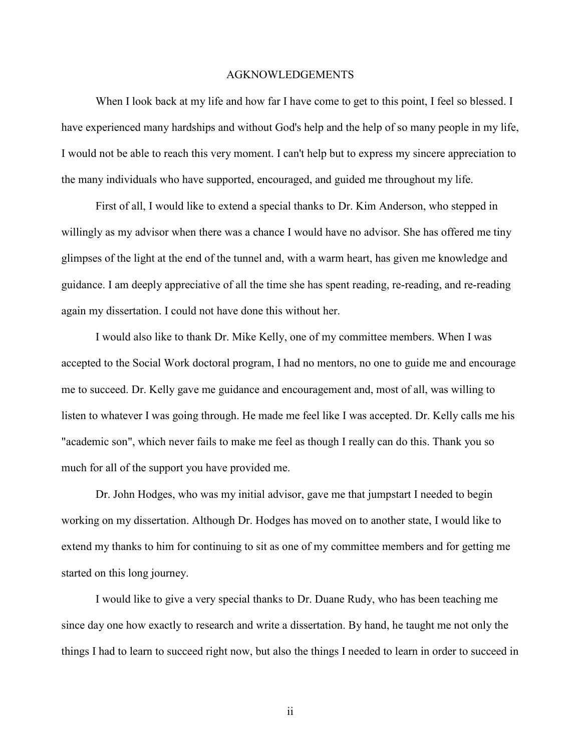# AGKNOWLEDGEMENTS

When I look back at my life and how far I have come to get to this point, I feel so blessed. I have experienced many hardships and without God's help and the help of so many people in my life, I would not be able to reach this very moment. I can't help but to express my sincere appreciation to the many individuals who have supported, encouraged, and guided me throughout my life.

First of all, I would like to extend a special thanks to Dr. Kim Anderson, who stepped in willingly as my advisor when there was a chance I would have no advisor. She has offered me tiny glimpses of the light at the end of the tunnel and, with a warm heart, has given me knowledge and guidance. I am deeply appreciative of all the time she has spent reading, re-reading, and re-reading again my dissertation. I could not have done this without her.

I would also like to thank Dr. Mike Kelly, one of my committee members. When I was accepted to the Social Work doctoral program, I had no mentors, no one to guide me and encourage me to succeed. Dr. Kelly gave me guidance and encouragement and, most of all, was willing to listen to whatever I was going through. He made me feel like I was accepted. Dr. Kelly calls me his "academic son", which never fails to make me feel as though I really can do this. Thank you so much for all of the support you have provided me.

Dr. John Hodges, who was my initial advisor, gave me that jumpstart I needed to begin working on my dissertation. Although Dr. Hodges has moved on to another state, I would like to extend my thanks to him for continuing to sit as one of my committee members and for getting me started on this long journey.

I would like to give a very special thanks to Dr. Duane Rudy, who has been teaching me since day one how exactly to research and write a dissertation. By hand, he taught me not only the things I had to learn to succeed right now, but also the things I needed to learn in order to succeed in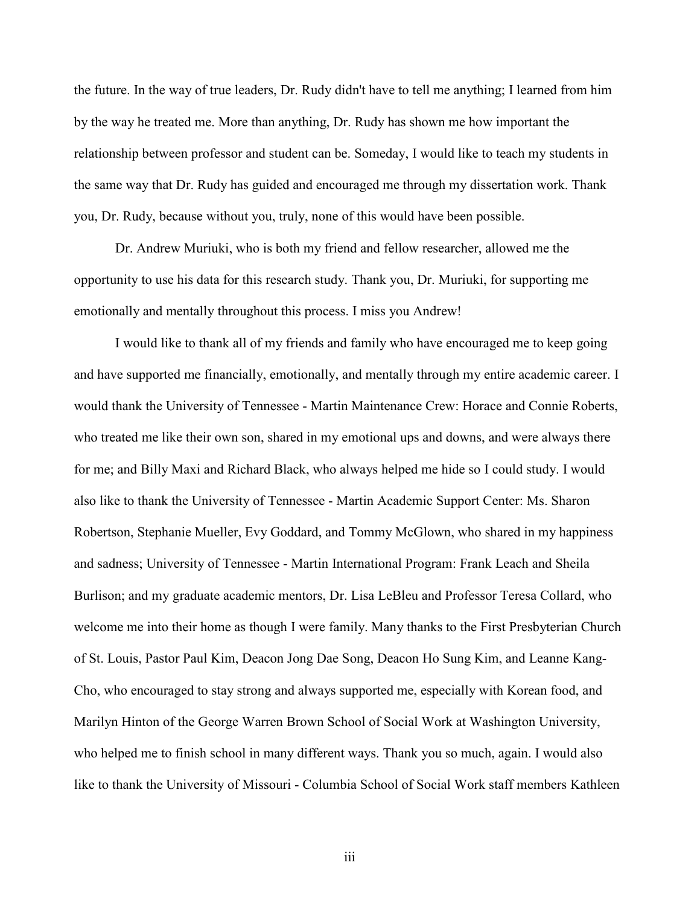the future. In the way of true leaders, Dr. Rudy didn't have to tell me anything; I learned from him by the way he treated me. More than anything, Dr. Rudy has shown me how important the relationship between professor and student can be. Someday, I would like to teach my students in the same way that Dr. Rudy has guided and encouraged me through my dissertation work. Thank you, Dr. Rudy, because without you, truly, none of this would have been possible.

Dr. Andrew Muriuki, who is both my friend and fellow researcher, allowed me the opportunity to use his data for this research study. Thank you, Dr. Muriuki, for supporting me emotionally and mentally throughout this process. I miss you Andrew!

I would like to thank all of my friends and family who have encouraged me to keep going and have supported me financially, emotionally, and mentally through my entire academic career. I would thank the University of Tennessee - Martin Maintenance Crew: Horace and Connie Roberts, who treated me like their own son, shared in my emotional ups and downs, and were always there for me; and Billy Maxi and Richard Black, who always helped me hide so I could study. I would also like to thank the University of Tennessee - Martin Academic Support Center: Ms. Sharon Robertson, Stephanie Mueller, Evy Goddard, and Tommy McGlown, who shared in my happiness and sadness; University of Tennessee - Martin International Program: Frank Leach and Sheila Burlison; and my graduate academic mentors, Dr. Lisa LeBleu and Professor Teresa Collard, who welcome me into their home as though I were family. Many thanks to the First Presbyterian Church of St. Louis, Pastor Paul Kim, Deacon Jong Dae Song, Deacon Ho Sung Kim, and Leanne Kang-Cho, who encouraged to stay strong and always supported me, especially with Korean food, and Marilyn Hinton of the George Warren Brown School of Social Work at Washington University, who helped me to finish school in many different ways. Thank you so much, again. I would also like to thank the University of Missouri - Columbia School of Social Work staff members Kathleen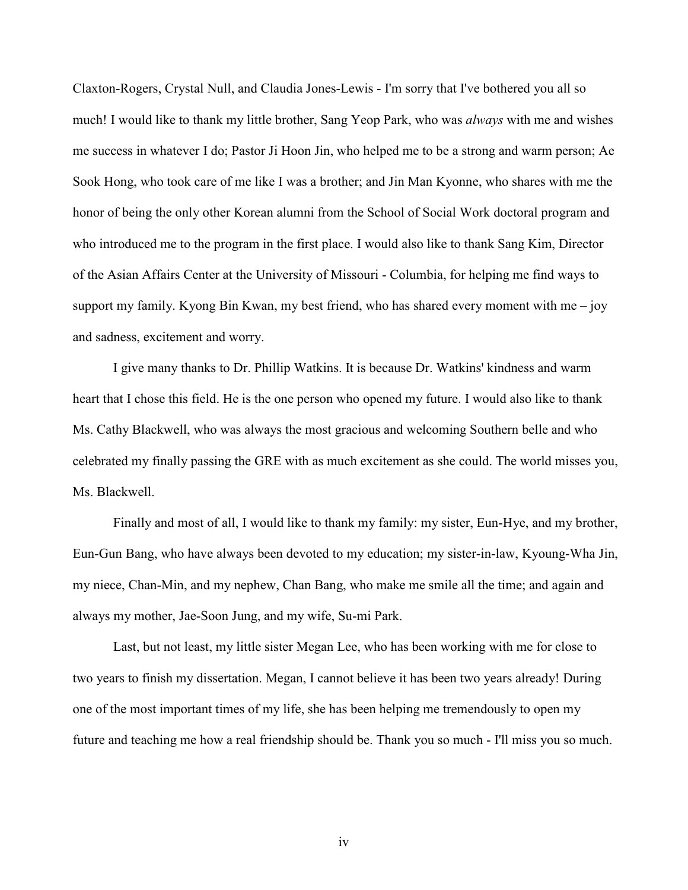Claxton-Rogers, Crystal Null, and Claudia Jones-Lewis - I'm sorry that I've bothered you all so much! I would like to thank my little brother, Sang Yeop Park, who was *always* with me and wishes me success in whatever I do; Pastor Ji Hoon Jin, who helped me to be a strong and warm person; Ae Sook Hong, who took care of me like I was a brother; and Jin Man Kyonne, who shares with me the honor of being the only other Korean alumni from the School of Social Work doctoral program and who introduced me to the program in the first place. I would also like to thank Sang Kim, Director of the Asian Affairs Center at the University of Missouri - Columbia, for helping me find ways to support my family. Kyong Bin Kwan, my best friend, who has shared every moment with me – joy and sadness, excitement and worry.

I give many thanks to Dr. Phillip Watkins. It is because Dr. Watkins' kindness and warm heart that I chose this field. He is the one person who opened my future. I would also like to thank Ms. Cathy Blackwell, who was always the most gracious and welcoming Southern belle and who celebrated my finally passing the GRE with as much excitement as she could. The world misses you, Ms. Blackwell.

Finally and most of all, I would like to thank my family: my sister, Eun-Hye, and my brother, Eun-Gun Bang, who have always been devoted to my education; my sister-in-law, Kyoung-Wha Jin, my niece, Chan-Min, and my nephew, Chan Bang, who make me smile all the time; and again and always my mother, Jae-Soon Jung, and my wife, Su-mi Park.

Last, but not least, my little sister Megan Lee, who has been working with me for close to two years to finish my dissertation. Megan, I cannot believe it has been two years already! During one of the most important times of my life, she has been helping me tremendously to open my future and teaching me how a real friendship should be. Thank you so much - I'll miss you so much.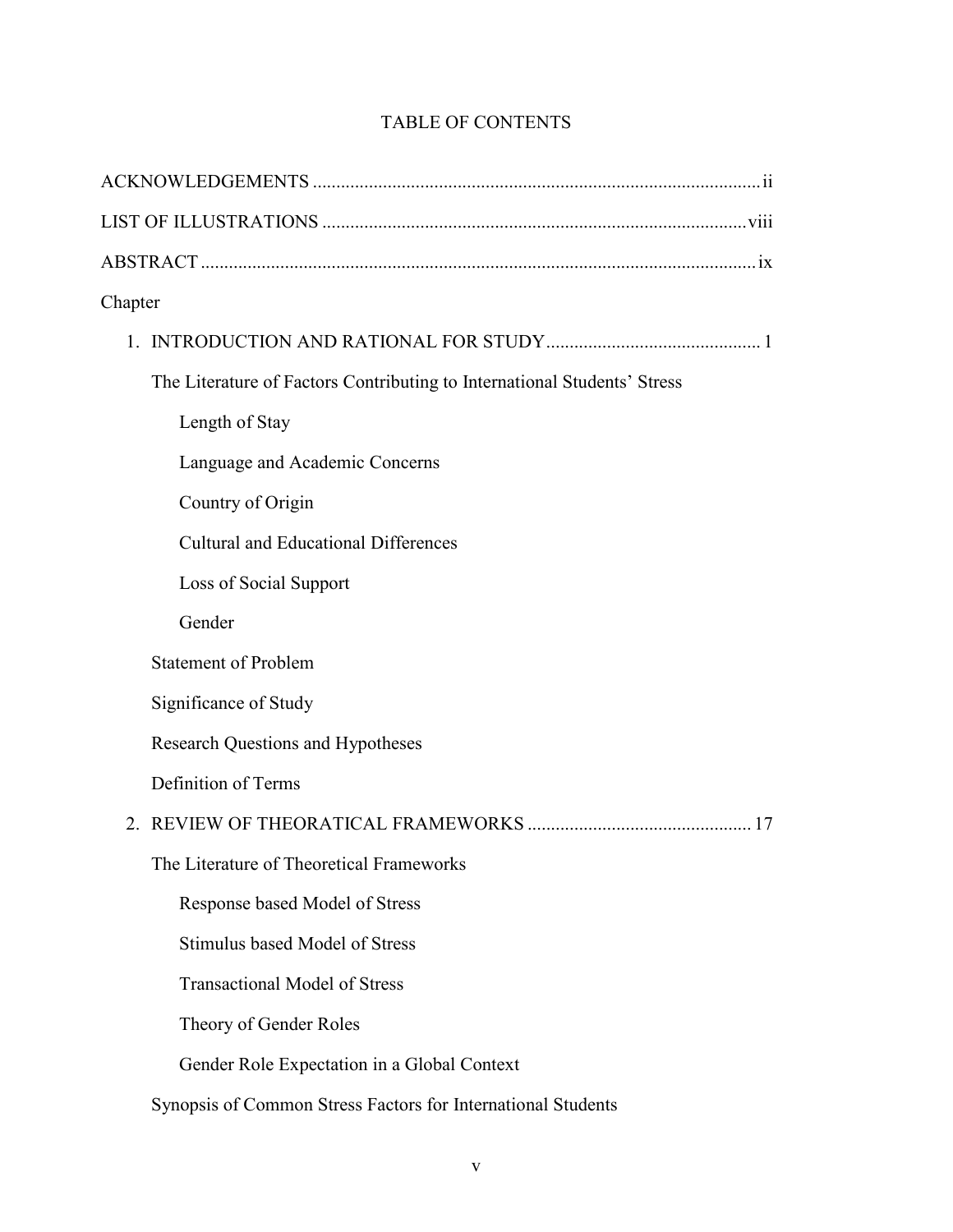# TABLE OF CONTENTS

ACKNOWLEDGEMENTS ............................................................................................... ii

LIST OF ILLUSTRATIONS .......................................................................................... viii

ABSTRACT ..................................................................................................................... ix

Chapter

1. INTRODUCTION AND RATIONAL FOR STUDY ............................................. 1

    The Literature of Factors Contributing to International Students' Stress

        Length of Stay

        Language and Academic Concerns

        Country of Origin

        Cultural and Educational Differences

        Loss of Social Support

        Gender

    Statement of Problem

    Significance of Study

    Research Questions and Hypotheses

    Definition of Terms

2. REVIEW OF THEORATICAL FRAMEWORKS ................................................ 17

    The Literature of Theoretical Frameworks

        Response based Model of Stress

        Stimulus based Model of Stress

        Transactional Model of Stress

        Theory of Gender Roles

        Gender Role Expectation in a Global Context

    Synopsis of Common Stress Factors for International Students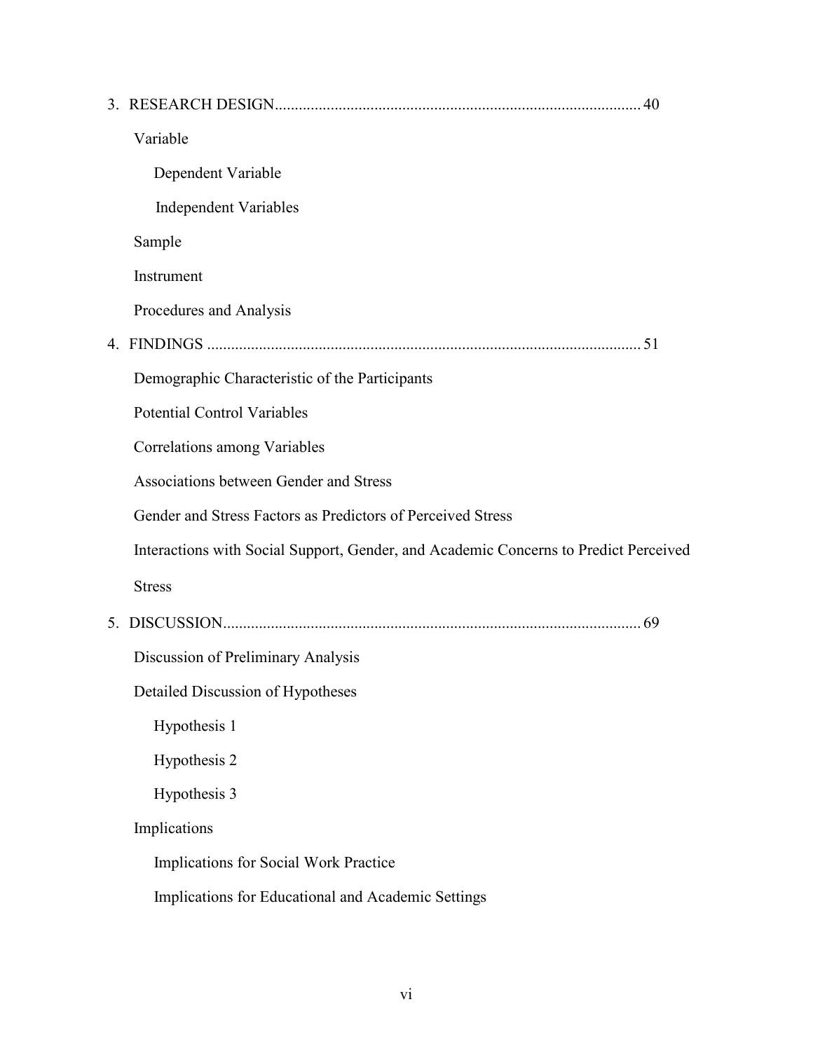3. RESEARCH DESIGN.......................................................................................... 40

    Variable

        Dependent Variable

        Independent Variables

    Sample

    Instrument

    Procedures and Analysis

4. FINDINGS ........................................................................................................... 51

    Demographic Characteristic of the Participants

    Potential Control Variables

    Correlations among Variables

    Associations between Gender and Stress

    Gender and Stress Factors as Predictors of Perceived Stress

    Interactions with Social Support, Gender, and Academic Concerns to Predict Perceived Stress

5. DISCUSSION........................................................................................................ 69

    Discussion of Preliminary Analysis

    Detailed Discussion of Hypotheses

        Hypothesis 1

        Hypothesis 2

        Hypothesis 3

    Implications

        Implications for Social Work Practice

        Implications for Educational and Academic Settings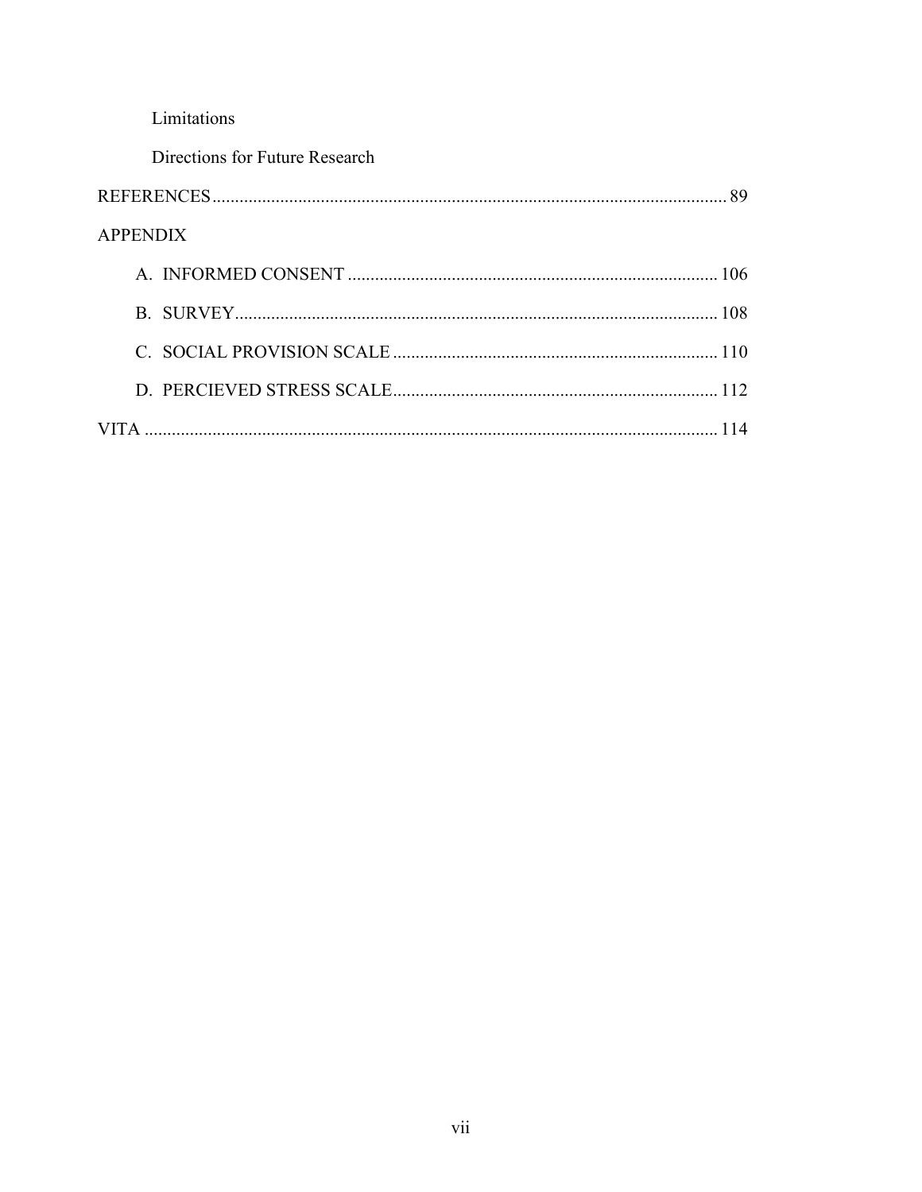Limitations

Directions for Future Research

REFERENCES.................................................................................................................. 89

APPENDIX

A. INFORMED CONSENT .................................................................................. 106

B. SURVEY.......................................................................................................... 108

C. SOCIAL PROVISION SCALE ........................................................................ 110

D. PERCIEVED STRESS SCALE........................................................................ 112

VITA ................................................................................................................................ 114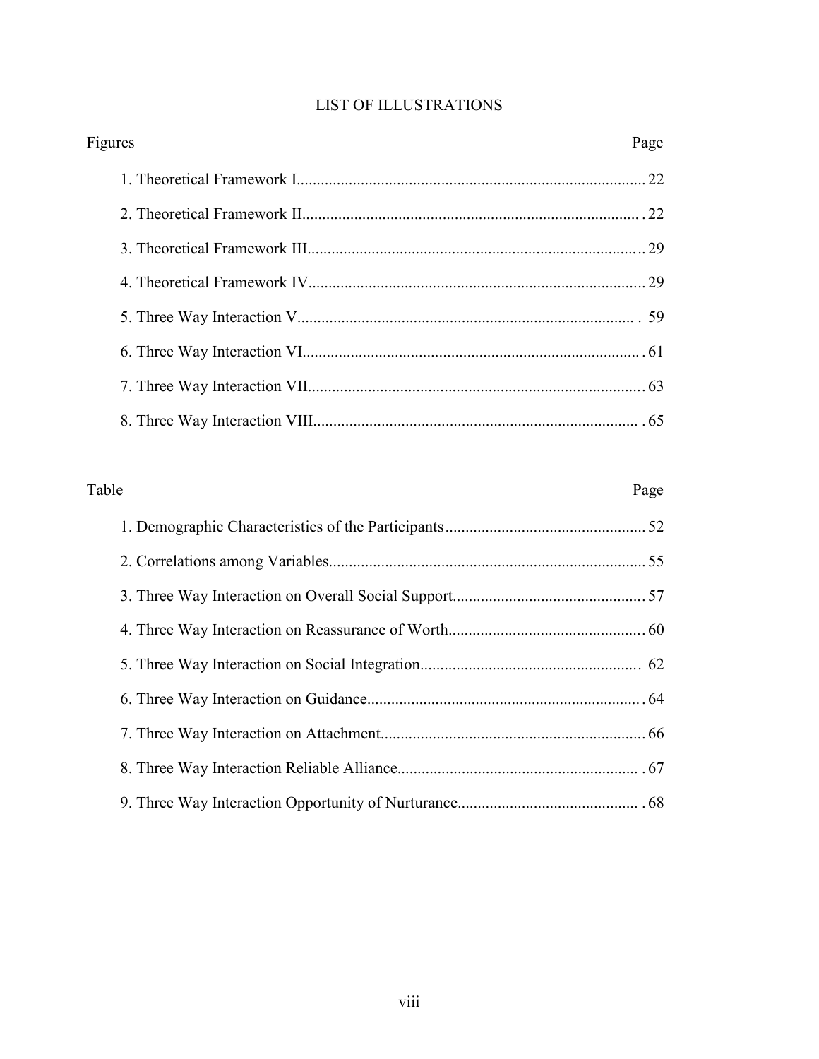# LIST OF ILLUSTRATIONS

| Figures | Page |
|---|---|
| 1. Theoretical Framework I | 22 |
| 2. Theoretical Framework II | 22 |
| 3. Theoretical Framework III | 29 |
| 4. Theoretical Framework IV | 29 |
| 5. Three Way Interaction V | 59 |
| 6. Three Way Interaction VI | 61 |
| 7. Three Way Interaction VII | 63 |
| 8. Three Way Interaction VIII | 65 |

| Table | Page |
|---|---|
| 1. Demographic Characteristics of the Participants | 52 |
| 2. Correlations among Variables | 55 |
| 3. Three Way Interaction on Overall Social Support | 57 |
| 4. Three Way Interaction on Reassurance of Worth | 60 |
| 5. Three Way Interaction on Social Integration | 62 |
| 6. Three Way Interaction on Guidance | 64 |
| 7. Three Way Interaction on Attachment | 66 |
| 8. Three Way Interaction Reliable Alliance | 67 |
| 9. Three Way Interaction Opportunity of Nurturance | 68 |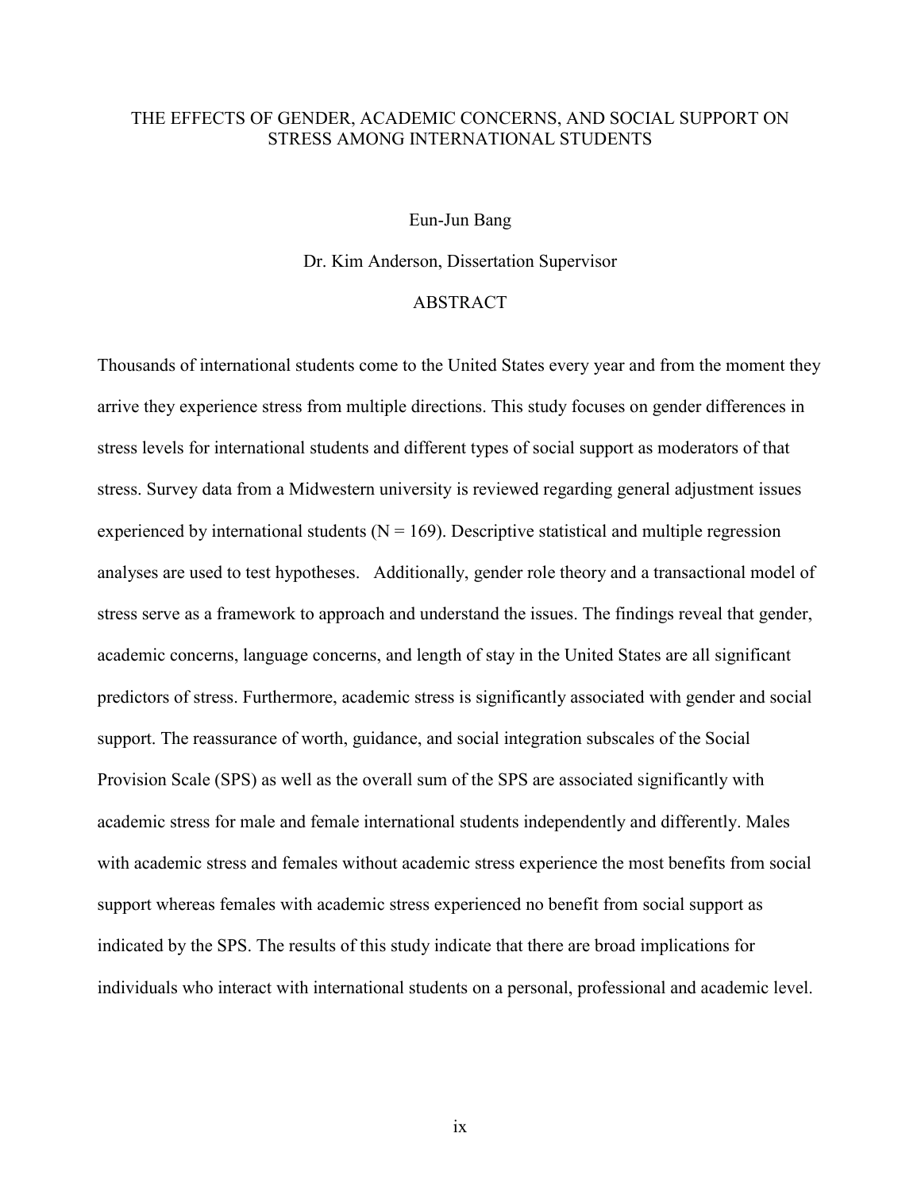# THE EFFECTS OF GENDER, ACADEMIC CONCERNS, AND SOCIAL SUPPORT ON STRESS AMONG INTERNATIONAL STUDENTS

Eun-Jun Bang

Dr. Kim Anderson, Dissertation Supervisor

## ABSTRACT

Thousands of international students come to the United States every year and from the moment they arrive they experience stress from multiple directions. This study focuses on gender differences in stress levels for international students and different types of social support as moderators of that stress. Survey data from a Midwestern university is reviewed regarding general adjustment issues experienced by international students ($N = 169$). Descriptive statistical and multiple regression analyses are used to test hypotheses. Additionally, gender role theory and a transactional model of stress serve as a framework to approach and understand the issues. The findings reveal that gender, academic concerns, language concerns, and length of stay in the United States are all significant predictors of stress. Furthermore, academic stress is significantly associated with gender and social support. The reassurance of worth, guidance, and social integration subscales of the Social Provision Scale (SPS) as well as the overall sum of the SPS are associated significantly with academic stress for male and female international students independently and differently. Males with academic stress and females without academic stress experience the most benefits from social support whereas females with academic stress experienced no benefit from social support as indicated by the SPS. The results of this study indicate that there are broad implications for individuals who interact with international students on a personal, professional and academic level.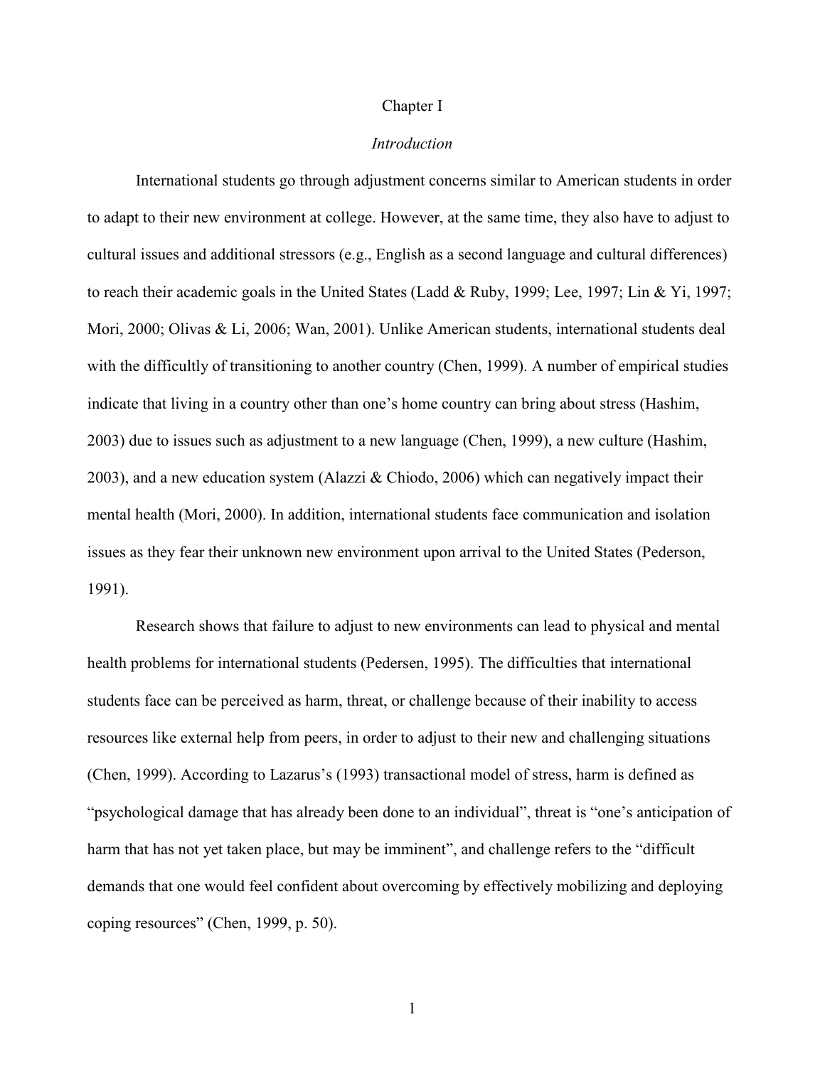# Chapter I

## *Introduction*

International students go through adjustment concerns similar to American students in order to adapt to their new environment at college. However, at the same time, they also have to adjust to cultural issues and additional stressors (e.g., English as a second language and cultural differences) to reach their academic goals in the United States (Ladd & Ruby, 1999; Lee, 1997; Lin & Yi, 1997; Mori, 2000; Olivas & Li, 2006; Wan, 2001). Unlike American students, international students deal with the difficultly of transitioning to another country (Chen, 1999). A number of empirical studies indicate that living in a country other than one's home country can bring about stress (Hashim, 2003) due to issues such as adjustment to a new language (Chen, 1999), a new culture (Hashim, 2003), and a new education system (Alazzi & Chiodo, 2006) which can negatively impact their mental health (Mori, 2000). In addition, international students face communication and isolation issues as they fear their unknown new environment upon arrival to the United States (Pederson, 1991).

Research shows that failure to adjust to new environments can lead to physical and mental health problems for international students (Pedersen, 1995). The difficulties that international students face can be perceived as harm, threat, or challenge because of their inability to access resources like external help from peers, in order to adjust to their new and challenging situations (Chen, 1999). According to Lazarus's (1993) transactional model of stress, harm is defined as "psychological damage that has already been done to an individual", threat is "one's anticipation of harm that has not yet taken place, but may be imminent", and challenge refers to the "difficult demands that one would feel confident about overcoming by effectively mobilizing and deploying coping resources" (Chen, 1999, p. 50).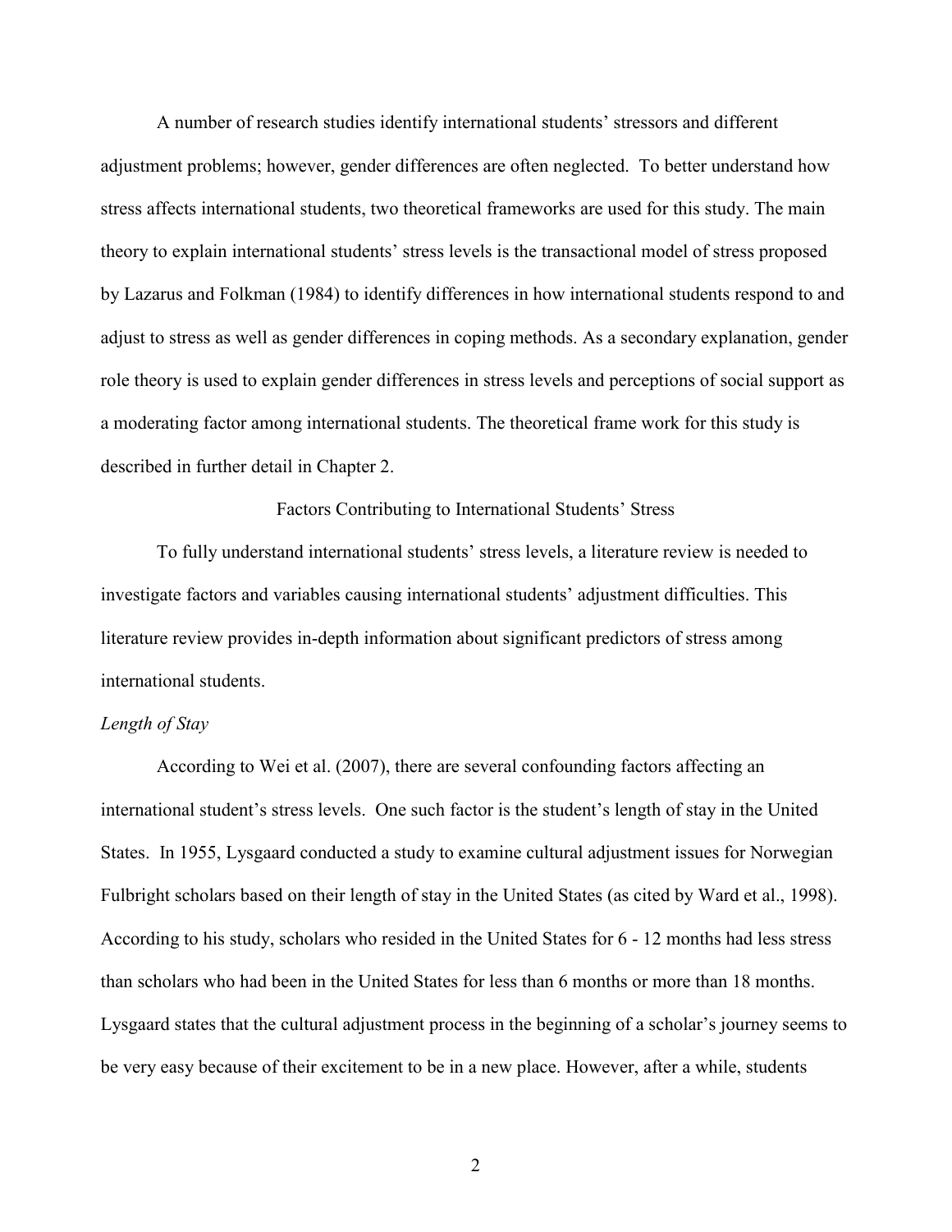A number of research studies identify international students' stressors and different adjustment problems; however, gender differences are often neglected. To better understand how stress affects international students, two theoretical frameworks are used for this study. The main theory to explain international students' stress levels is the transactional model of stress proposed by Lazarus and Folkman (1984) to identify differences in how international students respond to and adjust to stress as well as gender differences in coping methods. As a secondary explanation, gender role theory is used to explain gender differences in stress levels and perceptions of social support as a moderating factor among international students. The theoretical frame work for this study is described in further detail in Chapter 2.

## Factors Contributing to International Students' Stress

To fully understand international students' stress levels, a literature review is needed to investigate factors and variables causing international students' adjustment difficulties. This literature review provides in-depth information about significant predictors of stress among international students.

### *Length of Stay*

According to Wei et al. (2007), there are several confounding factors affecting an international student's stress levels. One such factor is the student's length of stay in the United States. In 1955, Lysgaard conducted a study to examine cultural adjustment issues for Norwegian Fulbright scholars based on their length of stay in the United States (as cited by Ward et al., 1998). According to his study, scholars who resided in the United States for 6 - 12 months had less stress than scholars who had been in the United States for less than 6 months or more than 18 months. Lysgaard states that the cultural adjustment process in the beginning of a scholar's journey seems to be very easy because of their excitement to be in a new place. However, after a while, students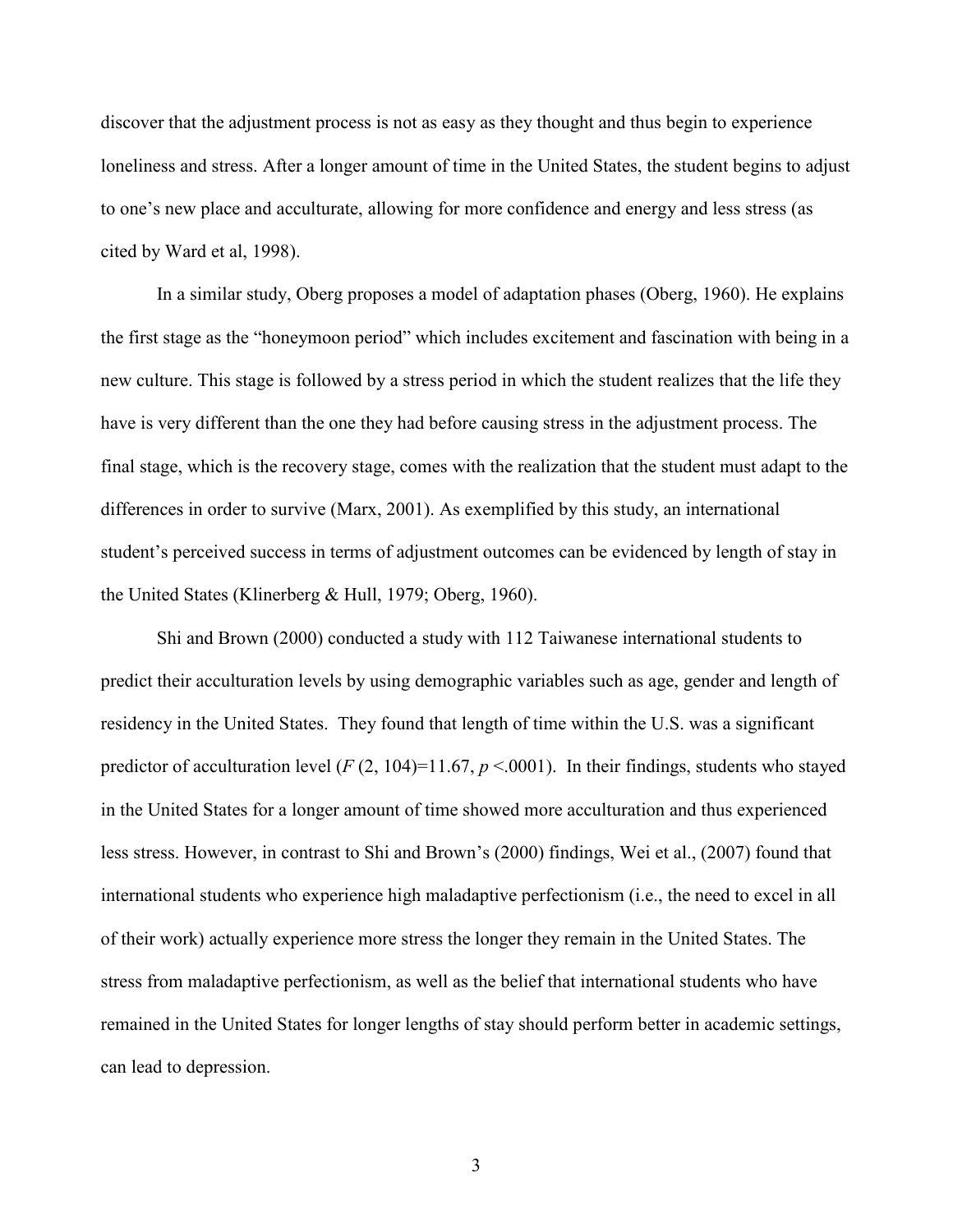discover that the adjustment process is not as easy as they thought and thus begin to experience loneliness and stress. After a longer amount of time in the United States, the student begins to adjust to one's new place and acculturate, allowing for more confidence and energy and less stress (as cited by Ward et al, 1998).

In a similar study, Oberg proposes a model of adaptation phases (Oberg, 1960). He explains the first stage as the "honeymoon period" which includes excitement and fascination with being in a new culture. This stage is followed by a stress period in which the student realizes that the life they have is very different than the one they had before causing stress in the adjustment process. The final stage, which is the recovery stage, comes with the realization that the student must adapt to the differences in order to survive (Marx, 2001). As exemplified by this study, an international student's perceived success in terms of adjustment outcomes can be evidenced by length of stay in the United States (Klinerberg & Hull, 1979; Oberg, 1960).

Shi and Brown (2000) conducted a study with 112 Taiwanese international students to predict their acculturation levels by using demographic variables such as age, gender and length of residency in the United States. They found that length of time within the U.S. was a significant predictor of acculturation level ($F$ (2, 104)=11.67, $p$ <.0001). In their findings, students who stayed in the United States for a longer amount of time showed more acculturation and thus experienced less stress. However, in contrast to Shi and Brown's (2000) findings, Wei et al., (2007) found that international students who experience high maladaptive perfectionism (i.e., the need to excel in all of their work) actually experience more stress the longer they remain in the United States. The stress from maladaptive perfectionism, as well as the belief that international students who have remained in the United States for longer lengths of stay should perform better in academic settings, can lead to depression.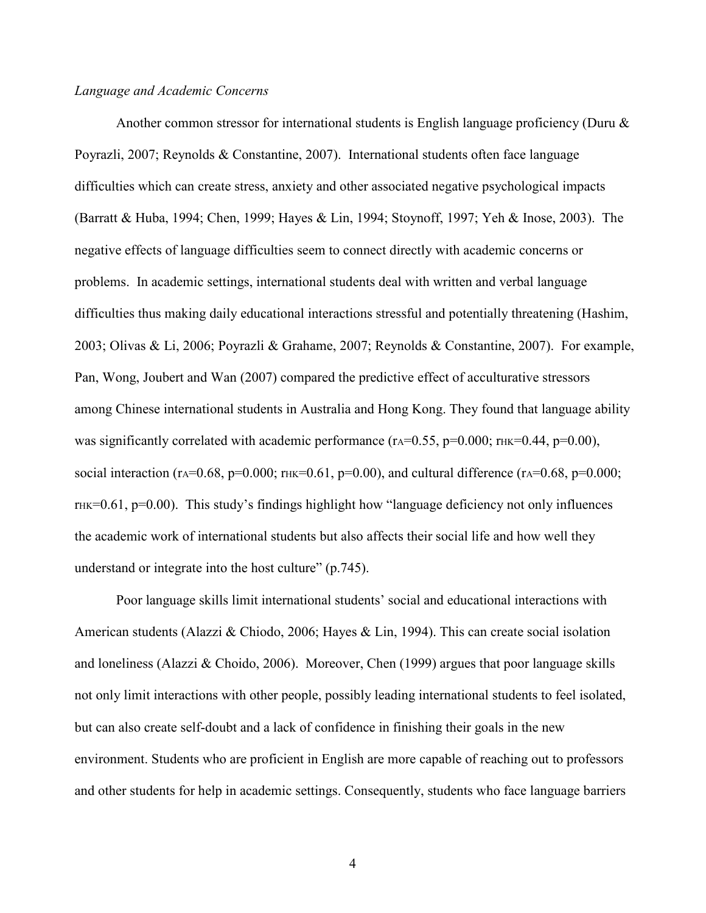*Language and Academic Concerns*

Another common stressor for international students is English language proficiency (Duru & Poyrazli, 2007; Reynolds & Constantine, 2007). International students often face language difficulties which can create stress, anxiety and other associated negative psychological impacts (Barratt & Huba, 1994; Chen, 1999; Hayes & Lin, 1994; Stoynoff, 1997; Yeh & Inose, 2003). The negative effects of language difficulties seem to connect directly with academic concerns or problems. In academic settings, international students deal with written and verbal language difficulties thus making daily educational interactions stressful and potentially threatening (Hashim, 2003; Olivas & Li, 2006; Poyrazli & Grahame, 2007; Reynolds & Constantine, 2007). For example, Pan, Wong, Joubert and Wan (2007) compared the predictive effect of acculturative stressors among Chinese international students in Australia and Hong Kong. They found that language ability was significantly correlated with academic performance ($r_A$=0.55, p=0.000; $r_{HK}$=0.44, p=0.00), social interaction ($r_A$=0.68, p=0.000; $r_{HK}$=0.61, p=0.00), and cultural difference ($r_A$=0.68, p=0.000; $r_{HK}$=0.61, p=0.00). This study's findings highlight how "language deficiency not only influences the academic work of international students but also affects their social life and how well they understand or integrate into the host culture" (p.745).

Poor language skills limit international students' social and educational interactions with American students (Alazzi & Chiodo, 2006; Hayes & Lin, 1994). This can create social isolation and loneliness (Alazzi & Choido, 2006). Moreover, Chen (1999) argues that poor language skills not only limit interactions with other people, possibly leading international students to feel isolated, but can also create self-doubt and a lack of confidence in finishing their goals in the new environment. Students who are proficient in English are more capable of reaching out to professors and other students for help in academic settings. Consequently, students who face language barriers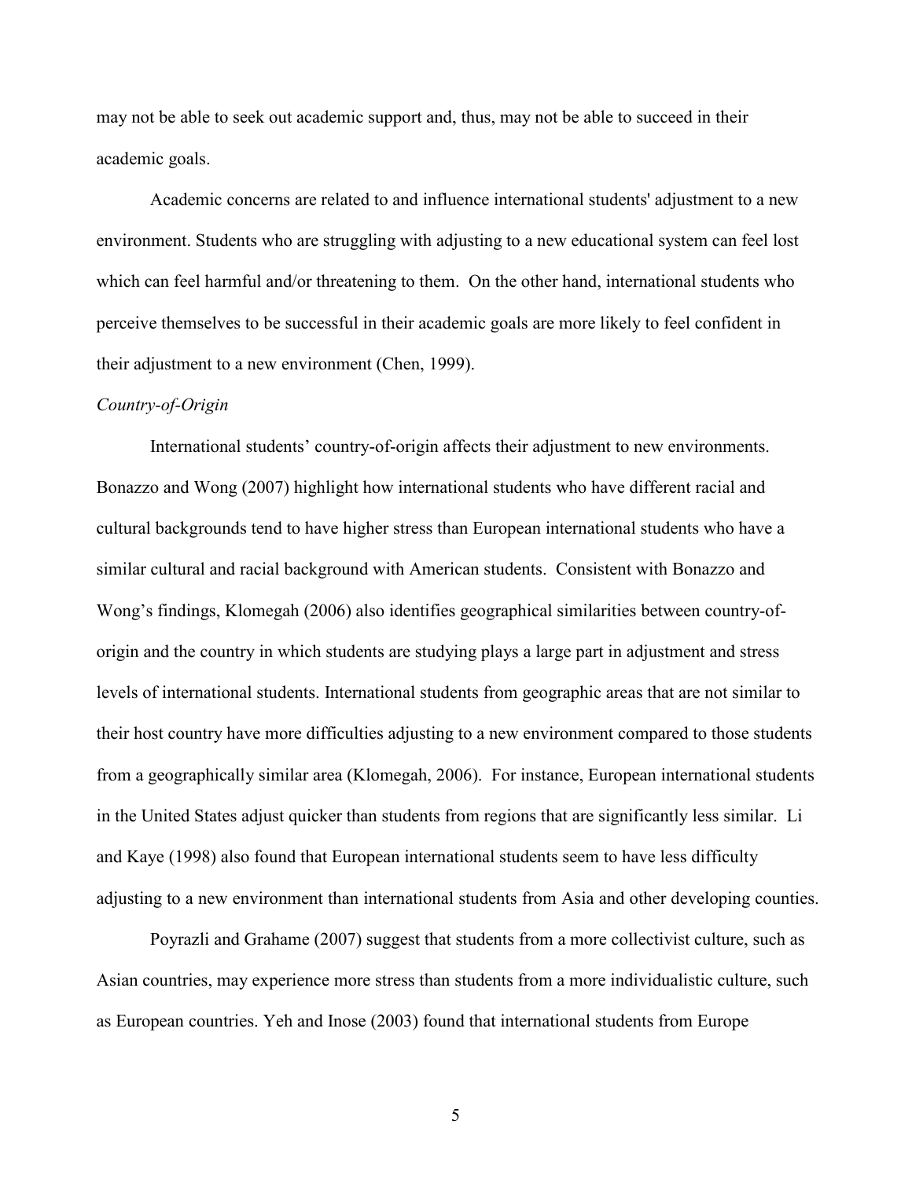may not be able to seek out academic support and, thus, may not be able to succeed in their academic goals.

Academic concerns are related to and influence international students' adjustment to a new environment. Students who are struggling with adjusting to a new educational system can feel lost which can feel harmful and/or threatening to them. On the other hand, international students who perceive themselves to be successful in their academic goals are more likely to feel confident in their adjustment to a new environment (Chen, 1999).

*Country-of-Origin*

International students' country-of-origin affects their adjustment to new environments. Bonazzo and Wong (2007) highlight how international students who have different racial and cultural backgrounds tend to have higher stress than European international students who have a similar cultural and racial background with American students. Consistent with Bonazzo and Wong's findings, Klomegah (2006) also identifies geographical similarities between country-of-origin and the country in which students are studying plays a large part in adjustment and stress levels of international students. International students from geographic areas that are not similar to their host country have more difficulties adjusting to a new environment compared to those students from a geographically similar area (Klomegah, 2006). For instance, European international students in the United States adjust quicker than students from regions that are significantly less similar. Li and Kaye (1998) also found that European international students seem to have less difficulty adjusting to a new environment than international students from Asia and other developing counties.

Poyrazli and Grahame (2007) suggest that students from a more collectivist culture, such as Asian countries, may experience more stress than students from a more individualistic culture, such as European countries. Yeh and Inose (2003) found that international students from Europe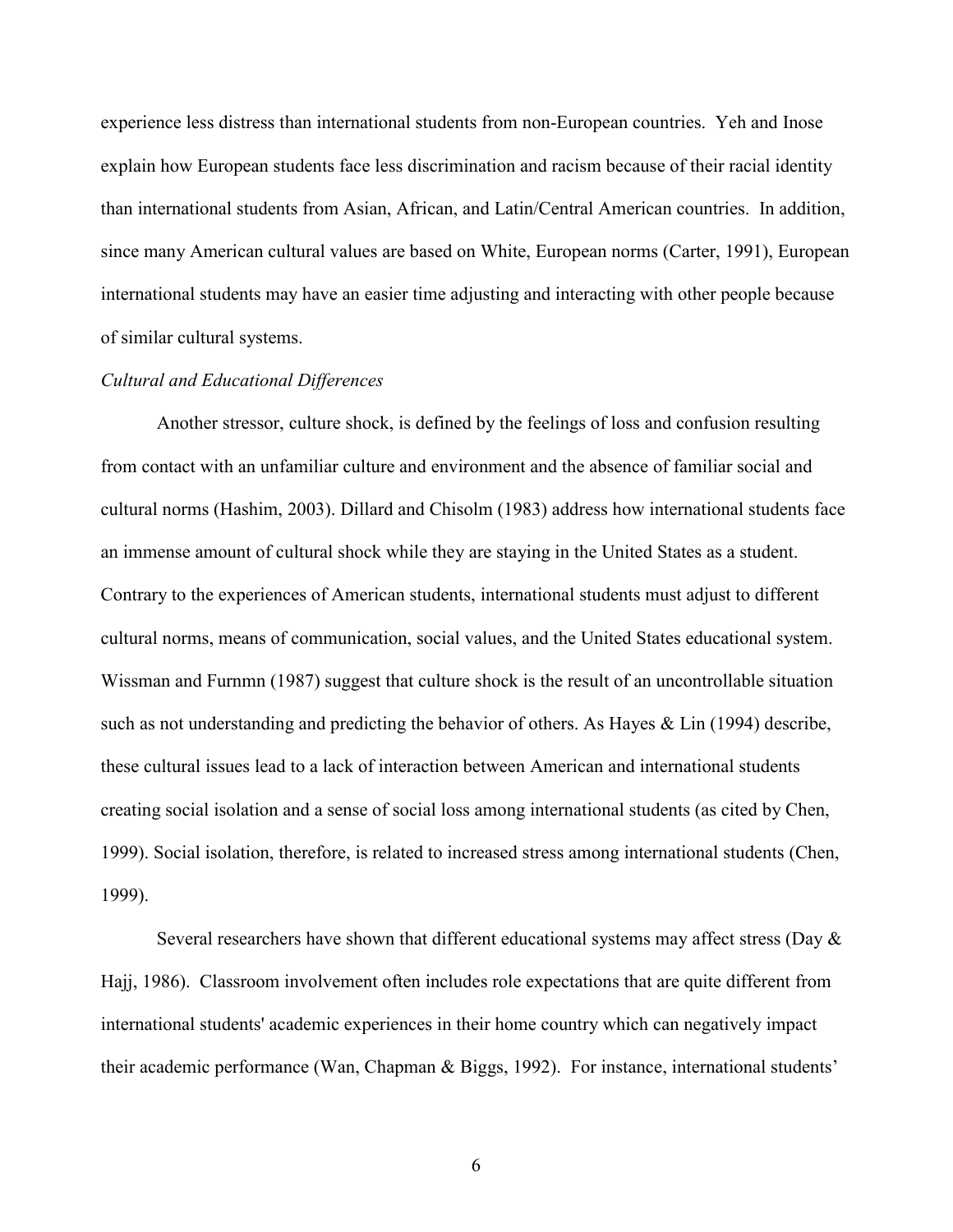experience less distress than international students from non-European countries. Yeh and Inose explain how European students face less discrimination and racism because of their racial identity than international students from Asian, African, and Latin/Central American countries. In addition, since many American cultural values are based on White, European norms (Carter, 1991), European international students may have an easier time adjusting and interacting with other people because of similar cultural systems.

*Cultural and Educational Differences*

Another stressor, culture shock, is defined by the feelings of loss and confusion resulting from contact with an unfamiliar culture and environment and the absence of familiar social and cultural norms (Hashim, 2003). Dillard and Chisolm (1983) address how international students face an immense amount of cultural shock while they are staying in the United States as a student. Contrary to the experiences of American students, international students must adjust to different cultural norms, means of communication, social values, and the United States educational system. Wissman and Furnmn (1987) suggest that culture shock is the result of an uncontrollable situation such as not understanding and predicting the behavior of others. As Hayes & Lin (1994) describe, these cultural issues lead to a lack of interaction between American and international students creating social isolation and a sense of social loss among international students (as cited by Chen, 1999). Social isolation, therefore, is related to increased stress among international students (Chen, 1999).

Several researchers have shown that different educational systems may affect stress (Day & Hajj, 1986). Classroom involvement often includes role expectations that are quite different from international students' academic experiences in their home country which can negatively impact their academic performance (Wan, Chapman & Biggs, 1992). For instance, international students'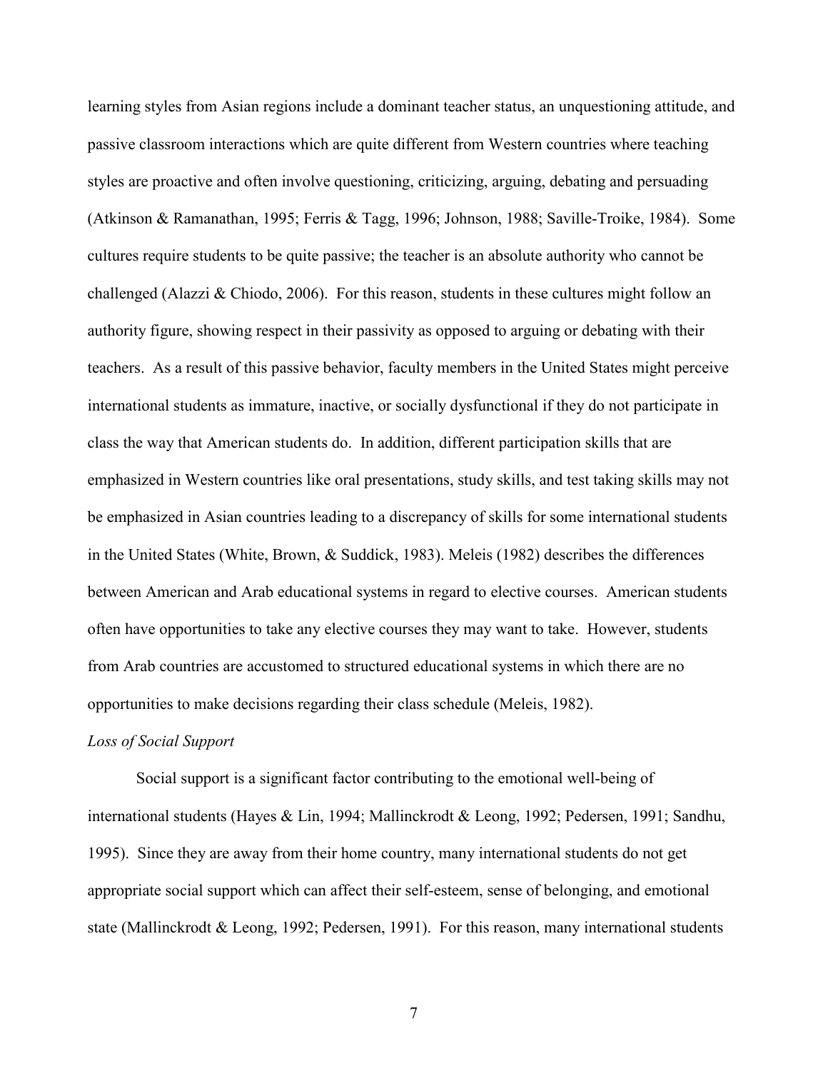learning styles from Asian regions include a dominant teacher status, an unquestioning attitude, and passive classroom interactions which are quite different from Western countries where teaching styles are proactive and often involve questioning, criticizing, arguing, debating and persuading (Atkinson & Ramanathan, 1995; Ferris & Tagg, 1996; Johnson, 1988; Saville-Troike, 1984). Some cultures require students to be quite passive; the teacher is an absolute authority who cannot be challenged (Alazzi & Chiodo, 2006). For this reason, students in these cultures might follow an authority figure, showing respect in their passivity as opposed to arguing or debating with their teachers. As a result of this passive behavior, faculty members in the United States might perceive international students as immature, inactive, or socially dysfunctional if they do not participate in class the way that American students do. In addition, different participation skills that are emphasized in Western countries like oral presentations, study skills, and test taking skills may not be emphasized in Asian countries leading to a discrepancy of skills for some international students in the United States (White, Brown, & Suddick, 1983). Meleis (1982) describes the differences between American and Arab educational systems in regard to elective courses. American students often have opportunities to take any elective courses they may want to take. However, students from Arab countries are accustomed to structured educational systems in which there are no opportunities to make decisions regarding their class schedule (Meleis, 1982).

*Loss of Social Support*

Social support is a significant factor contributing to the emotional well-being of international students (Hayes & Lin, 1994; Mallinckrodt & Leong, 1992; Pedersen, 1991; Sandhu, 1995). Since they are away from their home country, many international students do not get appropriate social support which can affect their self-esteem, sense of belonging, and emotional state (Mallinckrodt & Leong, 1992; Pedersen, 1991). For this reason, many international students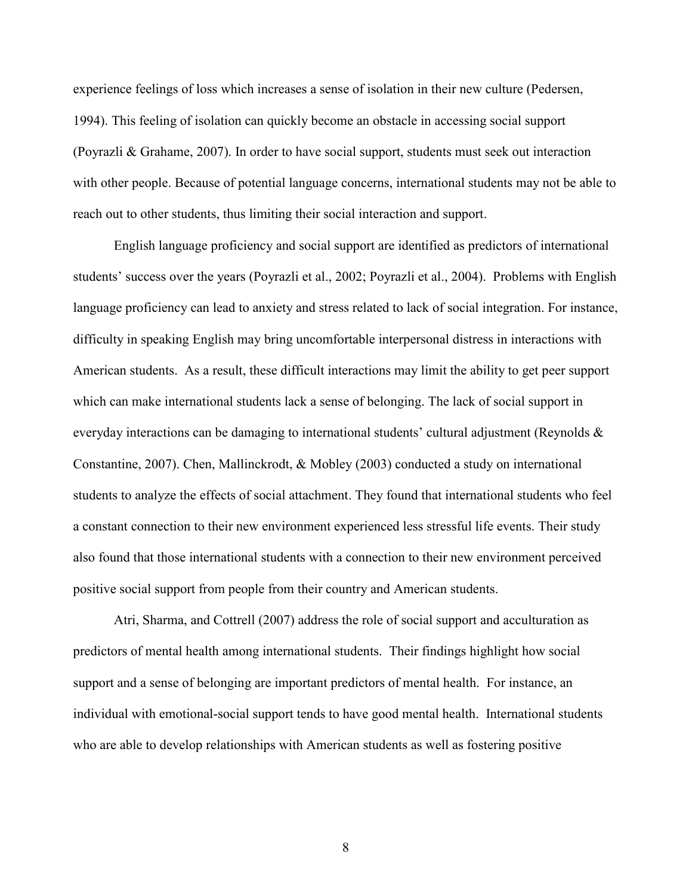experience feelings of loss which increases a sense of isolation in their new culture (Pedersen, 1994). This feeling of isolation can quickly become an obstacle in accessing social support (Poyrazli & Grahame, 2007). In order to have social support, students must seek out interaction with other people. Because of potential language concerns, international students may not be able to reach out to other students, thus limiting their social interaction and support.

English language proficiency and social support are identified as predictors of international students' success over the years (Poyrazli et al., 2002; Poyrazli et al., 2004). Problems with English language proficiency can lead to anxiety and stress related to lack of social integration. For instance, difficulty in speaking English may bring uncomfortable interpersonal distress in interactions with American students. As a result, these difficult interactions may limit the ability to get peer support which can make international students lack a sense of belonging. The lack of social support in everyday interactions can be damaging to international students' cultural adjustment (Reynolds & Constantine, 2007). Chen, Mallinckrodt, & Mobley (2003) conducted a study on international students to analyze the effects of social attachment. They found that international students who feel a constant connection to their new environment experienced less stressful life events. Their study also found that those international students with a connection to their new environment perceived positive social support from people from their country and American students.

Atri, Sharma, and Cottrell (2007) address the role of social support and acculturation as predictors of mental health among international students. Their findings highlight how social support and a sense of belonging are important predictors of mental health. For instance, an individual with emotional-social support tends to have good mental health. International students who are able to develop relationships with American students as well as fostering positive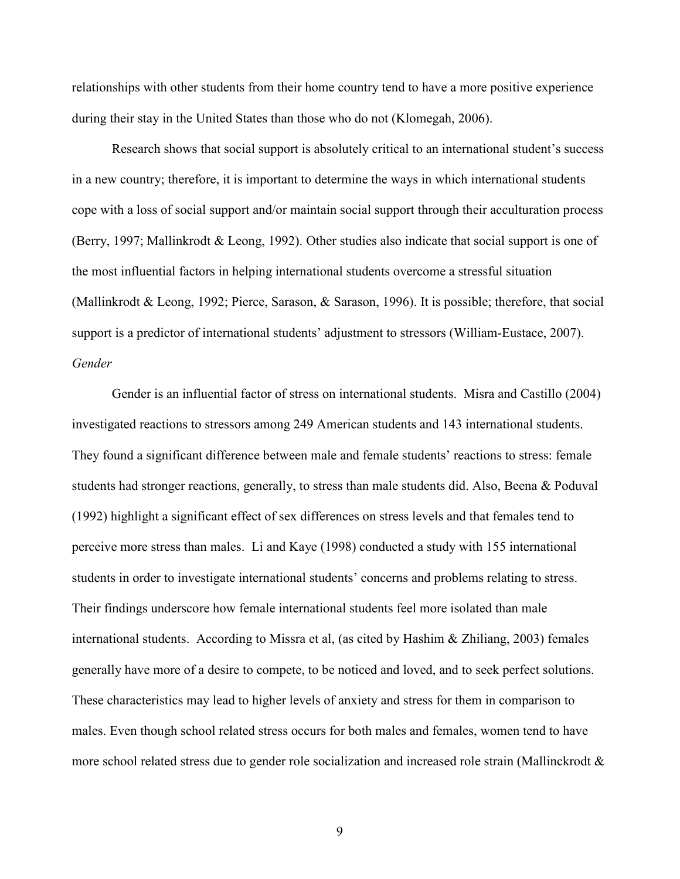relationships with other students from their home country tend to have a more positive experience during their stay in the United States than those who do not (Klomegah, 2006).

Research shows that social support is absolutely critical to an international student's success in a new country; therefore, it is important to determine the ways in which international students cope with a loss of social support and/or maintain social support through their acculturation process (Berry, 1997; Mallinkrodt & Leong, 1992). Other studies also indicate that social support is one of the most influential factors in helping international students overcome a stressful situation (Mallinkrodt & Leong, 1992; Pierce, Sarason, & Sarason, 1996). It is possible; therefore, that social support is a predictor of international students' adjustment to stressors (William-Eustace, 2007).

*Gender*

Gender is an influential factor of stress on international students. Misra and Castillo (2004) investigated reactions to stressors among 249 American students and 143 international students. They found a significant difference between male and female students' reactions to stress: female students had stronger reactions, generally, to stress than male students did. Also, Beena & Poduval (1992) highlight a significant effect of sex differences on stress levels and that females tend to perceive more stress than males. Li and Kaye (1998) conducted a study with 155 international students in order to investigate international students' concerns and problems relating to stress. Their findings underscore how female international students feel more isolated than male international students. According to Missra et al, (as cited by Hashim & Zhiliang, 2003) females generally have more of a desire to compete, to be noticed and loved, and to seek perfect solutions. These characteristics may lead to higher levels of anxiety and stress for them in comparison to males. Even though school related stress occurs for both males and females, women tend to have more school related stress due to gender role socialization and increased role strain (Mallinckrodt &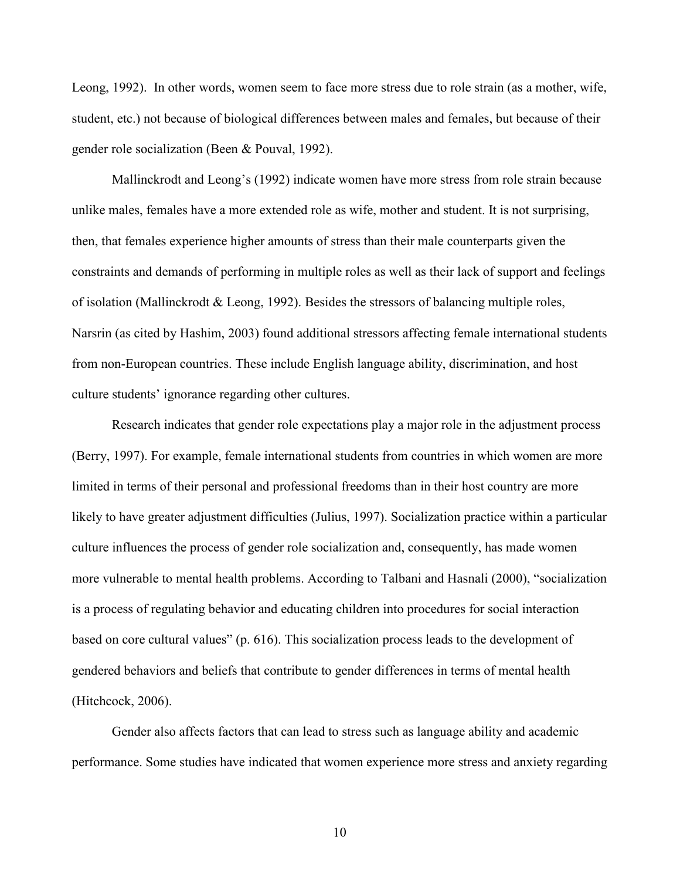Leong, 1992). In other words, women seem to face more stress due to role strain (as a mother, wife, student, etc.) not because of biological differences between males and females, but because of their gender role socialization (Been & Pouval, 1992).

Mallinckrodt and Leong's (1992) indicate women have more stress from role strain because unlike males, females have a more extended role as wife, mother and student. It is not surprising, then, that females experience higher amounts of stress than their male counterparts given the constraints and demands of performing in multiple roles as well as their lack of support and feelings of isolation (Mallinckrodt & Leong, 1992). Besides the stressors of balancing multiple roles, Narsrin (as cited by Hashim, 2003) found additional stressors affecting female international students from non-European countries. These include English language ability, discrimination, and host culture students' ignorance regarding other cultures.

Research indicates that gender role expectations play a major role in the adjustment process (Berry, 1997). For example, female international students from countries in which women are more limited in terms of their personal and professional freedoms than in their host country are more likely to have greater adjustment difficulties (Julius, 1997). Socialization practice within a particular culture influences the process of gender role socialization and, consequently, has made women more vulnerable to mental health problems. According to Talbani and Hasnali (2000), "socialization is a process of regulating behavior and educating children into procedures for social interaction based on core cultural values" (p. 616). This socialization process leads to the development of gendered behaviors and beliefs that contribute to gender differences in terms of mental health (Hitchcock, 2006).

Gender also affects factors that can lead to stress such as language ability and academic performance. Some studies have indicated that women experience more stress and anxiety regarding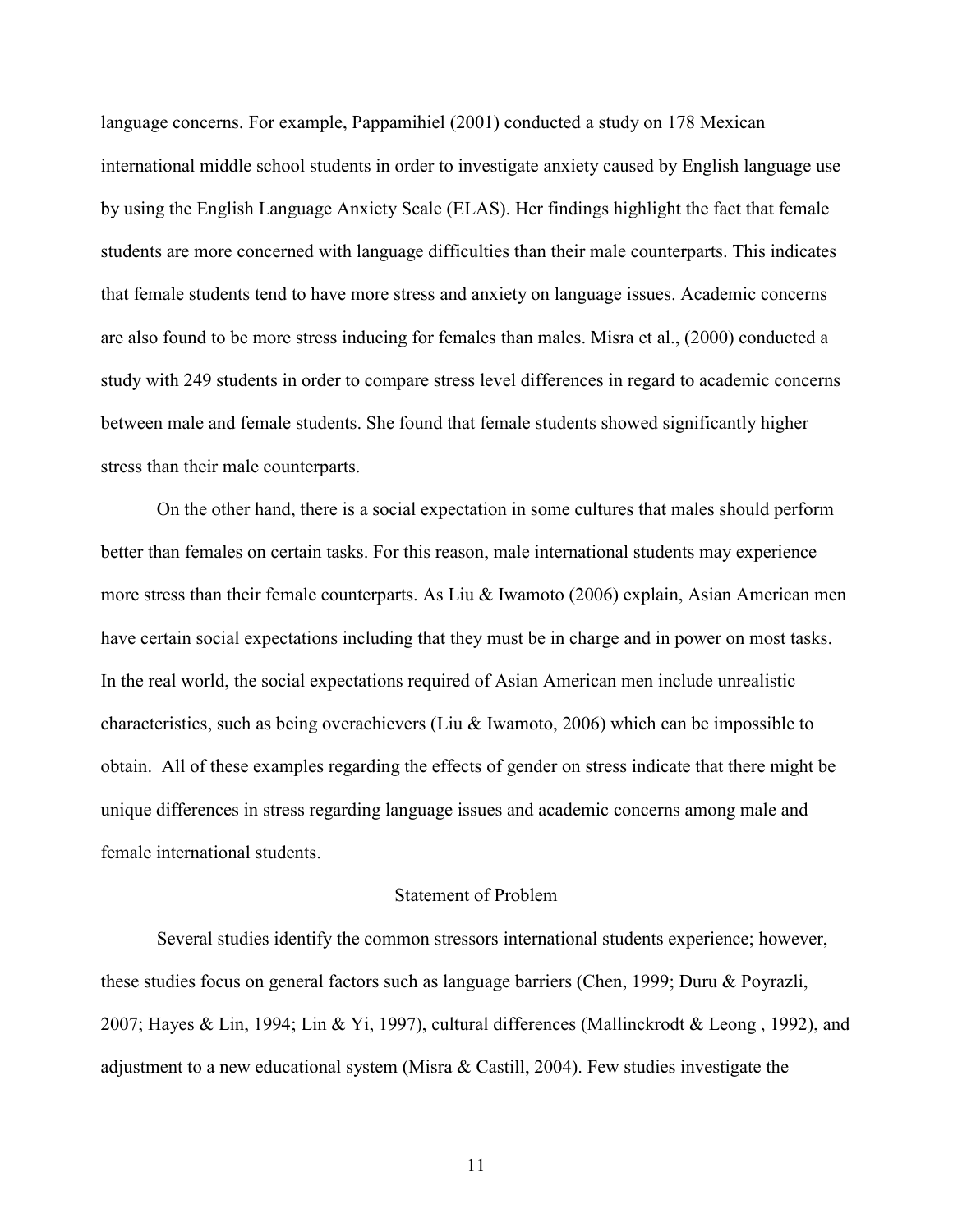language concerns. For example, Pappamihiel (2001) conducted a study on 178 Mexican international middle school students in order to investigate anxiety caused by English language use by using the English Language Anxiety Scale (ELAS). Her findings highlight the fact that female students are more concerned with language difficulties than their male counterparts. This indicates that female students tend to have more stress and anxiety on language issues. Academic concerns are also found to be more stress inducing for females than males. Misra et al., (2000) conducted a study with 249 students in order to compare stress level differences in regard to academic concerns between male and female students. She found that female students showed significantly higher stress than their male counterparts.

On the other hand, there is a social expectation in some cultures that males should perform better than females on certain tasks. For this reason, male international students may experience more stress than their female counterparts. As Liu & Iwamoto (2006) explain, Asian American men have certain social expectations including that they must be in charge and in power on most tasks. In the real world, the social expectations required of Asian American men include unrealistic characteristics, such as being overachievers (Liu & Iwamoto, 2006) which can be impossible to obtain. All of these examples regarding the effects of gender on stress indicate that there might be unique differences in stress regarding language issues and academic concerns among male and female international students.

## Statement of Problem

Several studies identify the common stressors international students experience; however, these studies focus on general factors such as language barriers (Chen, 1999; Duru & Poyrazli, 2007; Hayes & Lin, 1994; Lin & Yi, 1997), cultural differences (Mallinckrodt & Leong , 1992), and adjustment to a new educational system (Misra & Castill, 2004). Few studies investigate the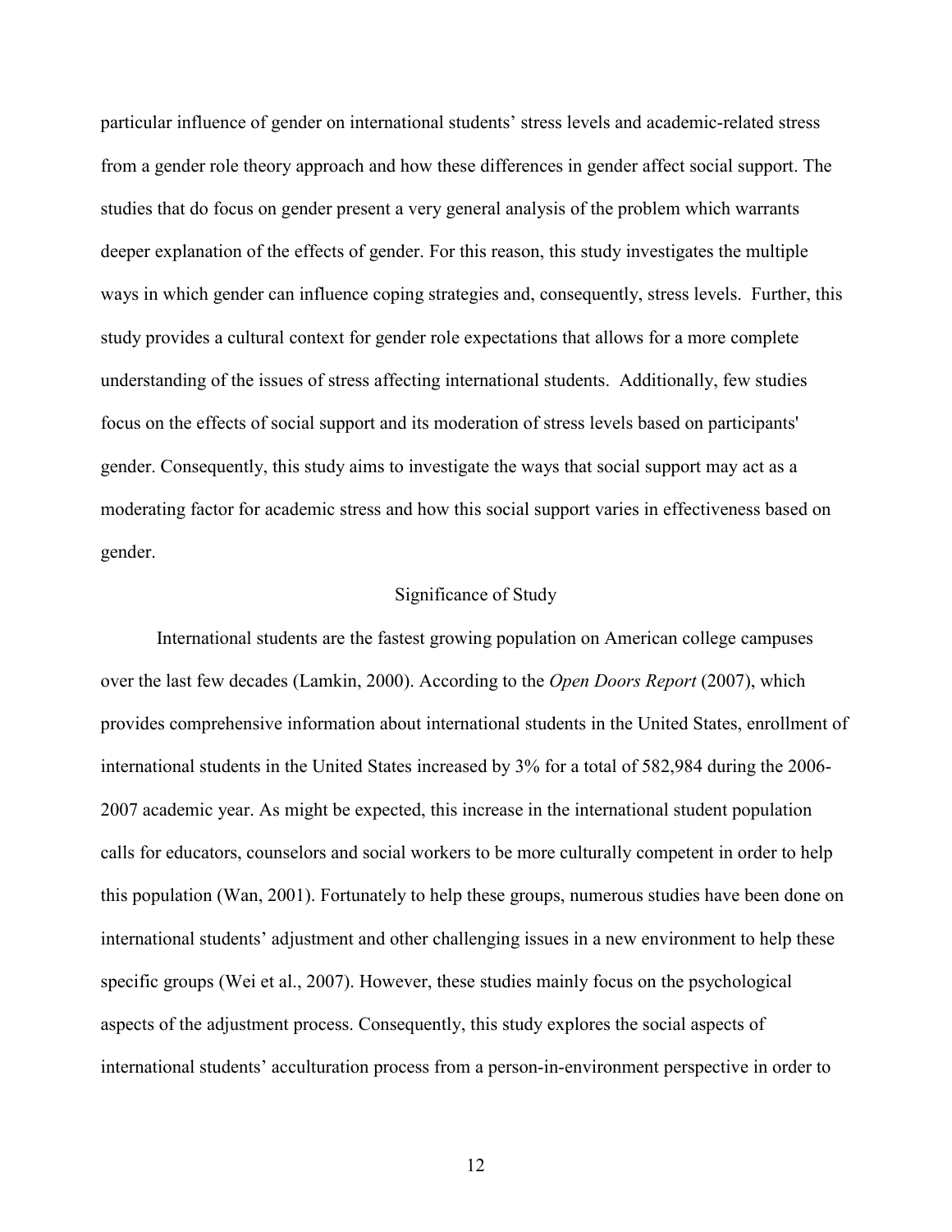particular influence of gender on international students' stress levels and academic-related stress from a gender role theory approach and how these differences in gender affect social support. The studies that do focus on gender present a very general analysis of the problem which warrants deeper explanation of the effects of gender. For this reason, this study investigates the multiple ways in which gender can influence coping strategies and, consequently, stress levels. Further, this study provides a cultural context for gender role expectations that allows for a more complete understanding of the issues of stress affecting international students. Additionally, few studies focus on the effects of social support and its moderation of stress levels based on participants' gender. Consequently, this study aims to investigate the ways that social support may act as a moderating factor for academic stress and how this social support varies in effectiveness based on gender.

## Significance of Study

International students are the fastest growing population on American college campuses over the last few decades (Lamkin, 2000). According to the *Open Doors Report* (2007), which provides comprehensive information about international students in the United States, enrollment of international students in the United States increased by 3% for a total of 582,984 during the 2006-2007 academic year. As might be expected, this increase in the international student population calls for educators, counselors and social workers to be more culturally competent in order to help this population (Wan, 2001). Fortunately to help these groups, numerous studies have been done on international students' adjustment and other challenging issues in a new environment to help these specific groups (Wei et al., 2007). However, these studies mainly focus on the psychological aspects of the adjustment process. Consequently, this study explores the social aspects of international students' acculturation process from a person-in-environment perspective in order to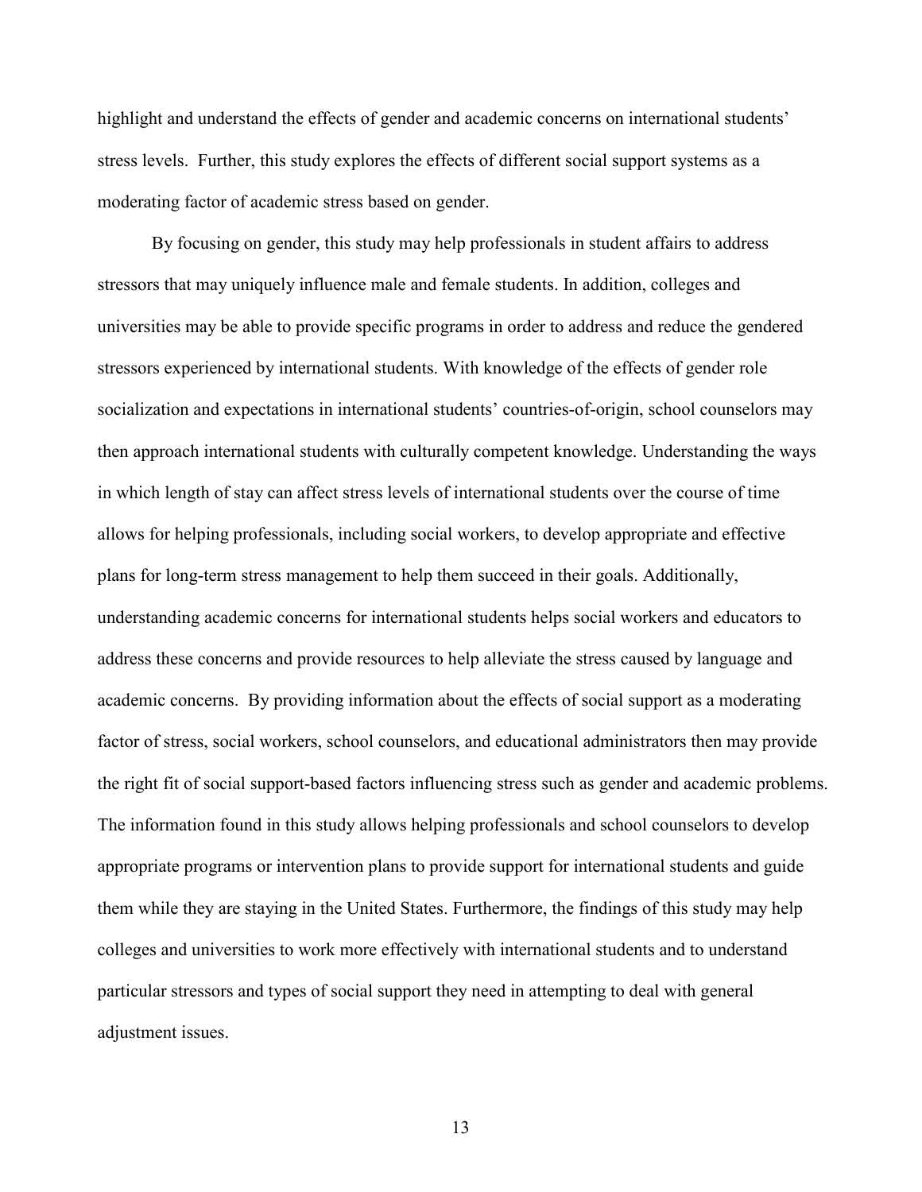highlight and understand the effects of gender and academic concerns on international students' stress levels. Further, this study explores the effects of different social support systems as a moderating factor of academic stress based on gender.

By focusing on gender, this study may help professionals in student affairs to address stressors that may uniquely influence male and female students. In addition, colleges and universities may be able to provide specific programs in order to address and reduce the gendered stressors experienced by international students. With knowledge of the effects of gender role socialization and expectations in international students' countries-of-origin, school counselors may then approach international students with culturally competent knowledge. Understanding the ways in which length of stay can affect stress levels of international students over the course of time allows for helping professionals, including social workers, to develop appropriate and effective plans for long-term stress management to help them succeed in their goals. Additionally, understanding academic concerns for international students helps social workers and educators to address these concerns and provide resources to help alleviate the stress caused by language and academic concerns. By providing information about the effects of social support as a moderating factor of stress, social workers, school counselors, and educational administrators then may provide the right fit of social support-based factors influencing stress such as gender and academic problems. The information found in this study allows helping professionals and school counselors to develop appropriate programs or intervention plans to provide support for international students and guide them while they are staying in the United States. Furthermore, the findings of this study may help colleges and universities to work more effectively with international students and to understand particular stressors and types of social support they need in attempting to deal with general adjustment issues.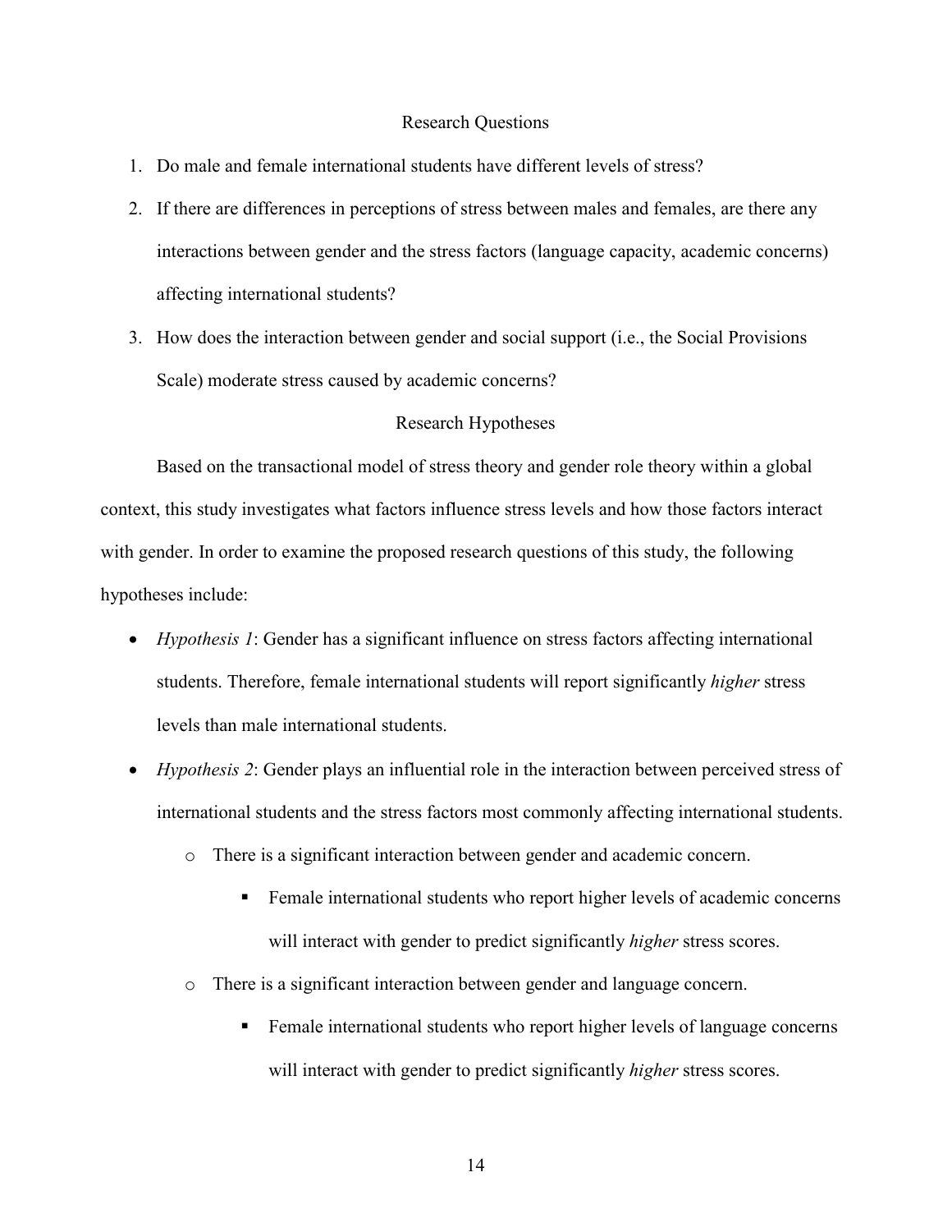## Research Questions

1. Do male and female international students have different levels of stress?
2. If there are differences in perceptions of stress between males and females, are there any interactions between gender and the stress factors (language capacity, academic concerns) affecting international students?
3. How does the interaction between gender and social support (i.e., the Social Provisions Scale) moderate stress caused by academic concerns?

## Research Hypotheses

Based on the transactional model of stress theory and gender role theory within a global context, this study investigates what factors influence stress levels and how those factors interact with gender. In order to examine the proposed research questions of this study, the following hypotheses include:

- *Hypothesis 1*: Gender has a significant influence on stress factors affecting international students. Therefore, female international students will report significantly *higher* stress levels than male international students.
- *Hypothesis 2*: Gender plays an influential role in the interaction between perceived stress of international students and the stress factors most commonly affecting international students.
  - There is a significant interaction between gender and academic concern.
    - Female international students who report higher levels of academic concerns will interact with gender to predict significantly *higher* stress scores.
  - There is a significant interaction between gender and language concern.
    - Female international students who report higher levels of language concerns will interact with gender to predict significantly *higher* stress scores.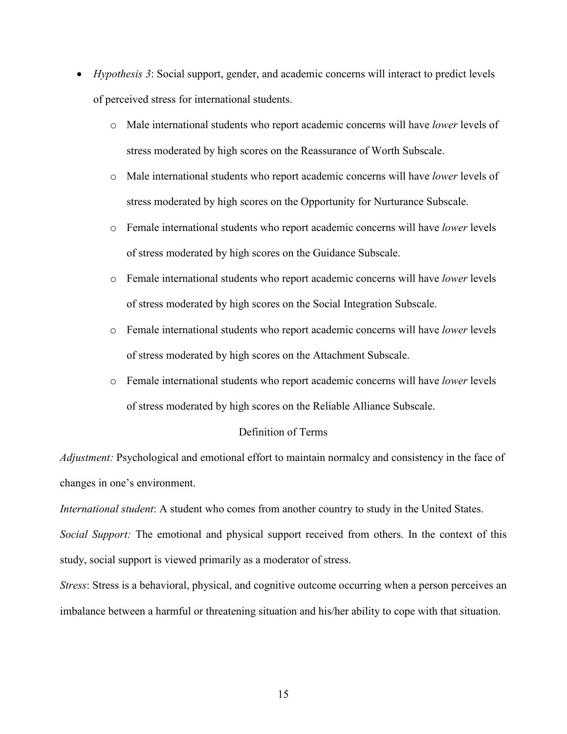- *Hypothesis 3*: Social support, gender, and academic concerns will interact to predict levels of perceived stress for international students.
  - Male international students who report academic concerns will have *lower* levels of stress moderated by high scores on the Reassurance of Worth Subscale.
  - Male international students who report academic concerns will have *lower* levels of stress moderated by high scores on the Opportunity for Nurturance Subscale.
  - Female international students who report academic concerns will have *lower* levels of stress moderated by high scores on the Guidance Subscale.
  - Female international students who report academic concerns will have *lower* levels of stress moderated by high scores on the Social Integration Subscale.
  - Female international students who report academic concerns will have *lower* levels of stress moderated by high scores on the Attachment Subscale.
  - Female international students who report academic concerns will have *lower* levels of stress moderated by high scores on the Reliable Alliance Subscale.

## Definition of Terms

*Adjustment:* Psychological and emotional effort to maintain normalcy and consistency in the face of changes in one's environment.

*International student*: A student who comes from another country to study in the United States.

*Social Support:* The emotional and physical support received from others. In the context of this study, social support is viewed primarily as a moderator of stress.

*Stress*: Stress is a behavioral, physical, and cognitive outcome occurring when a person perceives an imbalance between a harmful or threatening situation and his/her ability to cope with that situation.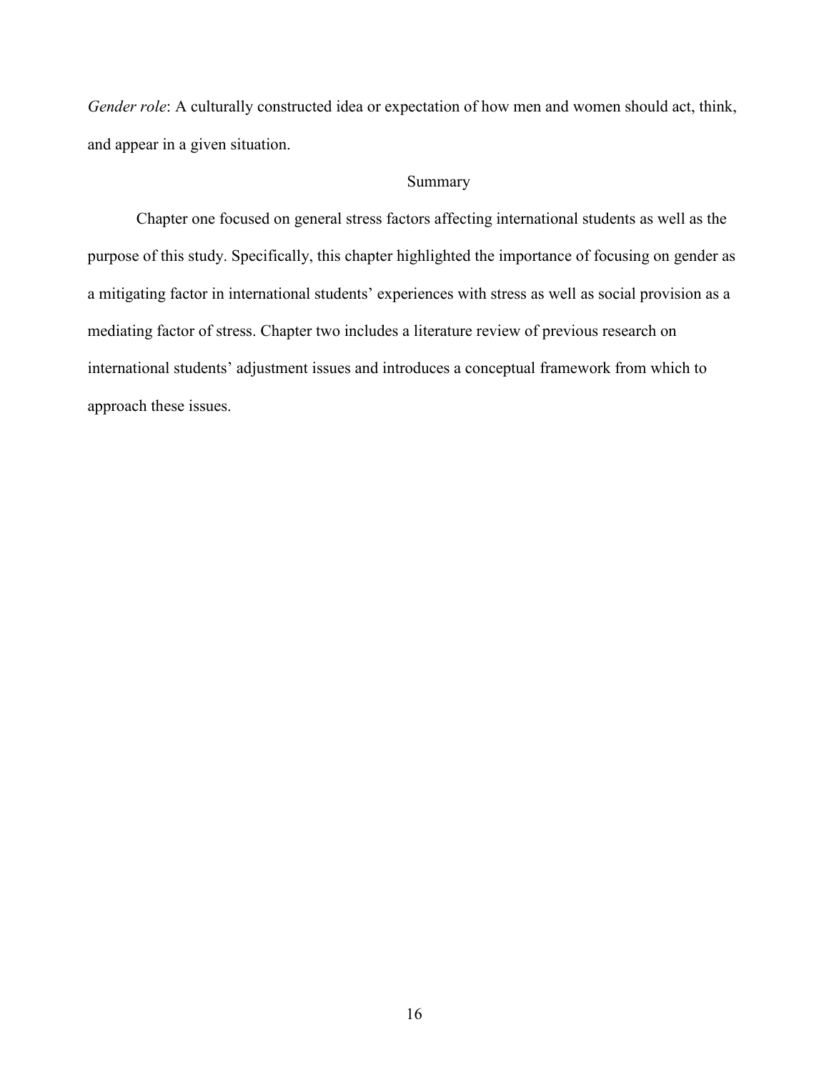*Gender role*: A culturally constructed idea or expectation of how men and women should act, think, and appear in a given situation.

## Summary

Chapter one focused on general stress factors affecting international students as well as the purpose of this study. Specifically, this chapter highlighted the importance of focusing on gender as a mitigating factor in international students' experiences with stress as well as social provision as a mediating factor of stress. Chapter two includes a literature review of previous research on international students' adjustment issues and introduces a conceptual framework from which to approach these issues.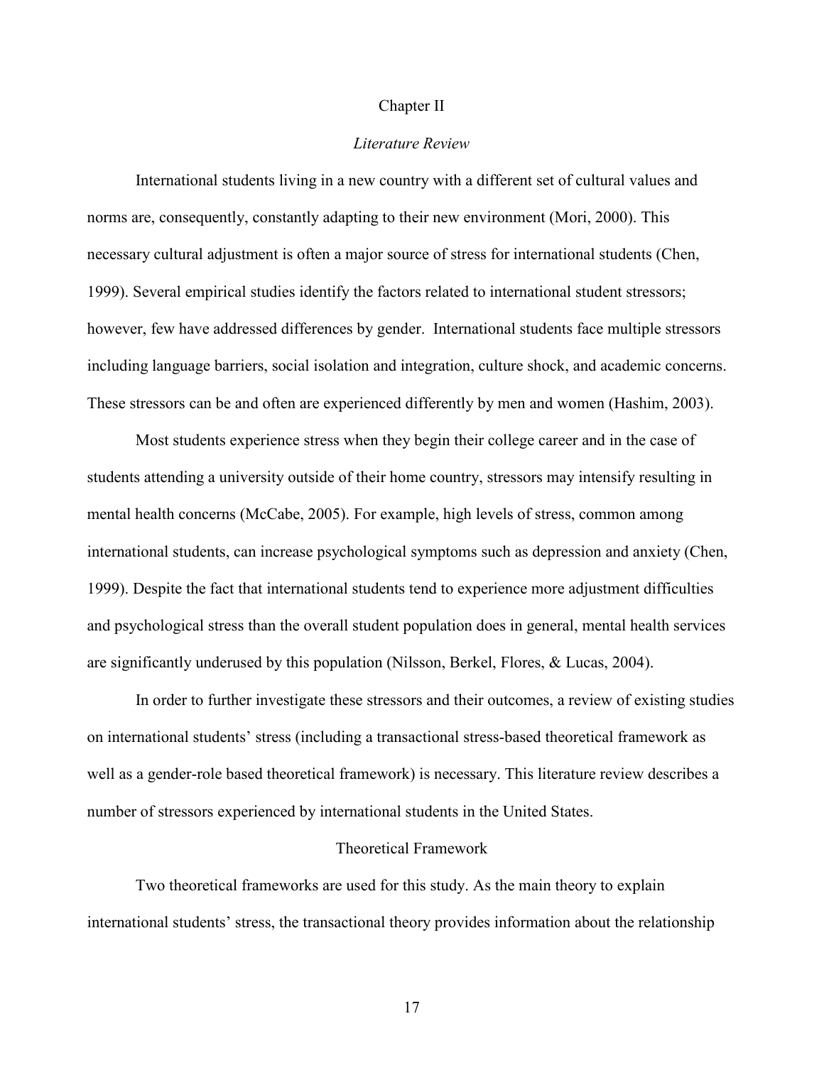# Chapter II

## *Literature Review*

International students living in a new country with a different set of cultural values and norms are, consequently, constantly adapting to their new environment (Mori, 2000). This necessary cultural adjustment is often a major source of stress for international students (Chen, 1999). Several empirical studies identify the factors related to international student stressors; however, few have addressed differences by gender. International students face multiple stressors including language barriers, social isolation and integration, culture shock, and academic concerns. These stressors can be and often are experienced differently by men and women (Hashim, 2003).

Most students experience stress when they begin their college career and in the case of students attending a university outside of their home country, stressors may intensify resulting in mental health concerns (McCabe, 2005). For example, high levels of stress, common among international students, can increase psychological symptoms such as depression and anxiety (Chen, 1999). Despite the fact that international students tend to experience more adjustment difficulties and psychological stress than the overall student population does in general, mental health services are significantly underused by this population (Nilsson, Berkel, Flores, & Lucas, 2004).

In order to further investigate these stressors and their outcomes, a review of existing studies on international students' stress (including a transactional stress-based theoretical framework as well as a gender-role based theoretical framework) is necessary. This literature review describes a number of stressors experienced by international students in the United States.

### Theoretical Framework

Two theoretical frameworks are used for this study. As the main theory to explain international students' stress, the transactional theory provides information about the relationship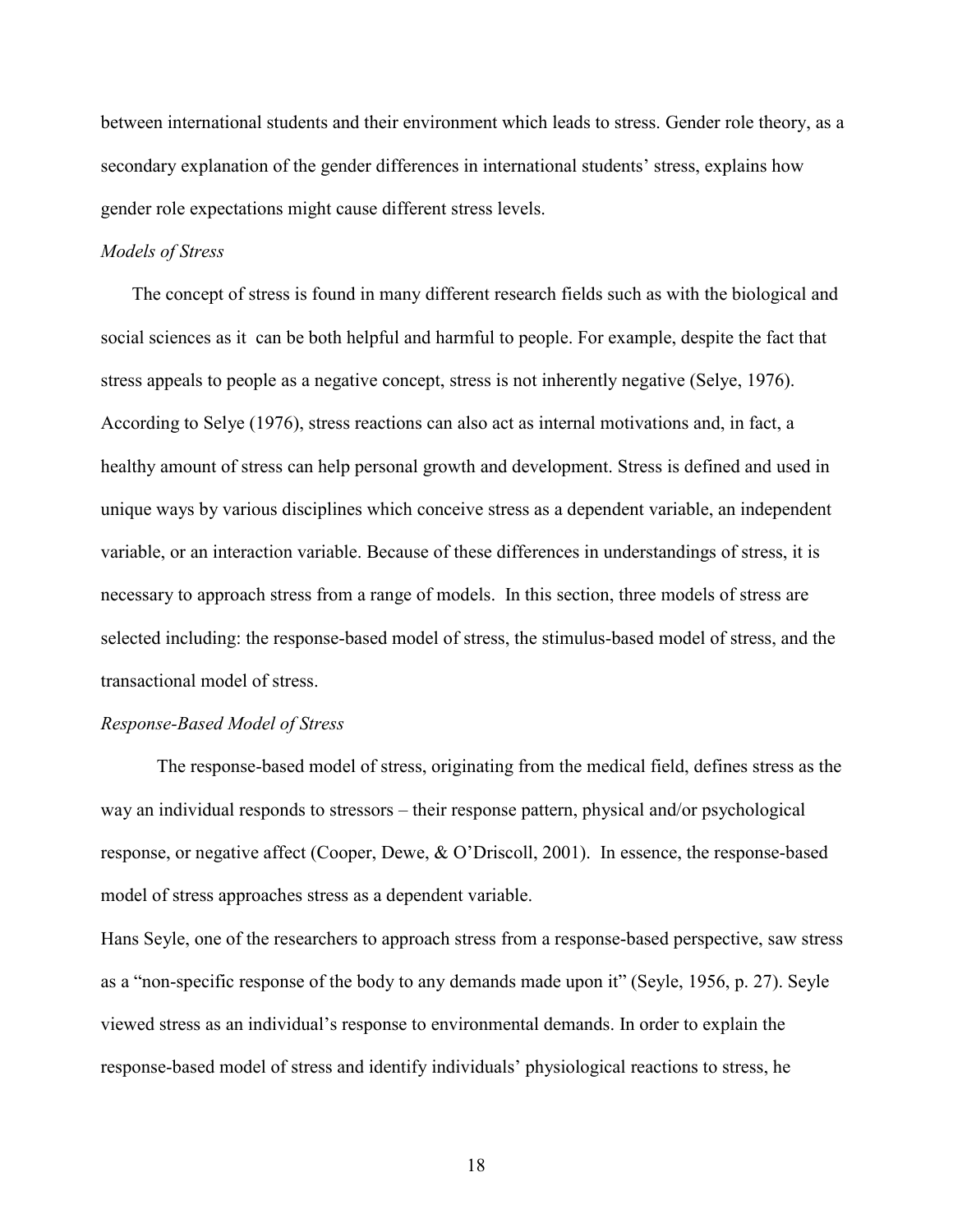between international students and their environment which leads to stress. Gender role theory, as a secondary explanation of the gender differences in international students' stress, explains how gender role expectations might cause different stress levels.

*Models of Stress*

The concept of stress is found in many different research fields such as with the biological and social sciences as it can be both helpful and harmful to people. For example, despite the fact that stress appeals to people as a negative concept, stress is not inherently negative (Selye, 1976). According to Selye (1976), stress reactions can also act as internal motivations and, in fact, a healthy amount of stress can help personal growth and development. Stress is defined and used in unique ways by various disciplines which conceive stress as a dependent variable, an independent variable, or an interaction variable. Because of these differences in understandings of stress, it is necessary to approach stress from a range of models. In this section, three models of stress are selected including: the response-based model of stress, the stimulus-based model of stress, and the transactional model of stress.

*Response-Based Model of Stress*

The response-based model of stress, originating from the medical field, defines stress as the way an individual responds to stressors – their response pattern, physical and/or psychological response, or negative affect (Cooper, Dewe, & O'Driscoll, 2001). In essence, the response-based model of stress approaches stress as a dependent variable.

Hans Seyle, one of the researchers to approach stress from a response-based perspective, saw stress as a "non-specific response of the body to any demands made upon it" (Seyle, 1956, p. 27). Seyle viewed stress as an individual's response to environmental demands. In order to explain the response-based model of stress and identify individuals' physiological reactions to stress, he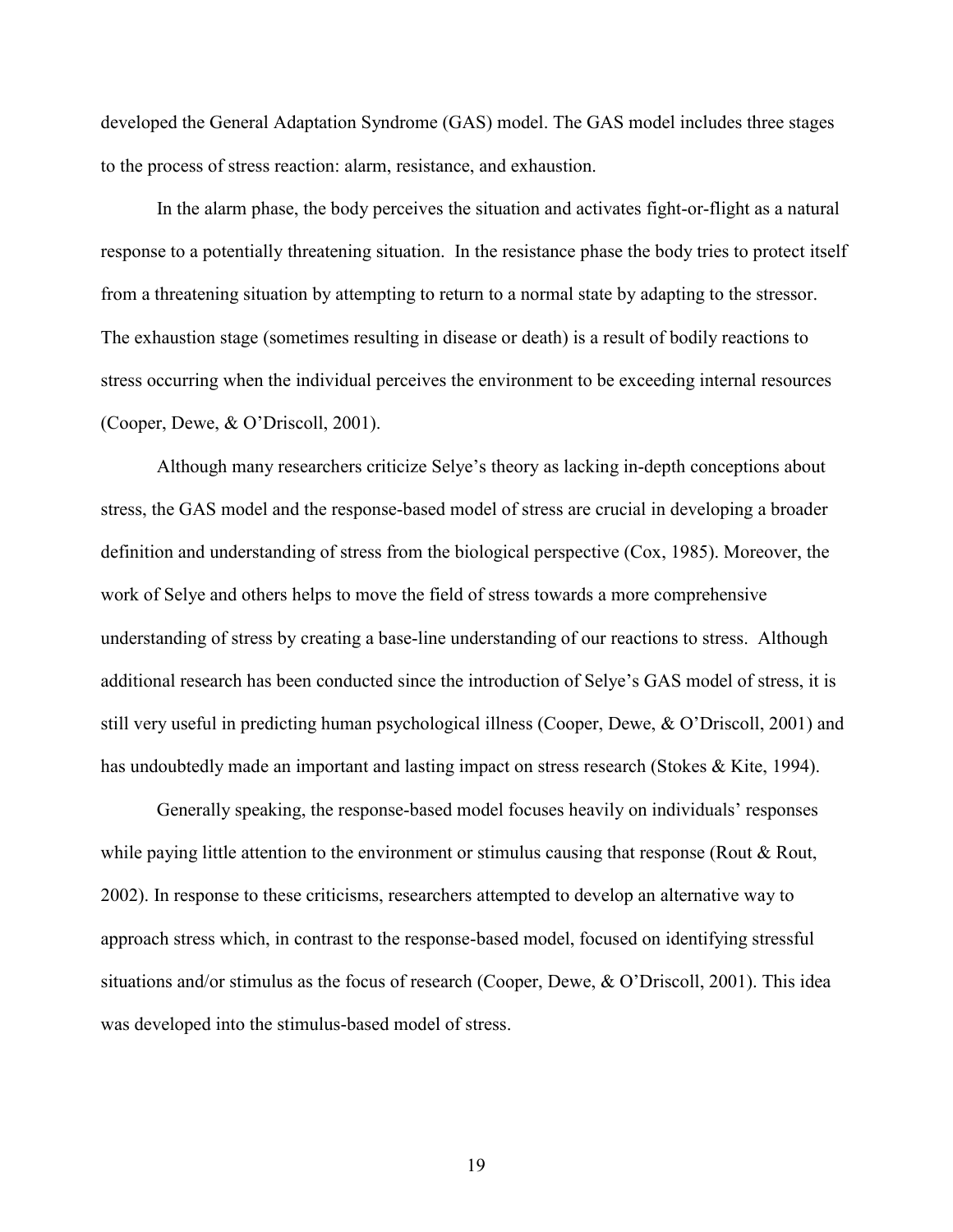developed the General Adaptation Syndrome (GAS) model. The GAS model includes three stages to the process of stress reaction: alarm, resistance, and exhaustion.

In the alarm phase, the body perceives the situation and activates fight-or-flight as a natural response to a potentially threatening situation. In the resistance phase the body tries to protect itself from a threatening situation by attempting to return to a normal state by adapting to the stressor. The exhaustion stage (sometimes resulting in disease or death) is a result of bodily reactions to stress occurring when the individual perceives the environment to be exceeding internal resources (Cooper, Dewe, & O'Driscoll, 2001).

Although many researchers criticize Selye's theory as lacking in-depth conceptions about stress, the GAS model and the response-based model of stress are crucial in developing a broader definition and understanding of stress from the biological perspective (Cox, 1985). Moreover, the work of Selye and others helps to move the field of stress towards a more comprehensive understanding of stress by creating a base-line understanding of our reactions to stress. Although additional research has been conducted since the introduction of Selye's GAS model of stress, it is still very useful in predicting human psychological illness (Cooper, Dewe, & O'Driscoll, 2001) and has undoubtedly made an important and lasting impact on stress research (Stokes & Kite, 1994).

Generally speaking, the response-based model focuses heavily on individuals' responses while paying little attention to the environment or stimulus causing that response (Rout & Rout, 2002). In response to these criticisms, researchers attempted to develop an alternative way to approach stress which, in contrast to the response-based model, focused on identifying stressful situations and/or stimulus as the focus of research (Cooper, Dewe, & O'Driscoll, 2001). This idea was developed into the stimulus-based model of stress.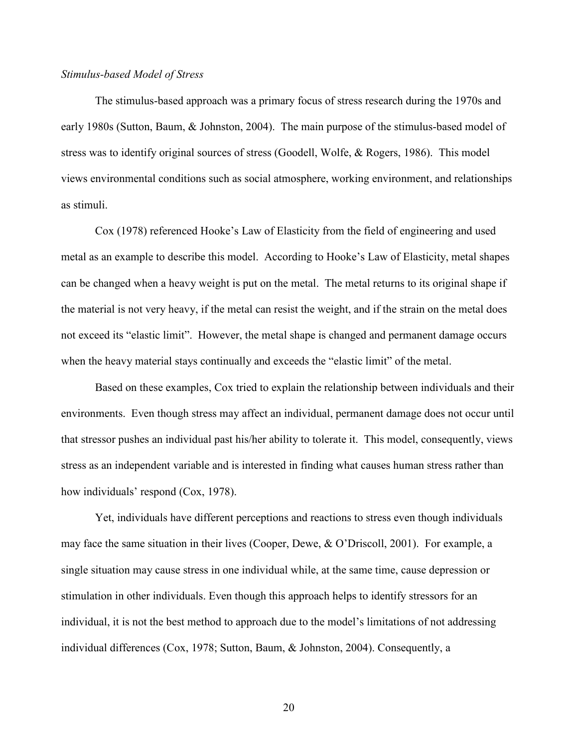*Stimulus-based Model of Stress*

The stimulus-based approach was a primary focus of stress research during the 1970s and early 1980s (Sutton, Baum, & Johnston, 2004). The main purpose of the stimulus-based model of stress was to identify original sources of stress (Goodell, Wolfe, & Rogers, 1986). This model views environmental conditions such as social atmosphere, working environment, and relationships as stimuli.

Cox (1978) referenced Hooke's Law of Elasticity from the field of engineering and used metal as an example to describe this model. According to Hooke's Law of Elasticity, metal shapes can be changed when a heavy weight is put on the metal. The metal returns to its original shape if the material is not very heavy, if the metal can resist the weight, and if the strain on the metal does not exceed its "elastic limit". However, the metal shape is changed and permanent damage occurs when the heavy material stays continually and exceeds the "elastic limit" of the metal.

Based on these examples, Cox tried to explain the relationship between individuals and their environments. Even though stress may affect an individual, permanent damage does not occur until that stressor pushes an individual past his/her ability to tolerate it. This model, consequently, views stress as an independent variable and is interested in finding what causes human stress rather than how individuals' respond (Cox, 1978).

Yet, individuals have different perceptions and reactions to stress even though individuals may face the same situation in their lives (Cooper, Dewe, & O'Driscoll, 2001). For example, a single situation may cause stress in one individual while, at the same time, cause depression or stimulation in other individuals. Even though this approach helps to identify stressors for an individual, it is not the best method to approach due to the model's limitations of not addressing individual differences (Cox, 1978; Sutton, Baum, & Johnston, 2004). Consequently, a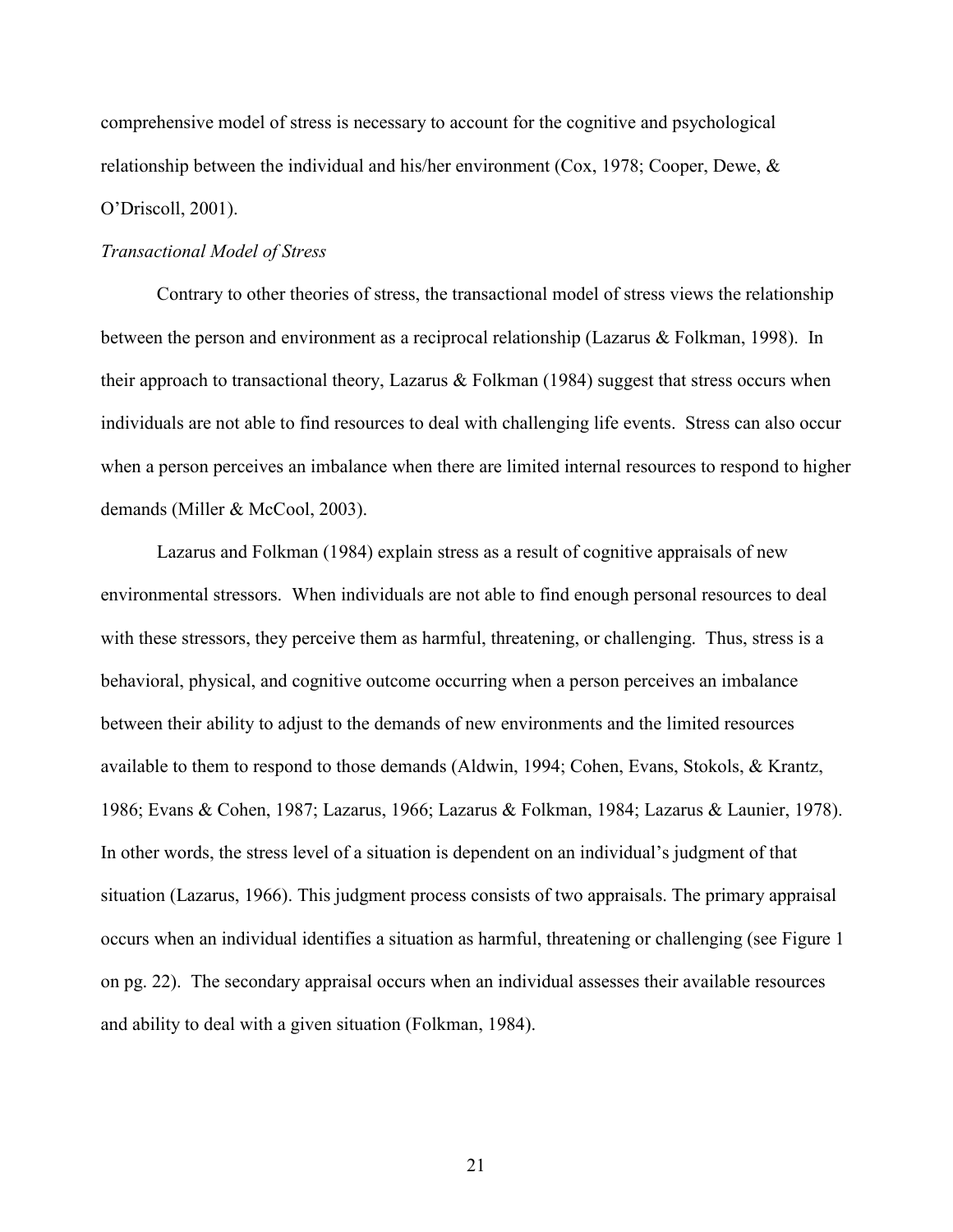comprehensive model of stress is necessary to account for the cognitive and psychological relationship between the individual and his/her environment (Cox, 1978; Cooper, Dewe, & O'Driscoll, 2001).

### *Transactional Model of Stress*

Contrary to other theories of stress, the transactional model of stress views the relationship between the person and environment as a reciprocal relationship (Lazarus & Folkman, 1998). In their approach to transactional theory, Lazarus & Folkman (1984) suggest that stress occurs when individuals are not able to find resources to deal with challenging life events. Stress can also occur when a person perceives an imbalance when there are limited internal resources to respond to higher demands (Miller & McCool, 2003).

Lazarus and Folkman (1984) explain stress as a result of cognitive appraisals of new environmental stressors. When individuals are not able to find enough personal resources to deal with these stressors, they perceive them as harmful, threatening, or challenging. Thus, stress is a behavioral, physical, and cognitive outcome occurring when a person perceives an imbalance between their ability to adjust to the demands of new environments and the limited resources available to them to respond to those demands (Aldwin, 1994; Cohen, Evans, Stokols, & Krantz, 1986; Evans & Cohen, 1987; Lazarus, 1966; Lazarus & Folkman, 1984; Lazarus & Launier, 1978). In other words, the stress level of a situation is dependent on an individual's judgment of that situation (Lazarus, 1966). This judgment process consists of two appraisals. The primary appraisal occurs when an individual identifies a situation as harmful, threatening or challenging (see Figure 1 on pg. 22). The secondary appraisal occurs when an individual assesses their available resources and ability to deal with a given situation (Folkman, 1984).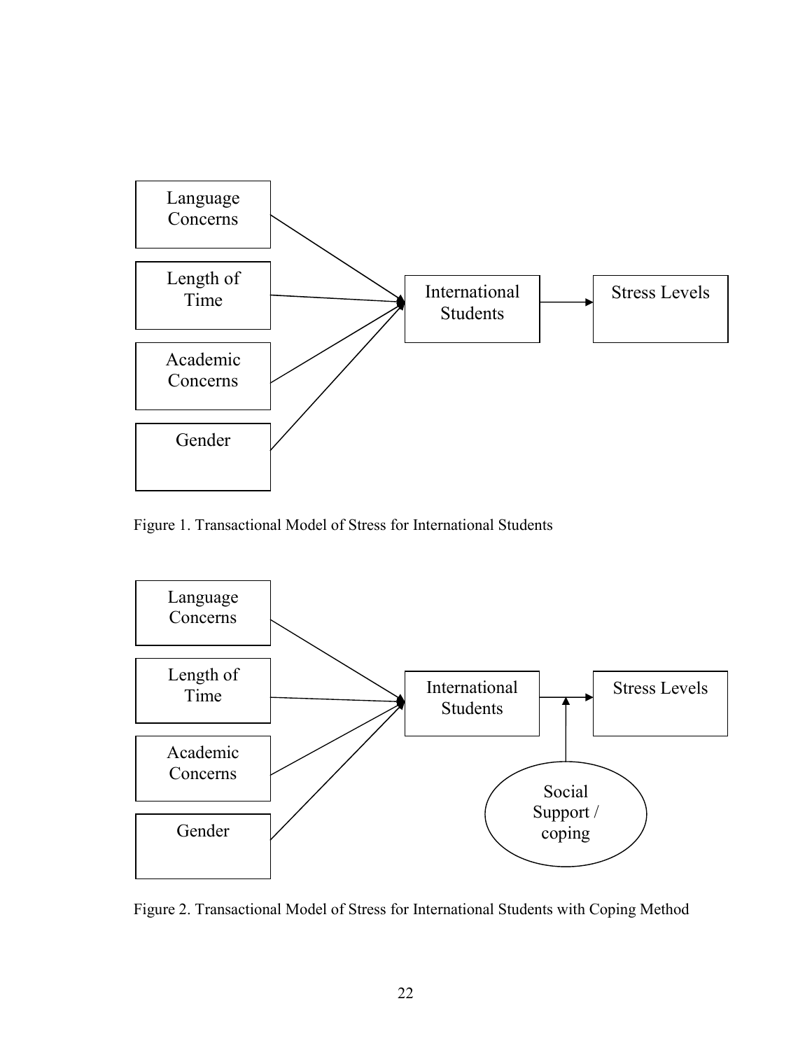Figure 1. Transactional Model of Stress for International Students

Figure 2. Transactional Model of Stress for International Students with Coping Method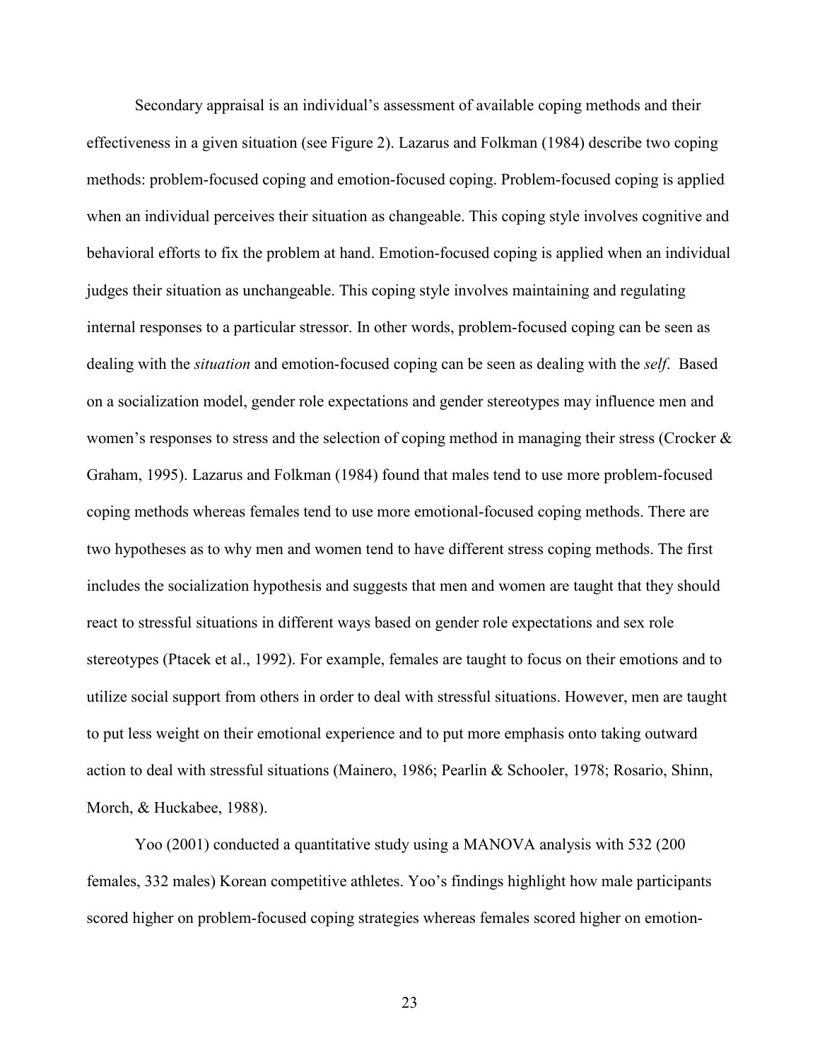Secondary appraisal is an individual's assessment of available coping methods and their effectiveness in a given situation (see Figure 2). Lazarus and Folkman (1984) describe two coping methods: problem-focused coping and emotion-focused coping. Problem-focused coping is applied when an individual perceives their situation as changeable. This coping style involves cognitive and behavioral efforts to fix the problem at hand. Emotion-focused coping is applied when an individual judges their situation as unchangeable. This coping style involves maintaining and regulating internal responses to a particular stressor. In other words, problem-focused coping can be seen as dealing with the *situation* and emotion-focused coping can be seen as dealing with the *self*. Based on a socialization model, gender role expectations and gender stereotypes may influence men and women's responses to stress and the selection of coping method in managing their stress (Crocker & Graham, 1995). Lazarus and Folkman (1984) found that males tend to use more problem-focused coping methods whereas females tend to use more emotional-focused coping methods. There are two hypotheses as to why men and women tend to have different stress coping methods. The first includes the socialization hypothesis and suggests that men and women are taught that they should react to stressful situations in different ways based on gender role expectations and sex role stereotypes (Ptacek et al., 1992). For example, females are taught to focus on their emotions and to utilize social support from others in order to deal with stressful situations. However, men are taught to put less weight on their emotional experience and to put more emphasis onto taking outward action to deal with stressful situations (Mainero, 1986; Pearlin & Schooler, 1978; Rosario, Shinn, Morch, & Huckabee, 1988).

Yoo (2001) conducted a quantitative study using a MANOVA analysis with 532 (200 females, 332 males) Korean competitive athletes. Yoo's findings highlight how male participants scored higher on problem-focused coping strategies whereas females scored higher on emotion-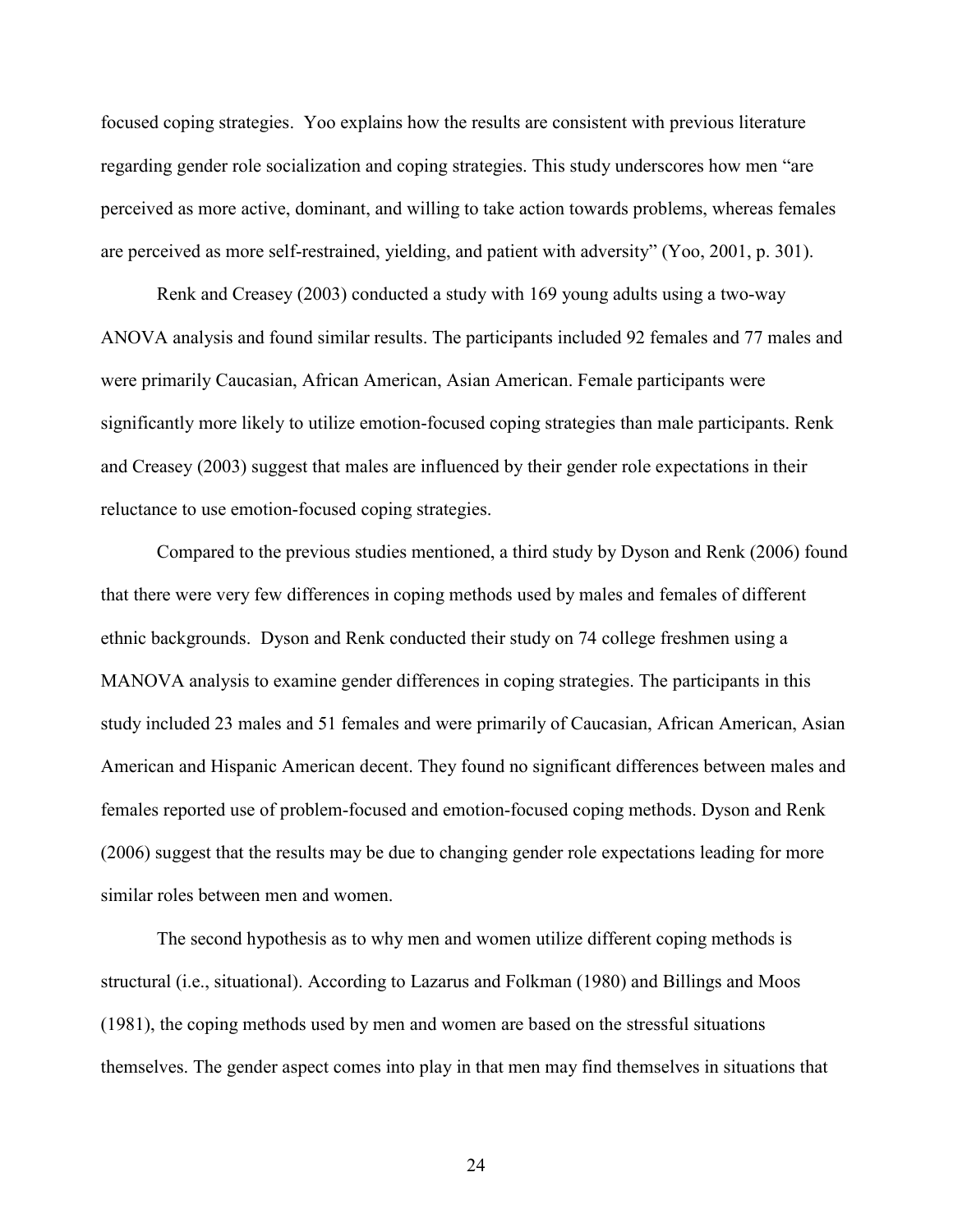focused coping strategies. Yoo explains how the results are consistent with previous literature regarding gender role socialization and coping strategies. This study underscores how men "are perceived as more active, dominant, and willing to take action towards problems, whereas females are perceived as more self-restrained, yielding, and patient with adversity" (Yoo, 2001, p. 301).

Renk and Creasey (2003) conducted a study with 169 young adults using a two-way ANOVA analysis and found similar results. The participants included 92 females and 77 males and were primarily Caucasian, African American, Asian American. Female participants were significantly more likely to utilize emotion-focused coping strategies than male participants. Renk and Creasey (2003) suggest that males are influenced by their gender role expectations in their reluctance to use emotion-focused coping strategies.

Compared to the previous studies mentioned, a third study by Dyson and Renk (2006) found that there were very few differences in coping methods used by males and females of different ethnic backgrounds. Dyson and Renk conducted their study on 74 college freshmen using a MANOVA analysis to examine gender differences in coping strategies. The participants in this study included 23 males and 51 females and were primarily of Caucasian, African American, Asian American and Hispanic American decent. They found no significant differences between males and females reported use of problem-focused and emotion-focused coping methods. Dyson and Renk (2006) suggest that the results may be due to changing gender role expectations leading for more similar roles between men and women.

The second hypothesis as to why men and women utilize different coping methods is structural (i.e., situational). According to Lazarus and Folkman (1980) and Billings and Moos (1981), the coping methods used by men and women are based on the stressful situations themselves. The gender aspect comes into play in that men may find themselves in situations that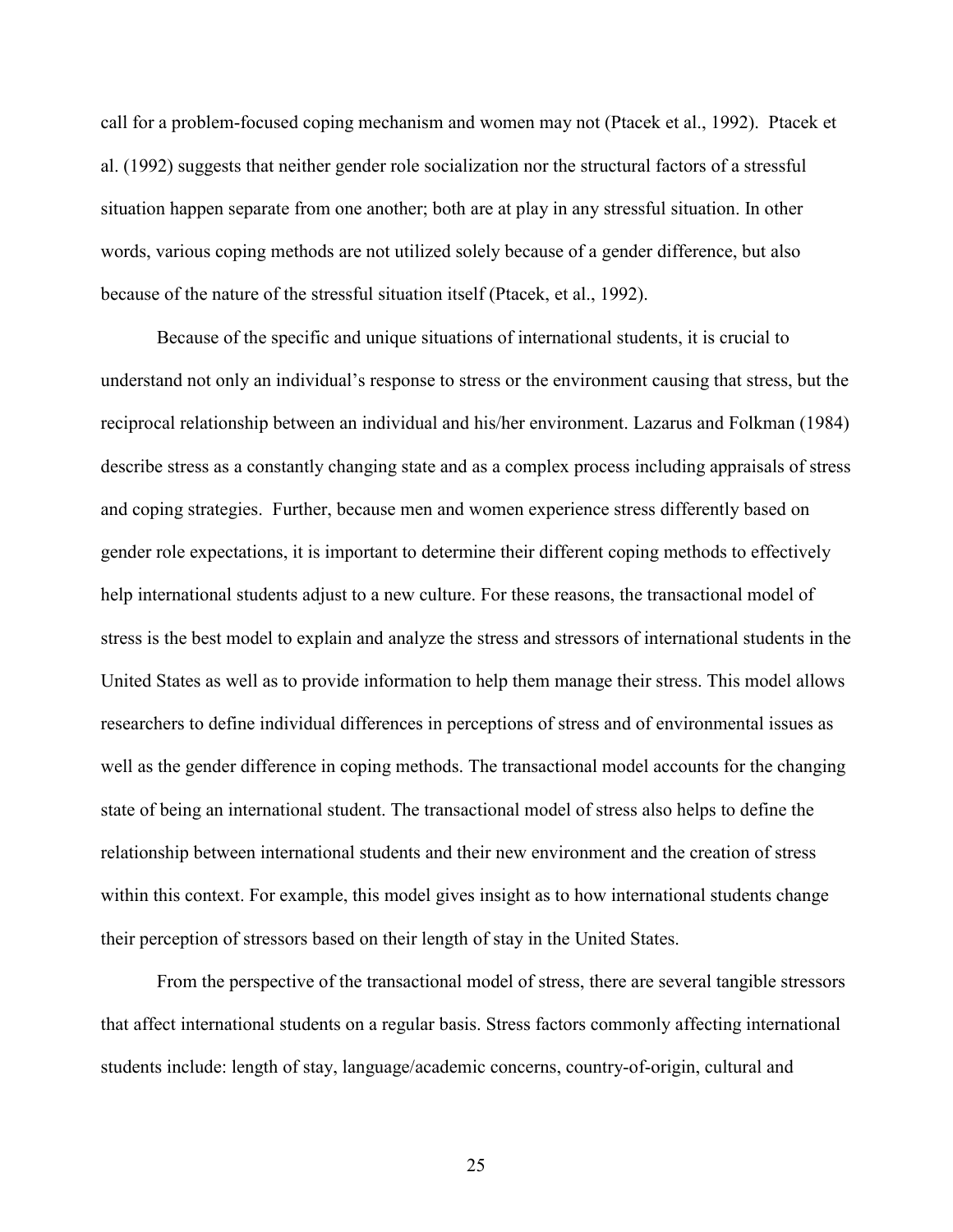call for a problem-focused coping mechanism and women may not (Ptacek et al., 1992). Ptacek et al. (1992) suggests that neither gender role socialization nor the structural factors of a stressful situation happen separate from one another; both are at play in any stressful situation. In other words, various coping methods are not utilized solely because of a gender difference, but also because of the nature of the stressful situation itself (Ptacek, et al., 1992).

Because of the specific and unique situations of international students, it is crucial to understand not only an individual's response to stress or the environment causing that stress, but the reciprocal relationship between an individual and his/her environment. Lazarus and Folkman (1984) describe stress as a constantly changing state and as a complex process including appraisals of stress and coping strategies. Further, because men and women experience stress differently based on gender role expectations, it is important to determine their different coping methods to effectively help international students adjust to a new culture. For these reasons, the transactional model of stress is the best model to explain and analyze the stress and stressors of international students in the United States as well as to provide information to help them manage their stress. This model allows researchers to define individual differences in perceptions of stress and of environmental issues as well as the gender difference in coping methods. The transactional model accounts for the changing state of being an international student. The transactional model of stress also helps to define the relationship between international students and their new environment and the creation of stress within this context. For example, this model gives insight as to how international students change their perception of stressors based on their length of stay in the United States.

From the perspective of the transactional model of stress, there are several tangible stressors that affect international students on a regular basis. Stress factors commonly affecting international students include: length of stay, language/academic concerns, country-of-origin, cultural and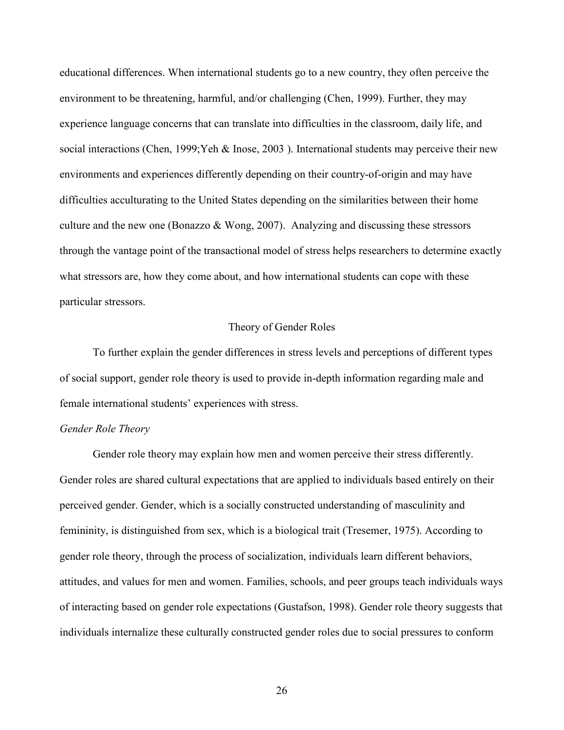educational differences. When international students go to a new country, they often perceive the environment to be threatening, harmful, and/or challenging (Chen, 1999). Further, they may experience language concerns that can translate into difficulties in the classroom, daily life, and social interactions (Chen, 1999;Yeh & Inose, 2003 ). International students may perceive their new environments and experiences differently depending on their country-of-origin and may have difficulties acculturating to the United States depending on the similarities between their home culture and the new one (Bonazzo & Wong, 2007). Analyzing and discussing these stressors through the vantage point of the transactional model of stress helps researchers to determine exactly what stressors are, how they come about, and how international students can cope with these particular stressors.

## Theory of Gender Roles

To further explain the gender differences in stress levels and perceptions of different types of social support, gender role theory is used to provide in-depth information regarding male and female international students' experiences with stress.

### *Gender Role Theory*

Gender role theory may explain how men and women perceive their stress differently. Gender roles are shared cultural expectations that are applied to individuals based entirely on their perceived gender. Gender, which is a socially constructed understanding of masculinity and femininity, is distinguished from sex, which is a biological trait (Tresemer, 1975). According to gender role theory, through the process of socialization, individuals learn different behaviors, attitudes, and values for men and women. Families, schools, and peer groups teach individuals ways of interacting based on gender role expectations (Gustafson, 1998). Gender role theory suggests that individuals internalize these culturally constructed gender roles due to social pressures to conform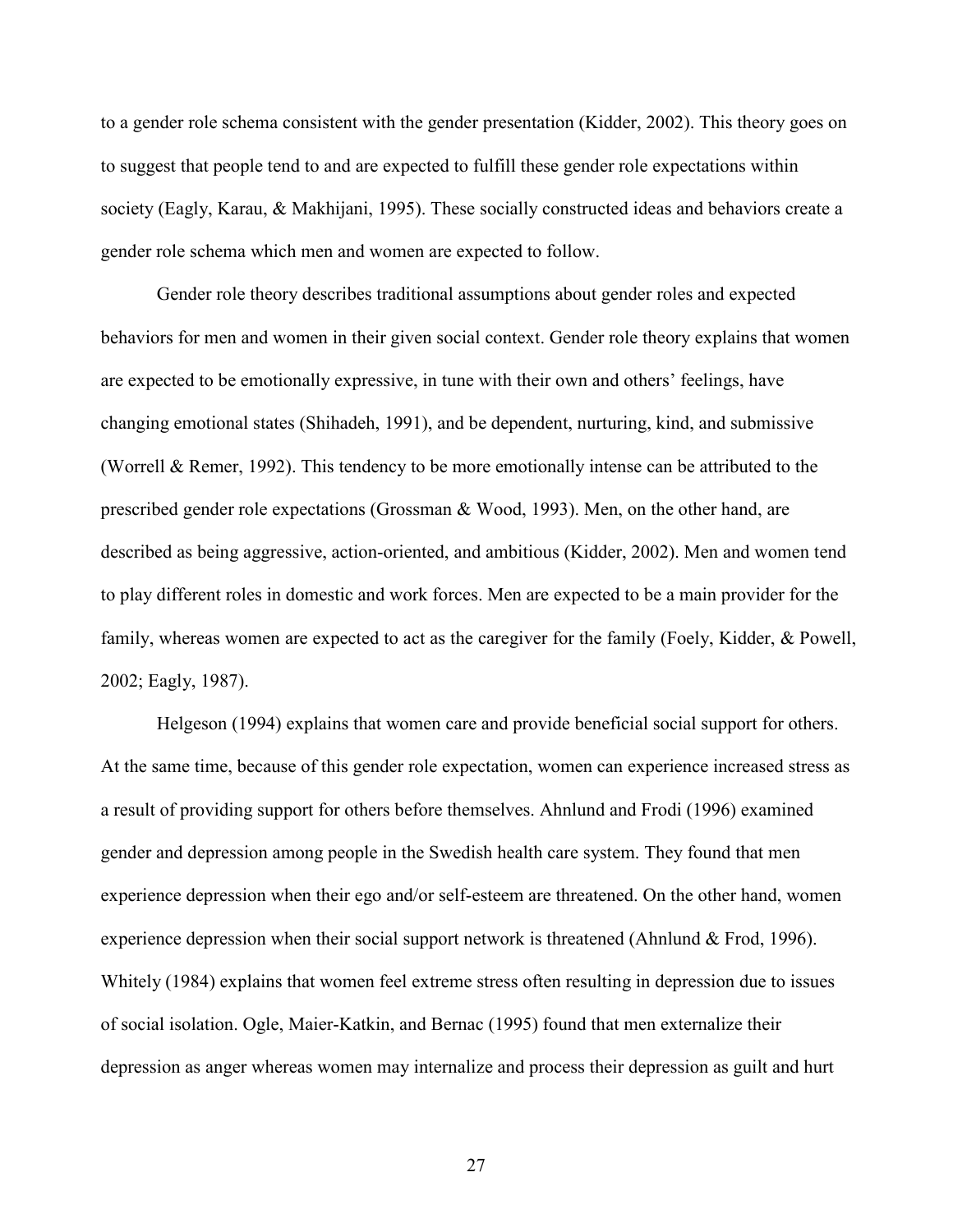to a gender role schema consistent with the gender presentation (Kidder, 2002). This theory goes on to suggest that people tend to and are expected to fulfill these gender role expectations within society (Eagly, Karau, & Makhijani, 1995). These socially constructed ideas and behaviors create a gender role schema which men and women are expected to follow.

Gender role theory describes traditional assumptions about gender roles and expected behaviors for men and women in their given social context. Gender role theory explains that women are expected to be emotionally expressive, in tune with their own and others' feelings, have changing emotional states (Shihadeh, 1991), and be dependent, nurturing, kind, and submissive (Worrell & Remer, 1992). This tendency to be more emotionally intense can be attributed to the prescribed gender role expectations (Grossman & Wood, 1993). Men, on the other hand, are described as being aggressive, action-oriented, and ambitious (Kidder, 2002). Men and women tend to play different roles in domestic and work forces. Men are expected to be a main provider for the family, whereas women are expected to act as the caregiver for the family (Foely, Kidder, & Powell, 2002; Eagly, 1987).

Helgeson (1994) explains that women care and provide beneficial social support for others. At the same time, because of this gender role expectation, women can experience increased stress as a result of providing support for others before themselves. Ahnlund and Frodi (1996) examined gender and depression among people in the Swedish health care system. They found that men experience depression when their ego and/or self-esteem are threatened. On the other hand, women experience depression when their social support network is threatened (Ahnlund & Frod, 1996). Whitely (1984) explains that women feel extreme stress often resulting in depression due to issues of social isolation. Ogle, Maier-Katkin, and Bernac (1995) found that men externalize their depression as anger whereas women may internalize and process their depression as guilt and hurt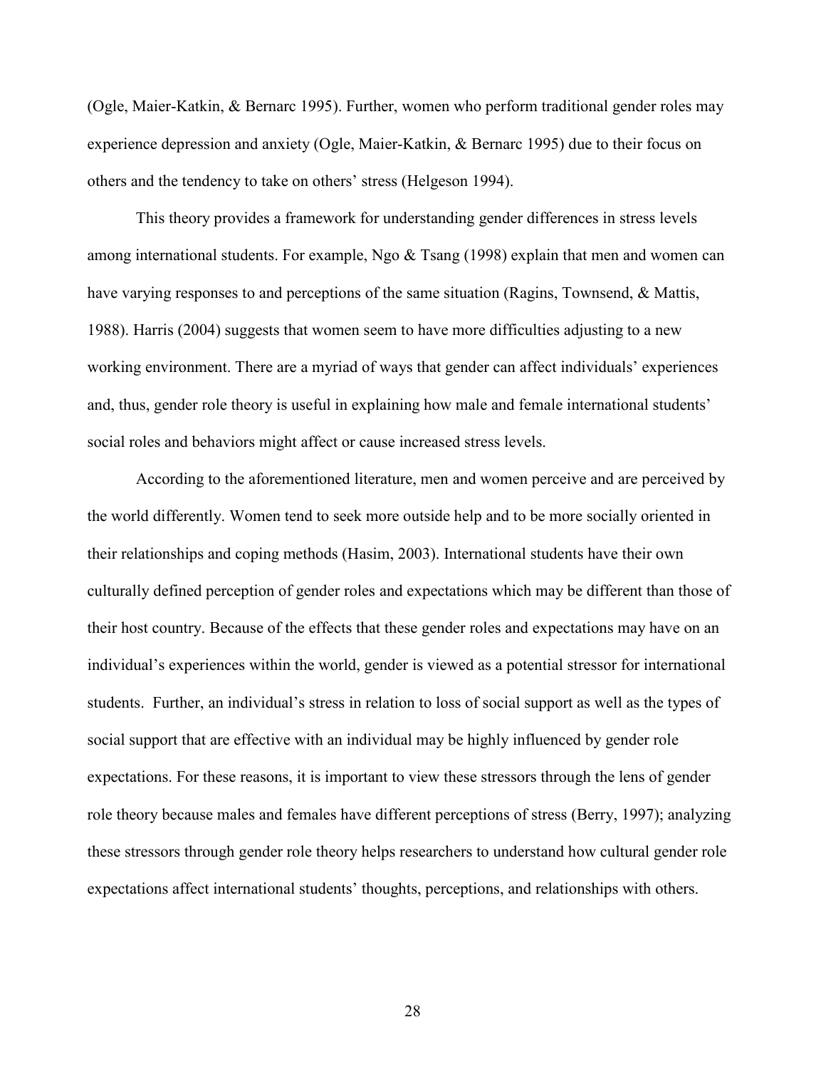(Ogle, Maier-Katkin, & Bernarc 1995). Further, women who perform traditional gender roles may experience depression and anxiety (Ogle, Maier-Katkin, & Bernarc 1995) due to their focus on others and the tendency to take on others' stress (Helgeson 1994).

This theory provides a framework for understanding gender differences in stress levels among international students. For example, Ngo & Tsang (1998) explain that men and women can have varying responses to and perceptions of the same situation (Ragins, Townsend, & Mattis, 1988). Harris (2004) suggests that women seem to have more difficulties adjusting to a new working environment. There are a myriad of ways that gender can affect individuals' experiences and, thus, gender role theory is useful in explaining how male and female international students' social roles and behaviors might affect or cause increased stress levels.

According to the aforementioned literature, men and women perceive and are perceived by the world differently. Women tend to seek more outside help and to be more socially oriented in their relationships and coping methods (Hasim, 2003). International students have their own culturally defined perception of gender roles and expectations which may be different than those of their host country. Because of the effects that these gender roles and expectations may have on an individual's experiences within the world, gender is viewed as a potential stressor for international students. Further, an individual's stress in relation to loss of social support as well as the types of social support that are effective with an individual may be highly influenced by gender role expectations. For these reasons, it is important to view these stressors through the lens of gender role theory because males and females have different perceptions of stress (Berry, 1997); analyzing these stressors through gender role theory helps researchers to understand how cultural gender role expectations affect international students' thoughts, perceptions, and relationships with others.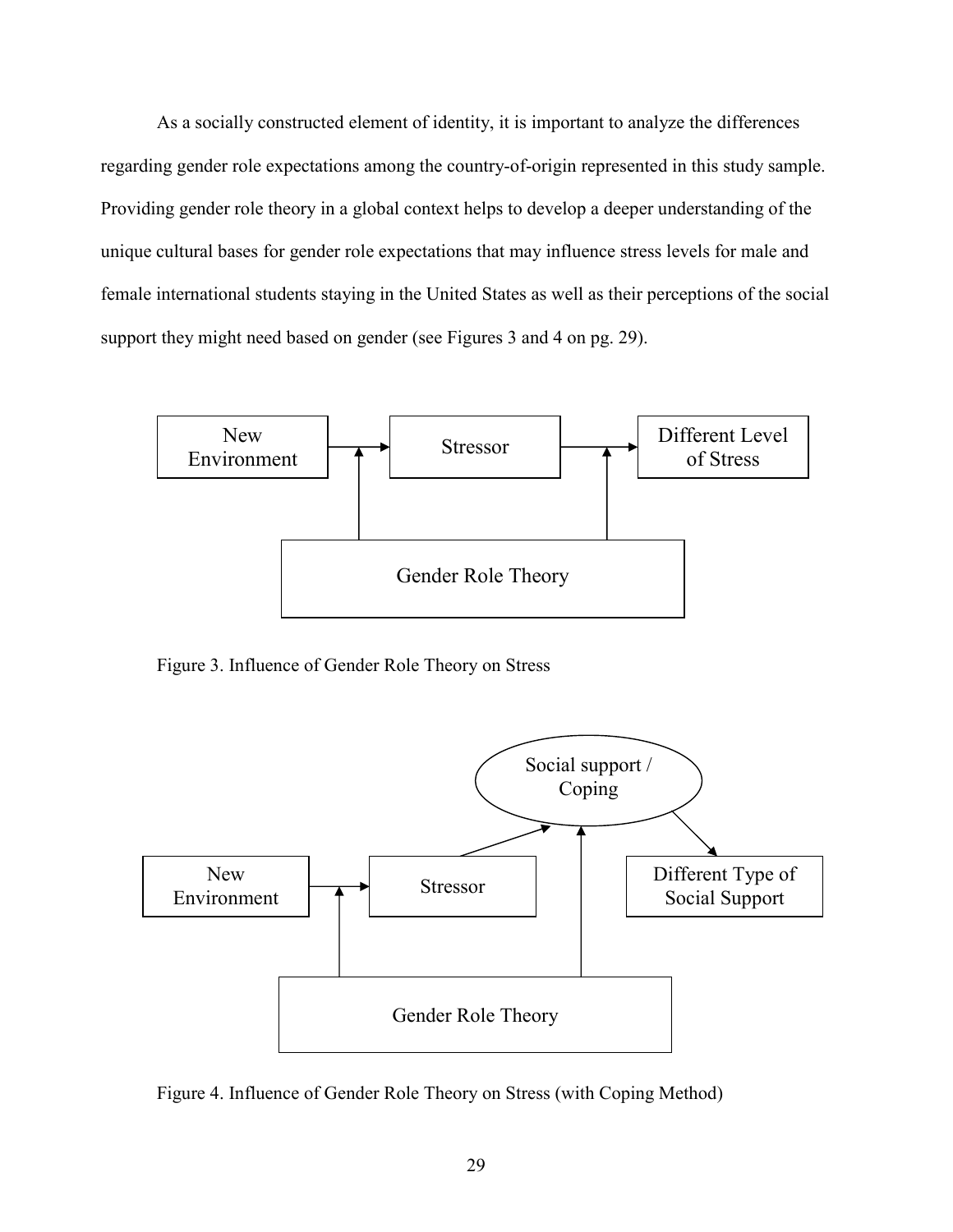As a socially constructed element of identity, it is important to analyze the differences regarding gender role expectations among the country-of-origin represented in this study sample. Providing gender role theory in a global context helps to develop a deeper understanding of the unique cultural bases for gender role expectations that may influence stress levels for male and female international students staying in the United States as well as their perceptions of the social support they might need based on gender (see Figures 3 and 4 on pg. 29).

Figure 3. Influence of Gender Role Theory on Stress

Figure 4. Influence of Gender Role Theory on Stress (with Coping Method)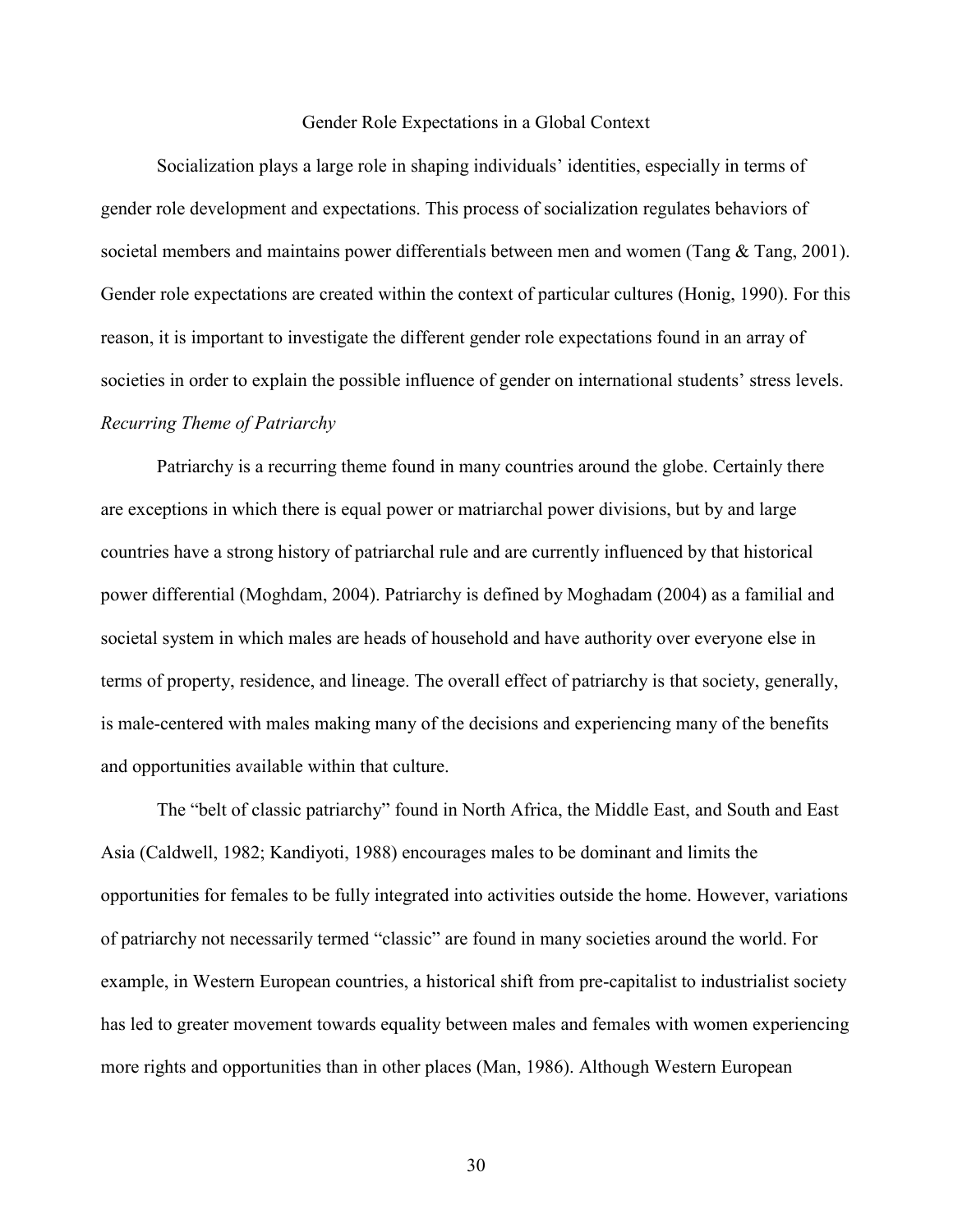## Gender Role Expectations in a Global Context

Socialization plays a large role in shaping individuals' identities, especially in terms of gender role development and expectations. This process of socialization regulates behaviors of societal members and maintains power differentials between men and women (Tang & Tang, 2001). Gender role expectations are created within the context of particular cultures (Honig, 1990). For this reason, it is important to investigate the different gender role expectations found in an array of societies in order to explain the possible influence of gender on international students' stress levels.

### *Recurring Theme of Patriarchy*

Patriarchy is a recurring theme found in many countries around the globe. Certainly there are exceptions in which there is equal power or matriarchal power divisions, but by and large countries have a strong history of patriarchal rule and are currently influenced by that historical power differential (Moghdam, 2004). Patriarchy is defined by Moghadam (2004) as a familial and societal system in which males are heads of household and have authority over everyone else in terms of property, residence, and lineage. The overall effect of patriarchy is that society, generally, is male-centered with males making many of the decisions and experiencing many of the benefits and opportunities available within that culture.

The "belt of classic patriarchy" found in North Africa, the Middle East, and South and East Asia (Caldwell, 1982; Kandiyoti, 1988) encourages males to be dominant and limits the opportunities for females to be fully integrated into activities outside the home. However, variations of patriarchy not necessarily termed "classic" are found in many societies around the world. For example, in Western European countries, a historical shift from pre-capitalist to industrialist society has led to greater movement towards equality between males and females with women experiencing more rights and opportunities than in other places (Man, 1986). Although Western European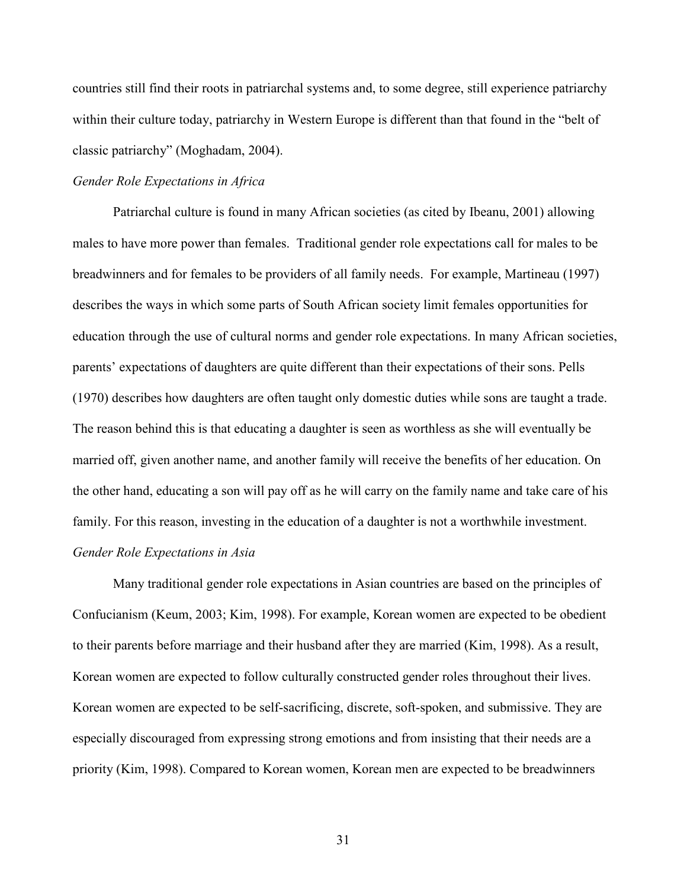countries still find their roots in patriarchal systems and, to some degree, still experience patriarchy within their culture today, patriarchy in Western Europe is different than that found in the "belt of classic patriarchy" (Moghadam, 2004).

*Gender Role Expectations in Africa*

Patriarchal culture is found in many African societies (as cited by Ibeanu, 2001) allowing males to have more power than females. Traditional gender role expectations call for males to be breadwinners and for females to be providers of all family needs. For example, Martineau (1997) describes the ways in which some parts of South African society limit females opportunities for education through the use of cultural norms and gender role expectations. In many African societies, parents' expectations of daughters are quite different than their expectations of their sons. Pells (1970) describes how daughters are often taught only domestic duties while sons are taught a trade. The reason behind this is that educating a daughter is seen as worthless as she will eventually be married off, given another name, and another family will receive the benefits of her education. On the other hand, educating a son will pay off as he will carry on the family name and take care of his family. For this reason, investing in the education of a daughter is not a worthwhile investment.

*Gender Role Expectations in Asia*

Many traditional gender role expectations in Asian countries are based on the principles of Confucianism (Keum, 2003; Kim, 1998). For example, Korean women are expected to be obedient to their parents before marriage and their husband after they are married (Kim, 1998). As a result, Korean women are expected to follow culturally constructed gender roles throughout their lives. Korean women are expected to be self-sacrificing, discrete, soft-spoken, and submissive. They are especially discouraged from expressing strong emotions and from insisting that their needs are a priority (Kim, 1998). Compared to Korean women, Korean men are expected to be breadwinners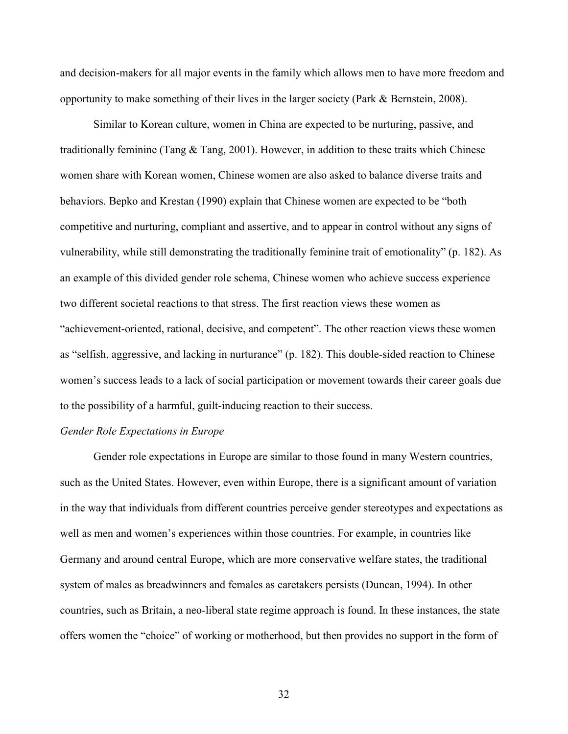and decision-makers for all major events in the family which allows men to have more freedom and opportunity to make something of their lives in the larger society (Park & Bernstein, 2008).

Similar to Korean culture, women in China are expected to be nurturing, passive, and traditionally feminine (Tang & Tang, 2001). However, in addition to these traits which Chinese women share with Korean women, Chinese women are also asked to balance diverse traits and behaviors. Bepko and Krestan (1990) explain that Chinese women are expected to be "both competitive and nurturing, compliant and assertive, and to appear in control without any signs of vulnerability, while still demonstrating the traditionally feminine trait of emotionality" (p. 182). As an example of this divided gender role schema, Chinese women who achieve success experience two different societal reactions to that stress. The first reaction views these women as "achievement-oriented, rational, decisive, and competent". The other reaction views these women as "selfish, aggressive, and lacking in nurturance" (p. 182). This double-sided reaction to Chinese women's success leads to a lack of social participation or movement towards their career goals due to the possibility of a harmful, guilt-inducing reaction to their success.

*Gender Role Expectations in Europe*

Gender role expectations in Europe are similar to those found in many Western countries, such as the United States. However, even within Europe, there is a significant amount of variation in the way that individuals from different countries perceive gender stereotypes and expectations as well as men and women's experiences within those countries. For example, in countries like Germany and around central Europe, which are more conservative welfare states, the traditional system of males as breadwinners and females as caretakers persists (Duncan, 1994). In other countries, such as Britain, a neo-liberal state regime approach is found. In these instances, the state offers women the "choice" of working or motherhood, but then provides no support in the form of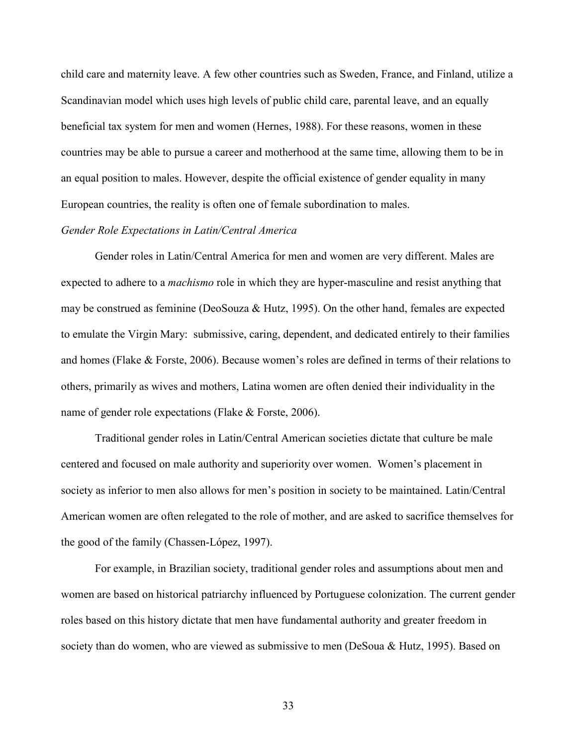child care and maternity leave. A few other countries such as Sweden, France, and Finland, utilize a Scandinavian model which uses high levels of public child care, parental leave, and an equally beneficial tax system for men and women (Hernes, 1988). For these reasons, women in these countries may be able to pursue a career and motherhood at the same time, allowing them to be in an equal position to males. However, despite the official existence of gender equality in many European countries, the reality is often one of female subordination to males.

*Gender Role Expectations in Latin/Central America*

Gender roles in Latin/Central America for men and women are very different. Males are expected to adhere to a *machismo* role in which they are hyper-masculine and resist anything that may be construed as feminine (DeoSouza & Hutz, 1995). On the other hand, females are expected to emulate the Virgin Mary: submissive, caring, dependent, and dedicated entirely to their families and homes (Flake & Forste, 2006). Because women's roles are defined in terms of their relations to others, primarily as wives and mothers, Latina women are often denied their individuality in the name of gender role expectations (Flake & Forste, 2006).

Traditional gender roles in Latin/Central American societies dictate that culture be male centered and focused on male authority and superiority over women. Women's placement in society as inferior to men also allows for men's position in society to be maintained. Latin/Central American women are often relegated to the role of mother, and are asked to sacrifice themselves for the good of the family (Chassen-López, 1997).

For example, in Brazilian society, traditional gender roles and assumptions about men and women are based on historical patriarchy influenced by Portuguese colonization. The current gender roles based on this history dictate that men have fundamental authority and greater freedom in society than do women, who are viewed as submissive to men (DeSoua & Hutz, 1995). Based on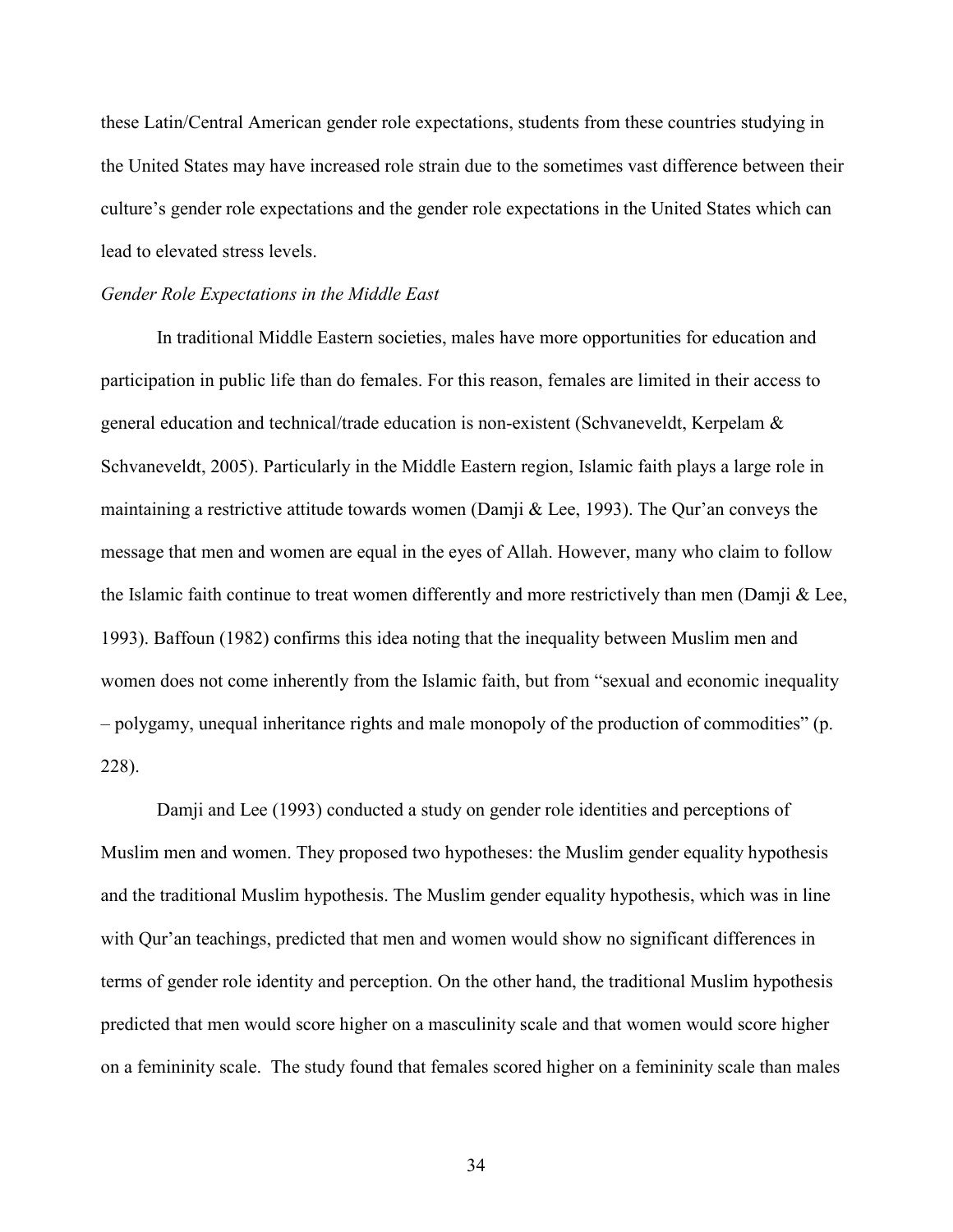these Latin/Central American gender role expectations, students from these countries studying in the United States may have increased role strain due to the sometimes vast difference between their culture's gender role expectations and the gender role expectations in the United States which can lead to elevated stress levels.

*Gender Role Expectations in the Middle East*

In traditional Middle Eastern societies, males have more opportunities for education and participation in public life than do females. For this reason, females are limited in their access to general education and technical/trade education is non-existent (Schvaneveldt, Kerpelam & Schvaneveldt, 2005). Particularly in the Middle Eastern region, Islamic faith plays a large role in maintaining a restrictive attitude towards women (Damji & Lee, 1993). The Qur'an conveys the message that men and women are equal in the eyes of Allah. However, many who claim to follow the Islamic faith continue to treat women differently and more restrictively than men (Damji & Lee, 1993). Baffoun (1982) confirms this idea noting that the inequality between Muslim men and women does not come inherently from the Islamic faith, but from "sexual and economic inequality – polygamy, unequal inheritance rights and male monopoly of the production of commodities" (p. 228).

Damji and Lee (1993) conducted a study on gender role identities and perceptions of Muslim men and women. They proposed two hypotheses: the Muslim gender equality hypothesis and the traditional Muslim hypothesis. The Muslim gender equality hypothesis, which was in line with Qur'an teachings, predicted that men and women would show no significant differences in terms of gender role identity and perception. On the other hand, the traditional Muslim hypothesis predicted that men would score higher on a masculinity scale and that women would score higher on a femininity scale. The study found that females scored higher on a femininity scale than males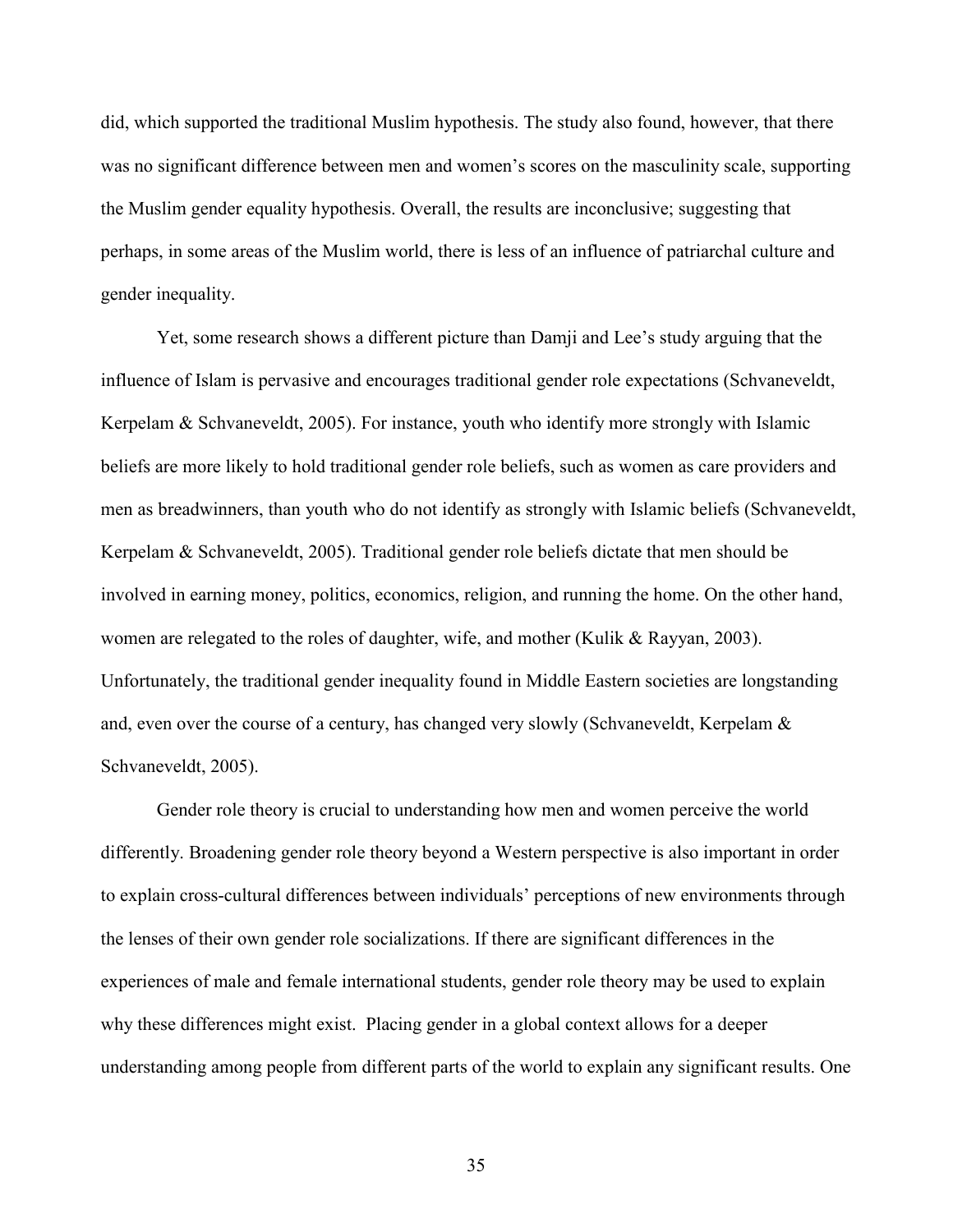did, which supported the traditional Muslim hypothesis. The study also found, however, that there was no significant difference between men and women's scores on the masculinity scale, supporting the Muslim gender equality hypothesis. Overall, the results are inconclusive; suggesting that perhaps, in some areas of the Muslim world, there is less of an influence of patriarchal culture and gender inequality.

Yet, some research shows a different picture than Damji and Lee's study arguing that the influence of Islam is pervasive and encourages traditional gender role expectations (Schvaneveldt, Kerpelam & Schvaneveldt, 2005). For instance, youth who identify more strongly with Islamic beliefs are more likely to hold traditional gender role beliefs, such as women as care providers and men as breadwinners, than youth who do not identify as strongly with Islamic beliefs (Schvaneveldt, Kerpelam & Schvaneveldt, 2005). Traditional gender role beliefs dictate that men should be involved in earning money, politics, economics, religion, and running the home. On the other hand, women are relegated to the roles of daughter, wife, and mother (Kulik & Rayyan, 2003). Unfortunately, the traditional gender inequality found in Middle Eastern societies are longstanding and, even over the course of a century, has changed very slowly (Schvaneveldt, Kerpelam & Schvaneveldt, 2005).

Gender role theory is crucial to understanding how men and women perceive the world differently. Broadening gender role theory beyond a Western perspective is also important in order to explain cross-cultural differences between individuals' perceptions of new environments through the lenses of their own gender role socializations. If there are significant differences in the experiences of male and female international students, gender role theory may be used to explain why these differences might exist. Placing gender in a global context allows for a deeper understanding among people from different parts of the world to explain any significant results. One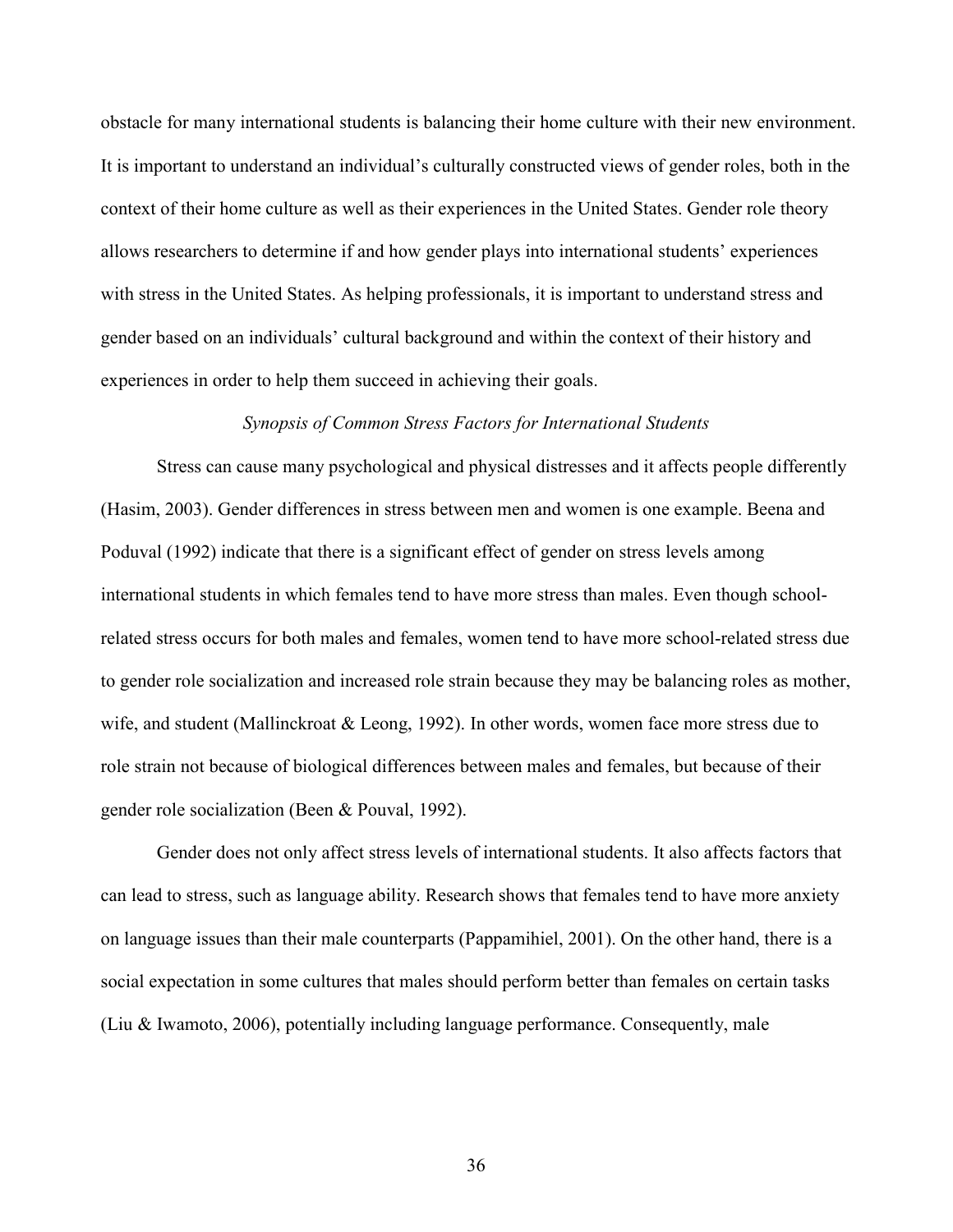obstacle for many international students is balancing their home culture with their new environment. It is important to understand an individual's culturally constructed views of gender roles, both in the context of their home culture as well as their experiences in the United States. Gender role theory allows researchers to determine if and how gender plays into international students' experiences with stress in the United States. As helping professionals, it is important to understand stress and gender based on an individuals' cultural background and within the context of their history and experiences in order to help them succeed in achieving their goals.

### *Synopsis of Common Stress Factors for International Students*

Stress can cause many psychological and physical distresses and it affects people differently (Hasim, 2003). Gender differences in stress between men and women is one example. Beena and Poduval (1992) indicate that there is a significant effect of gender on stress levels among international students in which females tend to have more stress than males. Even though school-related stress occurs for both males and females, women tend to have more school-related stress due to gender role socialization and increased role strain because they may be balancing roles as mother, wife, and student (Mallinckroat & Leong, 1992). In other words, women face more stress due to role strain not because of biological differences between males and females, but because of their gender role socialization (Been & Pouval, 1992).

Gender does not only affect stress levels of international students. It also affects factors that can lead to stress, such as language ability. Research shows that females tend to have more anxiety on language issues than their male counterparts (Pappamihiel, 2001). On the other hand, there is a social expectation in some cultures that males should perform better than females on certain tasks (Liu & Iwamoto, 2006), potentially including language performance. Consequently, male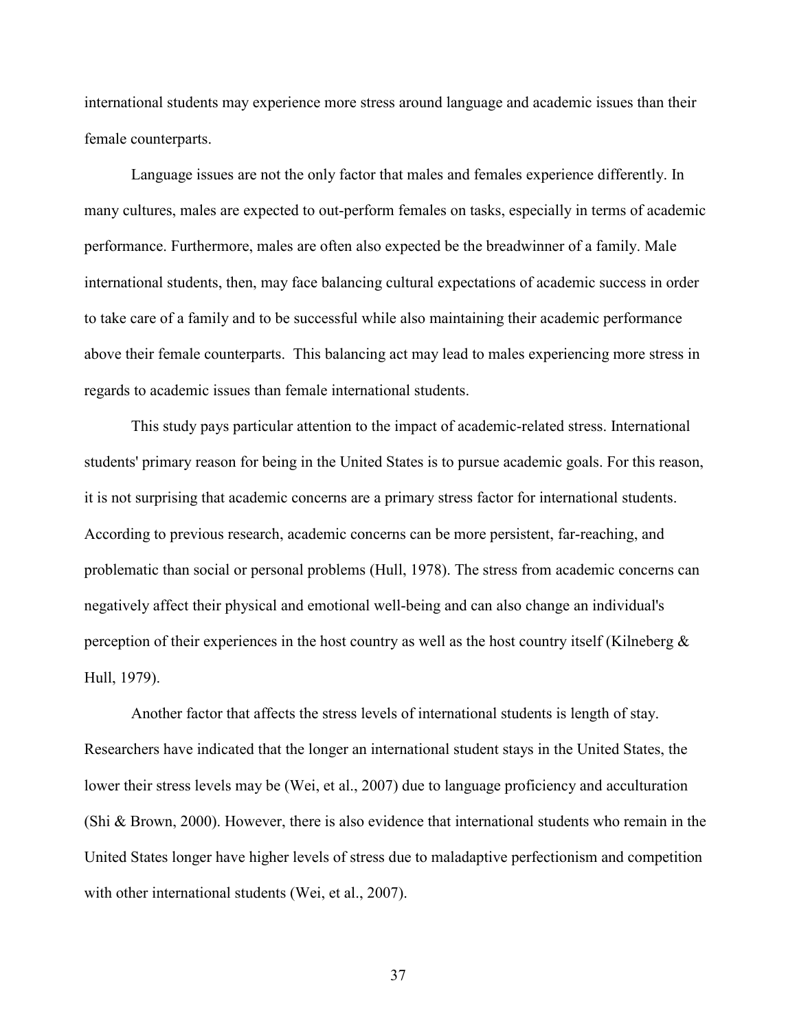international students may experience more stress around language and academic issues than their female counterparts.

Language issues are not the only factor that males and females experience differently. In many cultures, males are expected to out-perform females on tasks, especially in terms of academic performance. Furthermore, males are often also expected be the breadwinner of a family. Male international students, then, may face balancing cultural expectations of academic success in order to take care of a family and to be successful while also maintaining their academic performance above their female counterparts. This balancing act may lead to males experiencing more stress in regards to academic issues than female international students.

This study pays particular attention to the impact of academic-related stress. International students' primary reason for being in the United States is to pursue academic goals. For this reason, it is not surprising that academic concerns are a primary stress factor for international students. According to previous research, academic concerns can be more persistent, far-reaching, and problematic than social or personal problems (Hull, 1978). The stress from academic concerns can negatively affect their physical and emotional well-being and can also change an individual's perception of their experiences in the host country as well as the host country itself (Kilneberg & Hull, 1979).

Another factor that affects the stress levels of international students is length of stay. Researchers have indicated that the longer an international student stays in the United States, the lower their stress levels may be (Wei, et al., 2007) due to language proficiency and acculturation (Shi & Brown, 2000). However, there is also evidence that international students who remain in the United States longer have higher levels of stress due to maladaptive perfectionism and competition with other international students (Wei, et al., 2007).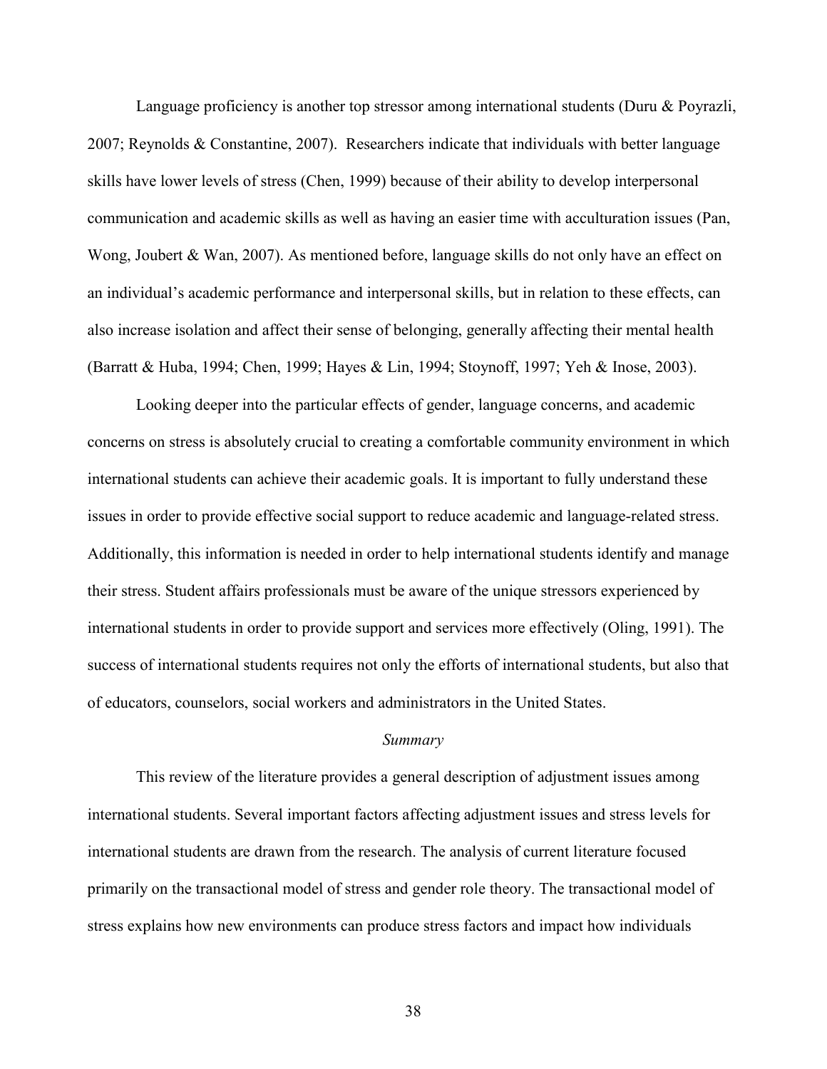Language proficiency is another top stressor among international students (Duru & Poyrazli, 2007; Reynolds & Constantine, 2007). Researchers indicate that individuals with better language skills have lower levels of stress (Chen, 1999) because of their ability to develop interpersonal communication and academic skills as well as having an easier time with acculturation issues (Pan, Wong, Joubert & Wan, 2007). As mentioned before, language skills do not only have an effect on an individual's academic performance and interpersonal skills, but in relation to these effects, can also increase isolation and affect their sense of belonging, generally affecting their mental health (Barratt & Huba, 1994; Chen, 1999; Hayes & Lin, 1994; Stoynoff, 1997; Yeh & Inose, 2003).

Looking deeper into the particular effects of gender, language concerns, and academic concerns on stress is absolutely crucial to creating a comfortable community environment in which international students can achieve their academic goals. It is important to fully understand these issues in order to provide effective social support to reduce academic and language-related stress. Additionally, this information is needed in order to help international students identify and manage their stress. Student affairs professionals must be aware of the unique stressors experienced by international students in order to provide support and services more effectively (Oling, 1991). The success of international students requires not only the efforts of international students, but also that of educators, counselors, social workers and administrators in the United States.

### *Summary*

This review of the literature provides a general description of adjustment issues among international students. Several important factors affecting adjustment issues and stress levels for international students are drawn from the research. The analysis of current literature focused primarily on the transactional model of stress and gender role theory. The transactional model of stress explains how new environments can produce stress factors and impact how individuals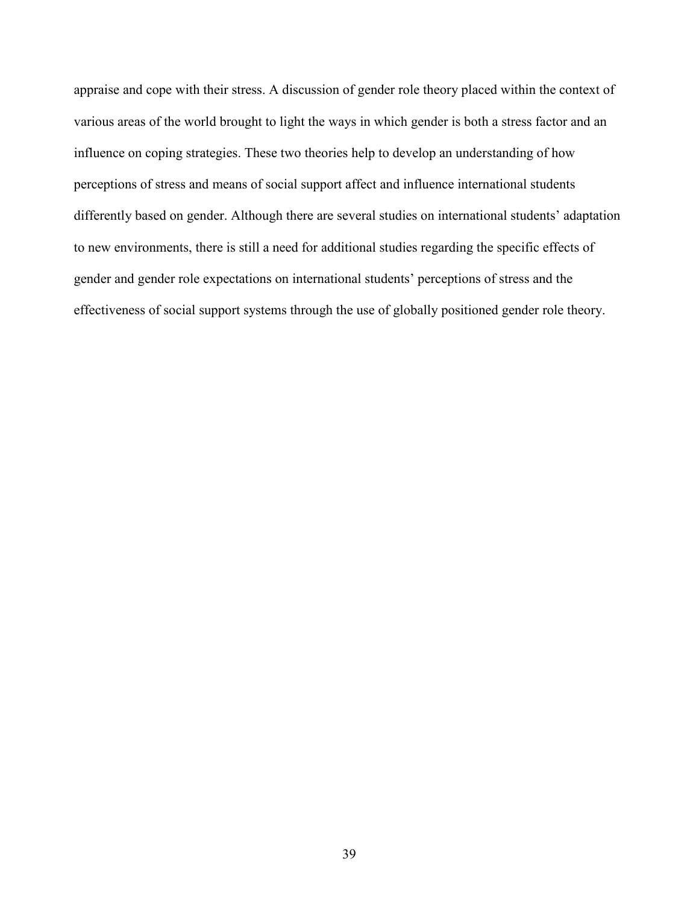appraise and cope with their stress. A discussion of gender role theory placed within the context of various areas of the world brought to light the ways in which gender is both a stress factor and an influence on coping strategies. These two theories help to develop an understanding of how perceptions of stress and means of social support affect and influence international students differently based on gender. Although there are several studies on international students' adaptation to new environments, there is still a need for additional studies regarding the specific effects of gender and gender role expectations on international students' perceptions of stress and the effectiveness of social support systems through the use of globally positioned gender role theory.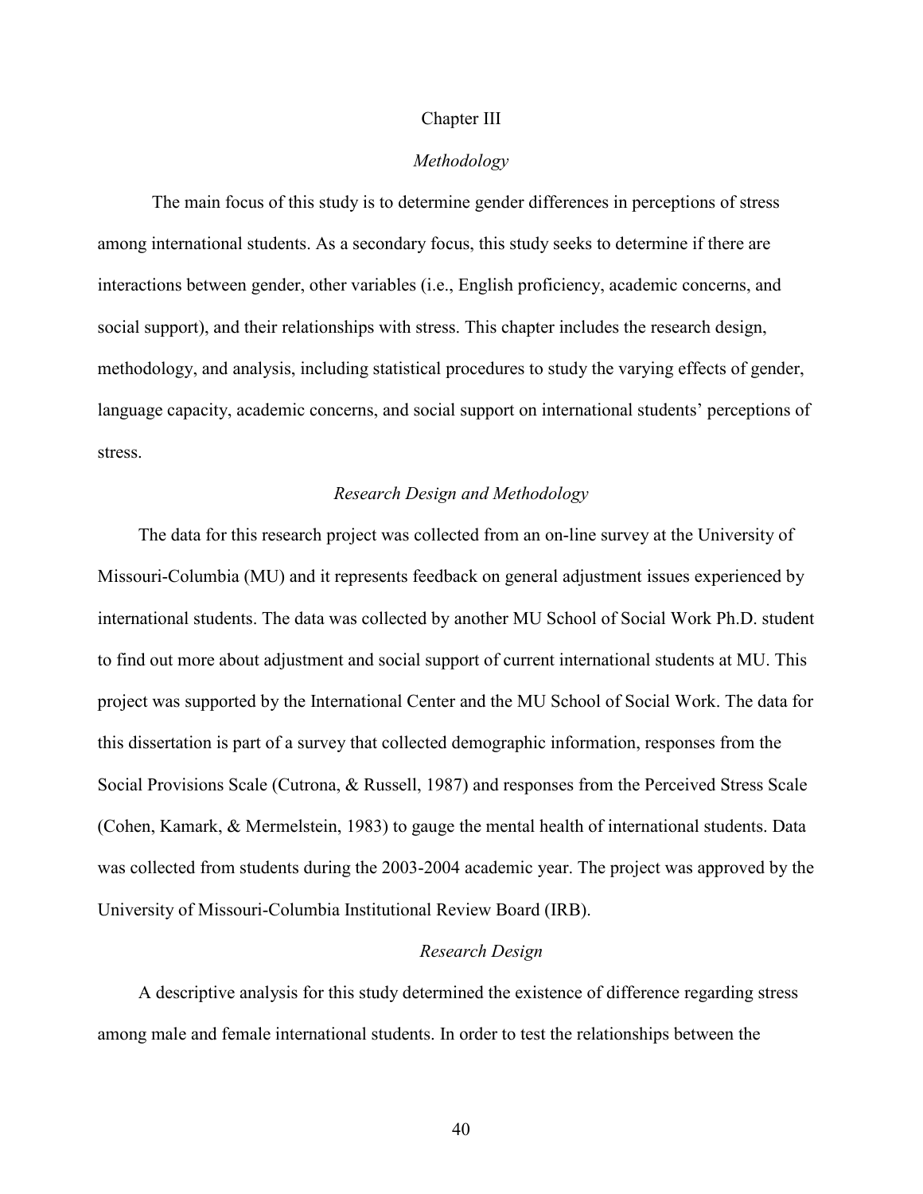# Chapter III

## *Methodology*

The main focus of this study is to determine gender differences in perceptions of stress among international students. As a secondary focus, this study seeks to determine if there are interactions between gender, other variables (i.e., English proficiency, academic concerns, and social support), and their relationships with stress. This chapter includes the research design, methodology, and analysis, including statistical procedures to study the varying effects of gender, language capacity, academic concerns, and social support on international students' perceptions of stress.

### *Research Design and Methodology*

The data for this research project was collected from an on-line survey at the University of Missouri-Columbia (MU) and it represents feedback on general adjustment issues experienced by international students. The data was collected by another MU School of Social Work Ph.D. student to find out more about adjustment and social support of current international students at MU. This project was supported by the International Center and the MU School of Social Work. The data for this dissertation is part of a survey that collected demographic information, responses from the Social Provisions Scale (Cutrona, & Russell, 1987) and responses from the Perceived Stress Scale (Cohen, Kamark, & Mermelstein, 1983) to gauge the mental health of international students. Data was collected from students during the 2003-2004 academic year. The project was approved by the University of Missouri-Columbia Institutional Review Board (IRB).

### *Research Design*

A descriptive analysis for this study determined the existence of difference regarding stress among male and female international students. In order to test the relationships between the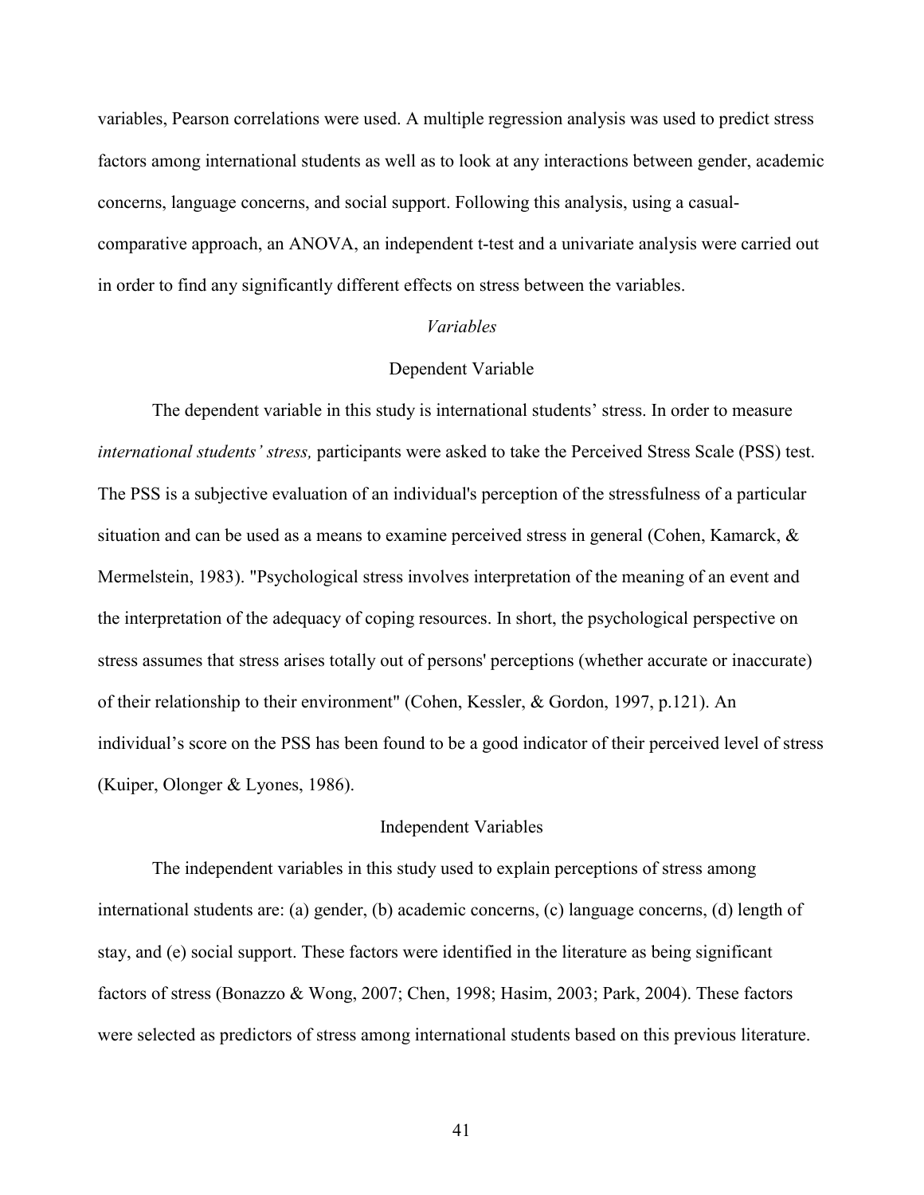variables, Pearson correlations were used. A multiple regression analysis was used to predict stress factors among international students as well as to look at any interactions between gender, academic concerns, language concerns, and social support. Following this analysis, using a casual-comparative approach, an ANOVA, an independent t-test and a univariate analysis were carried out in order to find any significantly different effects on stress between the variables.

### *Variables*

#### Dependent Variable

The dependent variable in this study is international students' stress. In order to measure *international students' stress,* participants were asked to take the Perceived Stress Scale (PSS) test. The PSS is a subjective evaluation of an individual's perception of the stressfulness of a particular situation and can be used as a means to examine perceived stress in general (Cohen, Kamarck, & Mermelstein, 1983). "Psychological stress involves interpretation of the meaning of an event and the interpretation of the adequacy of coping resources. In short, the psychological perspective on stress assumes that stress arises totally out of persons' perceptions (whether accurate or inaccurate) of their relationship to their environment" (Cohen, Kessler, & Gordon, 1997, p.121). An individual's score on the PSS has been found to be a good indicator of their perceived level of stress (Kuiper, Olonger & Lyones, 1986).

#### Independent Variables

The independent variables in this study used to explain perceptions of stress among international students are: (a) gender, (b) academic concerns, (c) language concerns, (d) length of stay, and (e) social support. These factors were identified in the literature as being significant factors of stress (Bonazzo & Wong, 2007; Chen, 1998; Hasim, 2003; Park, 2004). These factors were selected as predictors of stress among international students based on this previous literature.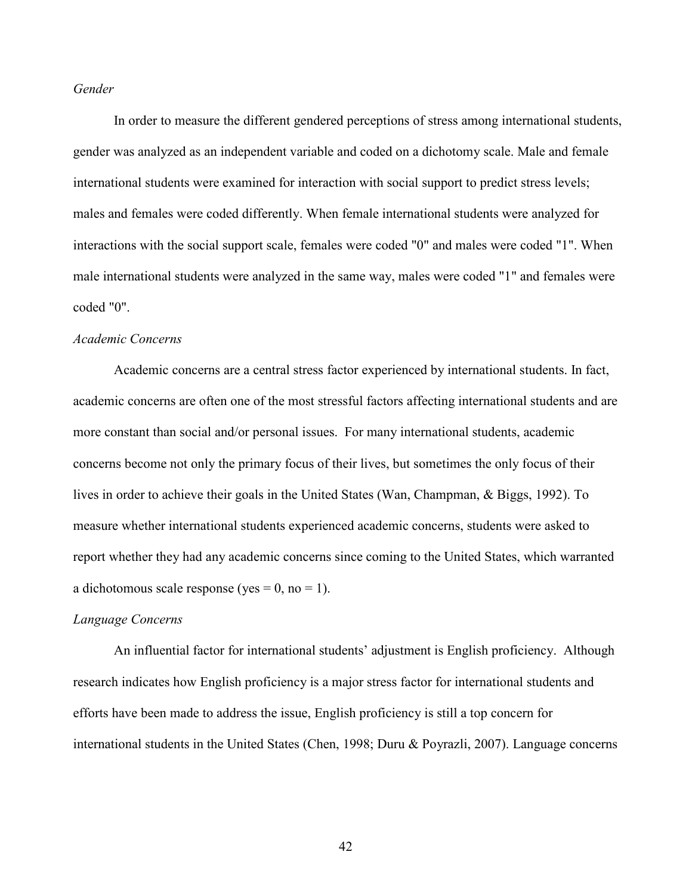*Gender*

In order to measure the different gendered perceptions of stress among international students, gender was analyzed as an independent variable and coded on a dichotomy scale. Male and female international students were examined for interaction with social support to predict stress levels; males and females were coded differently. When female international students were analyzed for interactions with the social support scale, females were coded "0" and males were coded "1". When male international students were analyzed in the same way, males were coded "1" and females were coded "0".

*Academic Concerns*

Academic concerns are a central stress factor experienced by international students. In fact, academic concerns are often one of the most stressful factors affecting international students and are more constant than social and/or personal issues. For many international students, academic concerns become not only the primary focus of their lives, but sometimes the only focus of their lives in order to achieve their goals in the United States (Wan, Champman, & Biggs, 1992). To measure whether international students experienced academic concerns, students were asked to report whether they had any academic concerns since coming to the United States, which warranted a dichotomous scale response (yes = 0, no = 1).

*Language Concerns*

An influential factor for international students' adjustment is English proficiency. Although research indicates how English proficiency is a major stress factor for international students and efforts have been made to address the issue, English proficiency is still a top concern for international students in the United States (Chen, 1998; Duru & Poyrazli, 2007). Language concerns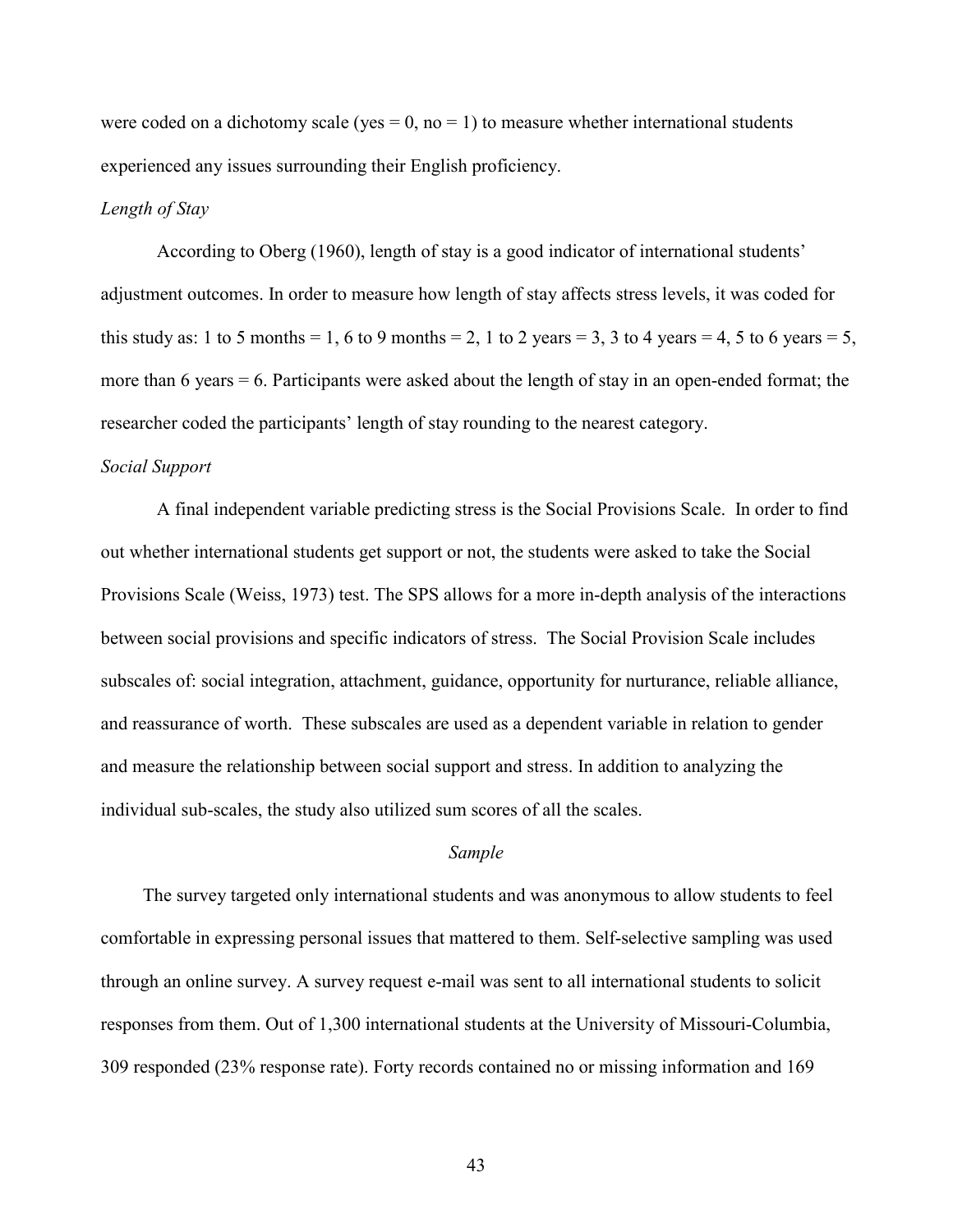were coded on a dichotomy scale (yes = 0, no = 1) to measure whether international students experienced any issues surrounding their English proficiency.

*Length of Stay*

According to Oberg (1960), length of stay is a good indicator of international students' adjustment outcomes. In order to measure how length of stay affects stress levels, it was coded for this study as: 1 to 5 months = 1, 6 to 9 months = 2, 1 to 2 years = 3, 3 to 4 years = 4, 5 to 6 years = 5, more than 6 years = 6. Participants were asked about the length of stay in an open-ended format; the researcher coded the participants' length of stay rounding to the nearest category.

*Social Support*

A final independent variable predicting stress is the Social Provisions Scale. In order to find out whether international students get support or not, the students were asked to take the Social Provisions Scale (Weiss, 1973) test. The SPS allows for a more in-depth analysis of the interactions between social provisions and specific indicators of stress. The Social Provision Scale includes subscales of: social integration, attachment, guidance, opportunity for nurturance, reliable alliance, and reassurance of worth. These subscales are used as a dependent variable in relation to gender and measure the relationship between social support and stress. In addition to analyzing the individual sub-scales, the study also utilized sum scores of all the scales.

## *Sample*

The survey targeted only international students and was anonymous to allow students to feel comfortable in expressing personal issues that mattered to them. Self-selective sampling was used through an online survey. A survey request e-mail was sent to all international students to solicit responses from them. Out of 1,300 international students at the University of Missouri-Columbia, 309 responded (23% response rate). Forty records contained no or missing information and 169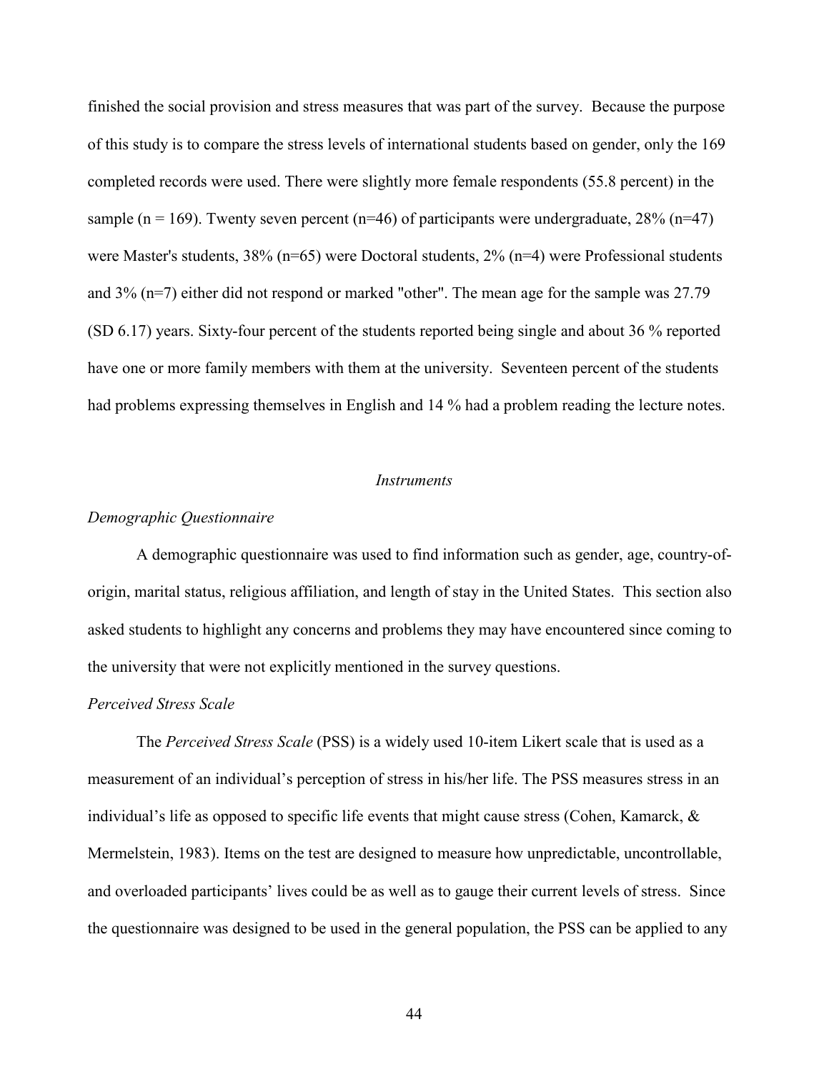finished the social provision and stress measures that was part of the survey. Because the purpose of this study is to compare the stress levels of international students based on gender, only the 169 completed records were used. There were slightly more female respondents (55.8 percent) in the sample (n = 169). Twenty seven percent (n=46) of participants were undergraduate, 28% (n=47) were Master's students, 38% (n=65) were Doctoral students, 2% (n=4) were Professional students and 3% (n=7) either did not respond or marked "other". The mean age for the sample was 27.79 (SD 6.17) years. Sixty-four percent of the students reported being single and about 36 % reported have one or more family members with them at the university. Seventeen percent of the students had problems expressing themselves in English and 14 % had a problem reading the lecture notes.

## *Instruments*

### *Demographic Questionnaire*

A demographic questionnaire was used to find information such as gender, age, country-of-origin, marital status, religious affiliation, and length of stay in the United States. This section also asked students to highlight any concerns and problems they may have encountered since coming to the university that were not explicitly mentioned in the survey questions.

### *Perceived Stress Scale*

The *Perceived Stress Scale* (PSS) is a widely used 10-item Likert scale that is used as a measurement of an individual's perception of stress in his/her life. The PSS measures stress in an individual's life as opposed to specific life events that might cause stress (Cohen, Kamarck, & Mermelstein, 1983). Items on the test are designed to measure how unpredictable, uncontrollable, and overloaded participants' lives could be as well as to gauge their current levels of stress. Since the questionnaire was designed to be used in the general population, the PSS can be applied to any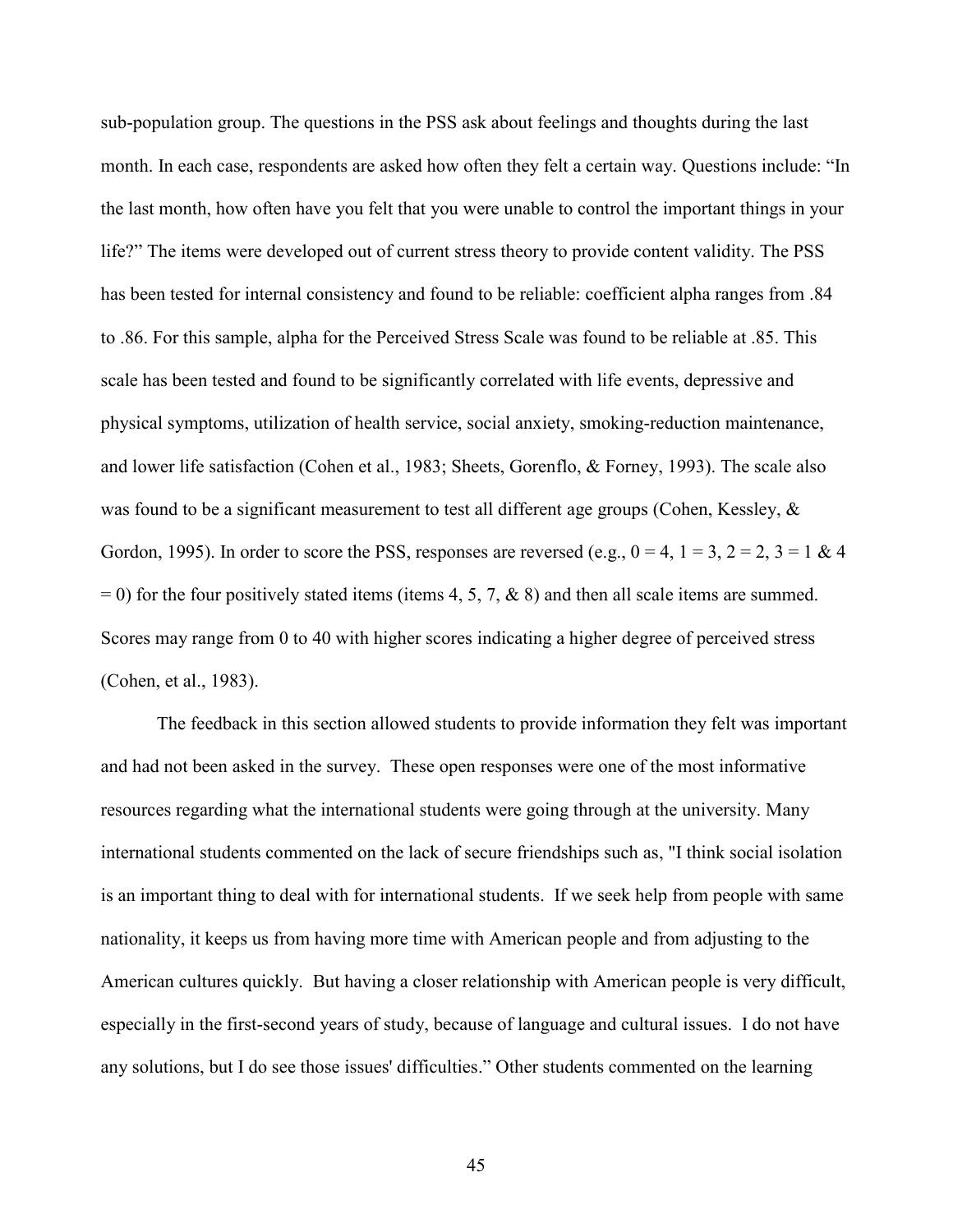sub-population group. The questions in the PSS ask about feelings and thoughts during the last month. In each case, respondents are asked how often they felt a certain way. Questions include: "In the last month, how often have you felt that you were unable to control the important things in your life?" The items were developed out of current stress theory to provide content validity. The PSS has been tested for internal consistency and found to be reliable: coefficient alpha ranges from .84 to .86. For this sample, alpha for the Perceived Stress Scale was found to be reliable at .85. This scale has been tested and found to be significantly correlated with life events, depressive and physical symptoms, utilization of health service, social anxiety, smoking-reduction maintenance, and lower life satisfaction (Cohen et al., 1983; Sheets, Gorenflo, & Forney, 1993). The scale also was found to be a significant measurement to test all different age groups (Cohen, Kessley, & Gordon, 1995). In order to score the PSS, responses are reversed (e.g., 0 = 4, 1 = 3, 2 = 2, 3 = 1 & 4 = 0) for the four positively stated items (items 4, 5, 7, & 8) and then all scale items are summed. Scores may range from 0 to 40 with higher scores indicating a higher degree of perceived stress (Cohen, et al., 1983).

The feedback in this section allowed students to provide information they felt was important and had not been asked in the survey. These open responses were one of the most informative resources regarding what the international students were going through at the university. Many international students commented on the lack of secure friendships such as, "I think social isolation is an important thing to deal with for international students. If we seek help from people with same nationality, it keeps us from having more time with American people and from adjusting to the American cultures quickly. But having a closer relationship with American people is very difficult, especially in the first-second years of study, because of language and cultural issues. I do not have any solutions, but I do see those issues' difficulties." Other students commented on the learning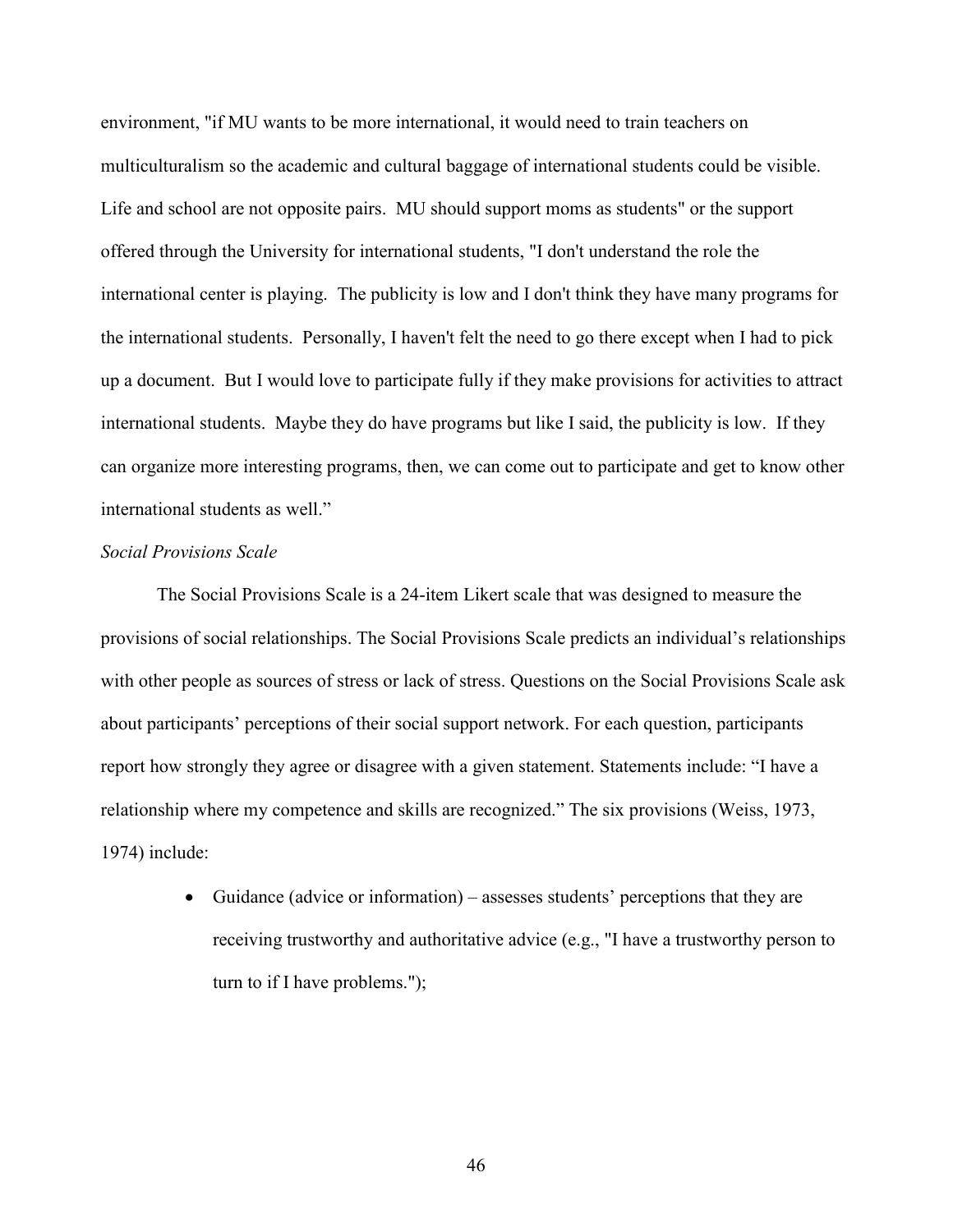environment, "if MU wants to be more international, it would need to train teachers on multiculturalism so the academic and cultural baggage of international students could be visible. Life and school are not opposite pairs. MU should support moms as students" or the support offered through the University for international students, "I don't understand the role the international center is playing. The publicity is low and I don't think they have many programs for the international students. Personally, I haven't felt the need to go there except when I had to pick up a document. But I would love to participate fully if they make provisions for activities to attract international students. Maybe they do have programs but like I said, the publicity is low. If they can organize more interesting programs, then, we can come out to participate and get to know other international students as well."

*Social Provisions Scale*

The Social Provisions Scale is a 24-item Likert scale that was designed to measure the provisions of social relationships. The Social Provisions Scale predicts an individual's relationships with other people as sources of stress or lack of stress. Questions on the Social Provisions Scale ask about participants' perceptions of their social support network. For each question, participants report how strongly they agree or disagree with a given statement. Statements include: "I have a relationship where my competence and skills are recognized." The six provisions (Weiss, 1973, 1974) include:

- Guidance (advice or information) – assesses students' perceptions that they are receiving trustworthy and authoritative advice (e.g., "I have a trustworthy person to turn to if I have problems.");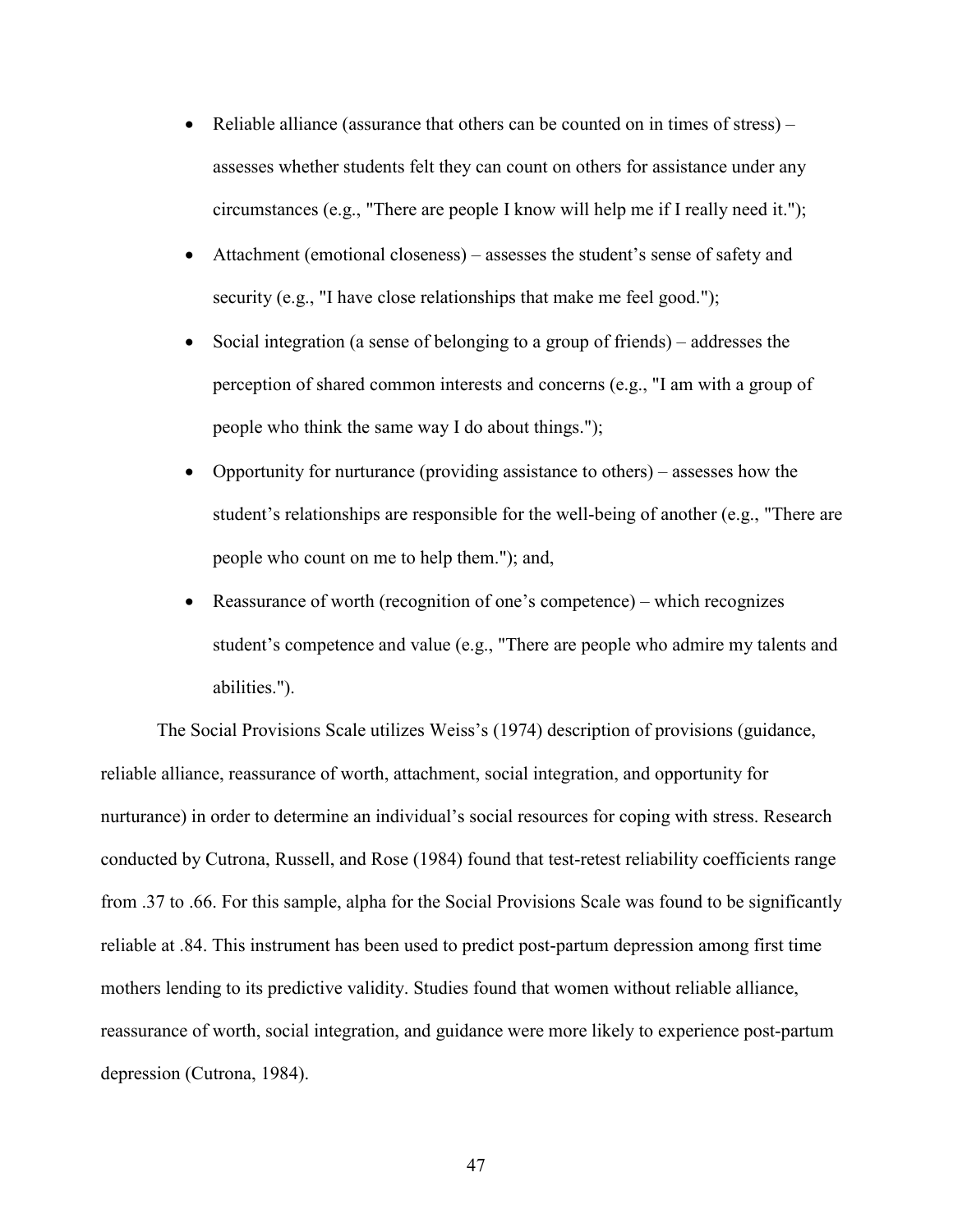- Reliable alliance (assurance that others can be counted on in times of stress) – assesses whether students felt they can count on others for assistance under any circumstances (e.g., "There are people I know will help me if I really need it.");
- Attachment (emotional closeness) – assesses the student's sense of safety and security (e.g., "I have close relationships that make me feel good.");
- Social integration (a sense of belonging to a group of friends) – addresses the perception of shared common interests and concerns (e.g., "I am with a group of people who think the same way I do about things.");
- Opportunity for nurturance (providing assistance to others) – assesses how the student's relationships are responsible for the well-being of another (e.g., "There are people who count on me to help them."); and,
- Reassurance of worth (recognition of one's competence) – which recognizes student's competence and value (e.g., "There are people who admire my talents and abilities.").

The Social Provisions Scale utilizes Weiss's (1974) description of provisions (guidance, reliable alliance, reassurance of worth, attachment, social integration, and opportunity for nurturance) in order to determine an individual's social resources for coping with stress. Research conducted by Cutrona, Russell, and Rose (1984) found that test-retest reliability coefficients range from .37 to .66. For this sample, alpha for the Social Provisions Scale was found to be significantly reliable at .84. This instrument has been used to predict post-partum depression among first time mothers lending to its predictive validity. Studies found that women without reliable alliance, reassurance of worth, social integration, and guidance were more likely to experience post-partum depression (Cutrona, 1984).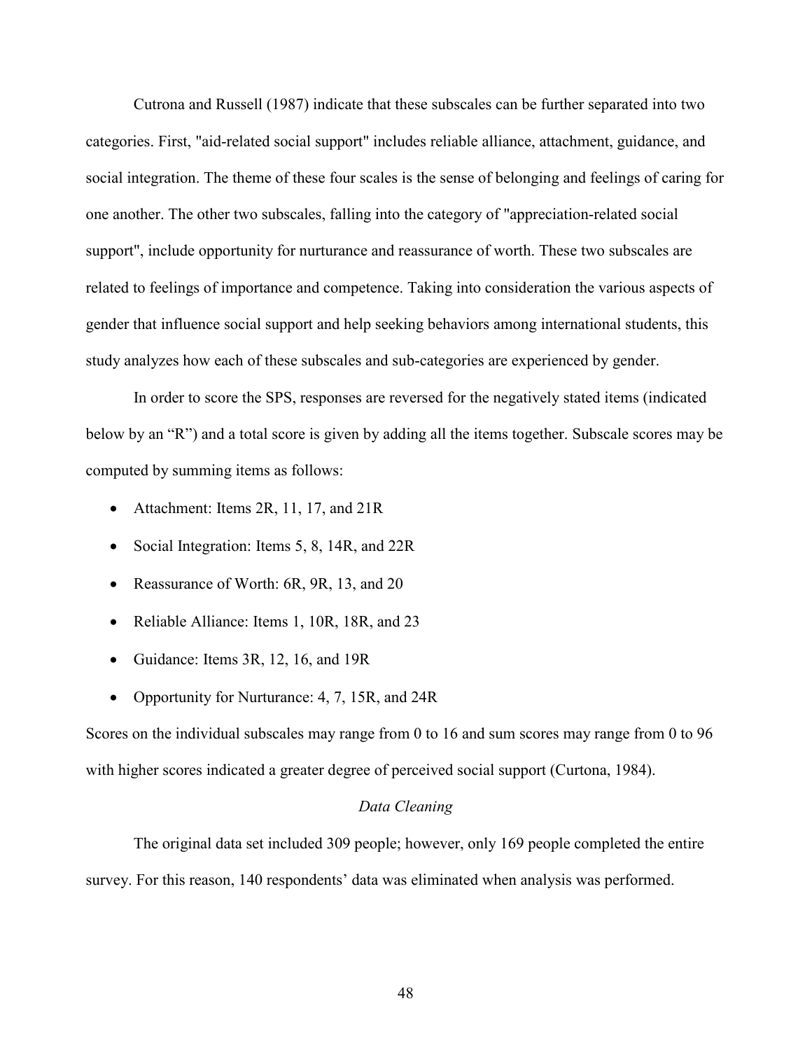Cutrona and Russell (1987) indicate that these subscales can be further separated into two categories. First, "aid-related social support" includes reliable alliance, attachment, guidance, and social integration. The theme of these four scales is the sense of belonging and feelings of caring for one another. The other two subscales, falling into the category of "appreciation-related social support", include opportunity for nurturance and reassurance of worth. These two subscales are related to feelings of importance and competence. Taking into consideration the various aspects of gender that influence social support and help seeking behaviors among international students, this study analyzes how each of these subscales and sub-categories are experienced by gender.

In order to score the SPS, responses are reversed for the negatively stated items (indicated below by an "R") and a total score is given by adding all the items together. Subscale scores may be computed by summing items as follows:

- Attachment: Items 2R, 11, 17, and 21R
- Social Integration: Items 5, 8, 14R, and 22R
- Reassurance of Worth: 6R, 9R, 13, and 20
- Reliable Alliance: Items 1, 10R, 18R, and 23
- Guidance: Items 3R, 12, 16, and 19R
- Opportunity for Nurturance: 4, 7, 15R, and 24R

Scores on the individual subscales may range from 0 to 16 and sum scores may range from 0 to 96 with higher scores indicated a greater degree of perceived social support (Curtona, 1984).

*Data Cleaning*

The original data set included 309 people; however, only 169 people completed the entire survey. For this reason, 140 respondents' data was eliminated when analysis was performed.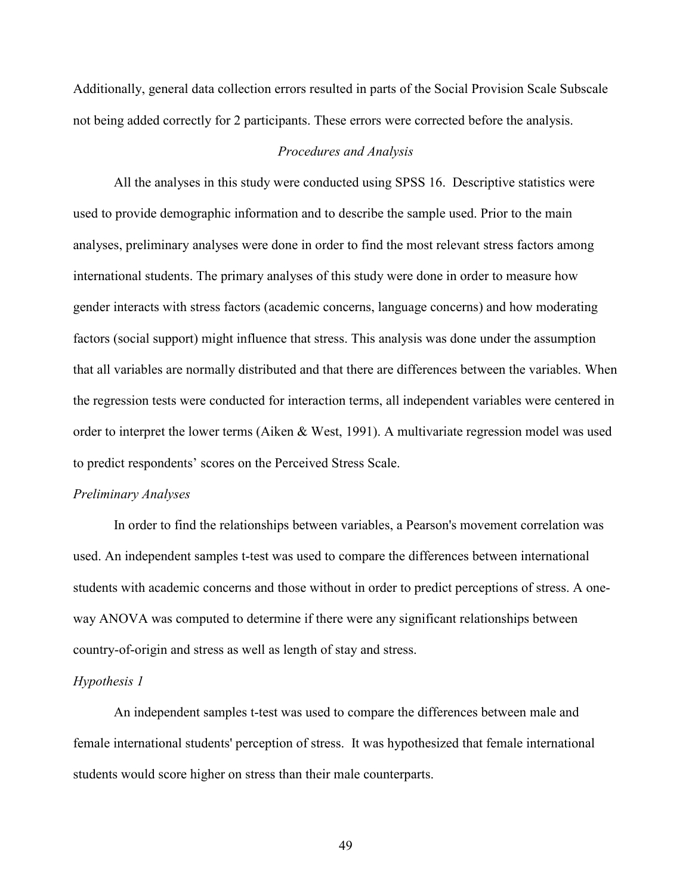Additionally, general data collection errors resulted in parts of the Social Provision Scale Subscale not being added correctly for 2 participants. These errors were corrected before the analysis.

### *Procedures and Analysis*

All the analyses in this study were conducted using SPSS 16. Descriptive statistics were used to provide demographic information and to describe the sample used. Prior to the main analyses, preliminary analyses were done in order to find the most relevant stress factors among international students. The primary analyses of this study were done in order to measure how gender interacts with stress factors (academic concerns, language concerns) and how moderating factors (social support) might influence that stress. This analysis was done under the assumption that all variables are normally distributed and that there are differences between the variables. When the regression tests were conducted for interaction terms, all independent variables were centered in order to interpret the lower terms (Aiken & West, 1991). A multivariate regression model was used to predict respondents' scores on the Perceived Stress Scale.

#### *Preliminary Analyses*

In order to find the relationships between variables, a Pearson's movement correlation was used. An independent samples t-test was used to compare the differences between international students with academic concerns and those without in order to predict perceptions of stress. A one-way ANOVA was computed to determine if there were any significant relationships between country-of-origin and stress as well as length of stay and stress.

#### *Hypothesis 1*

An independent samples t-test was used to compare the differences between male and female international students' perception of stress. It was hypothesized that female international students would score higher on stress than their male counterparts.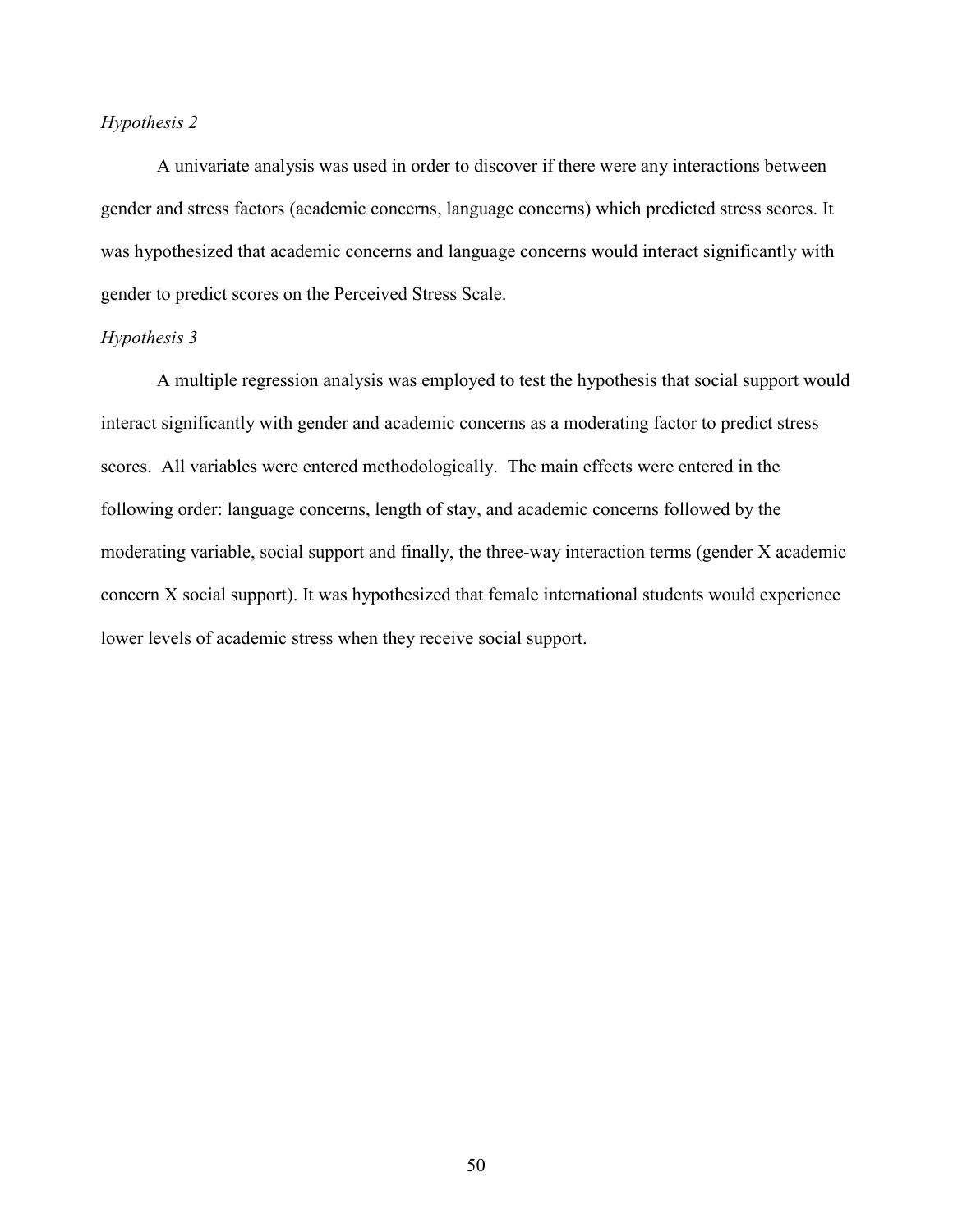*Hypothesis 2*

A univariate analysis was used in order to discover if there were any interactions between gender and stress factors (academic concerns, language concerns) which predicted stress scores. It was hypothesized that academic concerns and language concerns would interact significantly with gender to predict scores on the Perceived Stress Scale.

*Hypothesis 3*

A multiple regression analysis was employed to test the hypothesis that social support would interact significantly with gender and academic concerns as a moderating factor to predict stress scores. All variables were entered methodologically. The main effects were entered in the following order: language concerns, length of stay, and academic concerns followed by the moderating variable, social support and finally, the three-way interaction terms (gender X academic concern X social support). It was hypothesized that female international students would experience lower levels of academic stress when they receive social support.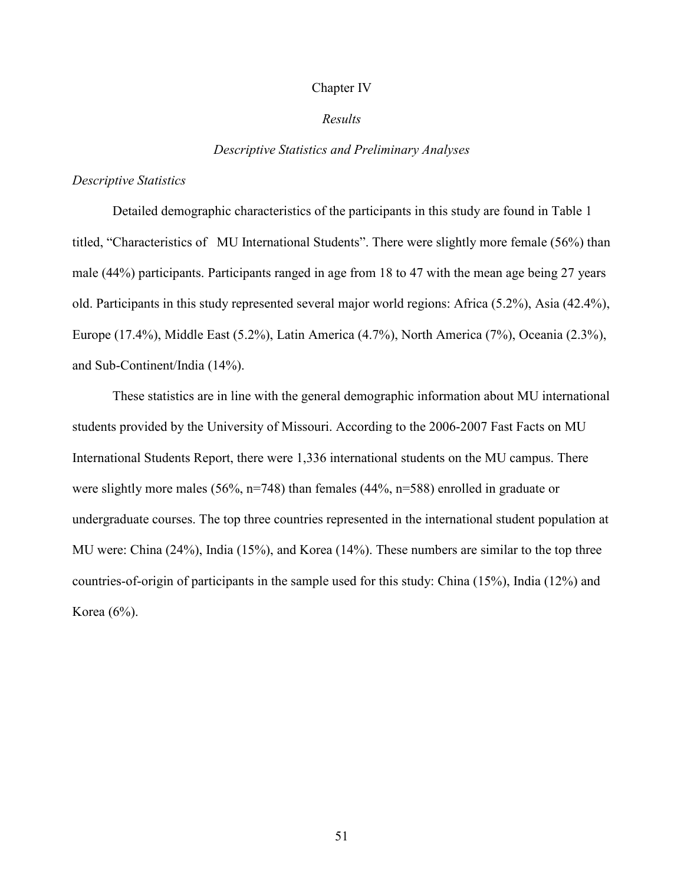# Chapter IV

## *Results*

### *Descriptive Statistics and Preliminary Analyses*

*Descriptive Statistics*

Detailed demographic characteristics of the participants in this study are found in Table 1 titled, "Characteristics of  MU International Students". There were slightly more female (56%) than male (44%) participants. Participants ranged in age from 18 to 47 with the mean age being 27 years old. Participants in this study represented several major world regions: Africa (5.2%), Asia (42.4%), Europe (17.4%), Middle East (5.2%), Latin America (4.7%), North America (7%), Oceania (2.3%), and Sub-Continent/India (14%).

These statistics are in line with the general demographic information about MU international students provided by the University of Missouri. According to the 2006-2007 Fast Facts on MU International Students Report, there were 1,336 international students on the MU campus. There were slightly more males (56%, n=748) than females (44%, n=588) enrolled in graduate or undergraduate courses. The top three countries represented in the international student population at MU were: China (24%), India (15%), and Korea (14%). These numbers are similar to the top three countries-of-origin of participants in the sample used for this study: China (15%), India (12%) and Korea (6%).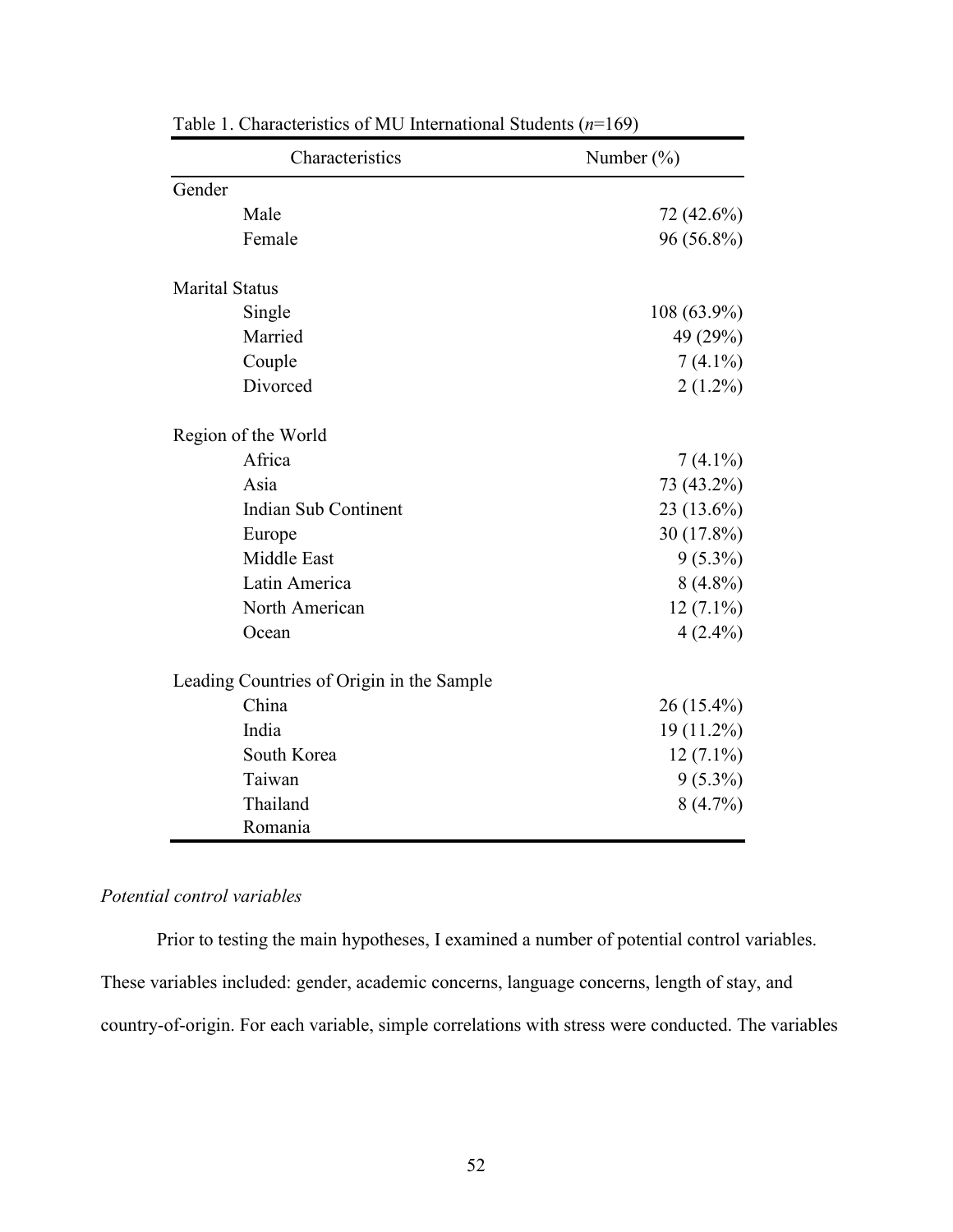Table 1. Characteristics of MU International Students ($n$=169)

| Characteristics | Number (%) |
|---|---|
| Gender | |
| Male | 72 (42.6%) |
| Female | 96 (56.8%) |
| | |
| Marital Status | |
| Single | 108 (63.9%) |
| Married | 49 (29%) |
| Couple | 7 (4.1%) |
| Divorced | 2 (1.2%) |
| | |
| Region of the World | |
| Africa | 7 (4.1%) |
| Asia | 73 (43.2%) |
| Indian Sub Continent | 23 (13.6%) |
| Europe | 30 (17.8%) |
| Middle East | 9 (5.3%) |
| Latin America | 8 (4.8%) |
| North American | 12 (7.1%) |
| Ocean | 4 (2.4%) |
| | |
| Leading Countries of Origin in the Sample | |
| China | 26 (15.4%) |
| India | 19 (11.2%) |
| South Korea | 12 (7.1%) |
| Taiwan | 9 (5.3%) |
| Thailand | 8 (4.7%) |
| Romania | |

*Potential control variables*

Prior to testing the main hypotheses, I examined a number of potential control variables. These variables included: gender, academic concerns, language concerns, length of stay, and country-of-origin. For each variable, simple correlations with stress were conducted. The variables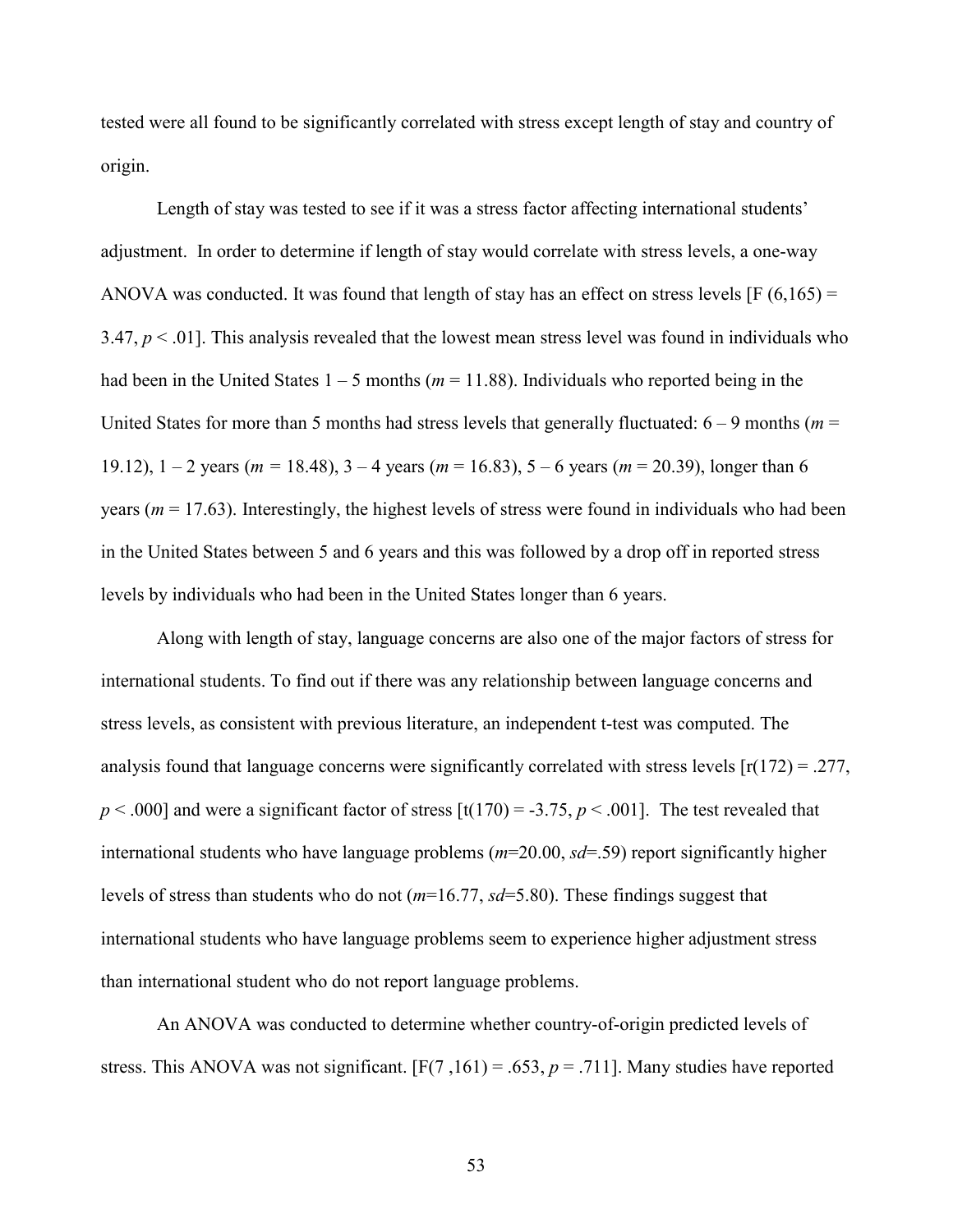tested were all found to be significantly correlated with stress except length of stay and country of origin.

Length of stay was tested to see if it was a stress factor affecting international students' adjustment. In order to determine if length of stay would correlate with stress levels, a one-way ANOVA was conducted. It was found that length of stay has an effect on stress levels [$F(6,165) = 3.47$, $p < .01$]. This analysis revealed that the lowest mean stress level was found in individuals who had been in the United States 1 – 5 months ($m = 11.88$). Individuals who reported being in the United States for more than 5 months had stress levels that generally fluctuated: 6 – 9 months ($m = 19.12$), 1 – 2 years ($m = 18.48$), 3 – 4 years ($m = 16.83$), 5 – 6 years ($m = 20.39$), longer than 6 years ($m = 17.63$). Interestingly, the highest levels of stress were found in individuals who had been in the United States between 5 and 6 years and this was followed by a drop off in reported stress levels by individuals who had been in the United States longer than 6 years.

Along with length of stay, language concerns are also one of the major factors of stress for international students. To find out if there was any relationship between language concerns and stress levels, as consistent with previous literature, an independent t-test was computed. The analysis found that language concerns were significantly correlated with stress levels [$r(172) = .277$, $p < .000$] and were a significant factor of stress [$t(170) = -3.75$, $p < .001$]. The test revealed that international students who have language problems ($m=20.00$, $sd=.59$) report significantly higher levels of stress than students who do not ($m=16.77$, $sd=5.80$). These findings suggest that international students who have language problems seem to experience higher adjustment stress than international student who do not report language problems.

An ANOVA was conducted to determine whether country-of-origin predicted levels of stress. This ANOVA was not significant. [$F(7,161) = .653$, $p = .711$]. Many studies have reported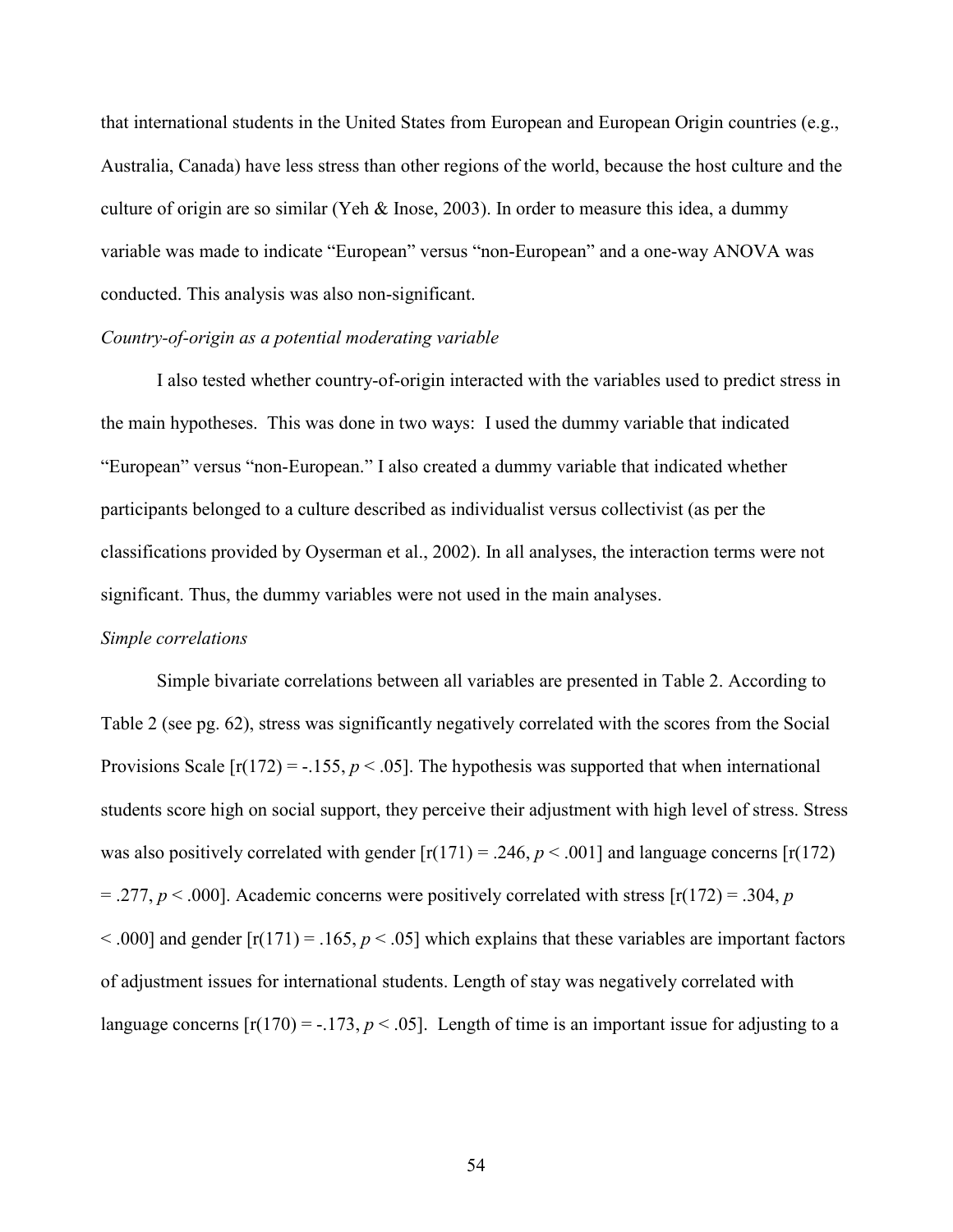that international students in the United States from European and European Origin countries (e.g., Australia, Canada) have less stress than other regions of the world, because the host culture and the culture of origin are so similar (Yeh & Inose, 2003). In order to measure this idea, a dummy variable was made to indicate "European" versus "non-European" and a one-way ANOVA was conducted. This analysis was also non-significant.

*Country-of-origin as a potential moderating variable*

I also tested whether country-of-origin interacted with the variables used to predict stress in the main hypotheses. This was done in two ways: I used the dummy variable that indicated "European" versus "non-European." I also created a dummy variable that indicated whether participants belonged to a culture described as individualist versus collectivist (as per the classifications provided by Oyserman et al., 2002). In all analyses, the interaction terms were not significant. Thus, the dummy variables were not used in the main analyses.

*Simple correlations*

Simple bivariate correlations between all variables are presented in Table 2. According to Table 2 (see pg. 62), stress was significantly negatively correlated with the scores from the Social Provisions Scale [$r(172) = -.155$, $p < .05$]. The hypothesis was supported that when international students score high on social support, they perceive their adjustment with high level of stress. Stress was also positively correlated with gender [$r(171) = .246$, $p < .001$] and language concerns [$r(172) = .277$, $p < .000$]. Academic concerns were positively correlated with stress [$r(172) = .304$, $p < .000$] and gender [$r(171) = .165$, $p < .05$] which explains that these variables are important factors of adjustment issues for international students. Length of stay was negatively correlated with language concerns [$r(170) = -.173$, $p < .05$]. Length of time is an important issue for adjusting to a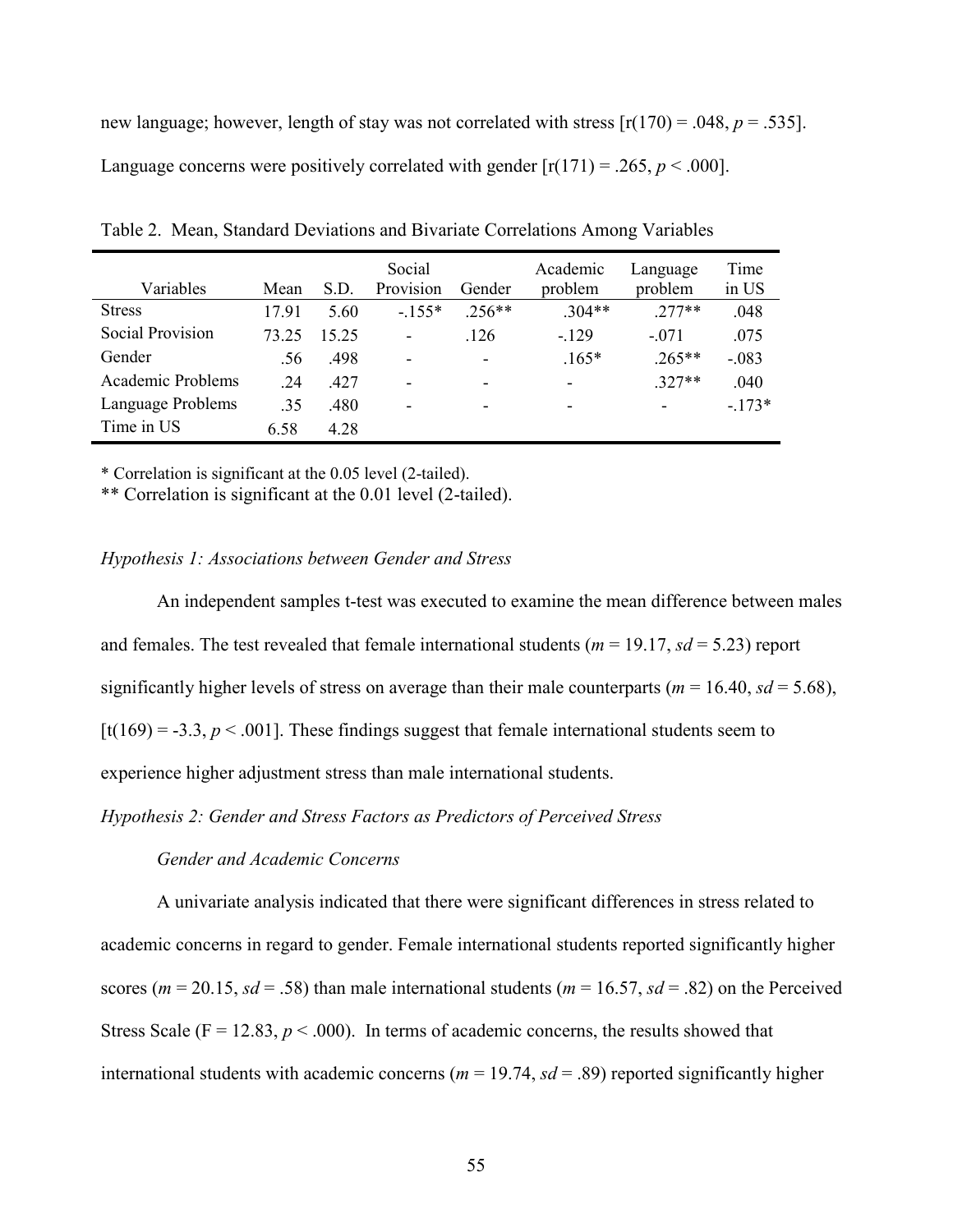new language; however, length of stay was not correlated with stress [r(170) = .048, $p$ = .535]. Language concerns were positively correlated with gender [r(171) = .265, $p$ < .000].

Table 2. Mean, Standard Deviations and Bivariate Correlations Among Variables

| Variables | Mean | S.D. | Social Provision | Gender | Academic problem | Language problem | Time in US |
|---|---|---|---|---|---|---|---|
| Stress | 17.91 | 5.60 | -.155* | .256** | .304** | .277** | .048 |
| Social Provision | 73.25 | 15.25 | - | .126 | -.129 | -.071 | .075 |
| Gender | .56 | .498 | - | - | .165* | .265** | -.083 |
| Academic Problems | .24 | .427 | - | - | - | .327** | .040 |
| Language Problems | .35 | .480 | - | - | - | - | -.173* |
| Time in US | 6.58 | 4.28 | | | | | |

* Correlation is significant at the 0.05 level (2-tailed).

** Correlation is significant at the 0.01 level (2-tailed).

*Hypothesis 1: Associations between Gender and Stress*

An independent samples t-test was executed to examine the mean difference between males and females. The test revealed that female international students ($m$ = 19.17, $sd$ = 5.23) report significantly higher levels of stress on average than their male counterparts ($m$ = 16.40, $sd$ = 5.68), [t(169) = -3.3, $p$ < .001]. These findings suggest that female international students seem to experience higher adjustment stress than male international students.

*Hypothesis 2: Gender and Stress Factors as Predictors of Perceived Stress*

*Gender and Academic Concerns*

A univariate analysis indicated that there were significant differences in stress related to academic concerns in regard to gender. Female international students reported significantly higher scores ($m$ = 20.15, $sd$ = .58) than male international students ($m$ = 16.57, $sd$ = .82) on the Perceived Stress Scale (F = 12.83, $p$ < .000). In terms of academic concerns, the results showed that international students with academic concerns ($m$ = 19.74, $sd$ = .89) reported significantly higher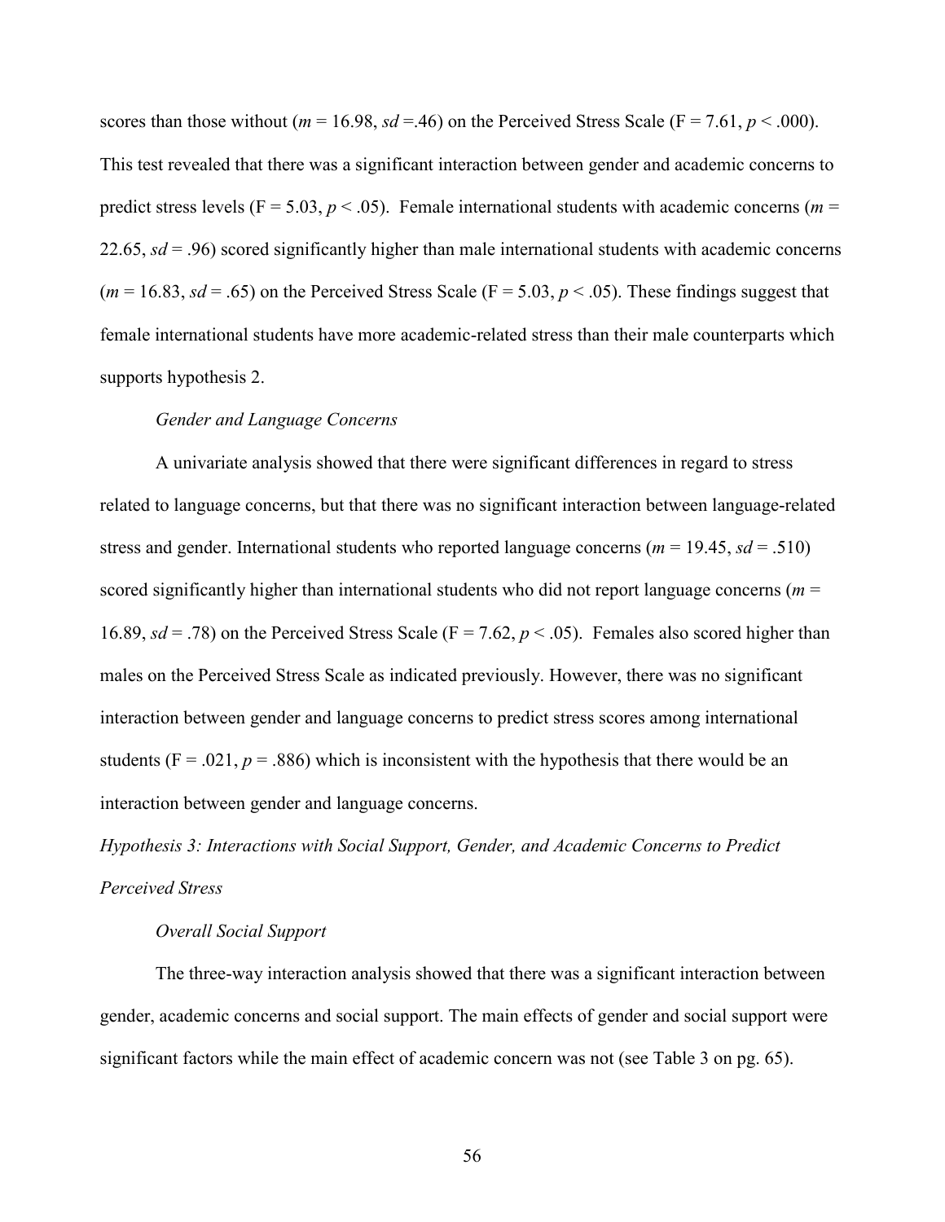scores than those without ($m$ = 16.98, $sd$ =.46) on the Perceived Stress Scale (F = 7.61, $p$ < .000). This test revealed that there was a significant interaction between gender and academic concerns to predict stress levels (F = 5.03, $p$ < .05). Female international students with academic concerns ($m$ = 22.65, $sd$ = .96) scored significantly higher than male international students with academic concerns ($m$ = 16.83, $sd$ = .65) on the Perceived Stress Scale (F = 5.03, $p$ < .05). These findings suggest that female international students have more academic-related stress than their male counterparts which supports hypothesis 2.

*Gender and Language Concerns*

A univariate analysis showed that there were significant differences in regard to stress related to language concerns, but that there was no significant interaction between language-related stress and gender. International students who reported language concerns ($m$ = 19.45, $sd$ = .510) scored significantly higher than international students who did not report language concerns ($m$ = 16.89, $sd$ = .78) on the Perceived Stress Scale (F = 7.62, $p$ < .05). Females also scored higher than males on the Perceived Stress Scale as indicated previously. However, there was no significant interaction between gender and language concerns to predict stress scores among international students (F = .021, $p$ = .886) which is inconsistent with the hypothesis that there would be an interaction between gender and language concerns.

*Hypothesis 3: Interactions with Social Support, Gender, and Academic Concerns to Predict Perceived Stress*

*Overall Social Support*

The three-way interaction analysis showed that there was a significant interaction between gender, academic concerns and social support. The main effects of gender and social support were significant factors while the main effect of academic concern was not (see Table 3 on pg. 65).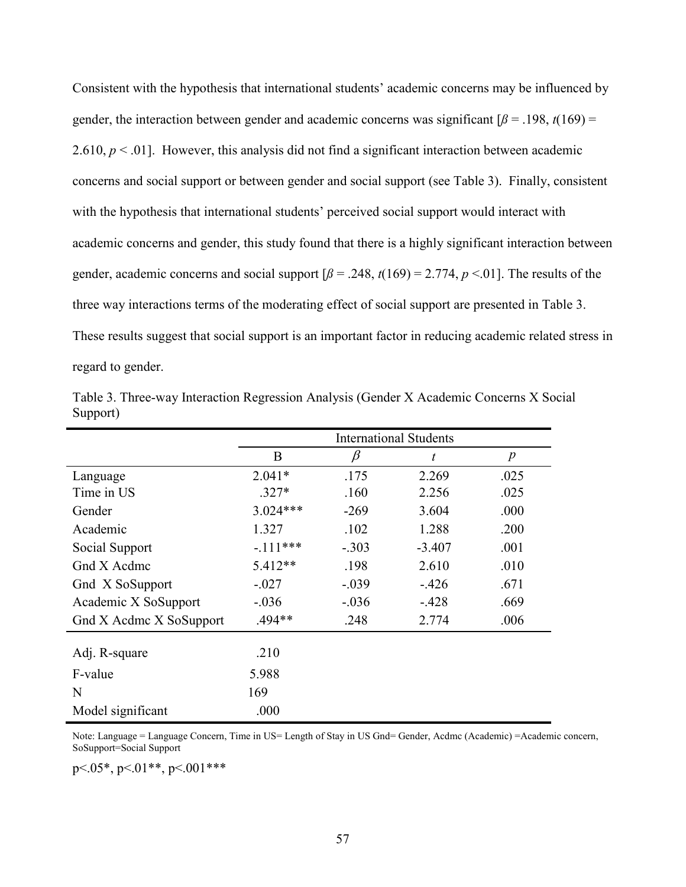Consistent with the hypothesis that international students' academic concerns may be influenced by gender, the interaction between gender and academic concerns was significant [$\beta = .198$, $t(169) = 2.610$, $p < .01$]. However, this analysis did not find a significant interaction between academic concerns and social support or between gender and social support (see Table 3). Finally, consistent with the hypothesis that international students' perceived social support would interact with academic concerns and gender, this study found that there is a highly significant interaction between gender, academic concerns and social support [$\beta = .248$, $t(169) = 2.774$, $p < .01$]. The results of the three way interactions terms of the moderating effect of social support are presented in Table 3. These results suggest that social support is an important factor in reducing academic related stress in regard to gender.

Table 3. Three-way Interaction Regression Analysis (Gender X Academic Concerns X Social Support)

| | International Students | | | |
|---|---|---|---|---|
| | B | $\beta$ | $t$ | $p$ |
| Language | 2.041* | .175 | 2.269 | .025 |
| Time in US | .327* | .160 | 2.256 | .025 |
| Gender | 3.024*** | -269 | 3.604 | .000 |
| Academic | 1.327 | .102 | 1.288 | .200 |
| Social Support | -.111*** | -.303 | -3.407 | .001 |
| Gnd X Acdmc | 5.412** | .198 | 2.610 | .010 |
| Gnd X SoSupport | -.027 | -.039 | -.426 | .671 |
| Academic X SoSupport | -.036 | -.036 | -.428 | .669 |
| Gnd X Acdmc X SoSupport | .494** | .248 | 2.774 | .006 |
| Adj. R-square | .210 | | | |
| F-value | 5.988 | | | |
| N | 169 | | | |
| Model significant | .000 | | | |

Note: Language = Language Concern, Time in US= Length of Stay in US Gnd= Gender, Acdmc (Academic) =Academic concern, SoSupport=Social Support

p<.05*, p<.01**, p<.001***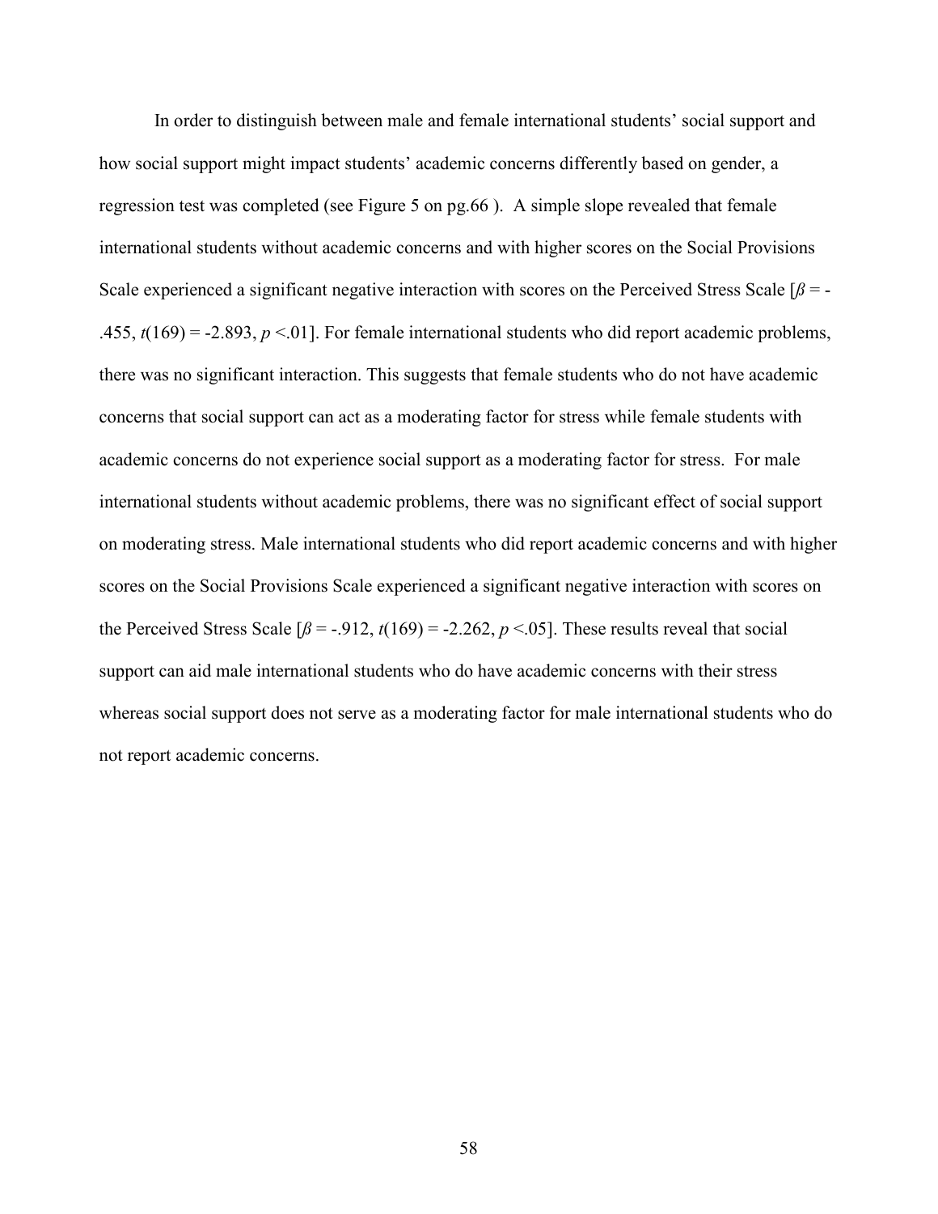In order to distinguish between male and female international students' social support and how social support might impact students' academic concerns differently based on gender, a regression test was completed (see Figure 5 on pg.66 ). A simple slope revealed that female international students without academic concerns and with higher scores on the Social Provisions Scale experienced a significant negative interaction with scores on the Perceived Stress Scale [$\beta = -.455$, $t(169) = -2.893$, $p < .01$]. For female international students who did report academic problems, there was no significant interaction. This suggests that female students who do not have academic concerns that social support can act as a moderating factor for stress while female students with academic concerns do not experience social support as a moderating factor for stress. For male international students without academic problems, there was no significant effect of social support on moderating stress. Male international students who did report academic concerns and with higher scores on the Social Provisions Scale experienced a significant negative interaction with scores on the Perceived Stress Scale [$\beta = -.912$, $t(169) = -2.262$, $p < .05$]. These results reveal that social support can aid male international students who do have academic concerns with their stress whereas social support does not serve as a moderating factor for male international students who do not report academic concerns.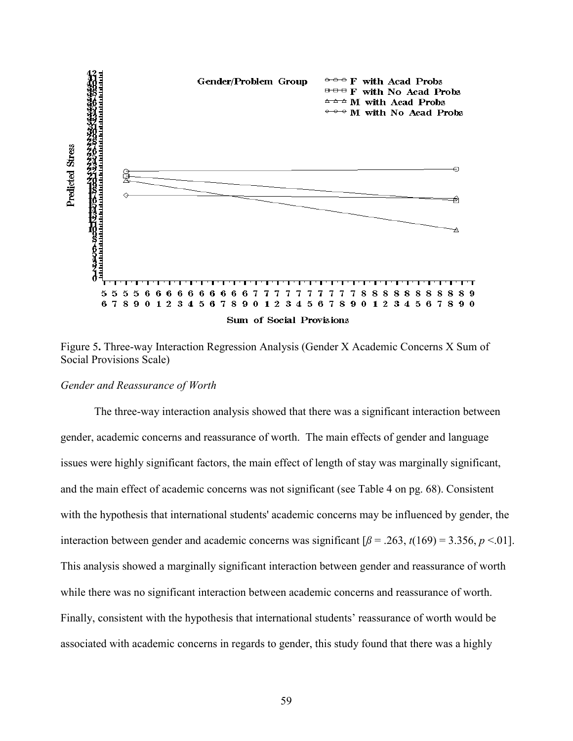Figure 5**.** Three-way Interaction Regression Analysis (Gender X Academic Concerns X Sum of Social Provisions Scale)

*Gender and Reassurance of Worth*

The three-way interaction analysis showed that there was a significant interaction between gender, academic concerns and reassurance of worth. The main effects of gender and language issues were highly significant factors, the main effect of length of stay was marginally significant, and the main effect of academic concerns was not significant (see Table 4 on pg. 68). Consistent with the hypothesis that international students' academic concerns may be influenced by gender, the interaction between gender and academic concerns was significant [$\beta = .263$, $t(169) = 3.356$, $p < .01$]. This analysis showed a marginally significant interaction between gender and reassurance of worth while there was no significant interaction between academic concerns and reassurance of worth. Finally, consistent with the hypothesis that international students' reassurance of worth would be associated with academic concerns in regards to gender, this study found that there was a highly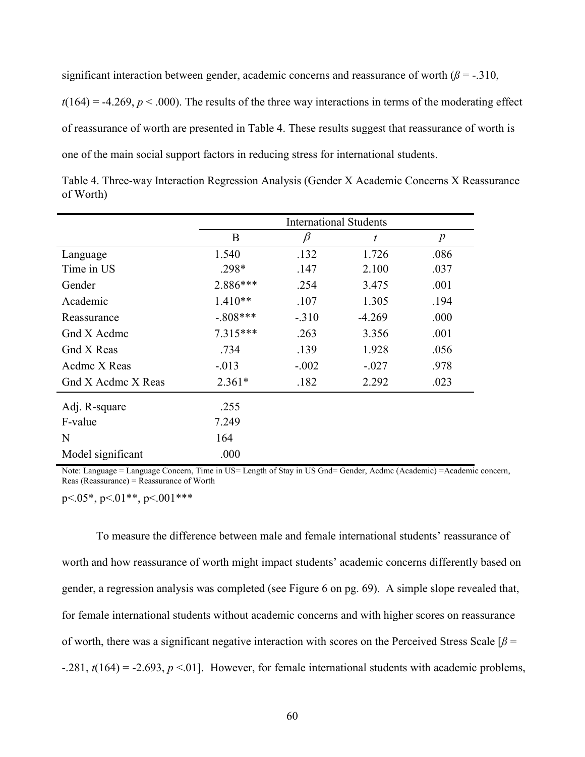significant interaction between gender, academic concerns and reassurance of worth ($\beta$ = -.310, $t(164)$ = -4.269, $p$ < .000). The results of the three way interactions in terms of the moderating effect of reassurance of worth are presented in Table 4. These results suggest that reassurance of worth is one of the main social support factors in reducing stress for international students.

Table 4. Three-way Interaction Regression Analysis (Gender X Academic Concerns X Reassurance of Worth)

| | International Students | | | |
|---|---|---|---|---|
| | B | $\beta$ | $t$ | $p$ |
| Language | 1.540 | .132 | 1.726 | .086 |
| Time in US | .298* | .147 | 2.100 | .037 |
| Gender | 2.886*** | .254 | 3.475 | .001 |
| Academic | 1.410** | .107 | 1.305 | .194 |
| Reassurance | -.808*** | -.310 | -4.269 | .000 |
| Gnd X Acdmc | 7.315*** | .263 | 3.356 | .001 |
| Gnd X Reas | .734 | .139 | 1.928 | .056 |
| Acdmc X Reas | -.013 | -.002 | -.027 | .978 |
| Gnd X Acdmc X Reas | 2.361* | .182 | 2.292 | .023 |
| Adj. R-square | .255 | | | |
| F-value | 7.249 | | | |
| N | 164 | | | |
| Model significant | .000 | | | |

Note: Language = Language Concern, Time in US= Length of Stay in US Gnd= Gender, Acdmc (Academic) =Academic concern, Reas (Reassurance) = Reassurance of Worth

p<.05*, p<.01**, p<.001***

To measure the difference between male and female international students' reassurance of worth and how reassurance of worth might impact students' academic concerns differently based on gender, a regression analysis was completed (see Figure 6 on pg. 69). A simple slope revealed that, for female international students without academic concerns and with higher scores on reassurance of worth, there was a significant negative interaction with scores on the Perceived Stress Scale [$\beta$ = -.281, $t(164)$ = -2.693, $p$ <.01]. However, for female international students with academic problems,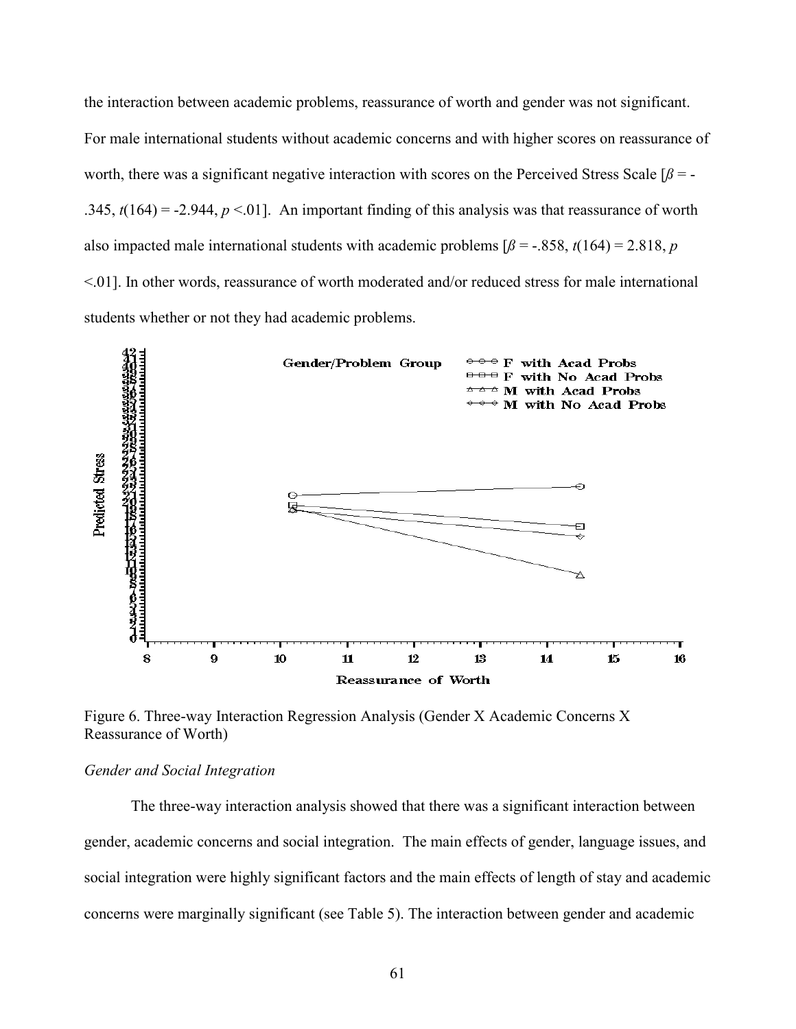the interaction between academic problems, reassurance of worth and gender was not significant. For male international students without academic concerns and with higher scores on reassurance of worth, there was a significant negative interaction with scores on the Perceived Stress Scale [$\beta = -.345$, $t(164) = -2.944$, $p < .01$]. An important finding of this analysis was that reassurance of worth also impacted male international students with academic problems [$\beta = -.858$, $t(164) = 2.818$, $p < .01$]. In other words, reassurance of worth moderated and/or reduced stress for male international students whether or not they had academic problems.

Figure 6. Three-way Interaction Regression Analysis (Gender X Academic Concerns X Reassurance of Worth)

*Gender and Social Integration*

The three-way interaction analysis showed that there was a significant interaction between gender, academic concerns and social integration. The main effects of gender, language issues, and social integration were highly significant factors and the main effects of length of stay and academic concerns were marginally significant (see Table 5). The interaction between gender and academic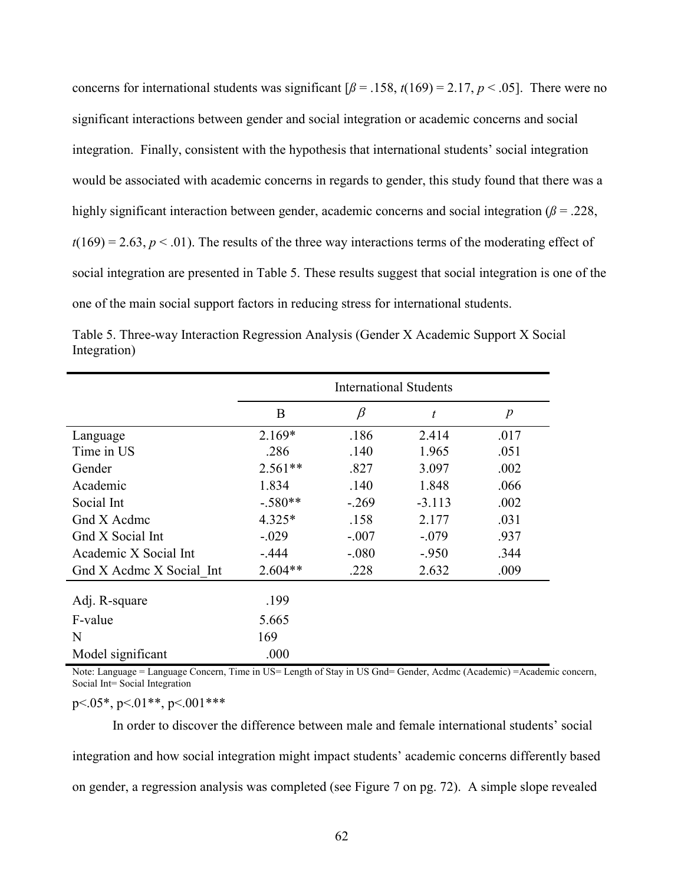concerns for international students was significant [$\beta = .158$, $t(169) = 2.17$, $p < .05$]. There were no significant interactions between gender and social integration or academic concerns and social integration. Finally, consistent with the hypothesis that international students' social integration would be associated with academic concerns in regards to gender, this study found that there was a highly significant interaction between gender, academic concerns and social integration ($\beta = .228$, $t(169) = 2.63$, $p < .01$). The results of the three way interactions terms of the moderating effect of social integration are presented in Table 5. These results suggest that social integration is one of the one of the main social support factors in reducing stress for international students.

Table 5. Three-way Interaction Regression Analysis (Gender X Academic Support X Social Integration)

| | International Students | | | |
|---|---|---|---|---|
| | B | $\beta$ | $t$ | $p$ |
| Language | 2.169* | .186 | 2.414 | .017 |
| Time in US | .286 | .140 | 1.965 | .051 |
| Gender | 2.561** | .827 | 3.097 | .002 |
| Academic | 1.834 | .140 | 1.848 | .066 |
| Social Int | -.580** | -.269 | -3.113 | .002 |
| Gnd X Acdmc | 4.325* | .158 | 2.177 | .031 |
| Gnd X Social Int | -.029 | -.007 | -.079 | .937 |
| Academic X Social Int | -.444 | -.080 | -.950 | .344 |
| Gnd X Acdmc X Social_Int | 2.604** | .228 | 2.632 | .009 |
| Adj. R-square | .199 | | | |
| F-value | 5.665 | | | |
| N | 169 | | | |
| Model significant | .000 | | | |

Note: Language = Language Concern, Time in US= Length of Stay in US Gnd= Gender, Acdmc (Academic) =Academic concern, Social Int= Social Integration

$p<.05$*, $p<.01$**, $p<.001$***

In order to discover the difference between male and female international students' social integration and how social integration might impact students' academic concerns differently based on gender, a regression analysis was completed (see Figure 7 on pg. 72). A simple slope revealed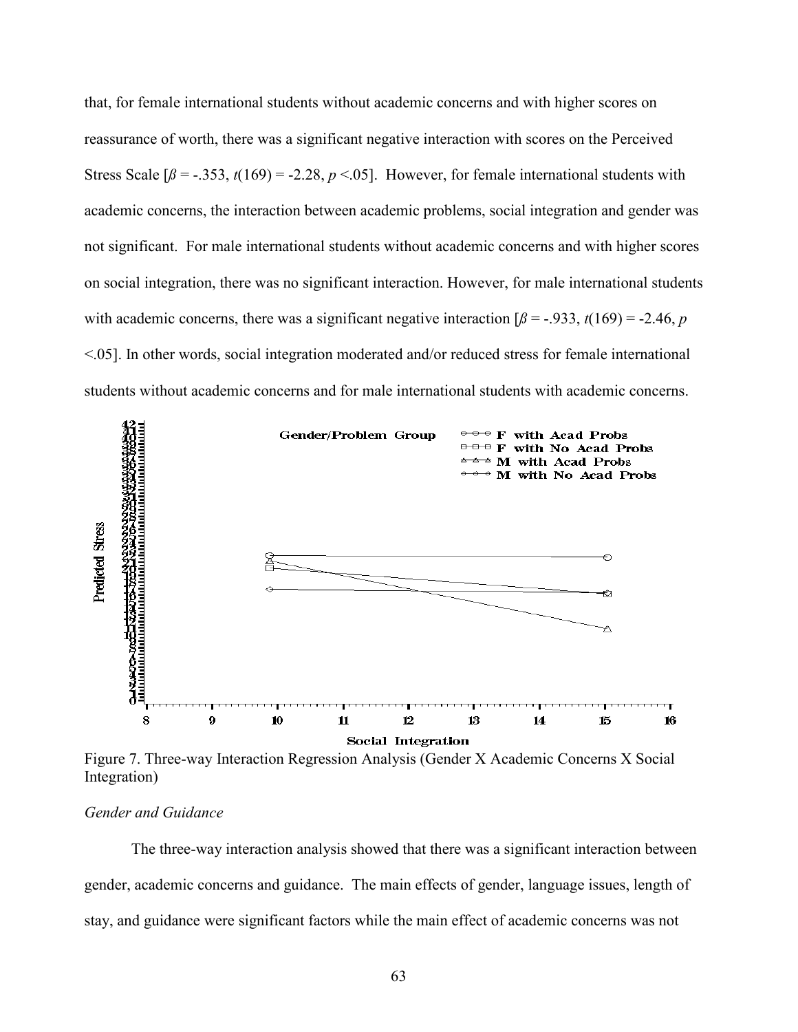that, for female international students without academic concerns and with higher scores on reassurance of worth, there was a significant negative interaction with scores on the Perceived Stress Scale [$\beta$ = -.353, $t(169)$ = -2.28, $p$ <.05]. However, for female international students with academic concerns, the interaction between academic problems, social integration and gender was not significant. For male international students without academic concerns and with higher scores on social integration, there was no significant interaction. However, for male international students with academic concerns, there was a significant negative interaction [$\beta$ = -.933, $t(169)$ = -2.46, $p$ <.05]. In other words, social integration moderated and/or reduced stress for female international students without academic concerns and for male international students with academic concerns.

Figure 7. Three-way Interaction Regression Analysis (Gender X Academic Concerns X Social Integration)

*Gender and Guidance*

The three-way interaction analysis showed that there was a significant interaction between gender, academic concerns and guidance. The main effects of gender, language issues, length of stay, and guidance were significant factors while the main effect of academic concerns was not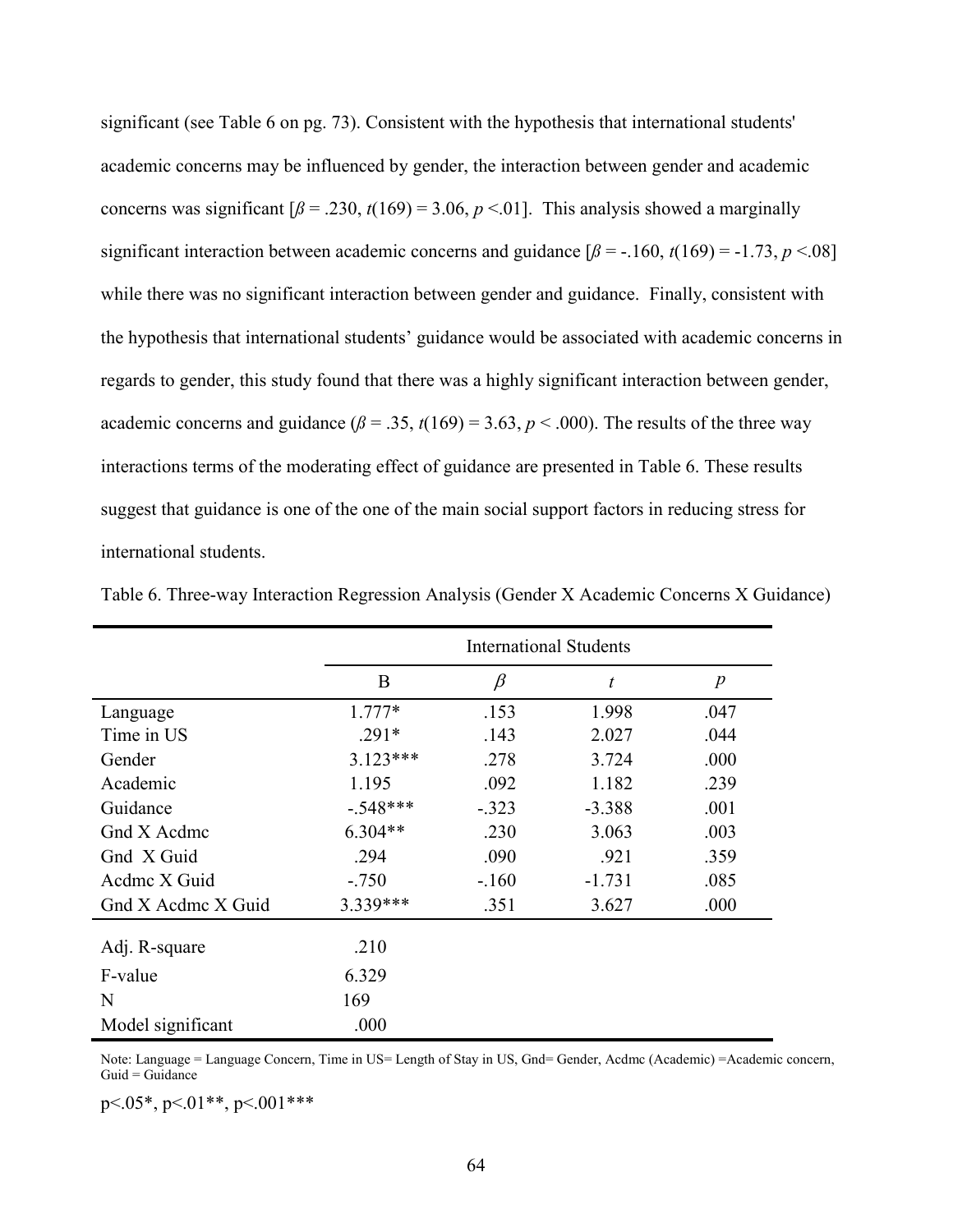significant (see Table 6 on pg. 73). Consistent with the hypothesis that international students' academic concerns may be influenced by gender, the interaction between gender and academic concerns was significant [$\beta = .230$, $t(169) = 3.06$, $p < .01$]. This analysis showed a marginally significant interaction between academic concerns and guidance [$\beta = -.160$, $t(169) = -1.73$, $p < .08$] while there was no significant interaction between gender and guidance. Finally, consistent with the hypothesis that international students' guidance would be associated with academic concerns in regards to gender, this study found that there was a highly significant interaction between gender, academic concerns and guidance ($\beta = .35$, $t(169) = 3.63$, $p < .000$). The results of the three way interactions terms of the moderating effect of guidance are presented in Table 6. These results suggest that guidance is one of the one of the main social support factors in reducing stress for international students.

Table 6. Three-way Interaction Regression Analysis (Gender X Academic Concerns X Guidance)

| | International Students | | | |
|---|---|---|---|---|
| | B | $\beta$ | $t$ | $p$ |
| Language | 1.777* | .153 | 1.998 | .047 |
| Time in US | .291* | .143 | 2.027 | .044 |
| Gender | 3.123*** | .278 | 3.724 | .000 |
| Academic | 1.195 | .092 | 1.182 | .239 |
| Guidance | -.548*** | -.323 | -3.388 | .001 |
| Gnd X Acdmc | 6.304** | .230 | 3.063 | .003 |
| Gnd X Guid | .294 | .090 | .921 | .359 |
| Acdmc X Guid | -.750 | -.160 | -1.731 | .085 |
| Gnd X Acdmc X Guid | 3.339*** | .351 | 3.627 | .000 |
| Adj. R-square | .210 | | | |
| F-value | 6.329 | | | |
| N | 169 | | | |
| Model significant | .000 | | | |

Note: Language = Language Concern, Time in US= Length of Stay in US, Gnd= Gender, Acdmc (Academic) =Academic concern, Guid = Guidance

p<.05*, p<.01**, p<.001***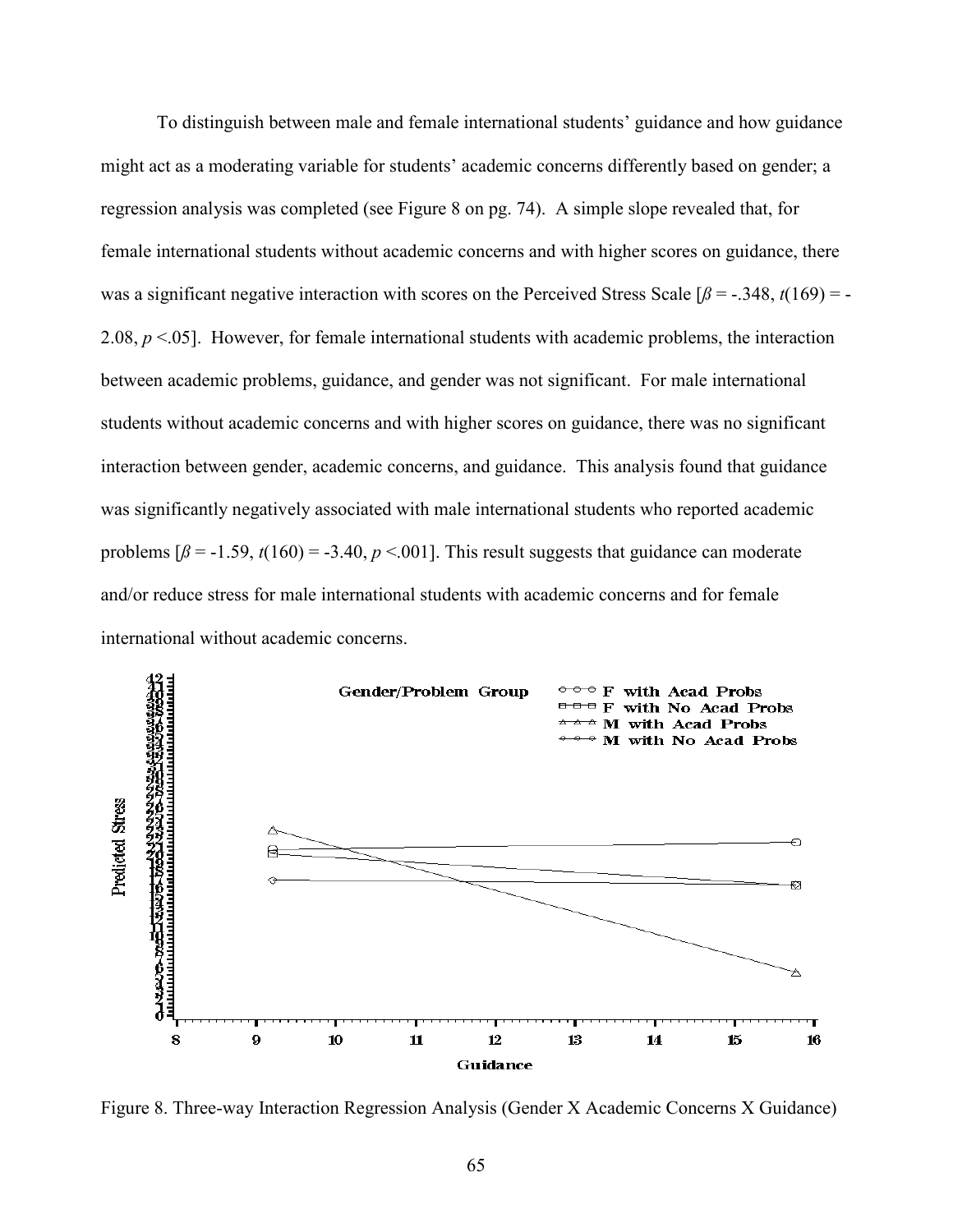To distinguish between male and female international students' guidance and how guidance might act as a moderating variable for students' academic concerns differently based on gender; a regression analysis was completed (see Figure 8 on pg. 74). A simple slope revealed that, for female international students without academic concerns and with higher scores on guidance, there was a significant negative interaction with scores on the Perceived Stress Scale [$\beta = -.348$, $t(169) = -2.08$, $p < .05$]. However, for female international students with academic problems, the interaction between academic problems, guidance, and gender was not significant. For male international students without academic concerns and with higher scores on guidance, there was no significant interaction between gender, academic concerns, and guidance. This analysis found that guidance was significantly negatively associated with male international students who reported academic problems [$\beta = -1.59$, $t(160) = -3.40$, $p < .001$]. This result suggests that guidance can moderate and/or reduce stress for male international students with academic concerns and for female international without academic concerns.

Figure 8. Three-way Interaction Regression Analysis (Gender X Academic Concerns X Guidance)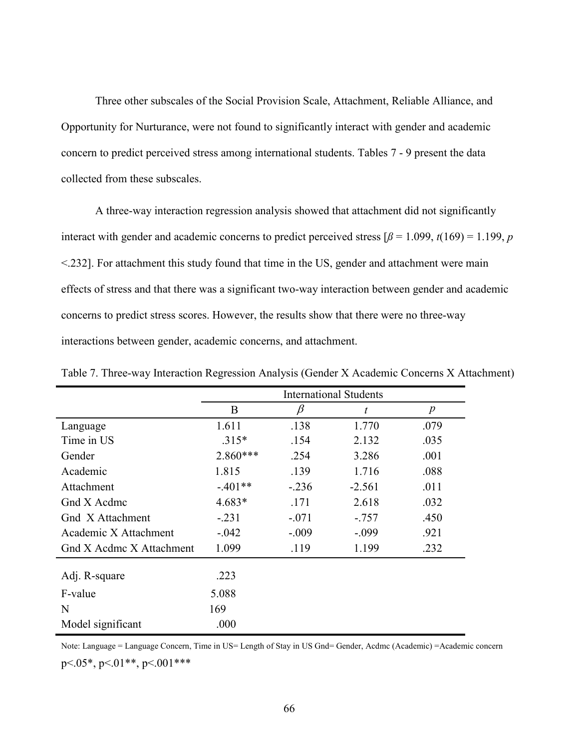Three other subscales of the Social Provision Scale, Attachment, Reliable Alliance, and Opportunity for Nurturance, were not found to significantly interact with gender and academic concern to predict perceived stress among international students. Tables 7 - 9 present the data collected from these subscales.

A three-way interaction regression analysis showed that attachment did not significantly interact with gender and academic concerns to predict perceived stress [$\beta$ = 1.099, $t(169)$ = 1.199, $p$ <.232]. For attachment this study found that time in the US, gender and attachment were main effects of stress and that there was a significant two-way interaction between gender and academic concerns to predict stress scores. However, the results show that there were no three-way interactions between gender, academic concerns, and attachment.

Table 7. Three-way Interaction Regression Analysis (Gender X Academic Concerns X Attachment)

| | International Students | | | |
|---|---|---|---|---|
| | B | $\beta$ | $t$ | $p$ |
| Language | 1.611 | .138 | 1.770 | .079 |
| Time in US | .315* | .154 | 2.132 | .035 |
| Gender | 2.860*** | .254 | 3.286 | .001 |
| Academic | 1.815 | .139 | 1.716 | .088 |
| Attachment | -.401** | -.236 | -2.561 | .011 |
| Gnd X Acdmc | 4.683* | .171 | 2.618 | .032 |
| Gnd X Attachment | -.231 | -.071 | -.757 | .450 |
| Academic X Attachment | -.042 | -.009 | -.099 | .921 |
| Gnd X Acdmc X Attachment | 1.099 | .119 | 1.199 | .232 |
| Adj. R-square | .223 | | | |
| F-value | 5.088 | | | |
| N | 169 | | | |
| Model significant | .000 | | | |

Note: Language = Language Concern, Time in US= Length of Stay in US Gnd= Gender, Acdmc (Academic) =Academic concern

p<.05*, p<.01**, p<.001***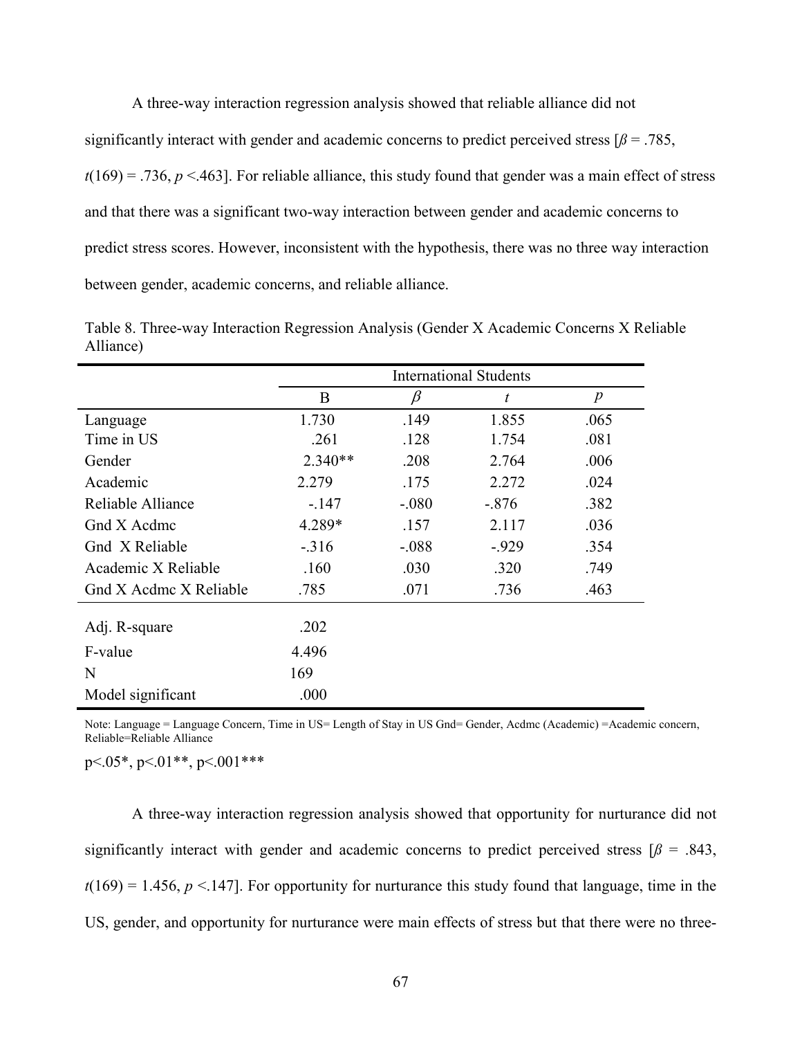A three-way interaction regression analysis showed that reliable alliance did not significantly interact with gender and academic concerns to predict perceived stress [$\beta = .785$, $t(169) = .736$, $p < .463$]. For reliable alliance, this study found that gender was a main effect of stress and that there was a significant two-way interaction between gender and academic concerns to predict stress scores. However, inconsistent with the hypothesis, there was no three way interaction between gender, academic concerns, and reliable alliance.

Table 8. Three-way Interaction Regression Analysis (Gender X Academic Concerns X Reliable Alliance)

| | International Students | | | |
|---|---|---|---|---|
| | B | $\beta$ | $t$ | $p$ |
| Language | 1.730 | .149 | 1.855 | .065 |
| Time in US | .261 | .128 | 1.754 | .081 |
| Gender | 2.340** | .208 | 2.764 | .006 |
| Academic | 2.279 | .175 | 2.272 | .024 |
| Reliable Alliance | -.147 | -.080 | -.876 | .382 |
| Gnd X Acdmc | 4.289* | .157 | 2.117 | .036 |
| Gnd X Reliable | -.316 | -.088 | -.929 | .354 |
| Academic X Reliable | .160 | .030 | .320 | .749 |
| Gnd X Acdmc X Reliable | .785 | .071 | .736 | .463 |
| Adj. R-square | .202 | | | |
| F-value | 4.496 | | | |
| N | 169 | | | |
| Model significant | .000 | | | |

Note: Language = Language Concern, Time in US= Length of Stay in US Gnd= Gender, Acdmc (Academic) =Academic concern, Reliable=Reliable Alliance

p<.05*, p<.01**, p<.001***

A three-way interaction regression analysis showed that opportunity for nurturance did not significantly interact with gender and academic concerns to predict perceived stress [$\beta = .843$, $t(169) = 1.456$, $p < .147$]. For opportunity for nurturance this study found that language, time in the US, gender, and opportunity for nurturance were main effects of stress but that there were no three-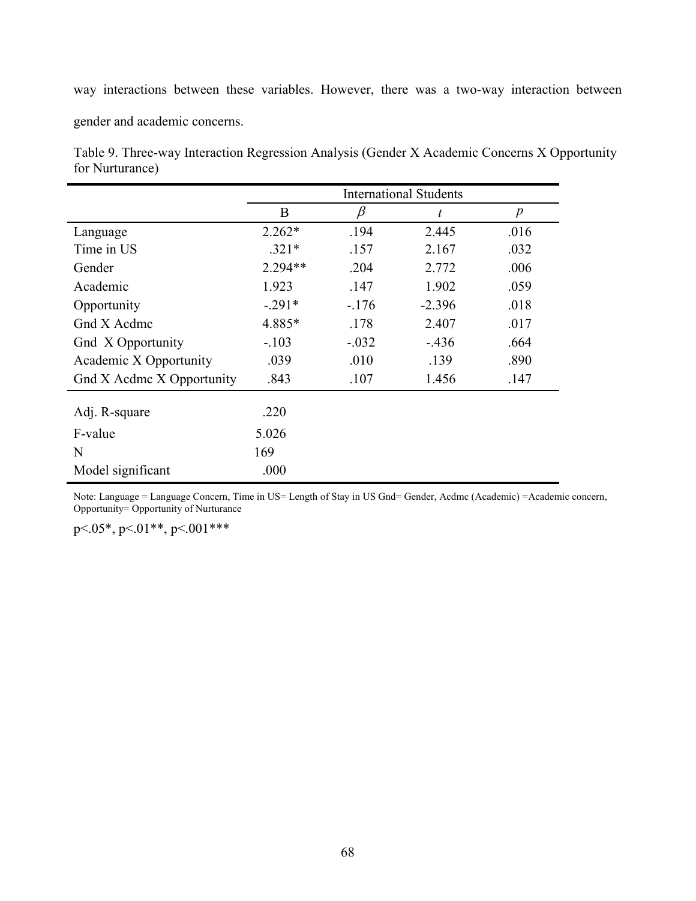way interactions between these variables. However, there was a two-way interaction between gender and academic concerns.

Table 9. Three-way Interaction Regression Analysis (Gender X Academic Concerns X Opportunity for Nurturance)

| | International Students | | | |
|---|---|---|---|---|
| | B | $\beta$ | $t$ | $p$ |
| Language | 2.262* | .194 | 2.445 | .016 |
| Time in US | .321* | .157 | 2.167 | .032 |
| Gender | 2.294** | .204 | 2.772 | .006 |
| Academic | 1.923 | .147 | 1.902 | .059 |
| Opportunity | -.291* | -.176 | -2.396 | .018 |
| Gnd X Acdmc | 4.885* | .178 | 2.407 | .017 |
| Gnd X Opportunity | -.103 | -.032 | -.436 | .664 |
| Academic X Opportunity | .039 | .010 | .139 | .890 |
| Gnd X Acdmc X Opportunity | .843 | .107 | 1.456 | .147 |
| Adj. R-square | .220 | | | |
| F-value | 5.026 | | | |
| N | 169 | | | |
| Model significant | .000 | | | |

Note: Language = Language Concern, Time in US= Length of Stay in US Gnd= Gender, Acdmc (Academic) =Academic concern, Opportunity= Opportunity of Nurturance

$p<.05$*, $p<.01$**, $p<.001$***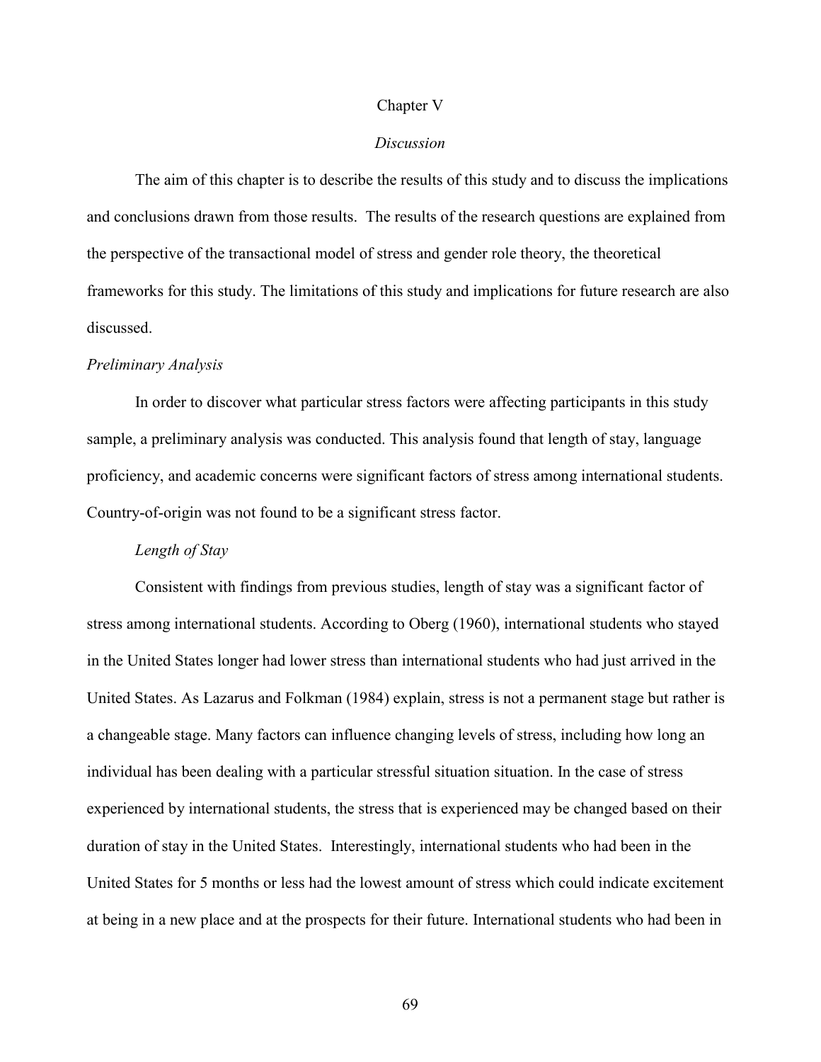# Chapter V

## *Discussion*

The aim of this chapter is to describe the results of this study and to discuss the implications and conclusions drawn from those results. The results of the research questions are explained from the perspective of the transactional model of stress and gender role theory, the theoretical frameworks for this study. The limitations of this study and implications for future research are also discussed.

### *Preliminary Analysis*

In order to discover what particular stress factors were affecting participants in this study sample, a preliminary analysis was conducted. This analysis found that length of stay, language proficiency, and academic concerns were significant factors of stress among international students. Country-of-origin was not found to be a significant stress factor.

#### *Length of Stay*

Consistent with findings from previous studies, length of stay was a significant factor of stress among international students. According to Oberg (1960), international students who stayed in the United States longer had lower stress than international students who had just arrived in the United States. As Lazarus and Folkman (1984) explain, stress is not a permanent stage but rather is a changeable stage. Many factors can influence changing levels of stress, including how long an individual has been dealing with a particular stressful situation situation. In the case of stress experienced by international students, the stress that is experienced may be changed based on their duration of stay in the United States. Interestingly, international students who had been in the United States for 5 months or less had the lowest amount of stress which could indicate excitement at being in a new place and at the prospects for their future. International students who had been in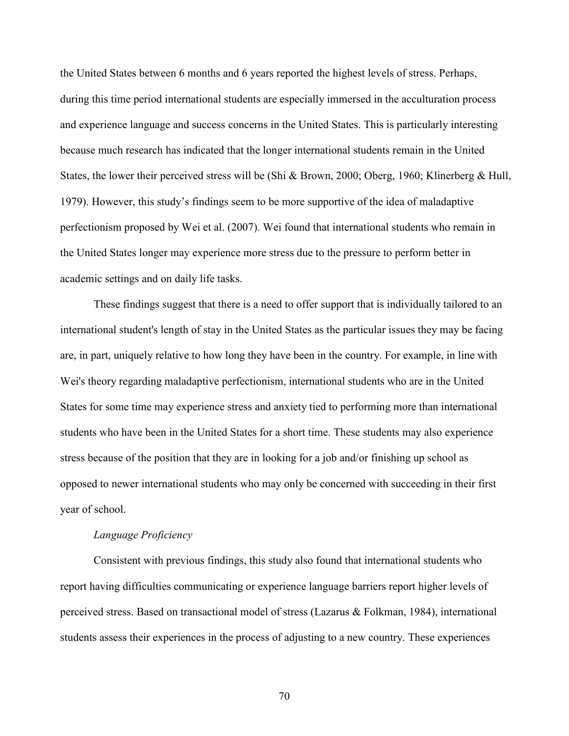the United States between 6 months and 6 years reported the highest levels of stress. Perhaps, during this time period international students are especially immersed in the acculturation process and experience language and success concerns in the United States. This is particularly interesting because much research has indicated that the longer international students remain in the United States, the lower their perceived stress will be (Shi & Brown, 2000; Oberg, 1960; Klinerberg & Hull, 1979). However, this study's findings seem to be more supportive of the idea of maladaptive perfectionism proposed by Wei et al. (2007). Wei found that international students who remain in the United States longer may experience more stress due to the pressure to perform better in academic settings and on daily life tasks.

These findings suggest that there is a need to offer support that is individually tailored to an international student's length of stay in the United States as the particular issues they may be facing are, in part, uniquely relative to how long they have been in the country. For example, in line with Wei's theory regarding maladaptive perfectionism, international students who are in the United States for some time may experience stress and anxiety tied to performing more than international students who have been in the United States for a short time. These students may also experience stress because of the position that they are in looking for a job and/or finishing up school as opposed to newer international students who may only be concerned with succeeding in their first year of school.

*Language Proficiency*

Consistent with previous findings, this study also found that international students who report having difficulties communicating or experience language barriers report higher levels of perceived stress. Based on transactional model of stress (Lazarus & Folkman, 1984), international students assess their experiences in the process of adjusting to a new country. These experiences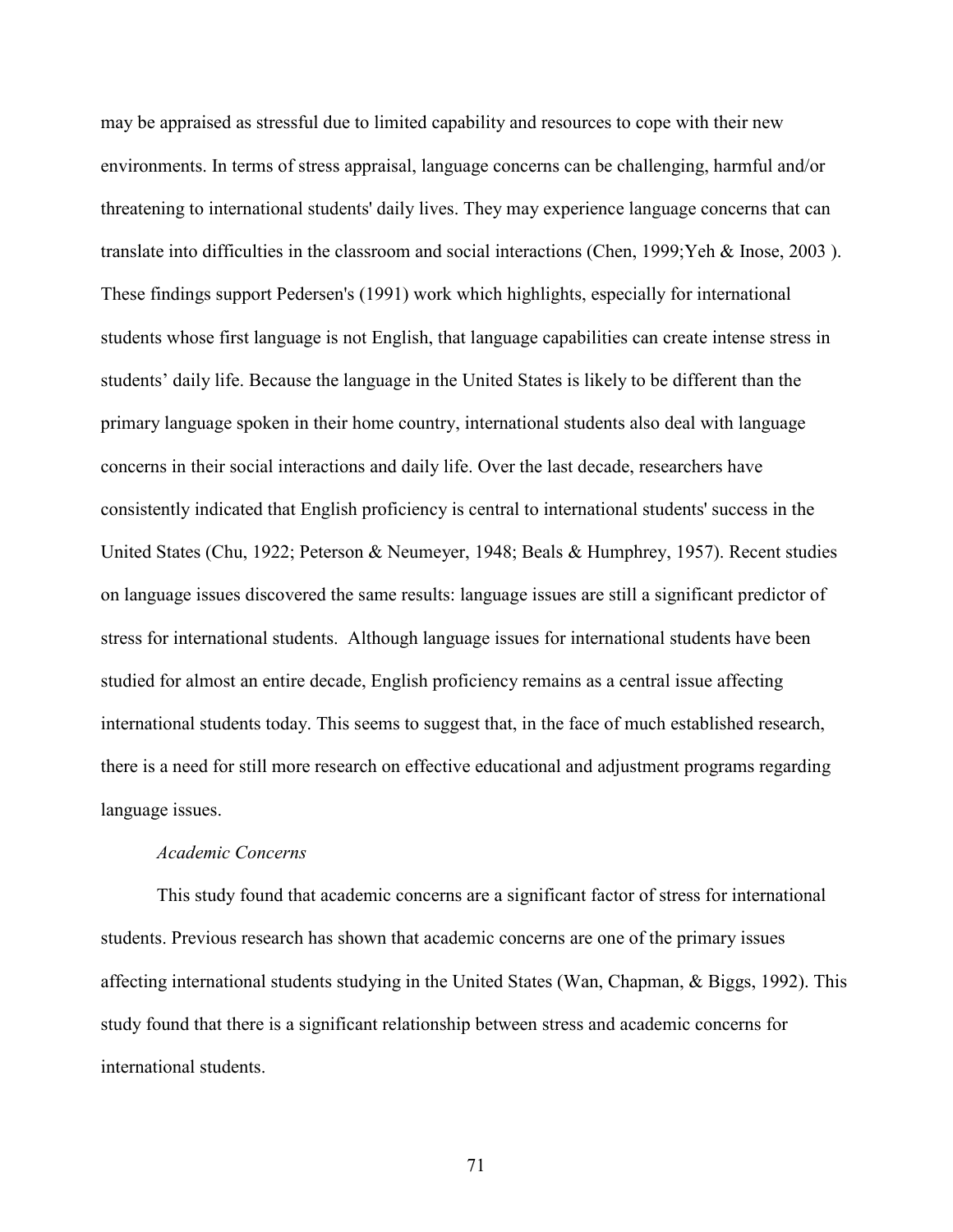may be appraised as stressful due to limited capability and resources to cope with their new environments. In terms of stress appraisal, language concerns can be challenging, harmful and/or threatening to international students' daily lives. They may experience language concerns that can translate into difficulties in the classroom and social interactions (Chen, 1999;Yeh & Inose, 2003 ). These findings support Pedersen's (1991) work which highlights, especially for international students whose first language is not English, that language capabilities can create intense stress in students' daily life. Because the language in the United States is likely to be different than the primary language spoken in their home country, international students also deal with language concerns in their social interactions and daily life. Over the last decade, researchers have consistently indicated that English proficiency is central to international students' success in the United States (Chu, 1922; Peterson & Neumeyer, 1948; Beals & Humphrey, 1957). Recent studies on language issues discovered the same results: language issues are still a significant predictor of stress for international students. Although language issues for international students have been studied for almost an entire decade, English proficiency remains as a central issue affecting international students today. This seems to suggest that, in the face of much established research, there is a need for still more research on effective educational and adjustment programs regarding language issues.

*Academic Concerns*

This study found that academic concerns are a significant factor of stress for international students. Previous research has shown that academic concerns are one of the primary issues affecting international students studying in the United States (Wan, Chapman, & Biggs, 1992). This study found that there is a significant relationship between stress and academic concerns for international students.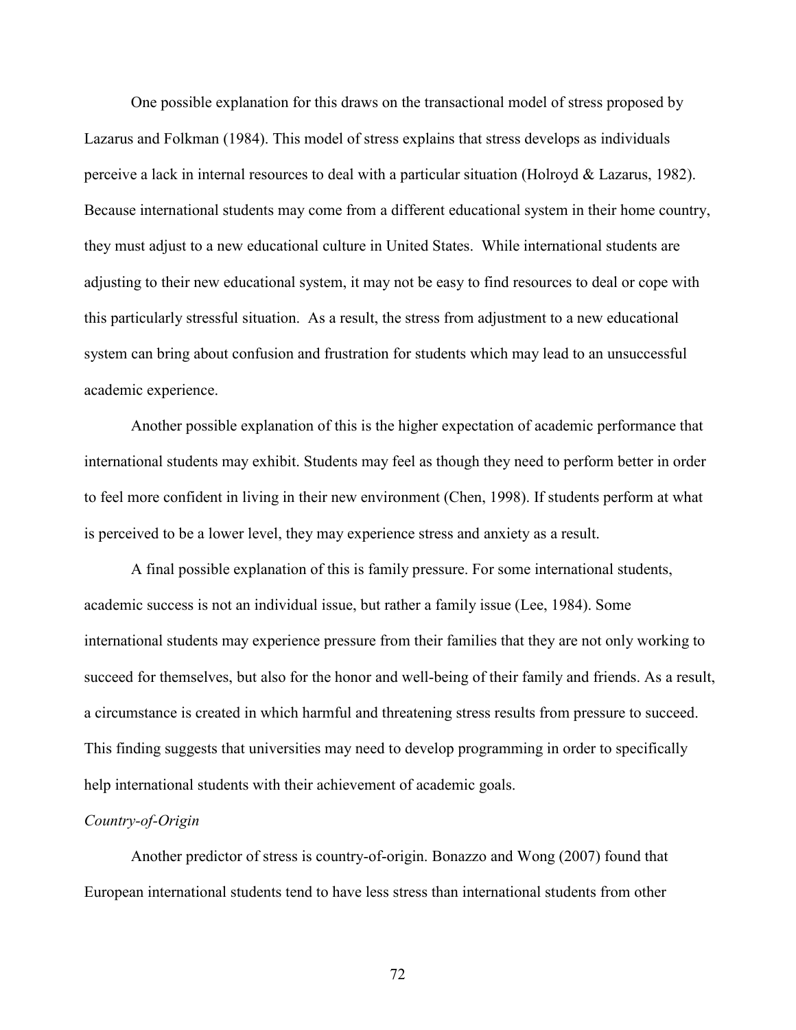One possible explanation for this draws on the transactional model of stress proposed by Lazarus and Folkman (1984). This model of stress explains that stress develops as individuals perceive a lack in internal resources to deal with a particular situation (Holroyd & Lazarus, 1982). Because international students may come from a different educational system in their home country, they must adjust to a new educational culture in United States.  While international students are adjusting to their new educational system, it may not be easy to find resources to deal or cope with this particularly stressful situation.  As a result, the stress from adjustment to a new educational system can bring about confusion and frustration for students which may lead to an unsuccessful academic experience.

Another possible explanation of this is the higher expectation of academic performance that international students may exhibit. Students may feel as though they need to perform better in order to feel more confident in living in their new environment (Chen, 1998). If students perform at what is perceived to be a lower level, they may experience stress and anxiety as a result.

A final possible explanation of this is family pressure. For some international students, academic success is not an individual issue, but rather a family issue (Lee, 1984). Some international students may experience pressure from their families that they are not only working to succeed for themselves, but also for the honor and well-being of their family and friends. As a result, a circumstance is created in which harmful and threatening stress results from pressure to succeed. This finding suggests that universities may need to develop programming in order to specifically help international students with their achievement of academic goals.

*Country-of-Origin*

Another predictor of stress is country-of-origin. Bonazzo and Wong (2007) found that European international students tend to have less stress than international students from other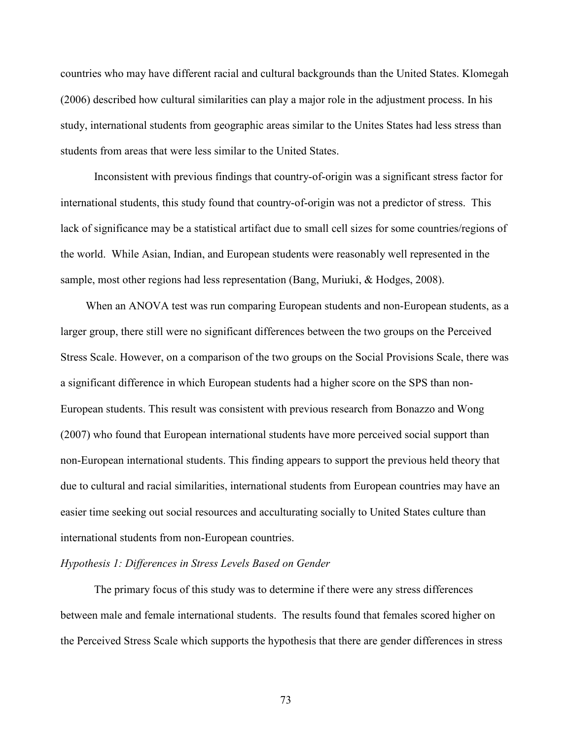countries who may have different racial and cultural backgrounds than the United States. Klomegah (2006) described how cultural similarities can play a major role in the adjustment process. In his study, international students from geographic areas similar to the Unites States had less stress than students from areas that were less similar to the United States.

Inconsistent with previous findings that country-of-origin was a significant stress factor for international students, this study found that country-of-origin was not a predictor of stress. This lack of significance may be a statistical artifact due to small cell sizes for some countries/regions of the world. While Asian, Indian, and European students were reasonably well represented in the sample, most other regions had less representation (Bang, Muriuki, & Hodges, 2008).

When an ANOVA test was run comparing European students and non-European students, as a larger group, there still were no significant differences between the two groups on the Perceived Stress Scale. However, on a comparison of the two groups on the Social Provisions Scale, there was a significant difference in which European students had a higher score on the SPS than non-European students. This result was consistent with previous research from Bonazzo and Wong (2007) who found that European international students have more perceived social support than non-European international students. This finding appears to support the previous held theory that due to cultural and racial similarities, international students from European countries may have an easier time seeking out social resources and acculturating socially to United States culture than international students from non-European countries.

*Hypothesis 1: Differences in Stress Levels Based on Gender*

The primary focus of this study was to determine if there were any stress differences between male and female international students. The results found that females scored higher on the Perceived Stress Scale which supports the hypothesis that there are gender differences in stress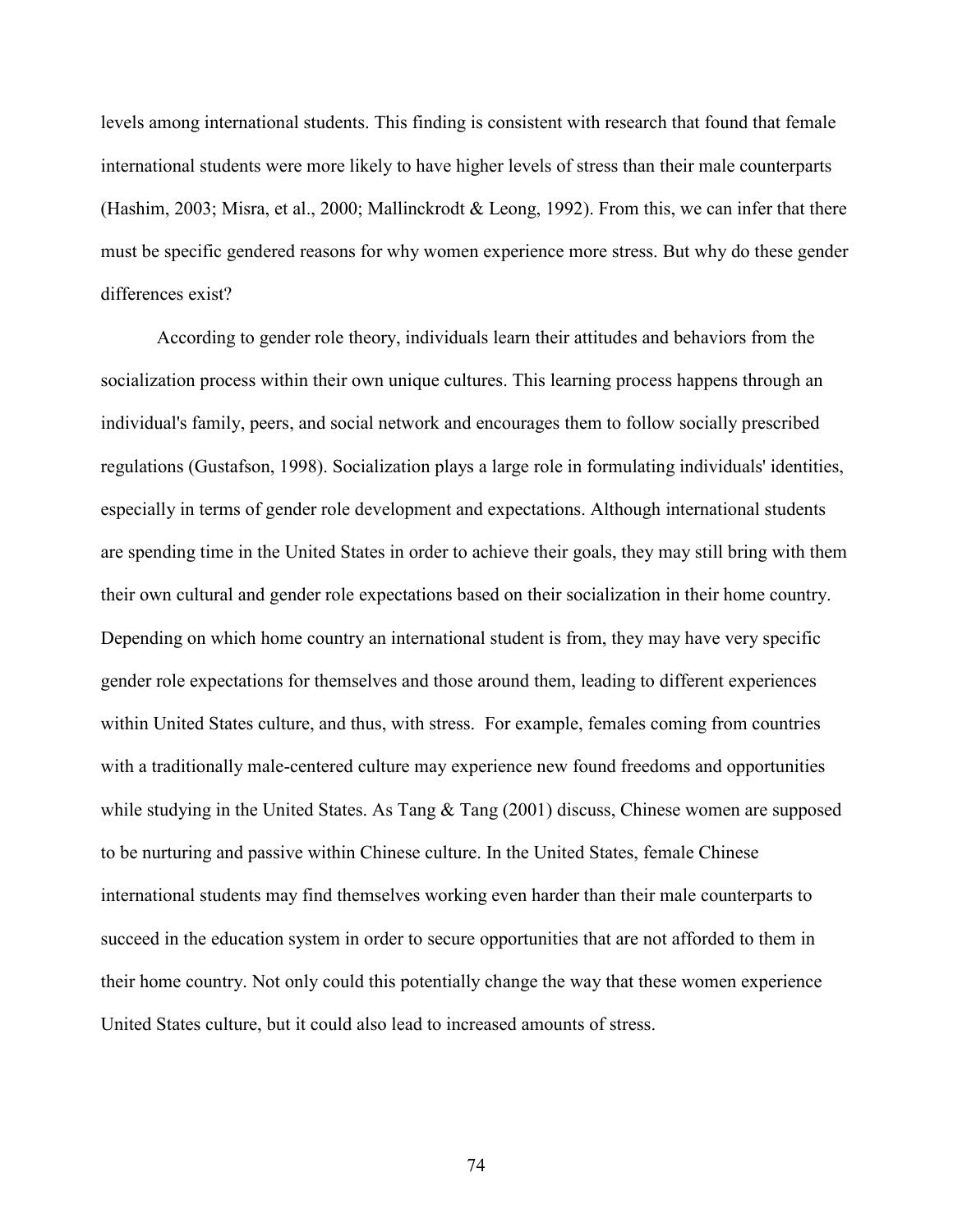levels among international students. This finding is consistent with research that found that female international students were more likely to have higher levels of stress than their male counterparts (Hashim, 2003; Misra, et al., 2000; Mallinckrodt & Leong, 1992). From this, we can infer that there must be specific gendered reasons for why women experience more stress. But why do these gender differences exist?

According to gender role theory, individuals learn their attitudes and behaviors from the socialization process within their own unique cultures. This learning process happens through an individual's family, peers, and social network and encourages them to follow socially prescribed regulations (Gustafson, 1998). Socialization plays a large role in formulating individuals' identities, especially in terms of gender role development and expectations. Although international students are spending time in the United States in order to achieve their goals, they may still bring with them their own cultural and gender role expectations based on their socialization in their home country. Depending on which home country an international student is from, they may have very specific gender role expectations for themselves and those around them, leading to different experiences within United States culture, and thus, with stress. For example, females coming from countries with a traditionally male-centered culture may experience new found freedoms and opportunities while studying in the United States. As Tang & Tang (2001) discuss, Chinese women are supposed to be nurturing and passive within Chinese culture. In the United States, female Chinese international students may find themselves working even harder than their male counterparts to succeed in the education system in order to secure opportunities that are not afforded to them in their home country. Not only could this potentially change the way that these women experience United States culture, but it could also lead to increased amounts of stress.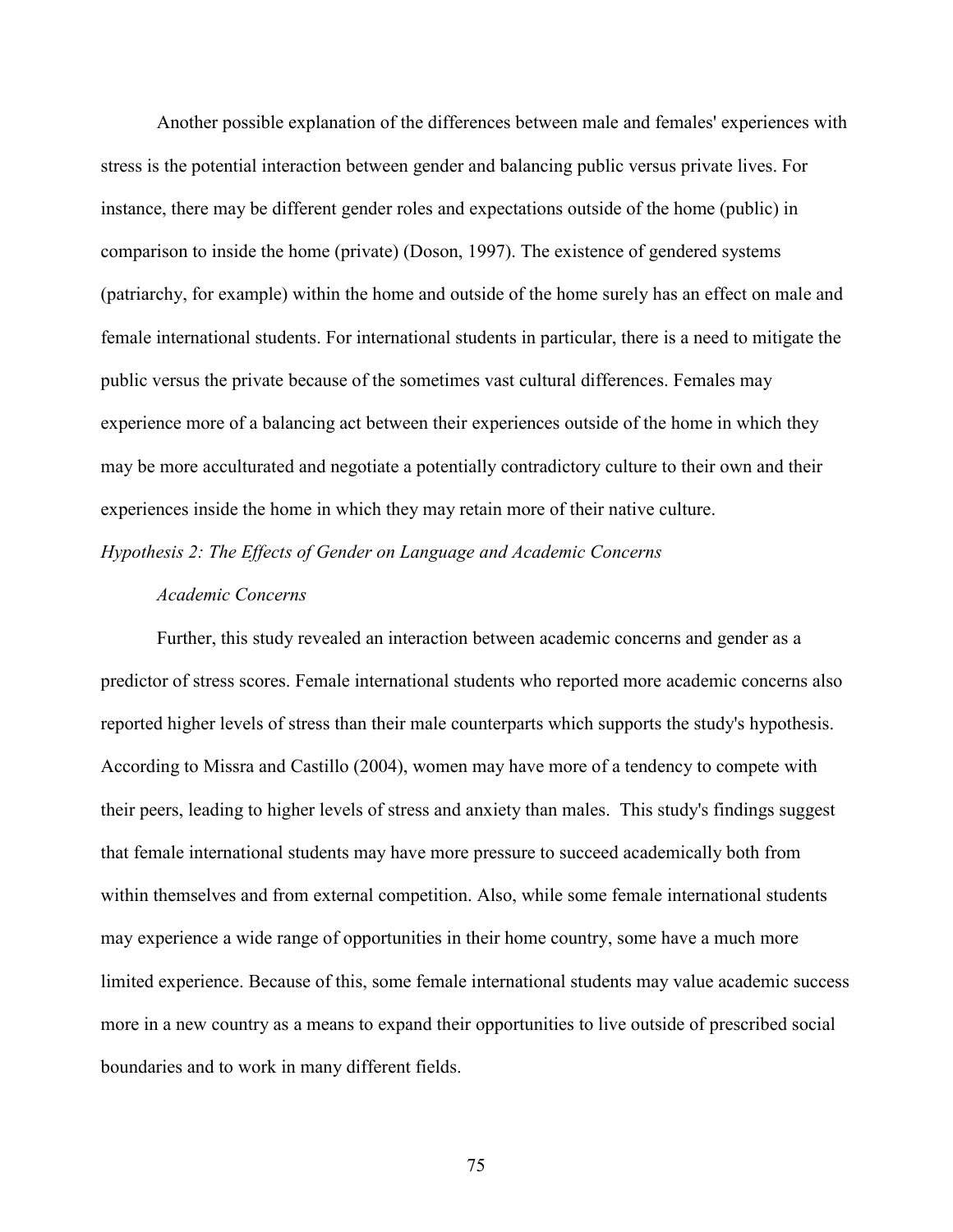Another possible explanation of the differences between male and females' experiences with stress is the potential interaction between gender and balancing public versus private lives. For instance, there may be different gender roles and expectations outside of the home (public) in comparison to inside the home (private) (Doson, 1997). The existence of gendered systems (patriarchy, for example) within the home and outside of the home surely has an effect on male and female international students. For international students in particular, there is a need to mitigate the public versus the private because of the sometimes vast cultural differences. Females may experience more of a balancing act between their experiences outside of the home in which they may be more acculturated and negotiate a potentially contradictory culture to their own and their experiences inside the home in which they may retain more of their native culture.

### *Hypothesis 2: The Effects of Gender on Language and Academic Concerns*

#### *Academic Concerns*

Further, this study revealed an interaction between academic concerns and gender as a predictor of stress scores. Female international students who reported more academic concerns also reported higher levels of stress than their male counterparts which supports the study's hypothesis. According to Missra and Castillo (2004), women may have more of a tendency to compete with their peers, leading to higher levels of stress and anxiety than males. This study's findings suggest that female international students may have more pressure to succeed academically both from within themselves and from external competition. Also, while some female international students may experience a wide range of opportunities in their home country, some have a much more limited experience. Because of this, some female international students may value academic success more in a new country as a means to expand their opportunities to live outside of prescribed social boundaries and to work in many different fields.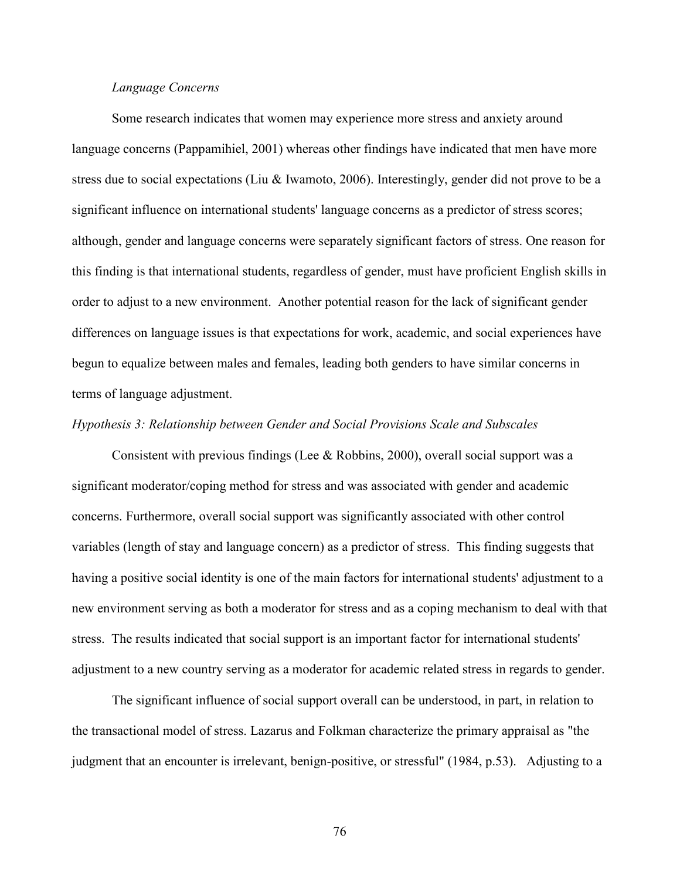*Language Concerns*

Some research indicates that women may experience more stress and anxiety around language concerns (Pappamihiel, 2001) whereas other findings have indicated that men have more stress due to social expectations (Liu & Iwamoto, 2006). Interestingly, gender did not prove to be a significant influence on international students' language concerns as a predictor of stress scores; although, gender and language concerns were separately significant factors of stress. One reason for this finding is that international students, regardless of gender, must have proficient English skills in order to adjust to a new environment. Another potential reason for the lack of significant gender differences on language issues is that expectations for work, academic, and social experiences have begun to equalize between males and females, leading both genders to have similar concerns in terms of language adjustment.

*Hypothesis 3: Relationship between Gender and Social Provisions Scale and Subscales*

Consistent with previous findings (Lee & Robbins, 2000), overall social support was a significant moderator/coping method for stress and was associated with gender and academic concerns. Furthermore, overall social support was significantly associated with other control variables (length of stay and language concern) as a predictor of stress. This finding suggests that having a positive social identity is one of the main factors for international students' adjustment to a new environment serving as both a moderator for stress and as a coping mechanism to deal with that stress. The results indicated that social support is an important factor for international students' adjustment to a new country serving as a moderator for academic related stress in regards to gender.

The significant influence of social support overall can be understood, in part, in relation to the transactional model of stress. Lazarus and Folkman characterize the primary appraisal as "the judgment that an encounter is irrelevant, benign-positive, or stressful" (1984, p.53). Adjusting to a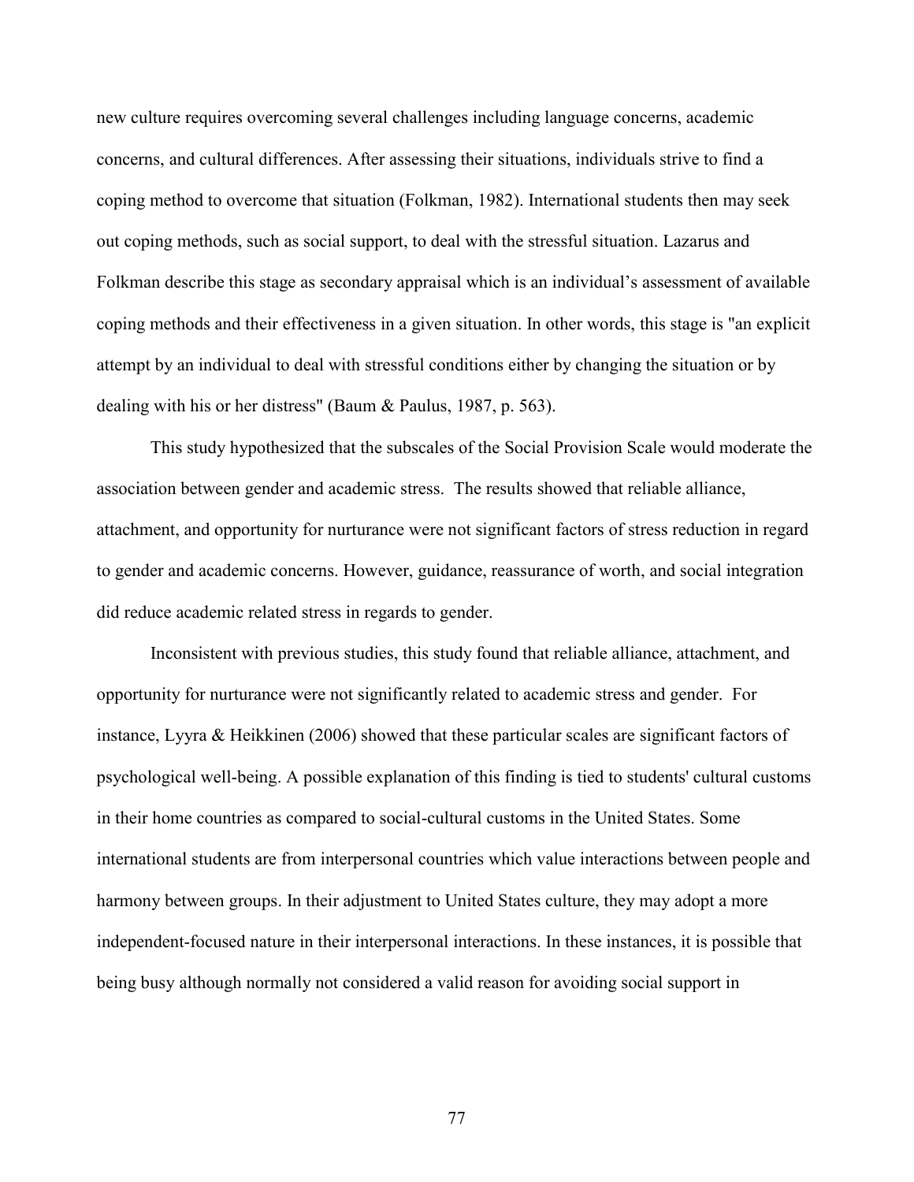new culture requires overcoming several challenges including language concerns, academic concerns, and cultural differences. After assessing their situations, individuals strive to find a coping method to overcome that situation (Folkman, 1982). International students then may seek out coping methods, such as social support, to deal with the stressful situation. Lazarus and Folkman describe this stage as secondary appraisal which is an individual's assessment of available coping methods and their effectiveness in a given situation. In other words, this stage is "an explicit attempt by an individual to deal with stressful conditions either by changing the situation or by dealing with his or her distress" (Baum & Paulus, 1987, p. 563).

This study hypothesized that the subscales of the Social Provision Scale would moderate the association between gender and academic stress. The results showed that reliable alliance, attachment, and opportunity for nurturance were not significant factors of stress reduction in regard to gender and academic concerns. However, guidance, reassurance of worth, and social integration did reduce academic related stress in regards to gender.

Inconsistent with previous studies, this study found that reliable alliance, attachment, and opportunity for nurturance were not significantly related to academic stress and gender. For instance, Lyyra & Heikkinen (2006) showed that these particular scales are significant factors of psychological well-being. A possible explanation of this finding is tied to students' cultural customs in their home countries as compared to social-cultural customs in the United States. Some international students are from interpersonal countries which value interactions between people and harmony between groups. In their adjustment to United States culture, they may adopt a more independent-focused nature in their interpersonal interactions. In these instances, it is possible that being busy although normally not considered a valid reason for avoiding social support in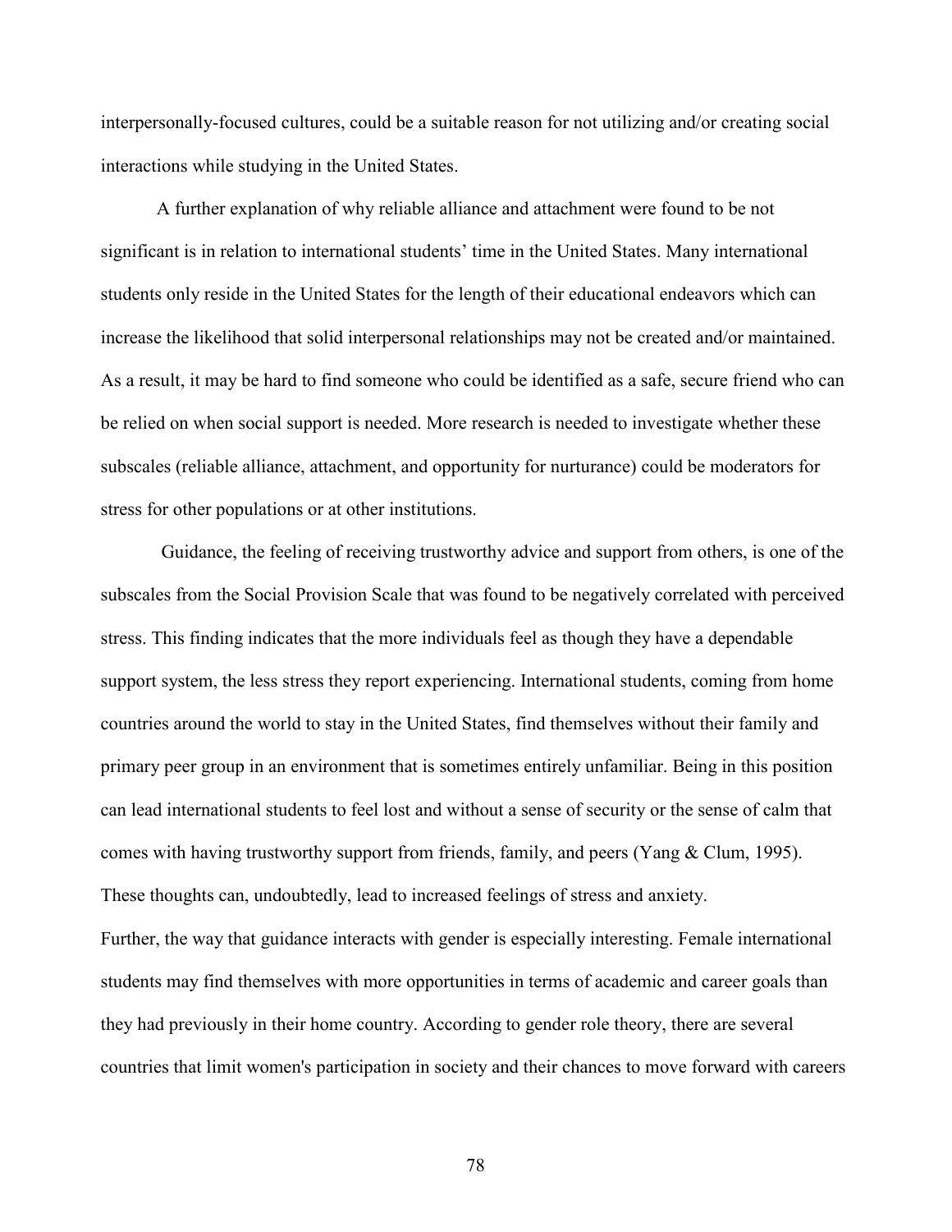interpersonally-focused cultures, could be a suitable reason for not utilizing and/or creating social interactions while studying in the United States.

A further explanation of why reliable alliance and attachment were found to be not significant is in relation to international students' time in the United States. Many international students only reside in the United States for the length of their educational endeavors which can increase the likelihood that solid interpersonal relationships may not be created and/or maintained. As a result, it may be hard to find someone who could be identified as a safe, secure friend who can be relied on when social support is needed. More research is needed to investigate whether these subscales (reliable alliance, attachment, and opportunity for nurturance) could be moderators for stress for other populations or at other institutions.

Guidance, the feeling of receiving trustworthy advice and support from others, is one of the subscales from the Social Provision Scale that was found to be negatively correlated with perceived stress. This finding indicates that the more individuals feel as though they have a dependable support system, the less stress they report experiencing. International students, coming from home countries around the world to stay in the United States, find themselves without their family and primary peer group in an environment that is sometimes entirely unfamiliar. Being in this position can lead international students to feel lost and without a sense of security or the sense of calm that comes with having trustworthy support from friends, family, and peers (Yang & Clum, 1995). These thoughts can, undoubtedly, lead to increased feelings of stress and anxiety.

Further, the way that guidance interacts with gender is especially interesting. Female international students may find themselves with more opportunities in terms of academic and career goals than they had previously in their home country. According to gender role theory, there are several countries that limit women's participation in society and their chances to move forward with careers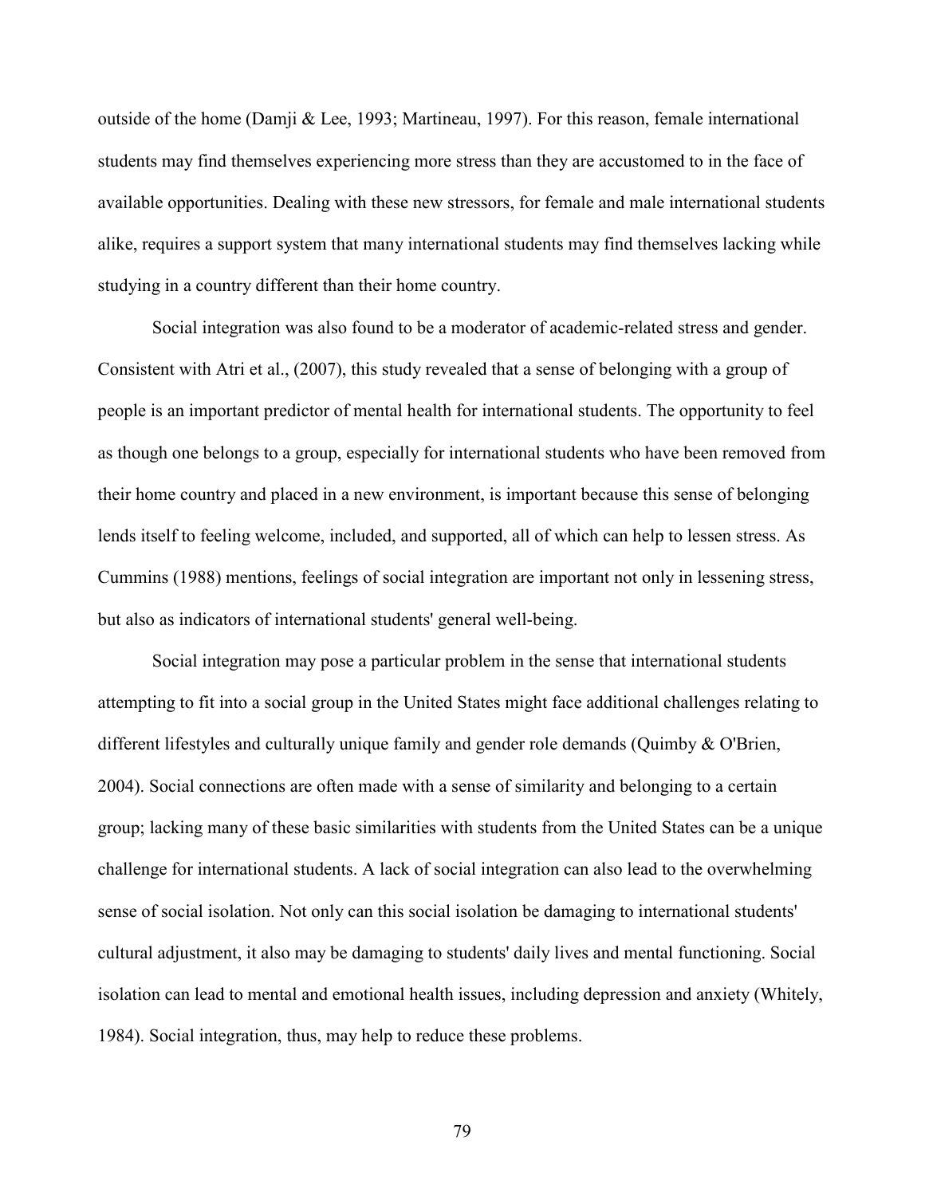outside of the home (Damji & Lee, 1993; Martineau, 1997). For this reason, female international students may find themselves experiencing more stress than they are accustomed to in the face of available opportunities. Dealing with these new stressors, for female and male international students alike, requires a support system that many international students may find themselves lacking while studying in a country different than their home country.

Social integration was also found to be a moderator of academic-related stress and gender. Consistent with Atri et al., (2007), this study revealed that a sense of belonging with a group of people is an important predictor of mental health for international students. The opportunity to feel as though one belongs to a group, especially for international students who have been removed from their home country and placed in a new environment, is important because this sense of belonging lends itself to feeling welcome, included, and supported, all of which can help to lessen stress. As Cummins (1988) mentions, feelings of social integration are important not only in lessening stress, but also as indicators of international students' general well-being.

Social integration may pose a particular problem in the sense that international students attempting to fit into a social group in the United States might face additional challenges relating to different lifestyles and culturally unique family and gender role demands (Quimby & O'Brien, 2004). Social connections are often made with a sense of similarity and belonging to a certain group; lacking many of these basic similarities with students from the United States can be a unique challenge for international students. A lack of social integration can also lead to the overwhelming sense of social isolation. Not only can this social isolation be damaging to international students' cultural adjustment, it also may be damaging to students' daily lives and mental functioning. Social isolation can lead to mental and emotional health issues, including depression and anxiety (Whitely, 1984). Social integration, thus, may help to reduce these problems.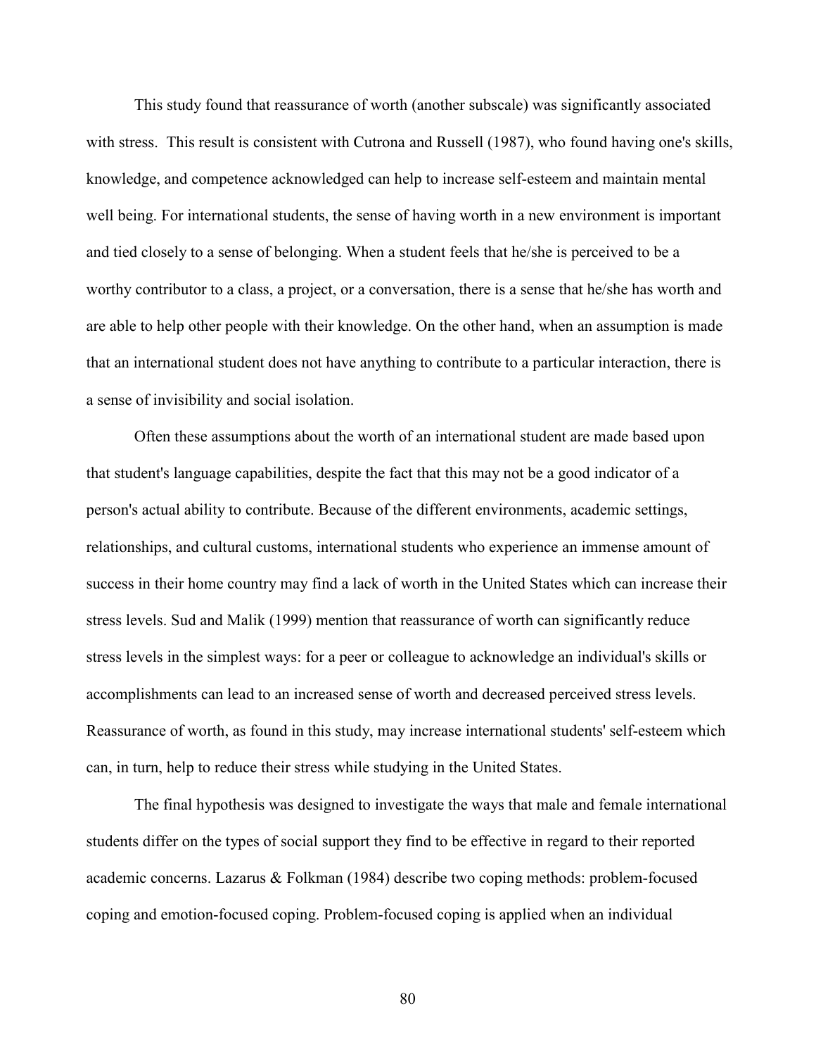This study found that reassurance of worth (another subscale) was significantly associated with stress. This result is consistent with Cutrona and Russell (1987), who found having one's skills, knowledge, and competence acknowledged can help to increase self-esteem and maintain mental well being. For international students, the sense of having worth in a new environment is important and tied closely to a sense of belonging. When a student feels that he/she is perceived to be a worthy contributor to a class, a project, or a conversation, there is a sense that he/she has worth and are able to help other people with their knowledge. On the other hand, when an assumption is made that an international student does not have anything to contribute to a particular interaction, there is a sense of invisibility and social isolation.

Often these assumptions about the worth of an international student are made based upon that student's language capabilities, despite the fact that this may not be a good indicator of a person's actual ability to contribute. Because of the different environments, academic settings, relationships, and cultural customs, international students who experience an immense amount of success in their home country may find a lack of worth in the United States which can increase their stress levels. Sud and Malik (1999) mention that reassurance of worth can significantly reduce stress levels in the simplest ways: for a peer or colleague to acknowledge an individual's skills or accomplishments can lead to an increased sense of worth and decreased perceived stress levels. Reassurance of worth, as found in this study, may increase international students' self-esteem which can, in turn, help to reduce their stress while studying in the United States.

The final hypothesis was designed to investigate the ways that male and female international students differ on the types of social support they find to be effective in regard to their reported academic concerns. Lazarus & Folkman (1984) describe two coping methods: problem-focused coping and emotion-focused coping. Problem-focused coping is applied when an individual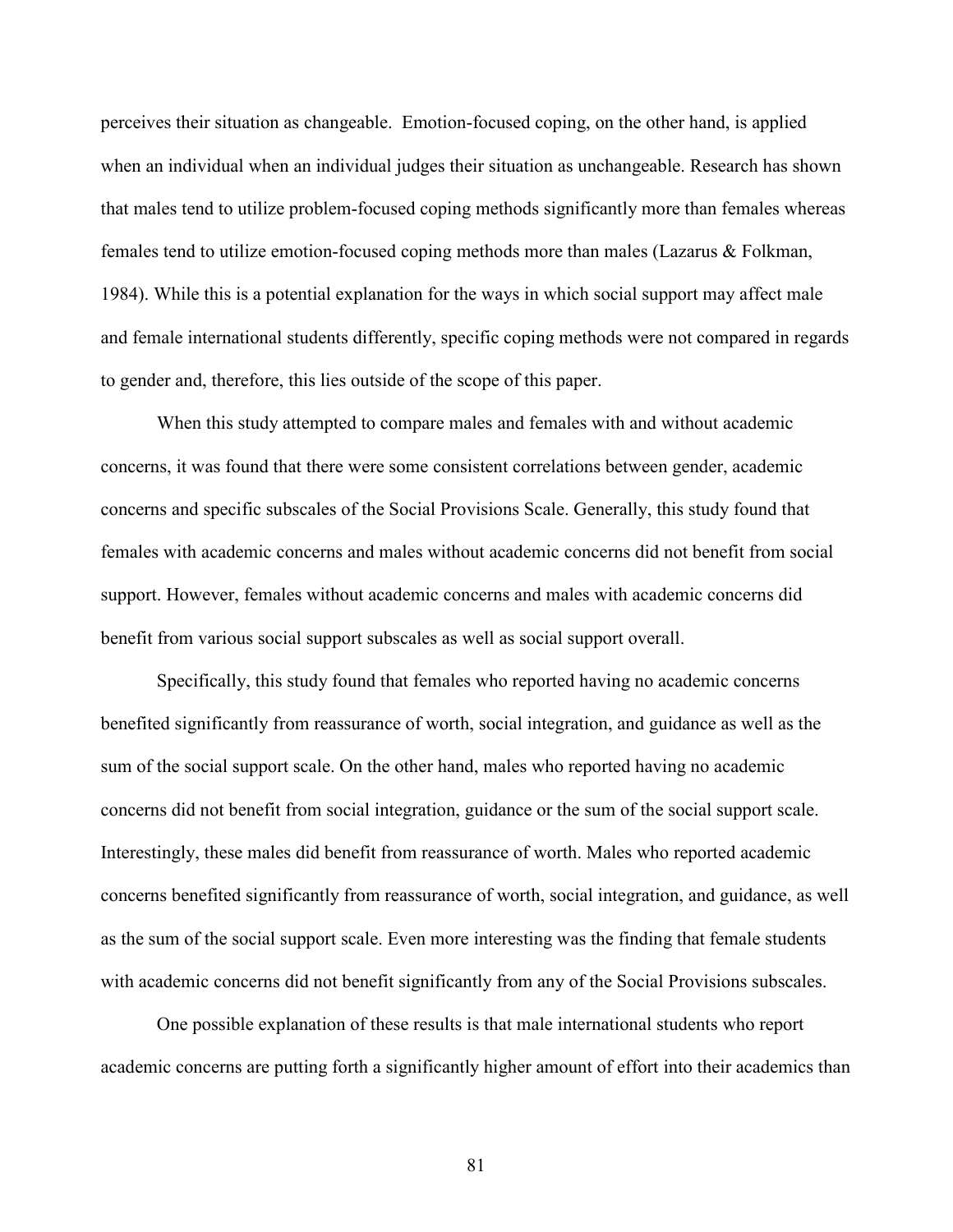perceives their situation as changeable. Emotion-focused coping, on the other hand, is applied when an individual when an individual judges their situation as unchangeable. Research has shown that males tend to utilize problem-focused coping methods significantly more than females whereas females tend to utilize emotion-focused coping methods more than males (Lazarus & Folkman, 1984). While this is a potential explanation for the ways in which social support may affect male and female international students differently, specific coping methods were not compared in regards to gender and, therefore, this lies outside of the scope of this paper.

When this study attempted to compare males and females with and without academic concerns, it was found that there were some consistent correlations between gender, academic concerns and specific subscales of the Social Provisions Scale. Generally, this study found that females with academic concerns and males without academic concerns did not benefit from social support. However, females without academic concerns and males with academic concerns did benefit from various social support subscales as well as social support overall.

Specifically, this study found that females who reported having no academic concerns benefited significantly from reassurance of worth, social integration, and guidance as well as the sum of the social support scale. On the other hand, males who reported having no academic concerns did not benefit from social integration, guidance or the sum of the social support scale. Interestingly, these males did benefit from reassurance of worth. Males who reported academic concerns benefited significantly from reassurance of worth, social integration, and guidance, as well as the sum of the social support scale. Even more interesting was the finding that female students with academic concerns did not benefit significantly from any of the Social Provisions subscales.

One possible explanation of these results is that male international students who report academic concerns are putting forth a significantly higher amount of effort into their academics than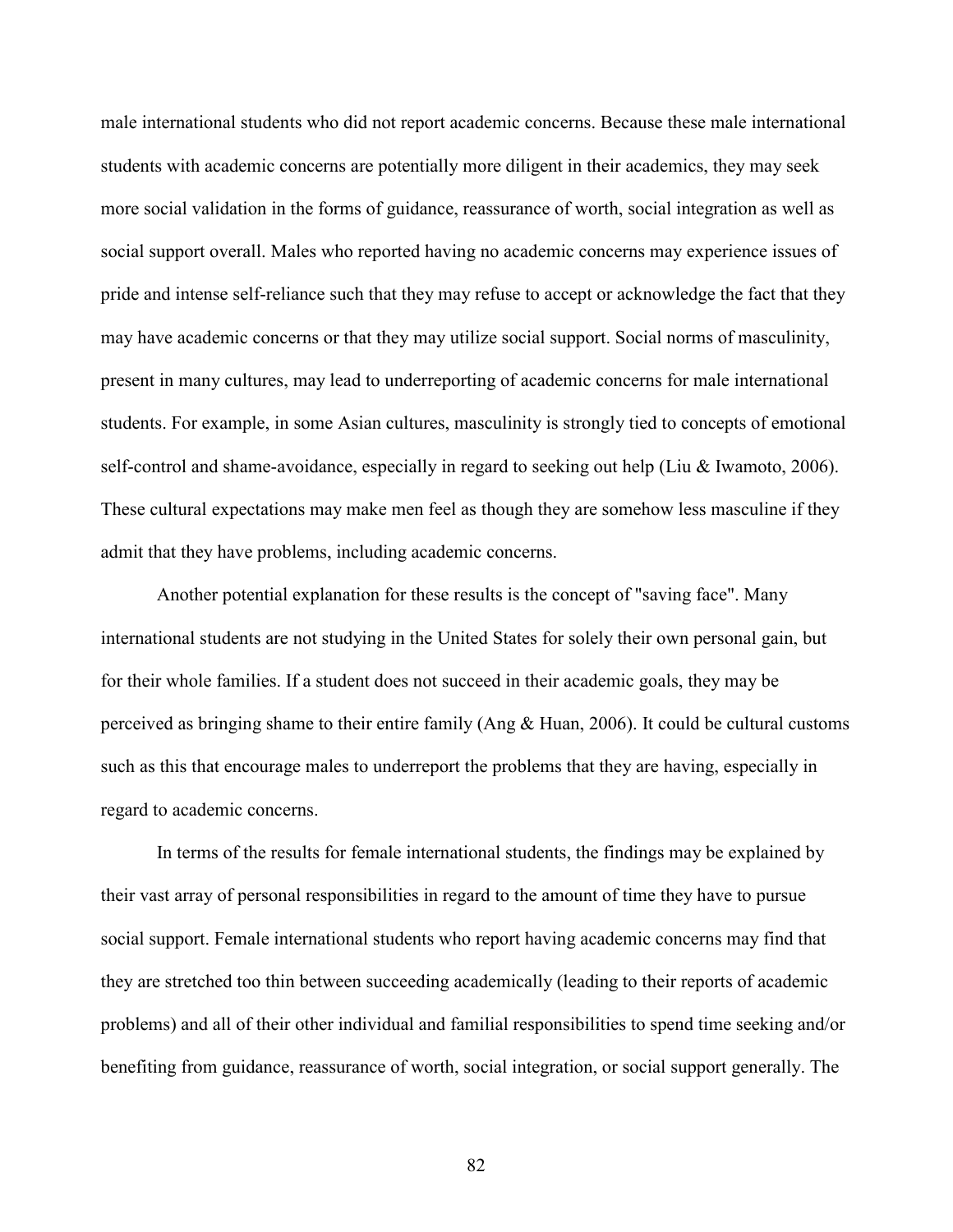male international students who did not report academic concerns. Because these male international students with academic concerns are potentially more diligent in their academics, they may seek more social validation in the forms of guidance, reassurance of worth, social integration as well as social support overall. Males who reported having no academic concerns may experience issues of pride and intense self-reliance such that they may refuse to accept or acknowledge the fact that they may have academic concerns or that they may utilize social support. Social norms of masculinity, present in many cultures, may lead to underreporting of academic concerns for male international students. For example, in some Asian cultures, masculinity is strongly tied to concepts of emotional self-control and shame-avoidance, especially in regard to seeking out help (Liu & Iwamoto, 2006). These cultural expectations may make men feel as though they are somehow less masculine if they admit that they have problems, including academic concerns.

Another potential explanation for these results is the concept of "saving face". Many international students are not studying in the United States for solely their own personal gain, but for their whole families. If a student does not succeed in their academic goals, they may be perceived as bringing shame to their entire family (Ang & Huan, 2006). It could be cultural customs such as this that encourage males to underreport the problems that they are having, especially in regard to academic concerns.

In terms of the results for female international students, the findings may be explained by their vast array of personal responsibilities in regard to the amount of time they have to pursue social support. Female international students who report having academic concerns may find that they are stretched too thin between succeeding academically (leading to their reports of academic problems) and all of their other individual and familial responsibilities to spend time seeking and/or benefiting from guidance, reassurance of worth, social integration, or social support generally. The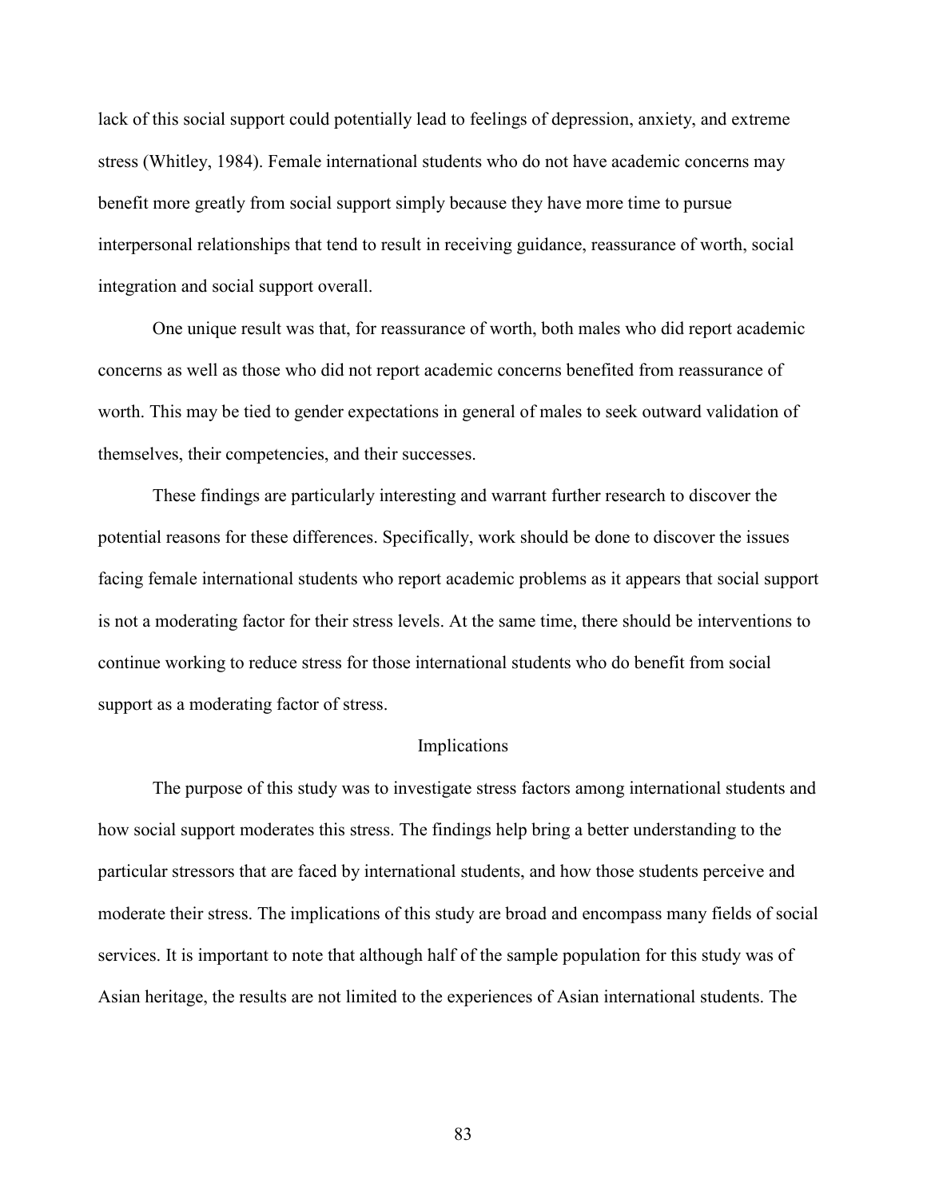lack of this social support could potentially lead to feelings of depression, anxiety, and extreme stress (Whitley, 1984). Female international students who do not have academic concerns may benefit more greatly from social support simply because they have more time to pursue interpersonal relationships that tend to result in receiving guidance, reassurance of worth, social integration and social support overall.

One unique result was that, for reassurance of worth, both males who did report academic concerns as well as those who did not report academic concerns benefited from reassurance of worth. This may be tied to gender expectations in general of males to seek outward validation of themselves, their competencies, and their successes.

These findings are particularly interesting and warrant further research to discover the potential reasons for these differences. Specifically, work should be done to discover the issues facing female international students who report academic problems as it appears that social support is not a moderating factor for their stress levels. At the same time, there should be interventions to continue working to reduce stress for those international students who do benefit from social support as a moderating factor of stress.

## Implications

The purpose of this study was to investigate stress factors among international students and how social support moderates this stress. The findings help bring a better understanding to the particular stressors that are faced by international students, and how those students perceive and moderate their stress. The implications of this study are broad and encompass many fields of social services. It is important to note that although half of the sample population for this study was of Asian heritage, the results are not limited to the experiences of Asian international students. The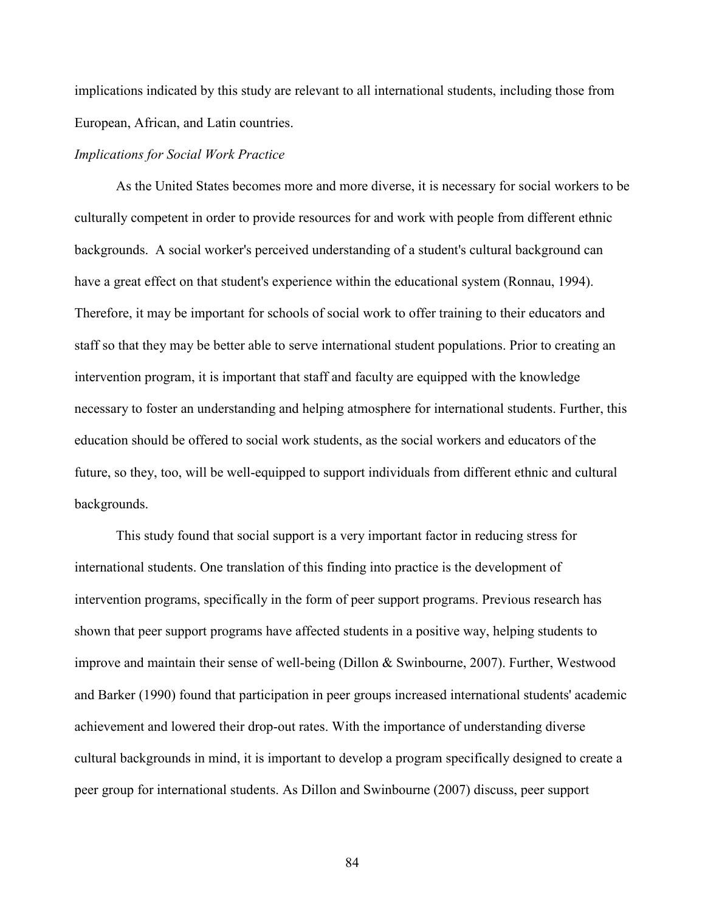implications indicated by this study are relevant to all international students, including those from European, African, and Latin countries.

*Implications for Social Work Practice*

As the United States becomes more and more diverse, it is necessary for social workers to be culturally competent in order to provide resources for and work with people from different ethnic backgrounds. A social worker's perceived understanding of a student's cultural background can have a great effect on that student's experience within the educational system (Ronnau, 1994). Therefore, it may be important for schools of social work to offer training to their educators and staff so that they may be better able to serve international student populations. Prior to creating an intervention program, it is important that staff and faculty are equipped with the knowledge necessary to foster an understanding and helping atmosphere for international students. Further, this education should be offered to social work students, as the social workers and educators of the future, so they, too, will be well-equipped to support individuals from different ethnic and cultural backgrounds.

This study found that social support is a very important factor in reducing stress for international students. One translation of this finding into practice is the development of intervention programs, specifically in the form of peer support programs. Previous research has shown that peer support programs have affected students in a positive way, helping students to improve and maintain their sense of well-being (Dillon & Swinbourne, 2007). Further, Westwood and Barker (1990) found that participation in peer groups increased international students' academic achievement and lowered their drop-out rates. With the importance of understanding diverse cultural backgrounds in mind, it is important to develop a program specifically designed to create a peer group for international students. As Dillon and Swinbourne (2007) discuss, peer support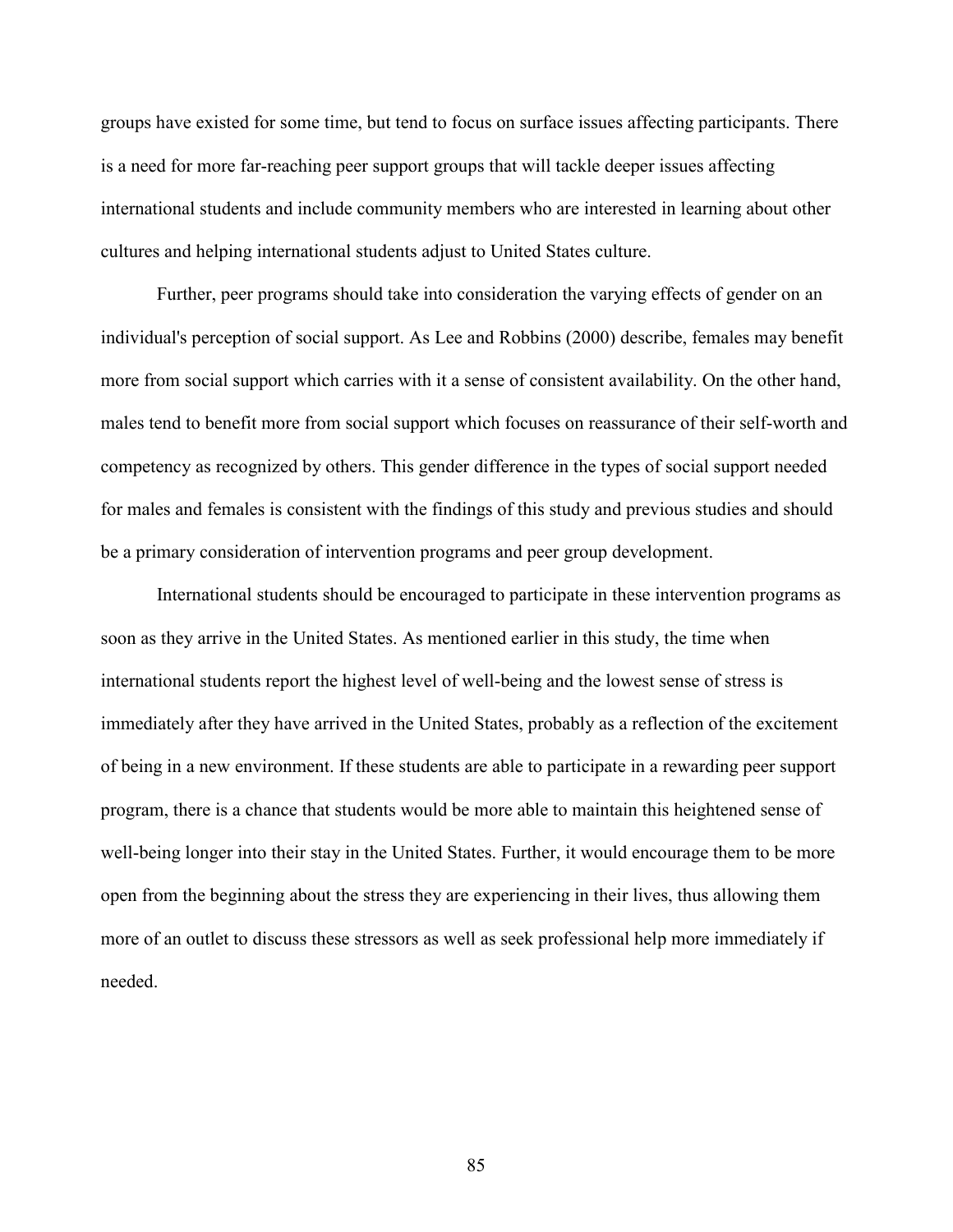groups have existed for some time, but tend to focus on surface issues affecting participants. There is a need for more far-reaching peer support groups that will tackle deeper issues affecting international students and include community members who are interested in learning about other cultures and helping international students adjust to United States culture.

Further, peer programs should take into consideration the varying effects of gender on an individual's perception of social support. As Lee and Robbins (2000) describe, females may benefit more from social support which carries with it a sense of consistent availability. On the other hand, males tend to benefit more from social support which focuses on reassurance of their self-worth and competency as recognized by others. This gender difference in the types of social support needed for males and females is consistent with the findings of this study and previous studies and should be a primary consideration of intervention programs and peer group development.

International students should be encouraged to participate in these intervention programs as soon as they arrive in the United States. As mentioned earlier in this study, the time when international students report the highest level of well-being and the lowest sense of stress is immediately after they have arrived in the United States, probably as a reflection of the excitement of being in a new environment. If these students are able to participate in a rewarding peer support program, there is a chance that students would be more able to maintain this heightened sense of well-being longer into their stay in the United States. Further, it would encourage them to be more open from the beginning about the stress they are experiencing in their lives, thus allowing them more of an outlet to discuss these stressors as well as seek professional help more immediately if needed.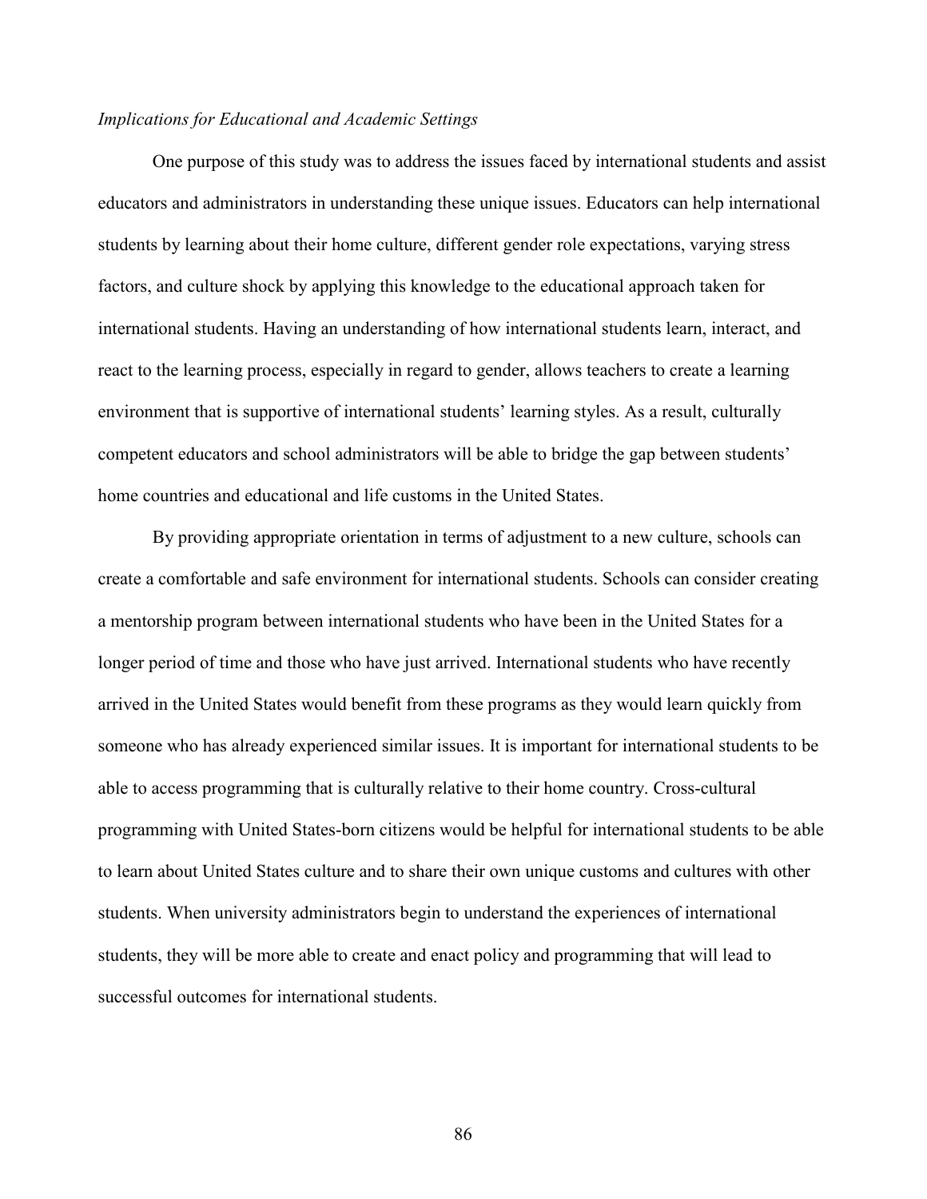*Implications for Educational and Academic Settings*

One purpose of this study was to address the issues faced by international students and assist educators and administrators in understanding these unique issues. Educators can help international students by learning about their home culture, different gender role expectations, varying stress factors, and culture shock by applying this knowledge to the educational approach taken for international students. Having an understanding of how international students learn, interact, and react to the learning process, especially in regard to gender, allows teachers to create a learning environment that is supportive of international students' learning styles. As a result, culturally competent educators and school administrators will be able to bridge the gap between students' home countries and educational and life customs in the United States.

By providing appropriate orientation in terms of adjustment to a new culture, schools can create a comfortable and safe environment for international students. Schools can consider creating a mentorship program between international students who have been in the United States for a longer period of time and those who have just arrived. International students who have recently arrived in the United States would benefit from these programs as they would learn quickly from someone who has already experienced similar issues. It is important for international students to be able to access programming that is culturally relative to their home country. Cross-cultural programming with United States-born citizens would be helpful for international students to be able to learn about United States culture and to share their own unique customs and cultures with other students. When university administrators begin to understand the experiences of international students, they will be more able to create and enact policy and programming that will lead to successful outcomes for international students.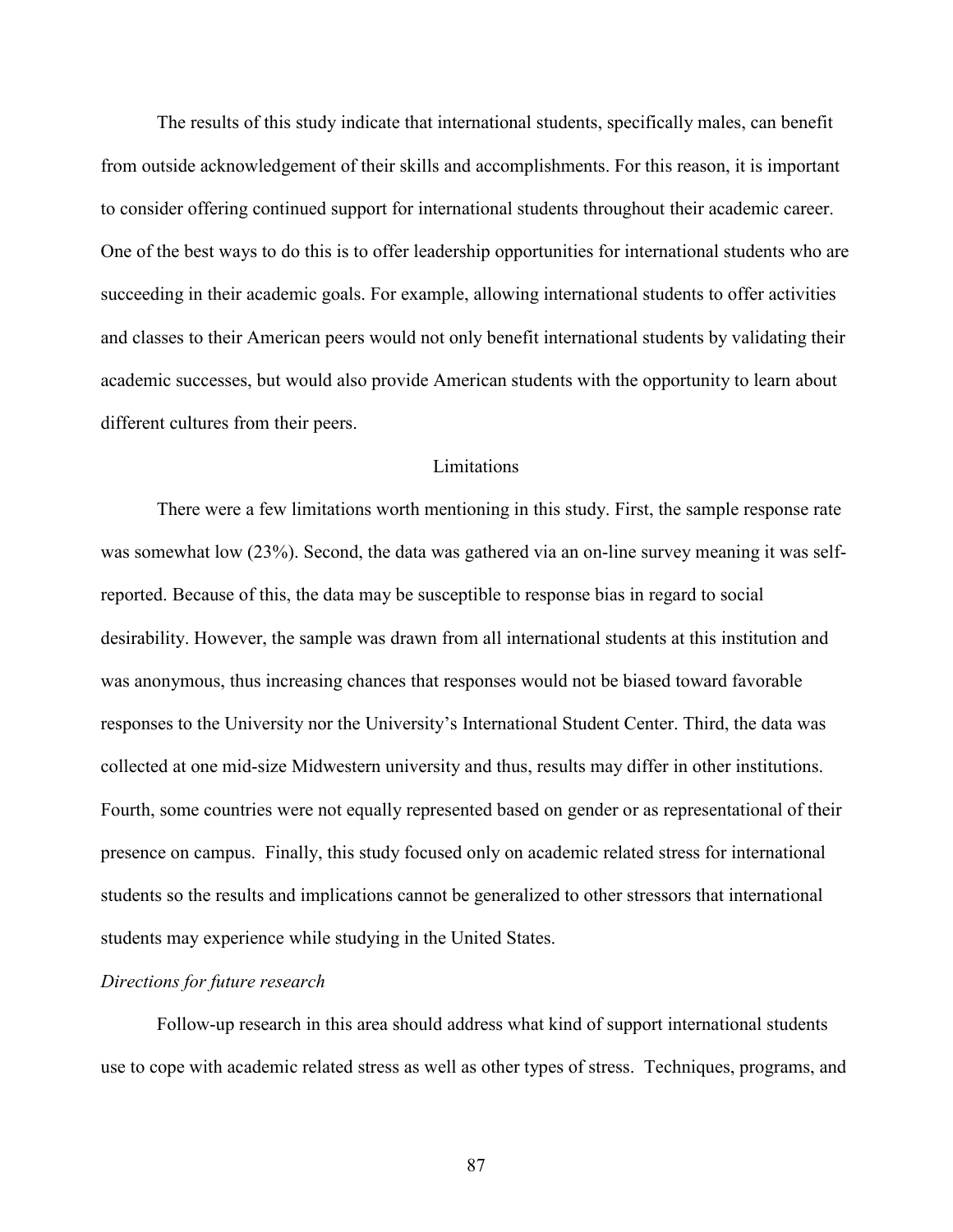The results of this study indicate that international students, specifically males, can benefit from outside acknowledgement of their skills and accomplishments. For this reason, it is important to consider offering continued support for international students throughout their academic career. One of the best ways to do this is to offer leadership opportunities for international students who are succeeding in their academic goals. For example, allowing international students to offer activities and classes to their American peers would not only benefit international students by validating their academic successes, but would also provide American students with the opportunity to learn about different cultures from their peers.

## Limitations

There were a few limitations worth mentioning in this study. First, the sample response rate was somewhat low (23%). Second, the data was gathered via an on-line survey meaning it was self-reported. Because of this, the data may be susceptible to response bias in regard to social desirability. However, the sample was drawn from all international students at this institution and was anonymous, thus increasing chances that responses would not be biased toward favorable responses to the University nor the University's International Student Center. Third, the data was collected at one mid-size Midwestern university and thus, results may differ in other institutions. Fourth, some countries were not equally represented based on gender or as representational of their presence on campus. Finally, this study focused only on academic related stress for international students so the results and implications cannot be generalized to other stressors that international students may experience while studying in the United States.

### *Directions for future research*

Follow-up research in this area should address what kind of support international students use to cope with academic related stress as well as other types of stress. Techniques, programs, and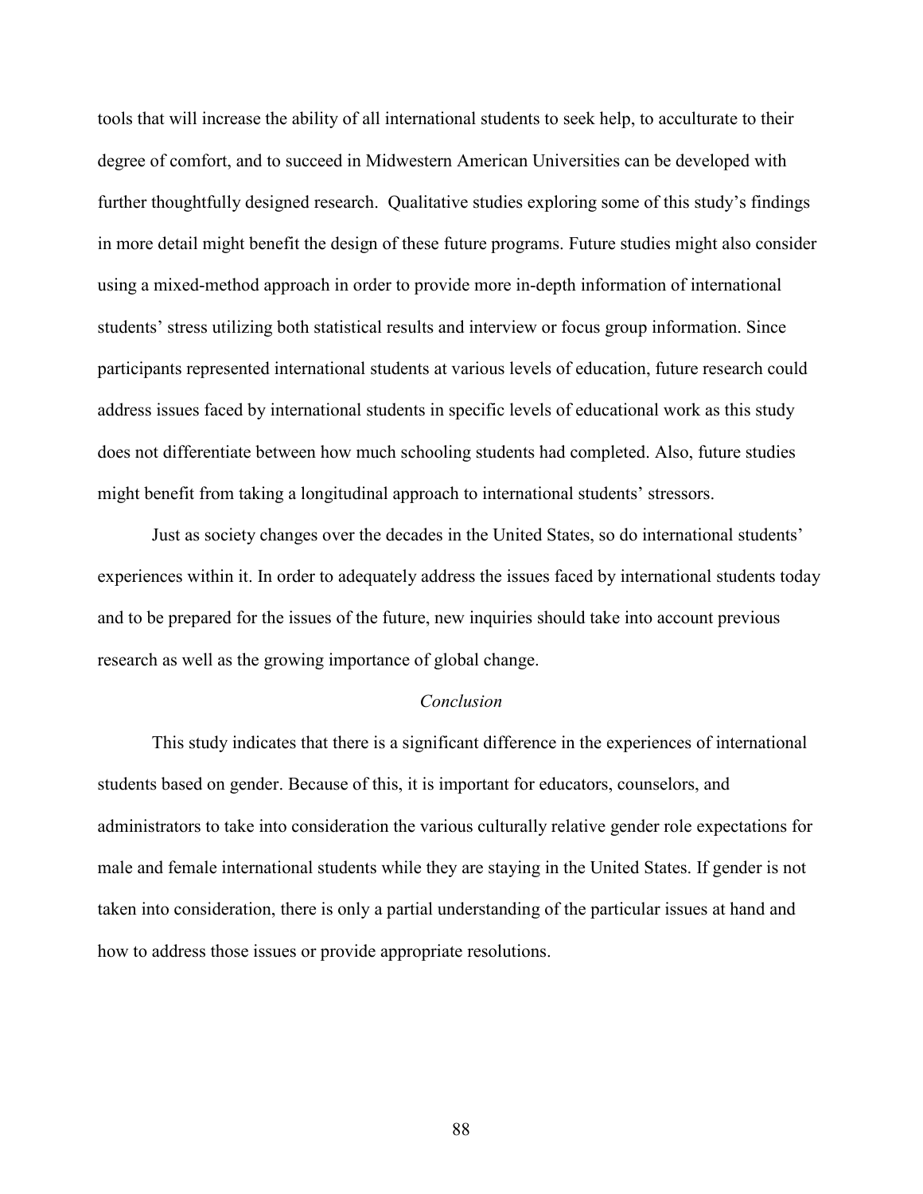tools that will increase the ability of all international students to seek help, to acculturate to their degree of comfort, and to succeed in Midwestern American Universities can be developed with further thoughtfully designed research. Qualitative studies exploring some of this study's findings in more detail might benefit the design of these future programs. Future studies might also consider using a mixed-method approach in order to provide more in-depth information of international students' stress utilizing both statistical results and interview or focus group information. Since participants represented international students at various levels of education, future research could address issues faced by international students in specific levels of educational work as this study does not differentiate between how much schooling students had completed. Also, future studies might benefit from taking a longitudinal approach to international students' stressors.

Just as society changes over the decades in the United States, so do international students' experiences within it. In order to adequately address the issues faced by international students today and to be prepared for the issues of the future, new inquiries should take into account previous research as well as the growing importance of global change.

### *Conclusion*

This study indicates that there is a significant difference in the experiences of international students based on gender. Because of this, it is important for educators, counselors, and administrators to take into consideration the various culturally relative gender role expectations for male and female international students while they are staying in the United States. If gender is not taken into consideration, there is only a partial understanding of the particular issues at hand and how to address those issues or provide appropriate resolutions.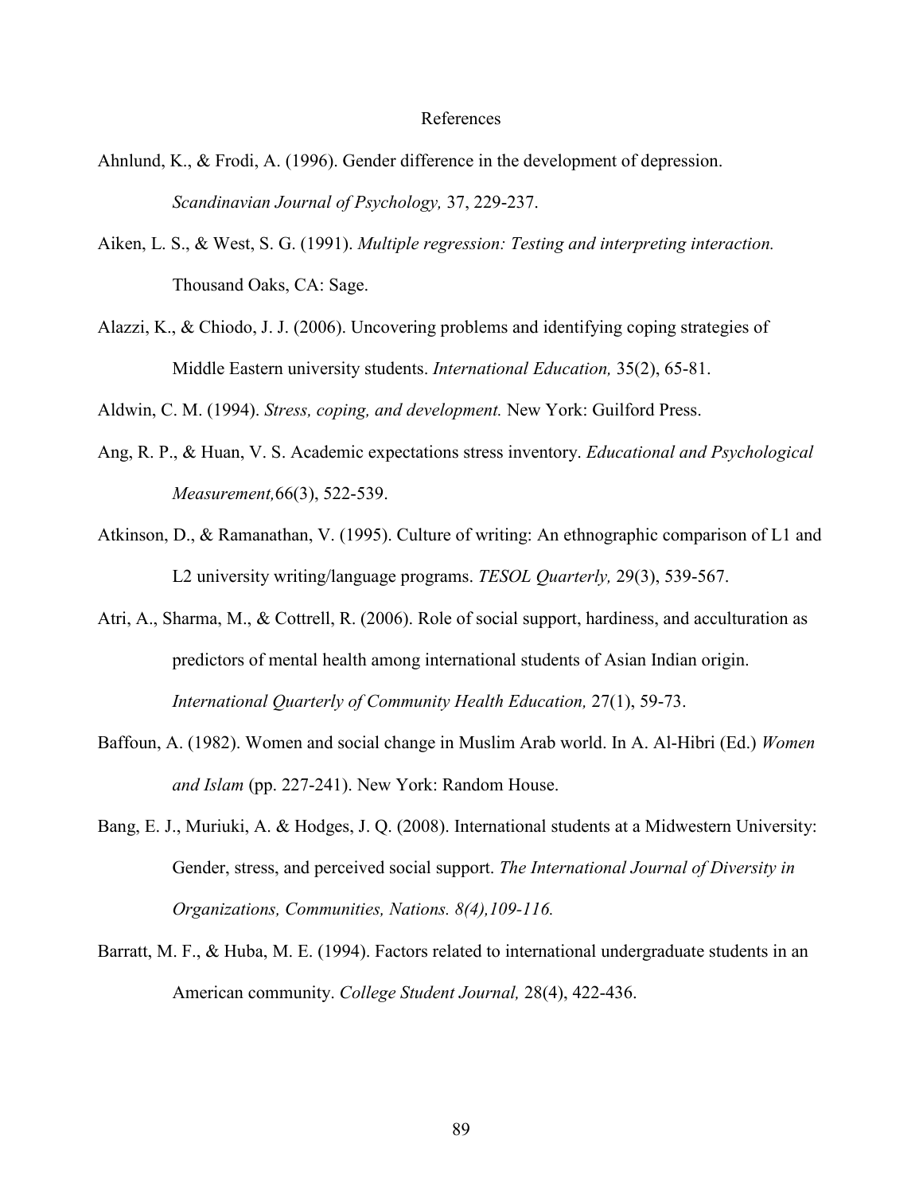# References

Ahnlund, K., & Frodi, A. (1996). Gender difference in the development of depression. *Scandinavian Journal of Psychology,* 37, 229-237.

Aiken, L. S., & West, S. G. (1991). *Multiple regression: Testing and interpreting interaction.* Thousand Oaks, CA: Sage.

Alazzi, K., & Chiodo, J. J. (2006). Uncovering problems and identifying coping strategies of Middle Eastern university students. *International Education,* 35(2), 65-81.

Aldwin, C. M. (1994). *Stress, coping, and development.* New York: Guilford Press.

Ang, R. P., & Huan, V. S. Academic expectations stress inventory. *Educational and Psychological Measurement,*66(3), 522-539.

Atkinson, D., & Ramanathan, V. (1995). Culture of writing: An ethnographic comparison of L1 and L2 university writing/language programs. *TESOL Quarterly,* 29(3), 539-567.

Atri, A., Sharma, M., & Cottrell, R. (2006). Role of social support, hardiness, and acculturation as predictors of mental health among international students of Asian Indian origin. *International Quarterly of Community Health Education,* 27(1), 59-73.

Baffoun, A. (1982). Women and social change in Muslim Arab world. In A. Al-Hibri (Ed.) *Women and Islam* (pp. 227-241). New York: Random House.

Bang, E. J., Muriuki, A. & Hodges, J. Q. (2008). International students at a Midwestern University: Gender, stress, and perceived social support. *The International Journal of Diversity in Organizations, Communities, Nations. 8(4),109-116.*

Barratt, M. F., & Huba, M. E. (1994). Factors related to international undergraduate students in an American community. *College Student Journal,* 28(4), 422-436.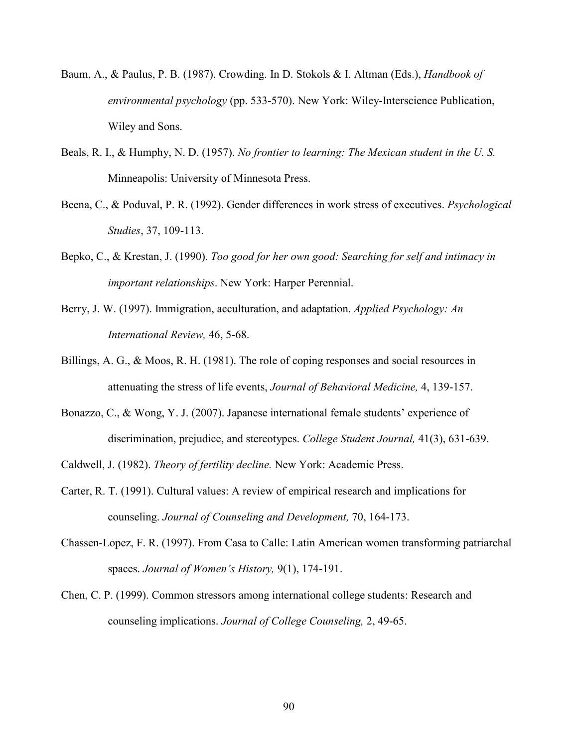Baum, A., & Paulus, P. B. (1987). Crowding. In D. Stokols & I. Altman (Eds.), *Handbook of environmental psychology* (pp. 533-570). New York: Wiley-Interscience Publication, Wiley and Sons.

Beals, R. I., & Humphy, N. D. (1957). *No frontier to learning: The Mexican student in the U. S.* Minneapolis: University of Minnesota Press.

Beena, C., & Poduval, P. R. (1992). Gender differences in work stress of executives. *Psychological Studies*, 37, 109-113.

Bepko, C., & Krestan, J. (1990). *Too good for her own good: Searching for self and intimacy in important relationships*. New York: Harper Perennial.

Berry, J. W. (1997). Immigration, acculturation, and adaptation. *Applied Psychology: An International Review,* 46, 5-68.

Billings, A. G., & Moos, R. H. (1981). The role of coping responses and social resources in attenuating the stress of life events, *Journal of Behavioral Medicine,* 4, 139-157.

Bonazzo, C., & Wong, Y. J. (2007). Japanese international female students' experience of discrimination, prejudice, and stereotypes. *College Student Journal,* 41(3), 631-639.

Caldwell, J. (1982). *Theory of fertility decline.* New York: Academic Press.

Carter, R. T. (1991). Cultural values: A review of empirical research and implications for counseling. *Journal of Counseling and Development,* 70, 164-173.

Chassen-Lopez, F. R. (1997). From Casa to Calle: Latin American women transforming patriarchal spaces. *Journal of Women's History,* 9(1), 174-191.

Chen, C. P. (1999). Common stressors among international college students: Research and counseling implications. *Journal of College Counseling,* 2, 49-65.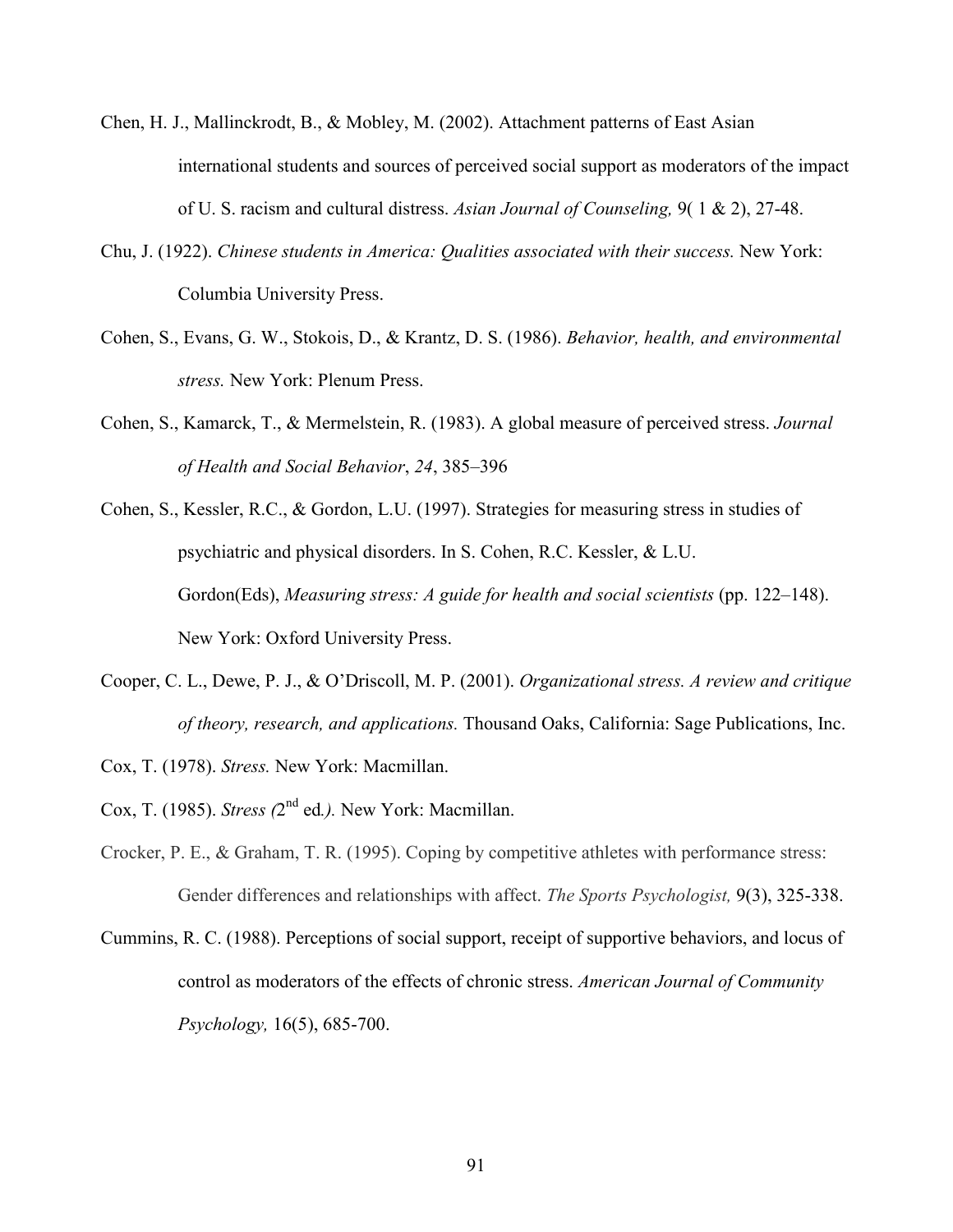Chen, H. J., Mallinckrodt, B., & Mobley, M. (2002). Attachment patterns of East Asian international students and sources of perceived social support as moderators of the impact of U. S. racism and cultural distress. *Asian Journal of Counseling,* 9( 1 & 2), 27-48.

Chu, J. (1922). *Chinese students in America: Qualities associated with their success.* New York: Columbia University Press.

Cohen, S., Evans, G. W., Stokois, D., & Krantz, D. S. (1986). *Behavior, health, and environmental stress.* New York: Plenum Press.

Cohen, S., Kamarck, T., & Mermelstein, R. (1983). A global measure of perceived stress. *Journal of Health and Social Behavior*, *24*, 385–396

Cohen, S., Kessler, R.C., & Gordon, L.U. (1997). Strategies for measuring stress in studies of psychiatric and physical disorders. In S. Cohen, R.C. Kessler, & L.U. Gordon(Eds), *Measuring stress: A guide for health and social scientists* (pp. 122–148). New York: Oxford University Press.

Cooper, C. L., Dewe, P. J., & O'Driscoll, M. P. (2001). *Organizational stress. A review and critique of theory, research, and applications.* Thousand Oaks, California: Sage Publications, Inc.

Cox, T. (1978). *Stress.* New York: Macmillan.

Cox, T. (1985). *Stress (*2nd ed*.).* New York: Macmillan.

Crocker, P. E., & Graham, T. R. (1995). Coping by competitive athletes with performance stress: Gender differences and relationships with affect. *The Sports Psychologist,* 9(3), 325-338.

Cummins, R. C. (1988). Perceptions of social support, receipt of supportive behaviors, and locus of control as moderators of the effects of chronic stress. *American Journal of Community Psychology,* 16(5), 685-700.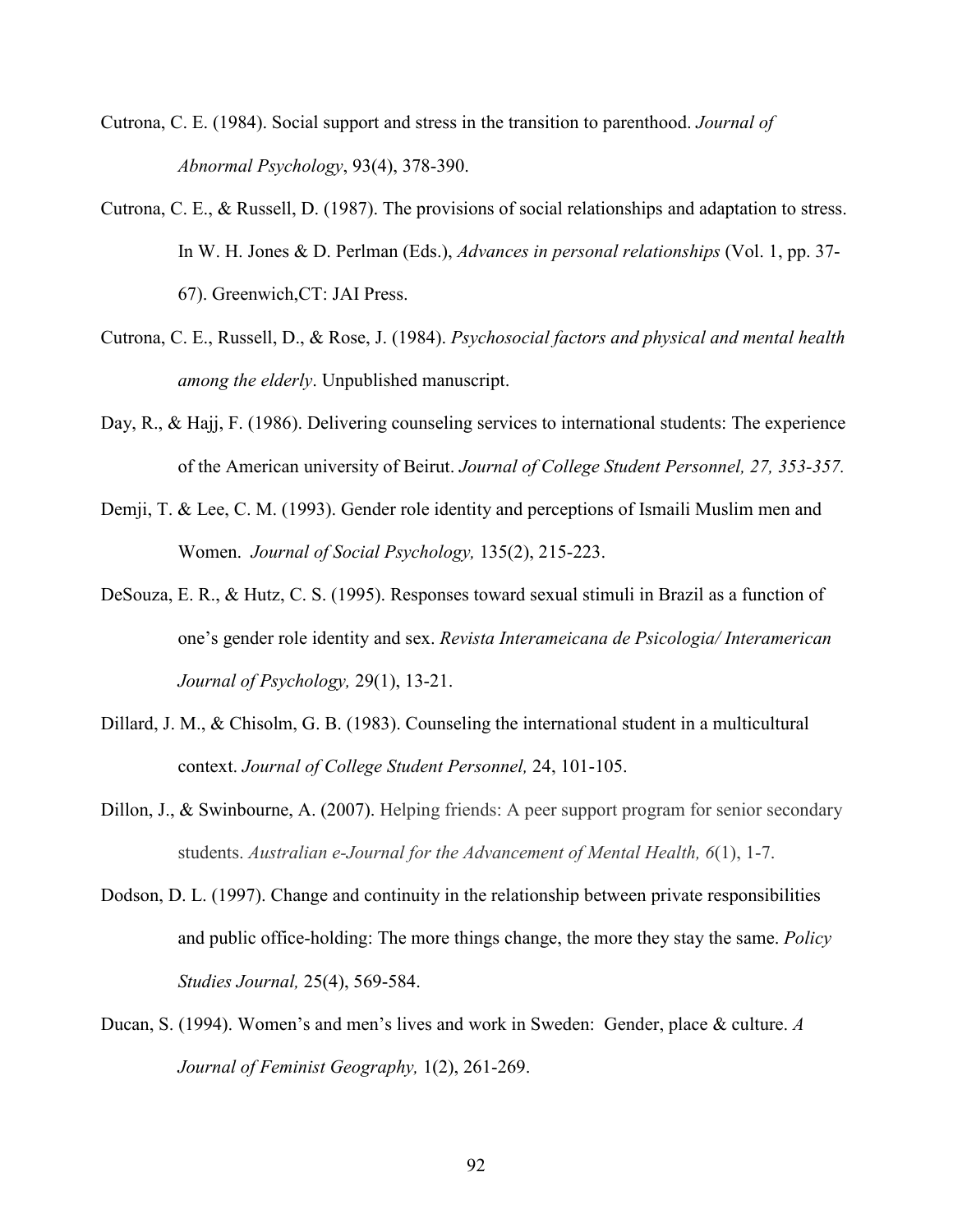Cutrona, C. E. (1984). Social support and stress in the transition to parenthood. *Journal of Abnormal Psychology*, 93(4), 378-390.

Cutrona, C. E., & Russell, D. (1987). The provisions of social relationships and adaptation to stress. In W. H. Jones & D. Perlman (Eds.), *Advances in personal relationships* (Vol. 1, pp. 37-67). Greenwich,CT: JAI Press.

Cutrona, C. E., Russell, D., & Rose, J. (1984). *Psychosocial factors and physical and mental health among the elderly*. Unpublished manuscript.

Day, R., & Hajj, F. (1986). Delivering counseling services to international students: The experience of the American university of Beirut. *Journal of College Student Personnel, 27, 353-357.*

Demji, T. & Lee, C. M. (1993). Gender role identity and perceptions of Ismaili Muslim men and Women. *Journal of Social Psychology,* 135(2), 215-223.

DeSouza, E. R., & Hutz, C. S. (1995). Responses toward sexual stimuli in Brazil as a function of one's gender role identity and sex. *Revista Interameicana de Psicologia/ Interamerican Journal of Psychology,* 29(1), 13-21.

Dillard, J. M., & Chisolm, G. B. (1983). Counseling the international student in a multicultural context. *Journal of College Student Personnel,* 24, 101-105.

Dillon, J., & Swinbourne, A. (2007). Helping friends: A peer support program for senior secondary students. *Australian e-Journal for the Advancement of Mental Health, 6*(1), 1-7.

Dodson, D. L. (1997). Change and continuity in the relationship between private responsibilities and public office-holding: The more things change, the more they stay the same. *Policy Studies Journal,* 25(4), 569-584.

Ducan, S. (1994). Women's and men's lives and work in Sweden: Gender, place & culture. *A Journal of Feminist Geography,* 1(2), 261-269.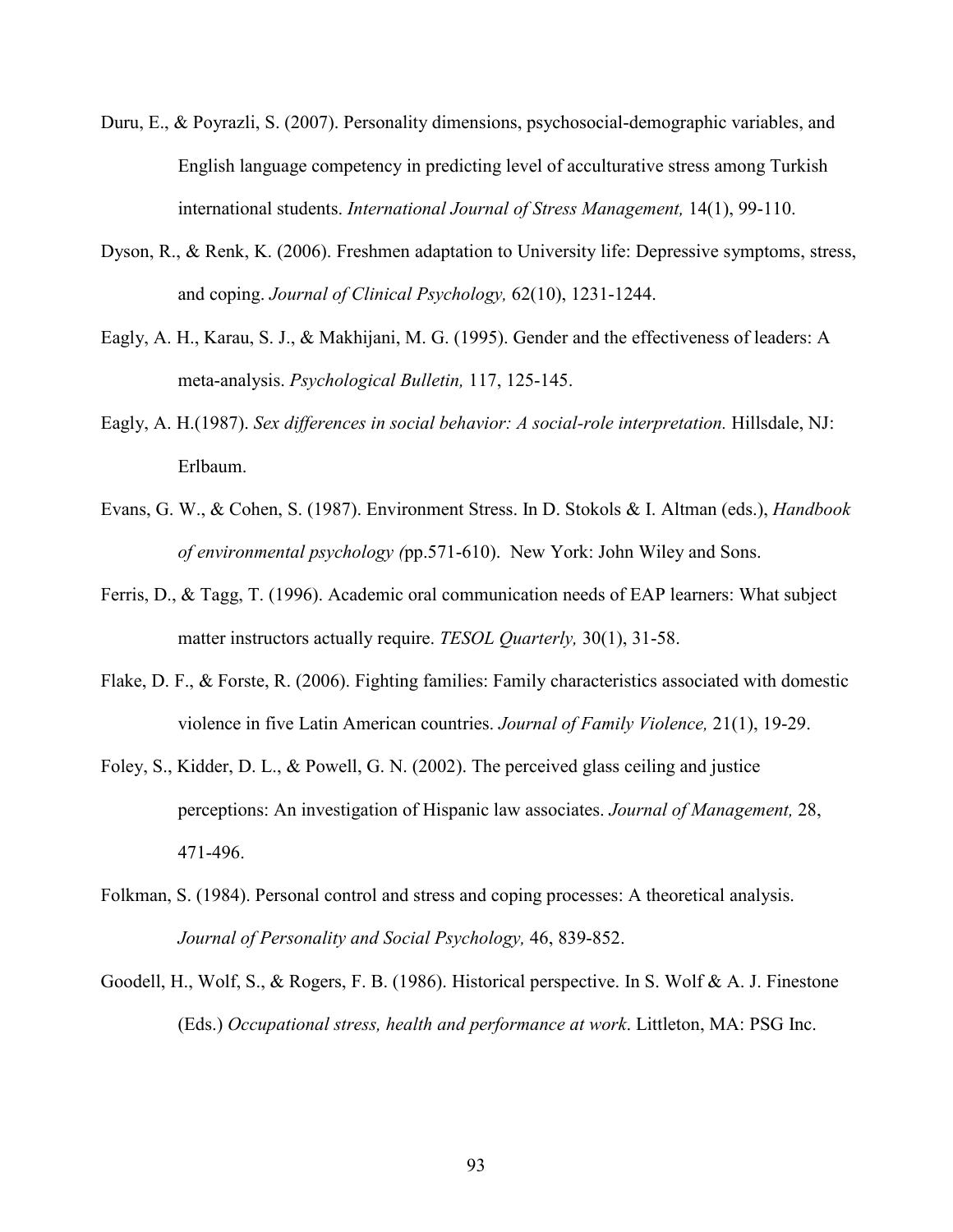Duru, E., & Poyrazli, S. (2007). Personality dimensions, psychosocial-demographic variables, and English language competency in predicting level of acculturative stress among Turkish international students. *International Journal of Stress Management,* 14(1), 99-110.

Dyson, R., & Renk, K. (2006). Freshmen adaptation to University life: Depressive symptoms, stress, and coping. *Journal of Clinical Psychology,* 62(10), 1231-1244.

Eagly, A. H., Karau, S. J., & Makhijani, M. G. (1995). Gender and the effectiveness of leaders: A meta-analysis. *Psychological Bulletin,* 117, 125-145.

Eagly, A. H.(1987). *Sex differences in social behavior: A social-role interpretation.* Hillsdale, NJ: Erlbaum.

Evans, G. W., & Cohen, S. (1987). Environment Stress. In D. Stokols & I. Altman (eds.), *Handbook of environmental psychology (*pp.571-610). New York: John Wiley and Sons.

Ferris, D., & Tagg, T. (1996). Academic oral communication needs of EAP learners: What subject matter instructors actually require. *TESOL Quarterly,* 30(1), 31-58.

Flake, D. F., & Forste, R. (2006). Fighting families: Family characteristics associated with domestic violence in five Latin American countries. *Journal of Family Violence,* 21(1), 19-29.

Foley, S., Kidder, D. L., & Powell, G. N. (2002). The perceived glass ceiling and justice perceptions: An investigation of Hispanic law associates. *Journal of Management,* 28, 471-496.

Folkman, S. (1984). Personal control and stress and coping processes: A theoretical analysis. *Journal of Personality and Social Psychology,* 46, 839-852.

Goodell, H., Wolf, S., & Rogers, F. B. (1986). Historical perspective. In S. Wolf & A. J. Finestone (Eds.) *Occupational stress, health and performance at work*. Littleton, MA: PSG Inc.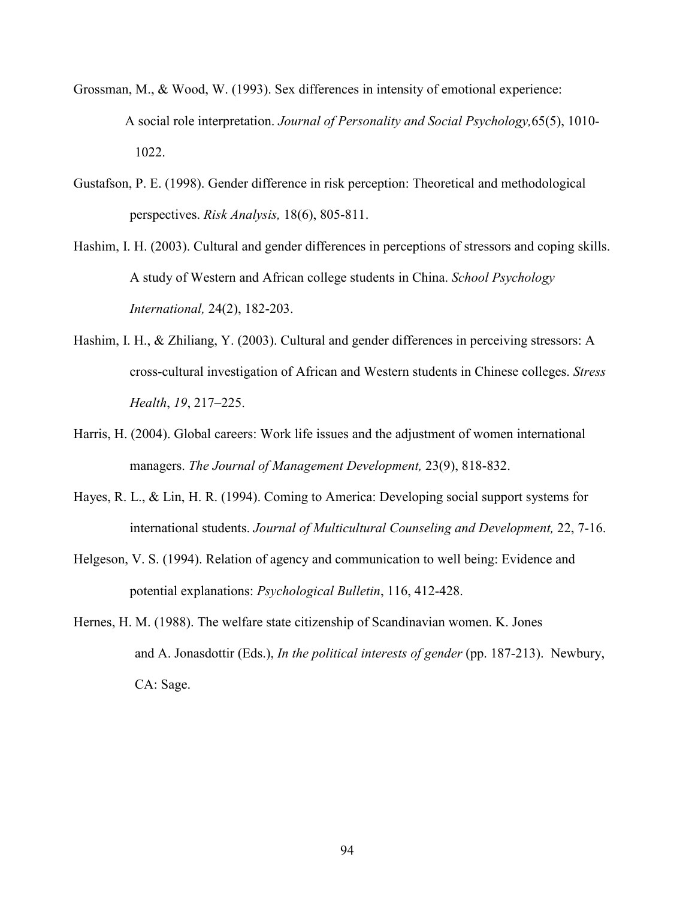Grossman, M., & Wood, W. (1993). Sex differences in intensity of emotional experience: A social role interpretation. *Journal of Personality and Social Psychology,*65(5), 1010-1022.

Gustafson, P. E. (1998). Gender difference in risk perception: Theoretical and methodological perspectives. *Risk Analysis,* 18(6), 805-811.

Hashim, I. H. (2003). Cultural and gender differences in perceptions of stressors and coping skills. A study of Western and African college students in China. *School Psychology International,* 24(2), 182-203.

Hashim, I. H., & Zhiliang, Y. (2003). Cultural and gender differences in perceiving stressors: A cross-cultural investigation of African and Western students in Chinese colleges. *Stress Health*, *19*, 217–225.

Harris, H. (2004). Global careers: Work life issues and the adjustment of women international managers. *The Journal of Management Development,* 23(9), 818-832.

Hayes, R. L., & Lin, H. R. (1994). Coming to America: Developing social support systems for international students. *Journal of Multicultural Counseling and Development,* 22, 7-16.

Helgeson, V. S. (1994). Relation of agency and communication to well being: Evidence and potential explanations: *Psychological Bulletin*, 116, 412-428.

Hernes, H. M. (1988). The welfare state citizenship of Scandinavian women. K. Jones and A. Jonasdottir (Eds.), *In the political interests of gender* (pp. 187-213). Newbury, CA: Sage.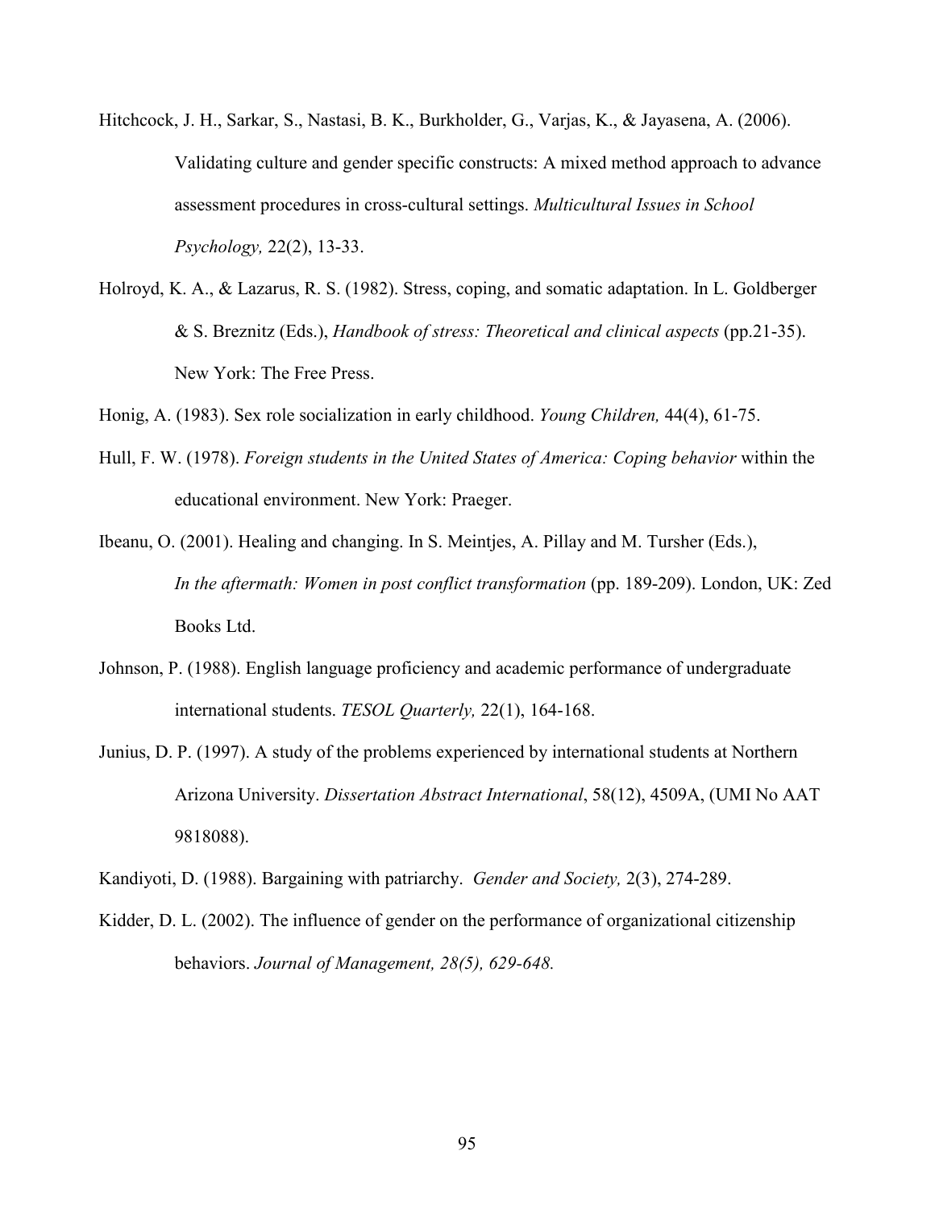Hitchcock, J. H., Sarkar, S., Nastasi, B. K., Burkholder, G., Varjas, K., & Jayasena, A. (2006). Validating culture and gender specific constructs: A mixed method approach to advance assessment procedures in cross-cultural settings. *Multicultural Issues in School Psychology,* 22(2), 13-33.

Holroyd, K. A., & Lazarus, R. S. (1982). Stress, coping, and somatic adaptation. In L. Goldberger & S. Breznitz (Eds.), *Handbook of stress: Theoretical and clinical aspects* (pp.21-35). New York: The Free Press.

Honig, A. (1983). Sex role socialization in early childhood. *Young Children,* 44(4), 61-75.

Hull, F. W. (1978). *Foreign students in the United States of America: Coping behavior* within the educational environment. New York: Praeger.

Ibeanu, O. (2001). Healing and changing. In S. Meintjes, A. Pillay and M. Tursher (Eds.), *In the aftermath: Women in post conflict transformation* (pp. 189-209). London, UK: Zed Books Ltd.

Johnson, P. (1988). English language proficiency and academic performance of undergraduate international students. *TESOL Quarterly,* 22(1), 164-168.

Junius, D. P. (1997). A study of the problems experienced by international students at Northern Arizona University. *Dissertation Abstract International*, 58(12), 4509A, (UMI No AAT 9818088).

Kandiyoti, D. (1988). Bargaining with patriarchy. *Gender and Society,* 2(3), 274-289.

Kidder, D. L. (2002). The influence of gender on the performance of organizational citizenship behaviors. *Journal of Management, 28(5), 629-648.*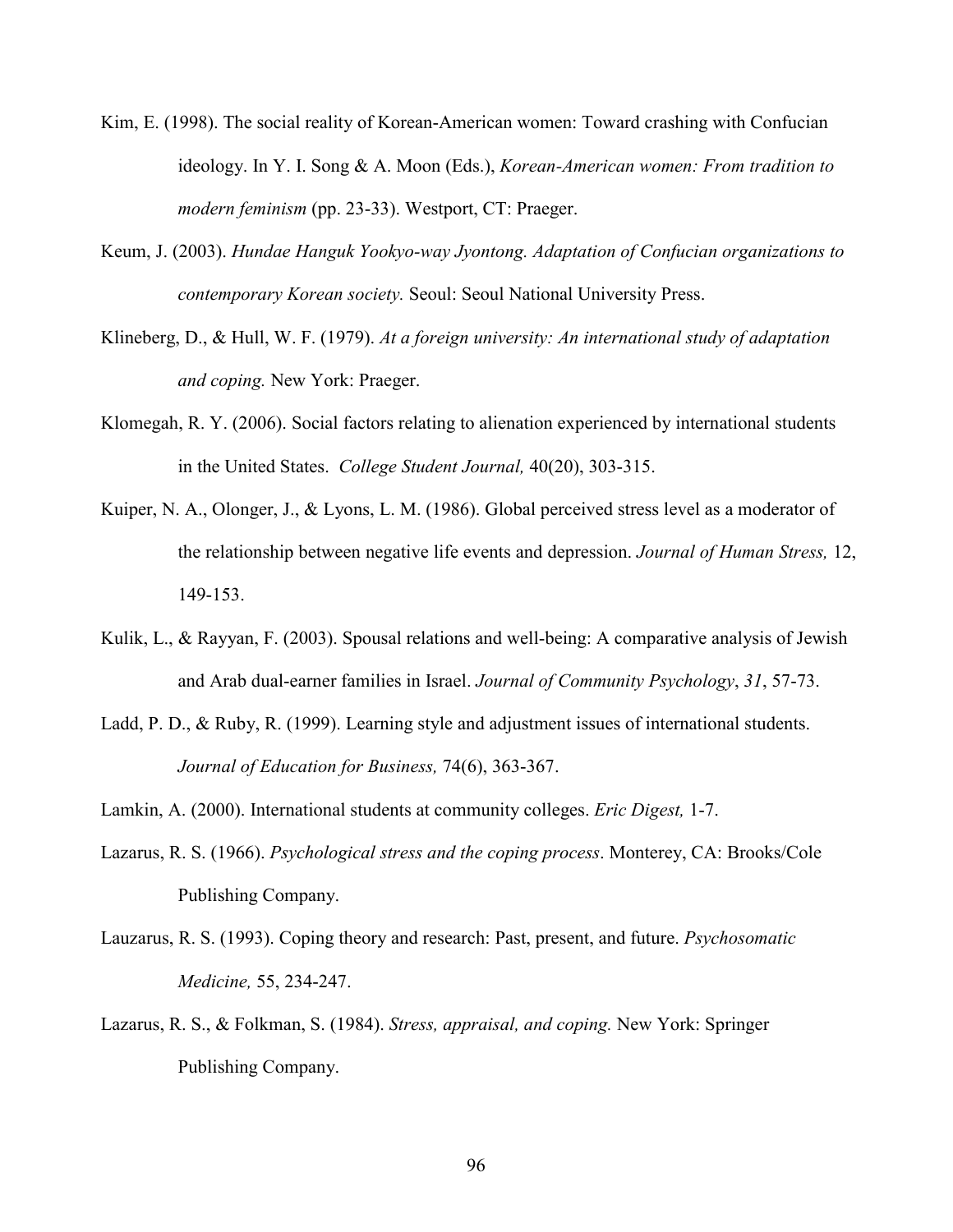Kim, E. (1998). The social reality of Korean-American women: Toward crashing with Confucian ideology. In Y. I. Song & A. Moon (Eds.), *Korean-American women: From tradition to modern feminism* (pp. 23-33). Westport, CT: Praeger.

Keum, J. (2003). *Hundae Hanguk Yookyo-way Jyontong. Adaptation of Confucian organizations to contemporary Korean society.* Seoul: Seoul National University Press.

Klineberg, D., & Hull, W. F. (1979). *At a foreign university: An international study of adaptation and coping.* New York: Praeger.

Klomegah, R. Y. (2006). Social factors relating to alienation experienced by international students in the United States. *College Student Journal,* 40(20), 303-315.

Kuiper, N. A., Olonger, J., & Lyons, L. M. (1986). Global perceived stress level as a moderator of the relationship between negative life events and depression. *Journal of Human Stress,* 12, 149-153.

Kulik, L., & Rayyan, F. (2003). Spousal relations and well-being: A comparative analysis of Jewish and Arab dual-earner families in Israel. *Journal of Community Psychology*, *31*, 57-73.

Ladd, P. D., & Ruby, R. (1999). Learning style and adjustment issues of international students. *Journal of Education for Business,* 74(6), 363-367.

Lamkin, A. (2000). International students at community colleges. *Eric Digest,* 1-7.

Lazarus, R. S. (1966). *Psychological stress and the coping process*. Monterey, CA: Brooks/Cole Publishing Company.

Lauzarus, R. S. (1993). Coping theory and research: Past, present, and future. *Psychosomatic Medicine,* 55, 234-247.

Lazarus, R. S., & Folkman, S. (1984). *Stress, appraisal, and coping.* New York: Springer Publishing Company.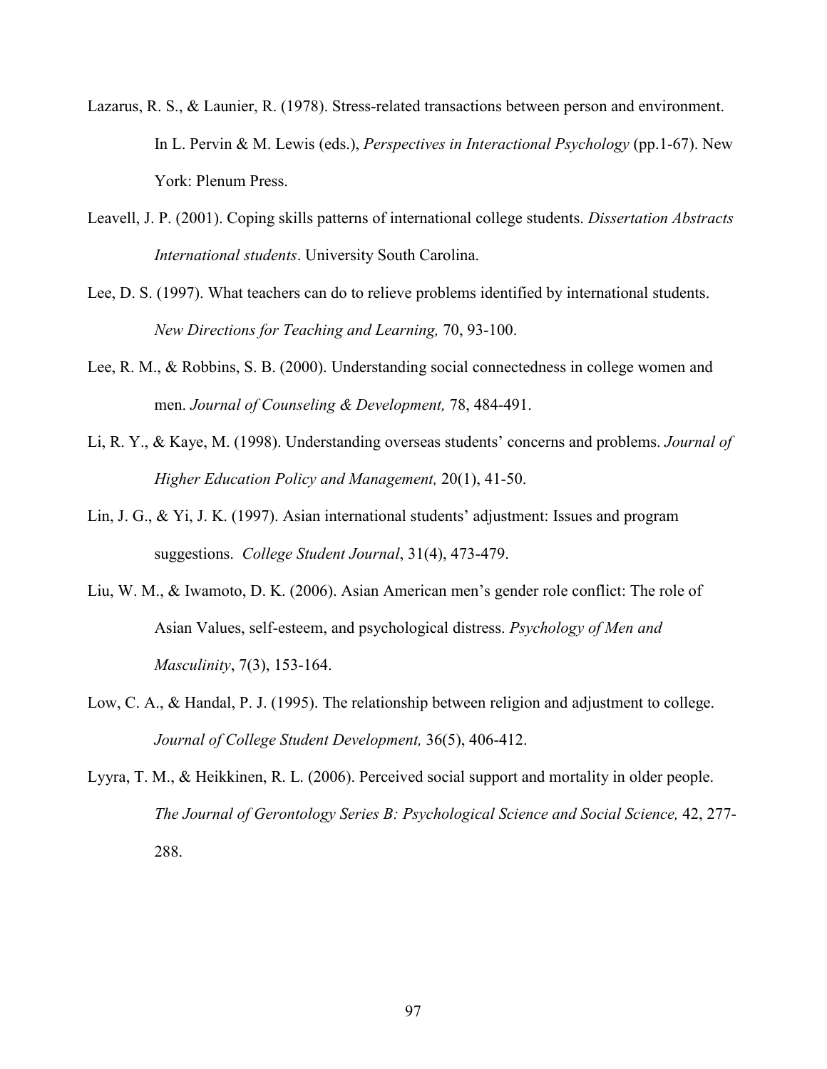Lazarus, R. S., & Launier, R. (1978). Stress-related transactions between person and environment. In L. Pervin & M. Lewis (eds.), *Perspectives in Interactional Psychology* (pp.1-67). New York: Plenum Press.

Leavell, J. P. (2001). Coping skills patterns of international college students. *Dissertation Abstracts International students*. University South Carolina.

Lee, D. S. (1997). What teachers can do to relieve problems identified by international students. *New Directions for Teaching and Learning,* 70, 93-100.

Lee, R. M., & Robbins, S. B. (2000). Understanding social connectedness in college women and men. *Journal of Counseling & Development,* 78, 484-491.

Li, R. Y., & Kaye, M. (1998). Understanding overseas students' concerns and problems. *Journal of Higher Education Policy and Management,* 20(1), 41-50.

Lin, J. G., & Yi, J. K. (1997). Asian international students' adjustment: Issues and program suggestions. *College Student Journal*, 31(4), 473-479.

Liu, W. M., & Iwamoto, D. K. (2006). Asian American men's gender role conflict: The role of Asian Values, self-esteem, and psychological distress. *Psychology of Men and Masculinity*, 7(3), 153-164.

Low, C. A., & Handal, P. J. (1995). The relationship between religion and adjustment to college. *Journal of College Student Development,* 36(5), 406-412.

Lyyra, T. M., & Heikkinen, R. L. (2006). Perceived social support and mortality in older people. *The Journal of Gerontology Series B: Psychological Science and Social Science,* 42, 277-288.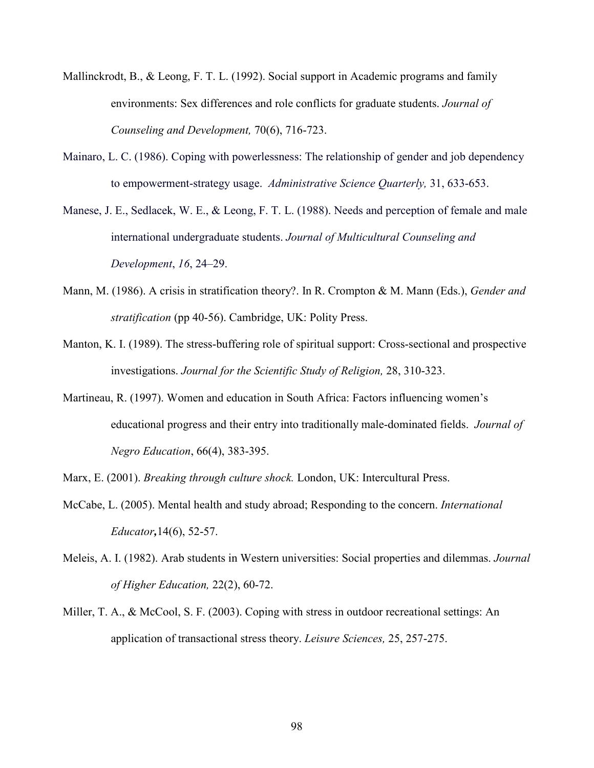Mallinckrodt, B., & Leong, F. T. L. (1992). Social support in Academic programs and family environments: Sex differences and role conflicts for graduate students. *Journal of Counseling and Development,* 70(6), 716-723.

Mainaro, L. C. (1986). Coping with powerlessness: The relationship of gender and job dependency to empowerment-strategy usage. *Administrative Science Quarterly,* 31, 633-653.

Manese, J. E., Sedlacek, W. E., & Leong, F. T. L. (1988). Needs and perception of female and male international undergraduate students. *Journal of Multicultural Counseling and Development*, *16*, 24–29.

Mann, M. (1986). A crisis in stratification theory?. In R. Crompton & M. Mann (Eds.), *Gender and stratification* (pp 40-56). Cambridge, UK: Polity Press.

Manton, K. I. (1989). The stress-buffering role of spiritual support: Cross-sectional and prospective investigations. *Journal for the Scientific Study of Religion,* 28, 310-323.

Martineau, R. (1997). Women and education in South Africa: Factors influencing women's educational progress and their entry into traditionally male-dominated fields. *Journal of Negro Education*, 66(4), 383-395.

Marx, E. (2001). *Breaking through culture shock.* London, UK: Intercultural Press.

McCabe, L. (2005). Mental health and study abroad; Responding to the concern. *International Educator***,**14(6), 52-57.

Meleis, A. I. (1982). Arab students in Western universities: Social properties and dilemmas. *Journal of Higher Education,* 22(2), 60-72.

Miller, T. A., & McCool, S. F. (2003). Coping with stress in outdoor recreational settings: An application of transactional stress theory. *Leisure Sciences,* 25, 257-275.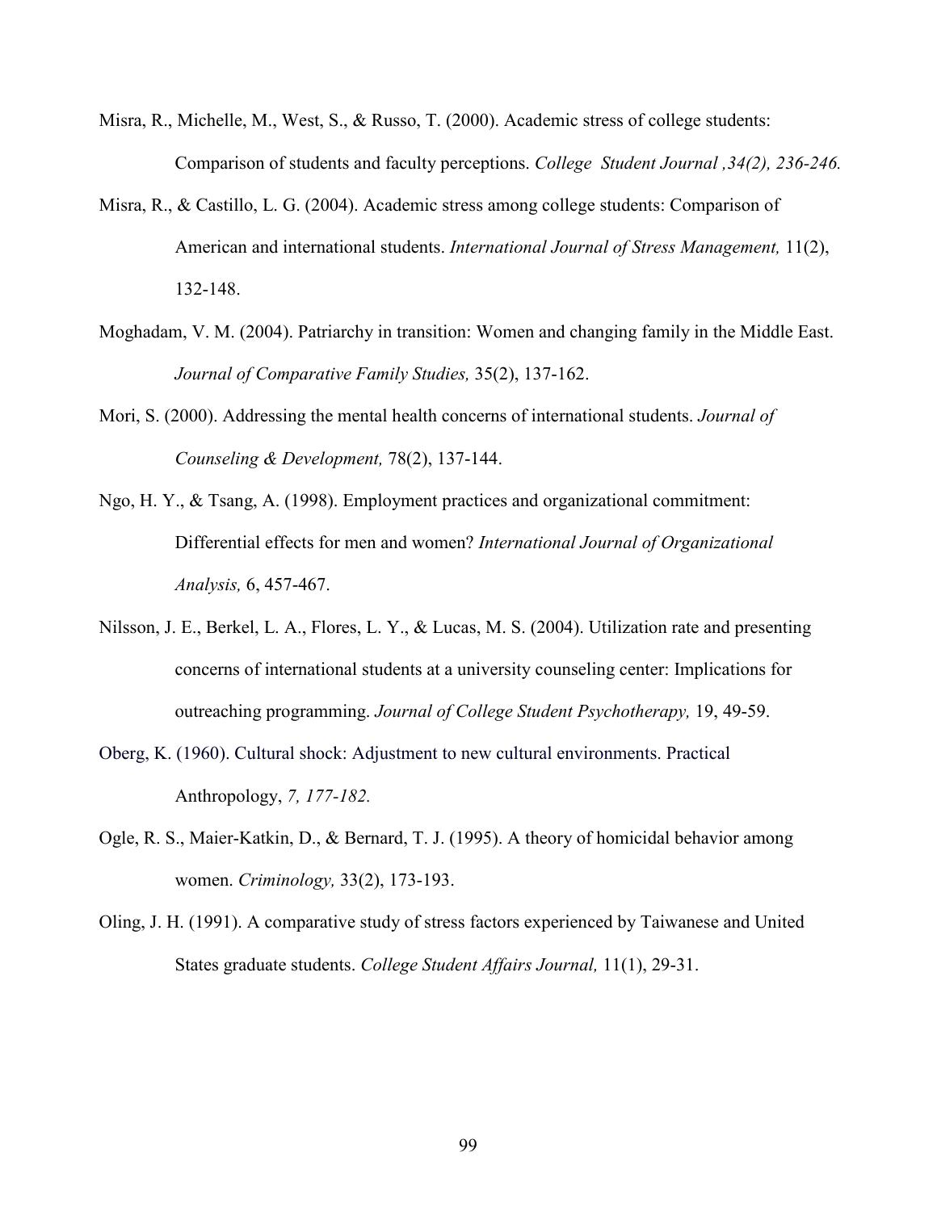Misra, R., Michelle, M., West, S., & Russo, T. (2000). Academic stress of college students: Comparison of students and faculty perceptions. *College Student Journal ,34(2), 236-246.*

Misra, R., & Castillo, L. G. (2004). Academic stress among college students: Comparison of American and international students. *International Journal of Stress Management,* 11(2), 132-148.

Moghadam, V. M. (2004). Patriarchy in transition: Women and changing family in the Middle East. *Journal of Comparative Family Studies,* 35(2), 137-162.

Mori, S. (2000). Addressing the mental health concerns of international students. *Journal of Counseling & Development,* 78(2), 137-144.

Ngo, H. Y., & Tsang, A. (1998). Employment practices and organizational commitment: Differential effects for men and women? *International Journal of Organizational Analysis,* 6, 457-467.

Nilsson, J. E., Berkel, L. A., Flores, L. Y., & Lucas, M. S. (2004). Utilization rate and presenting concerns of international students at a university counseling center: Implications for outreaching programming. *Journal of College Student Psychotherapy,* 19, 49-59.

Oberg, K. (1960). Cultural shock: Adjustment to new cultural environments. Practical Anthropology, *7, 177-182.*

Ogle, R. S., Maier-Katkin, D., & Bernard, T. J. (1995). A theory of homicidal behavior among women. *Criminology,* 33(2), 173-193.

Oling, J. H. (1991). A comparative study of stress factors experienced by Taiwanese and United States graduate students. *College Student Affairs Journal,* 11(1), 29-31.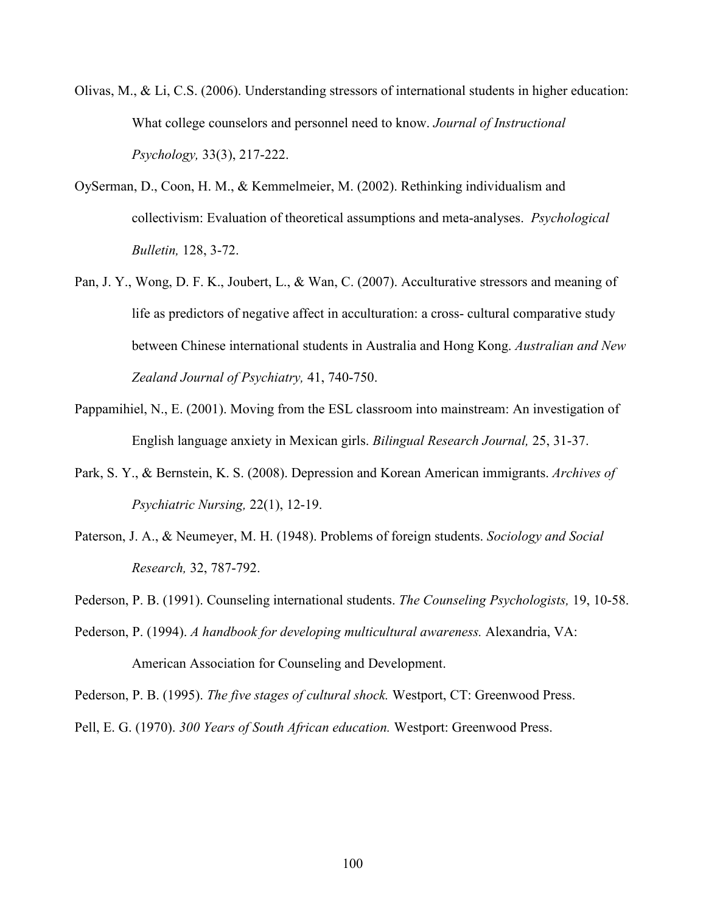Olivas, M., & Li, C.S. (2006). Understanding stressors of international students in higher education: What college counselors and personnel need to know. *Journal of Instructional Psychology,* 33(3), 217-222.

OySerman, D., Coon, H. M., & Kemmelmeier, M. (2002). Rethinking individualism and collectivism: Evaluation of theoretical assumptions and meta-analyses. *Psychological Bulletin,* 128, 3-72.

Pan, J. Y., Wong, D. F. K., Joubert, L., & Wan, C. (2007). Acculturative stressors and meaning of life as predictors of negative affect in acculturation: a cross- cultural comparative study between Chinese international students in Australia and Hong Kong. *Australian and New Zealand Journal of Psychiatry,* 41, 740-750.

Pappamihiel, N., E. (2001). Moving from the ESL classroom into mainstream: An investigation of English language anxiety in Mexican girls. *Bilingual Research Journal,* 25, 31-37.

Park, S. Y., & Bernstein, K. S. (2008). Depression and Korean American immigrants. *Archives of Psychiatric Nursing,* 22(1), 12-19.

Paterson, J. A., & Neumeyer, M. H. (1948). Problems of foreign students. *Sociology and Social Research,* 32, 787-792.

Pederson, P. B. (1991). Counseling international students. *The Counseling Psychologists,* 19, 10-58.

Pederson, P. (1994). *A handbook for developing multicultural awareness.* Alexandria, VA: American Association for Counseling and Development.

Pederson, P. B. (1995). *The five stages of cultural shock.* Westport, CT: Greenwood Press.

Pell, E. G. (1970). *300 Years of South African education.* Westport: Greenwood Press.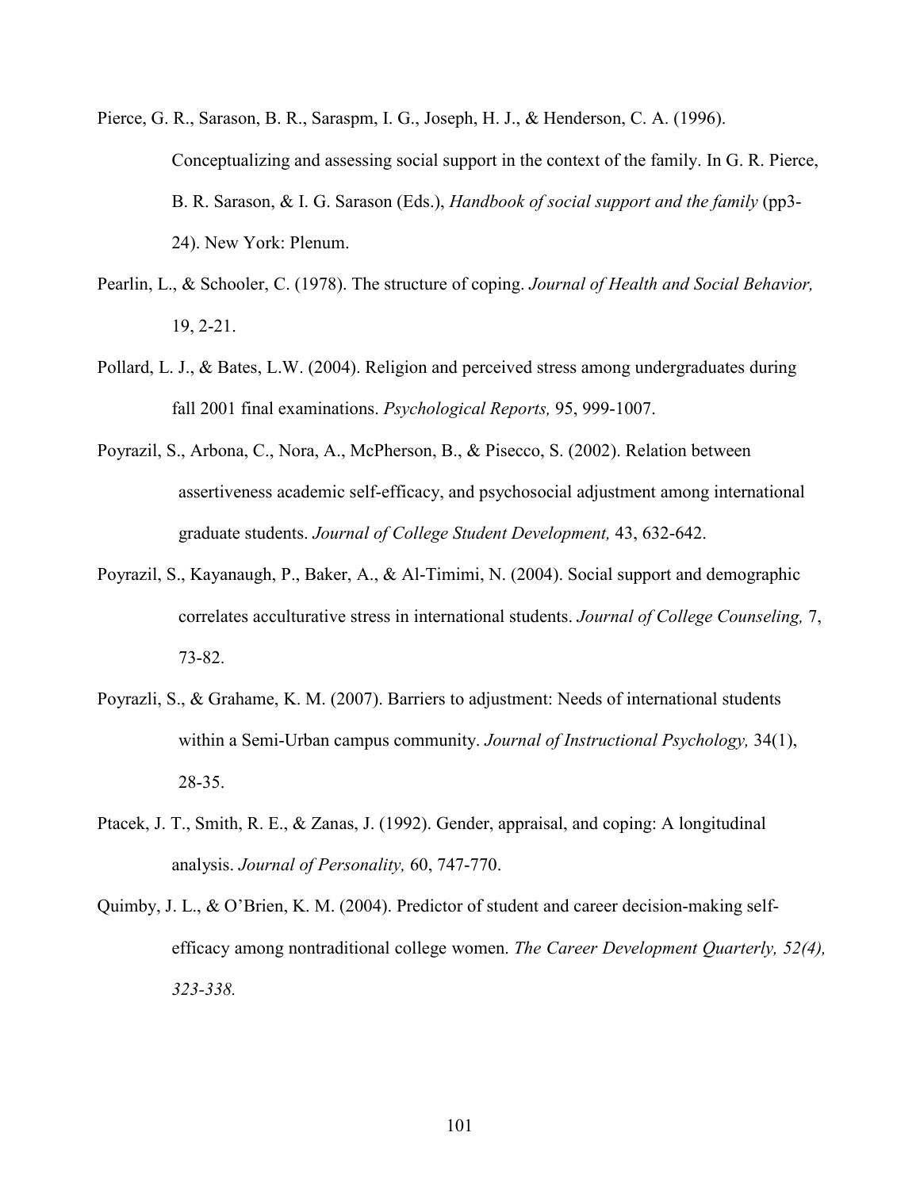Pierce, G. R., Sarason, B. R., Saraspm, I. G., Joseph, H. J., & Henderson, C. A. (1996). Conceptualizing and assessing social support in the context of the family. In G. R. Pierce, B. R. Sarason, & I. G. Sarason (Eds.), *Handbook of social support and the family* (pp3-24). New York: Plenum.

Pearlin, L., & Schooler, C. (1978). The structure of coping. *Journal of Health and Social Behavior,* 19, 2-21.

Pollard, L. J., & Bates, L.W. (2004). Religion and perceived stress among undergraduates during fall 2001 final examinations. *Psychological Reports,* 95, 999-1007.

Poyrazil, S., Arbona, C., Nora, A., McPherson, B., & Pisecco, S. (2002). Relation between assertiveness academic self-efficacy, and psychosocial adjustment among international graduate students. *Journal of College Student Development,* 43, 632-642.

Poyrazil, S., Kayanaugh, P., Baker, A., & Al-Timimi, N. (2004). Social support and demographic correlates acculturative stress in international students. *Journal of College Counseling,* 7, 73-82.

Poyrazli, S., & Grahame, K. M. (2007). Barriers to adjustment: Needs of international students within a Semi-Urban campus community. *Journal of Instructional Psychology,* 34(1), 28-35.

Ptacek, J. T., Smith, R. E., & Zanas, J. (1992). Gender, appraisal, and coping: A longitudinal analysis. *Journal of Personality,* 60, 747-770.

Quimby, J. L., & O'Brien, K. M. (2004). Predictor of student and career decision-making self-efficacy among nontraditional college women. *The Career Development Quarterly, 52(4), 323-338.*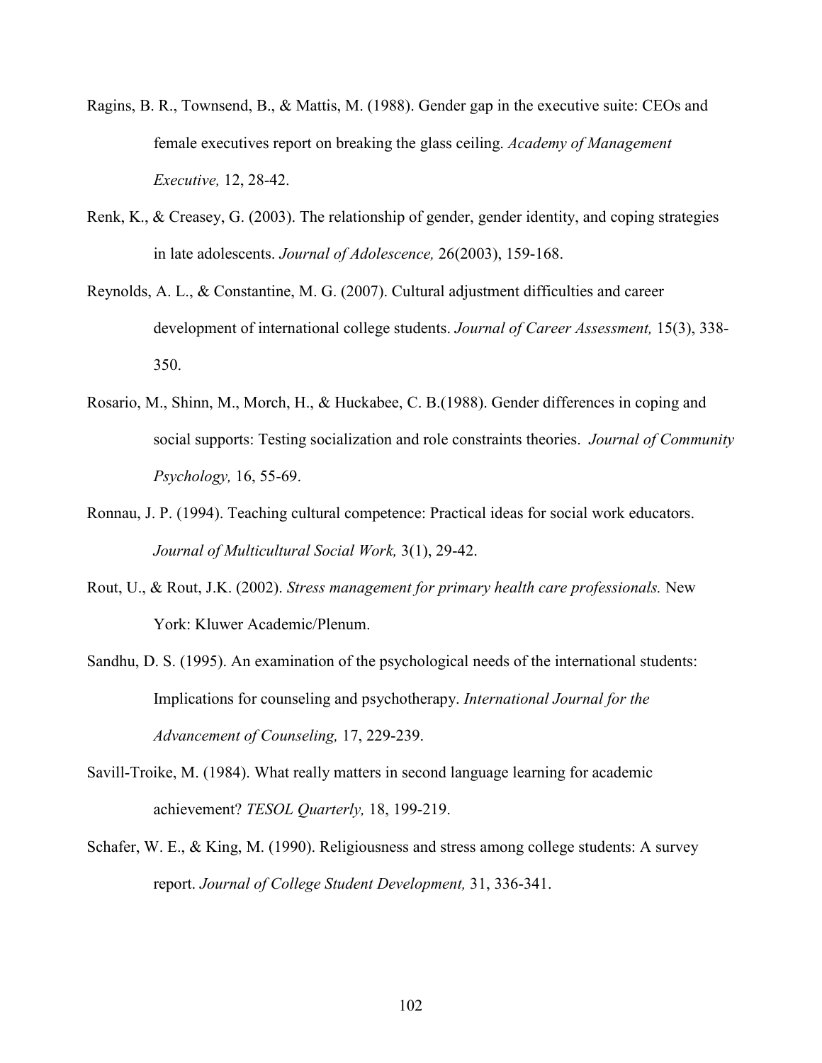Ragins, B. R., Townsend, B., & Mattis, M. (1988). Gender gap in the executive suite: CEOs and female executives report on breaking the glass ceiling. *Academy of Management Executive,* 12, 28-42.

Renk, K., & Creasey, G. (2003). The relationship of gender, gender identity, and coping strategies in late adolescents. *Journal of Adolescence,* 26(2003), 159-168.

Reynolds, A. L., & Constantine, M. G. (2007). Cultural adjustment difficulties and career development of international college students. *Journal of Career Assessment,* 15(3), 338-350.

Rosario, M., Shinn, M., Morch, H., & Huckabee, C. B.(1988). Gender differences in coping and social supports: Testing socialization and role constraints theories. *Journal of Community Psychology,* 16, 55-69.

Ronnau, J. P. (1994). Teaching cultural competence: Practical ideas for social work educators. *Journal of Multicultural Social Work,* 3(1), 29-42.

Rout, U., & Rout, J.K. (2002). *Stress management for primary health care professionals.* New York: Kluwer Academic/Plenum.

Sandhu, D. S. (1995). An examination of the psychological needs of the international students: Implications for counseling and psychotherapy. *International Journal for the Advancement of Counseling,* 17, 229-239.

Savill-Troike, M. (1984). What really matters in second language learning for academic achievement? *TESOL Quarterly,* 18, 199-219.

Schafer, W. E., & King, M. (1990). Religiousness and stress among college students: A survey report. *Journal of College Student Development,* 31, 336-341.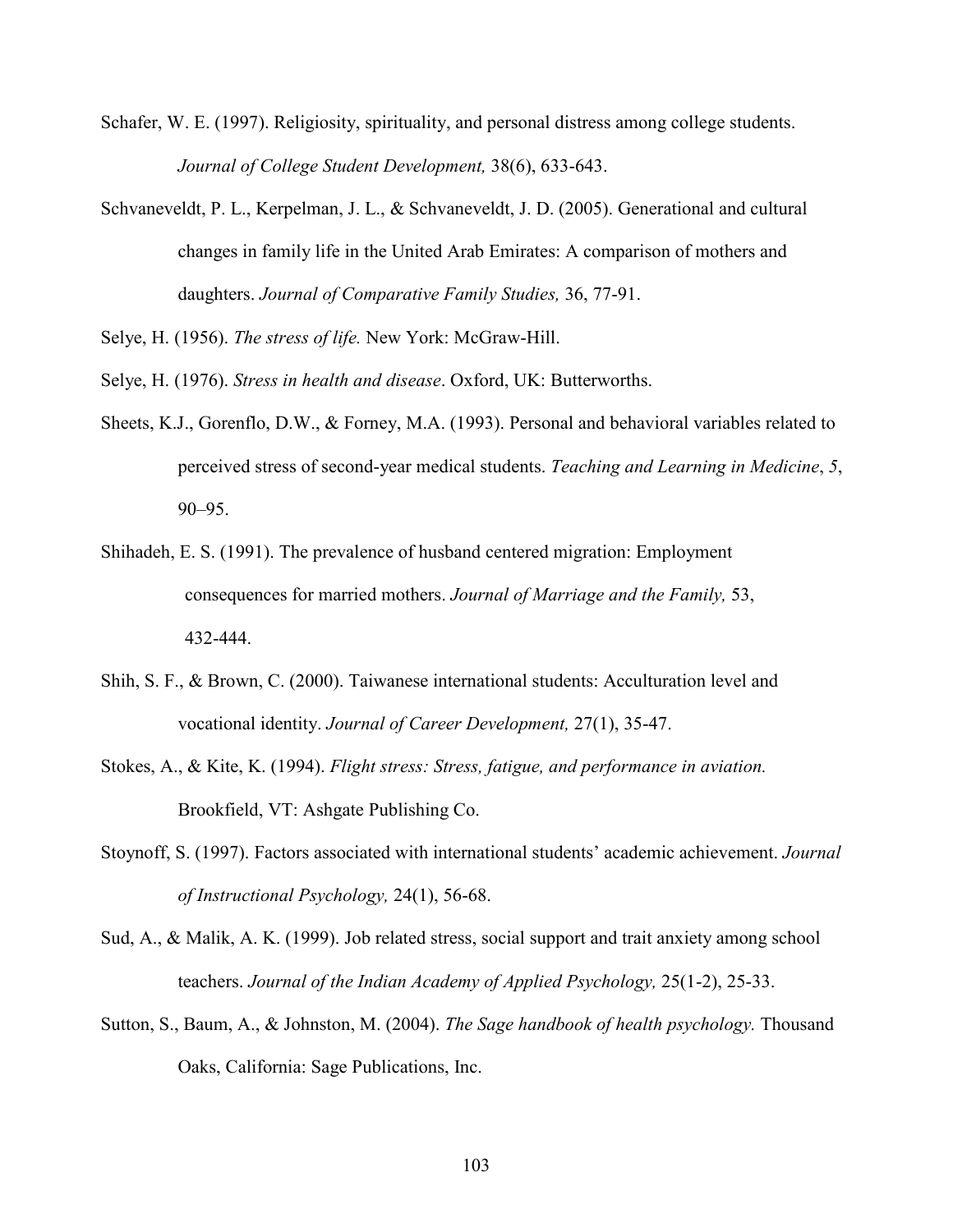Schafer, W. E. (1997). Religiosity, spirituality, and personal distress among college students. *Journal of College Student Development,* 38(6), 633-643.

Schvaneveldt, P. L., Kerpelman, J. L., & Schvaneveldt, J. D. (2005). Generational and cultural changes in family life in the United Arab Emirates: A comparison of mothers and daughters. *Journal of Comparative Family Studies,* 36, 77-91.

Selye, H. (1956). *The stress of life.* New York: McGraw-Hill.

Selye, H. (1976). *Stress in health and disease*. Oxford, UK: Butterworths.

Sheets, K.J., Gorenflo, D.W., & Forney, M.A. (1993). Personal and behavioral variables related to perceived stress of second-year medical students. *Teaching and Learning in Medicine*, *5*, 90–95.

Shihadeh, E. S. (1991). The prevalence of husband centered migration: Employment consequences for married mothers. *Journal of Marriage and the Family,* 53, 432-444.

Shih, S. F., & Brown, C. (2000). Taiwanese international students: Acculturation level and vocational identity. *Journal of Career Development,* 27(1), 35-47.

Stokes, A., & Kite, K. (1994). *Flight stress: Stress, fatigue, and performance in aviation.* Brookfield, VT: Ashgate Publishing Co.

Stoynoff, S. (1997). Factors associated with international students' academic achievement. *Journal of Instructional Psychology,* 24(1), 56-68.

Sud, A., & Malik, A. K. (1999). Job related stress, social support and trait anxiety among school teachers. *Journal of the Indian Academy of Applied Psychology,* 25(1-2), 25-33.

Sutton, S., Baum, A., & Johnston, M. (2004). *The Sage handbook of health psychology.* Thousand Oaks, California: Sage Publications, Inc.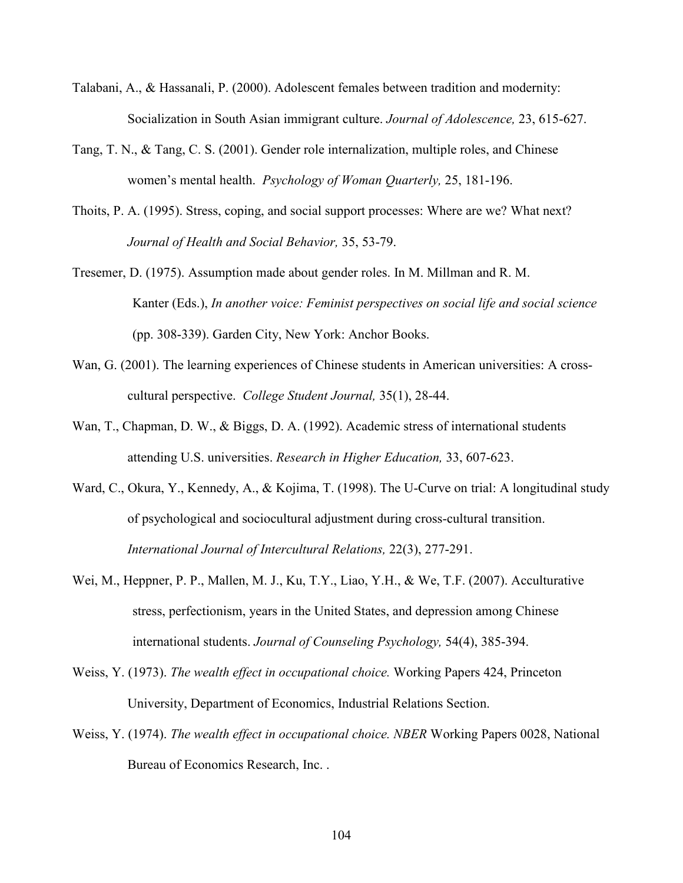Talabani, A., & Hassanali, P. (2000). Adolescent females between tradition and modernity: Socialization in South Asian immigrant culture. *Journal of Adolescence,* 23, 615-627.

Tang, T. N., & Tang, C. S. (2001). Gender role internalization, multiple roles, and Chinese women's mental health. *Psychology of Woman Quarterly,* 25, 181-196.

Thoits, P. A. (1995). Stress, coping, and social support processes: Where are we? What next? *Journal of Health and Social Behavior,* 35, 53-79.

Tresemer, D. (1975). Assumption made about gender roles. In M. Millman and R. M. Kanter (Eds.), *In another voice: Feminist perspectives on social life and social science* (pp. 308-339). Garden City, New York: Anchor Books.

Wan, G. (2001). The learning experiences of Chinese students in American universities: A cross-cultural perspective. *College Student Journal,* 35(1), 28-44.

Wan, T., Chapman, D. W., & Biggs, D. A. (1992). Academic stress of international students attending U.S. universities. *Research in Higher Education,* 33, 607-623.

Ward, C., Okura, Y., Kennedy, A., & Kojima, T. (1998). The U-Curve on trial: A longitudinal study of psychological and sociocultural adjustment during cross-cultural transition. *International Journal of Intercultural Relations,* 22(3), 277-291.

Wei, M., Heppner, P. P., Mallen, M. J., Ku, T.Y., Liao, Y.H., & We, T.F. (2007). Acculturative stress, perfectionism, years in the United States, and depression among Chinese international students. *Journal of Counseling Psychology,* 54(4), 385-394.

Weiss, Y. (1973). *The wealth effect in occupational choice.* Working Papers 424, Princeton University, Department of Economics, Industrial Relations Section.

Weiss, Y. (1974). *The wealth effect in occupational choice. NBER* Working Papers 0028, National Bureau of Economics Research, Inc. .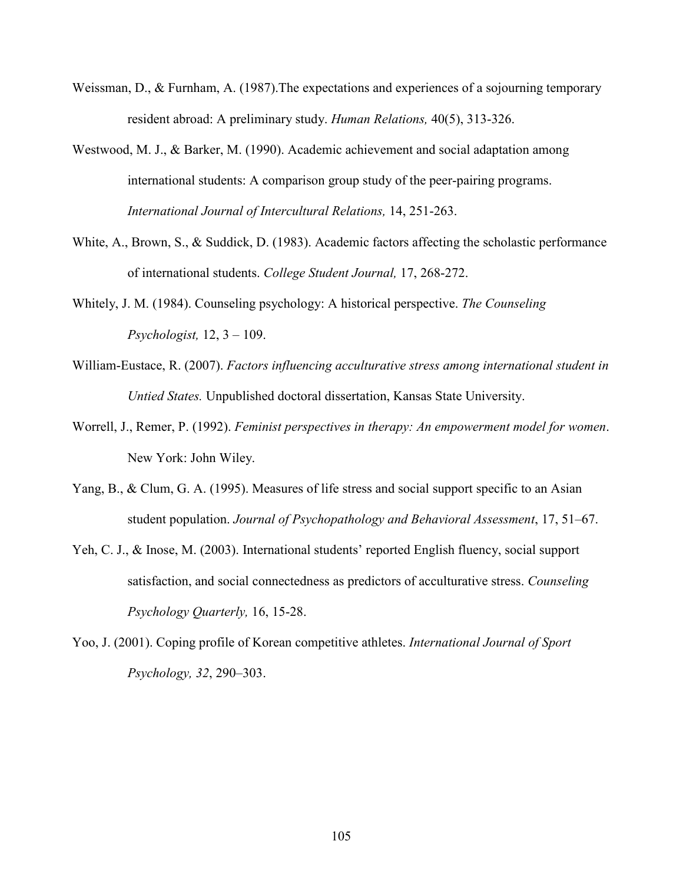Weissman, D., & Furnham, A. (1987).The expectations and experiences of a sojourning temporary resident abroad: A preliminary study. *Human Relations,* 40(5), 313-326.

Westwood, M. J., & Barker, M. (1990). Academic achievement and social adaptation among international students: A comparison group study of the peer-pairing programs. *International Journal of Intercultural Relations,* 14, 251-263.

White, A., Brown, S., & Suddick, D. (1983). Academic factors affecting the scholastic performance of international students. *College Student Journal,* 17, 268-272.

Whitely, J. M. (1984). Counseling psychology: A historical perspective. *The Counseling Psychologist,* 12, 3 – 109.

William-Eustace, R. (2007). *Factors influencing acculturative stress among international student in Untied States.* Unpublished doctoral dissertation, Kansas State University.

Worrell, J., Remer, P. (1992). *Feminist perspectives in therapy: An empowerment model for women*. New York: John Wiley.

Yang, B., & Clum, G. A. (1995). Measures of life stress and social support specific to an Asian student population. *Journal of Psychopathology and Behavioral Assessment*, 17, 51–67.

Yeh, C. J., & Inose, M. (2003). International students' reported English fluency, social support satisfaction, and social connectedness as predictors of acculturative stress. *Counseling Psychology Quarterly,* 16, 15-28.

Yoo, J. (2001). Coping profile of Korean competitive athletes. *International Journal of Sport Psychology, 32*, 290–303.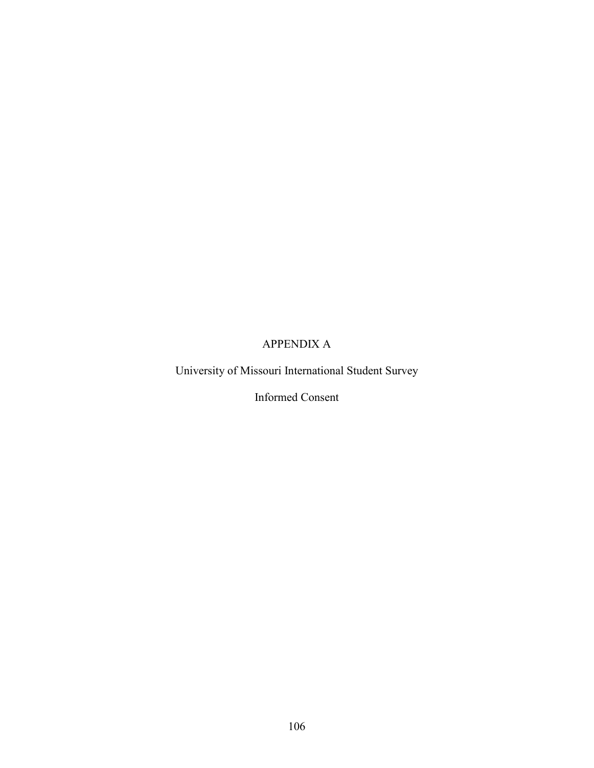# APPENDIX A

University of Missouri International Student Survey

Informed Consent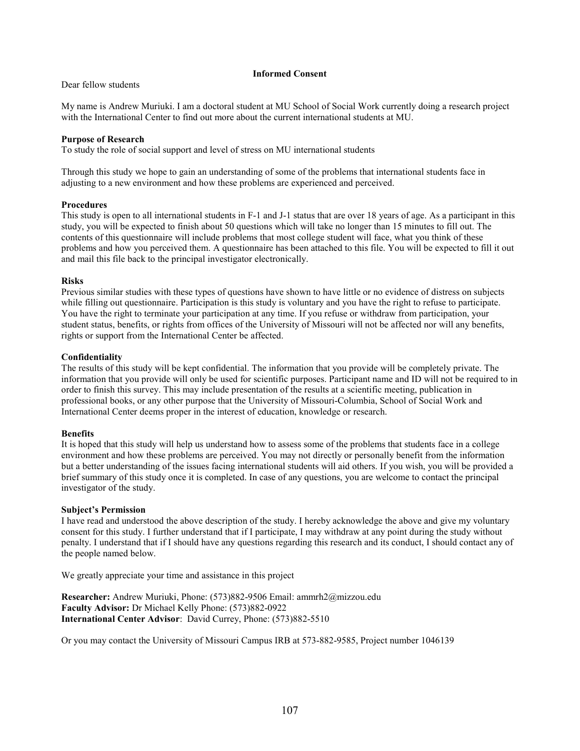## Informed Consent

Dear fellow students

My name is Andrew Muriuki. I am a doctoral student at MU School of Social Work currently doing a research project with the International Center to find out more about the current international students at MU.

**Purpose of Research**
To study the role of social support and level of stress on MU international students

Through this study we hope to gain an understanding of some of the problems that international students face in adjusting to a new environment and how these problems are experienced and perceived.

**Procedures**
This study is open to all international students in F-1 and J-1 status that are over 18 years of age. As a participant in this study, you will be expected to finish about 50 questions which will take no longer than 15 minutes to fill out. The contents of this questionnaire will include problems that most college student will face, what you think of these problems and how you perceived them. A questionnaire has been attached to this file. You will be expected to fill it out and mail this file back to the principal investigator electronically.

**Risks**
Previous similar studies with these types of questions have shown to have little or no evidence of distress on subjects while filling out questionnaire. Participation is this study is voluntary and you have the right to refuse to participate. You have the right to terminate your participation at any time. If you refuse or withdraw from participation, your student status, benefits, or rights from offices of the University of Missouri will not be affected nor will any benefits, rights or support from the International Center be affected.

**Confidentiality**
The results of this study will be kept confidential. The information that you provide will be completely private. The information that you provide will only be used for scientific purposes. Participant name and ID will not be required to in order to finish this survey. This may include presentation of the results at a scientific meeting, publication in professional books, or any other purpose that the University of Missouri-Columbia, School of Social Work and International Center deems proper in the interest of education, knowledge or research.

**Benefits**
It is hoped that this study will help us understand how to assess some of the problems that students face in a college environment and how these problems are perceived. You may not directly or personally benefit from the information but a better understanding of the issues facing international students will aid others. If you wish, you will be provided a brief summary of this study once it is completed. In case of any questions, you are welcome to contact the principal investigator of the study.

**Subject's Permission**
I have read and understood the above description of the study. I hereby acknowledge the above and give my voluntary consent for this study. I further understand that if I participate, I may withdraw at any point during the study without penalty. I understand that if I should have any questions regarding this research and its conduct, I should contact any of the people named below.

We greatly appreciate your time and assistance in this project

**Researcher:** Andrew Muriuki, Phone: (573)882-9506 Email: ammrh2@mizzou.edu
**Faculty Advisor:** Dr Michael Kelly Phone: (573)882-0922
**International Center Advisor**: David Currey, Phone: (573)882-5510

Or you may contact the University of Missouri Campus IRB at 573-882-9585, Project number 1046139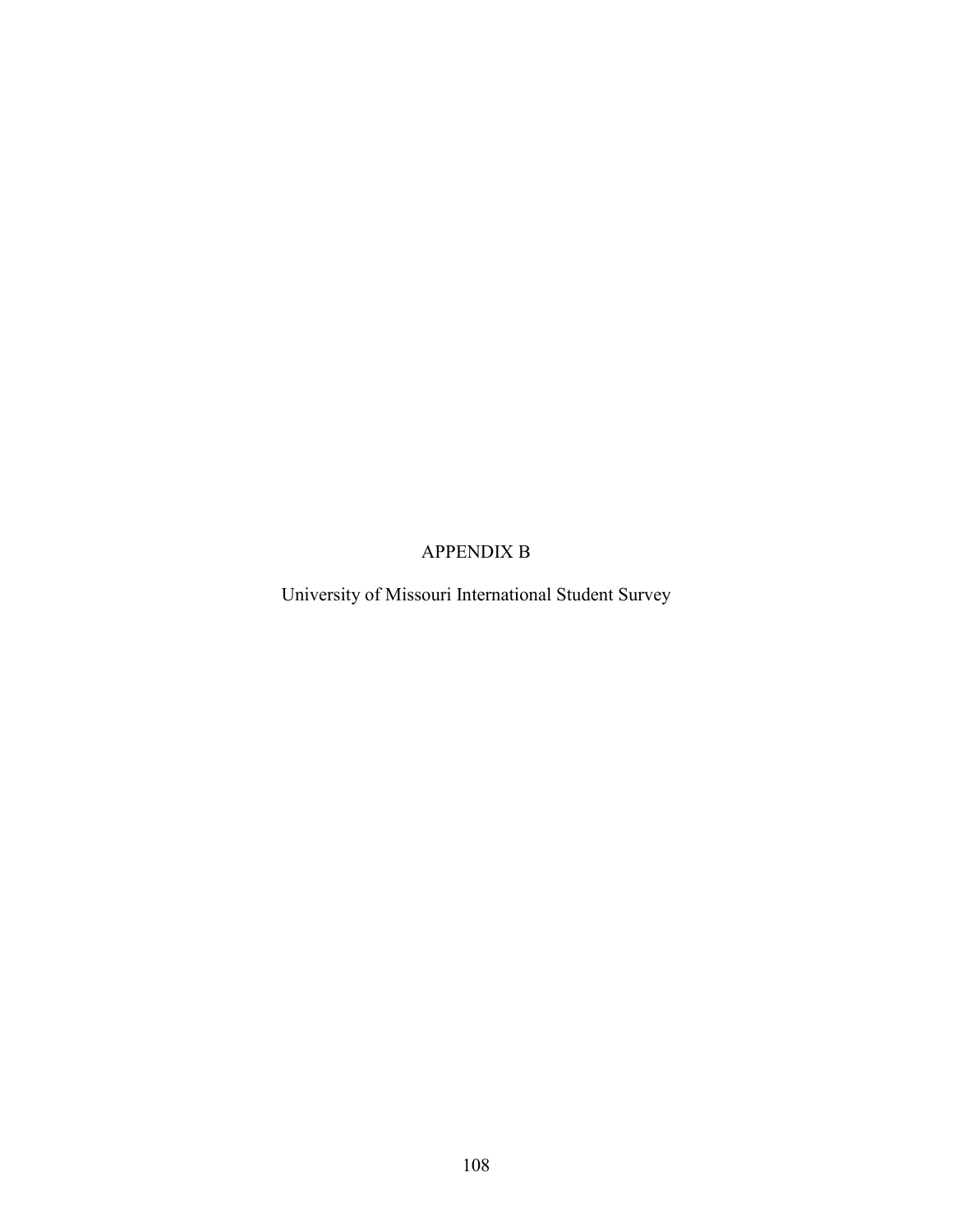# APPENDIX B

University of Missouri International Student Survey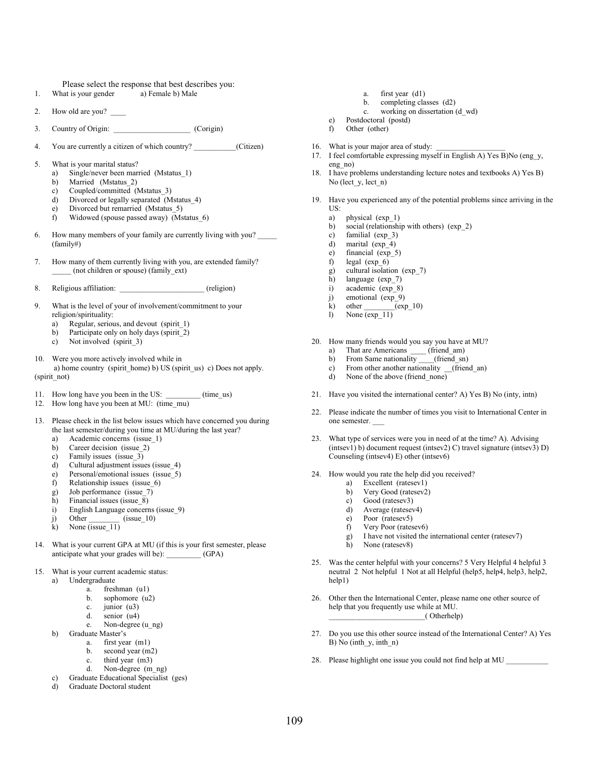Please select the response that best describes you:

1. What is your gender a) Female b) Male

2. How old are you? ____

3. Country of Origin: ____________________ (Corigin)

4. You are currently a citizen of which country? ___________(Citizen)

5. What is your marital status?
   a) Single/never been married (Mstatus_1)
   b) Married (Mstatus_2)
   c) Coupled/committed (Mstatus_3)
   d) Divorced or legally separated (Mstatus_4)
   e) Divorced but remarried (Mstatus_5)
   f) Widowed (spouse passed away) (Mstatus_6)

6. How many members of your family are currently living with you? _____ (family#)

7. How many of them currently living with you, are extended family? _____ (not children or spouse) (family_ext)

8. Religious affiliation: ______________________ (religion)

9. What is the level of your of involvement/commitment to your religion/spirituality:
   a) Regular, serious, and devout (spirit_1)
   b) Participate only on holy days (spirit_2)
   c) Not involved (spirit_3)

10. Were you more actively involved while in
    a) home country (spirit_home) b) US (spirit_us) c) Does not apply. (spirit_not)

11. How long have you been in the US: _________ (time_us)

12. How long have you been at MU: (time_mu)

13. Please check in the list below issues which have concerned you during the last semester/during you time at MU/during the last year?
    a) Academic concerns (issue_1)
    b) Career decision (issue_2)
    c) Family issues (issue_3)
    d) Cultural adjustment issues (issue_4)
    e) Personal/emotional issues (issue_5)
    f) Relationship issues (issue_6)
    g) Job performance (issue_7)
    h) Financial issues (issue_8)
    i) English Language concerns (issue_9)
    j) Other ________ (issue_10)
    k) None (issue_11)

14. What is your current GPA at MU (if this is your first semester, please anticipate what your grades will be): _________ (GPA)

15. What is your current academic status:
    a) Undergraduate
       a. freshman (u1)
       b. sophomore (u2)
       c. junior (u3)
       d. senior (u4)
       e. Non-degree (u_ng)
    b) Graduate Master's
       a. first year (m1)
       b. second year (m2)
       c. third year (m3)
       d. Non-degree (m_ng)
    c) Graduate Educational Specialist (ges)
    d) Graduate Doctoral student
       a. first year (d1)
       b. completing classes (d2)
       c. working on dissertation (d_wd)
    e) Postdoctoral (postd)
    f) Other (other)

16. What is your major area of study: __________________

17. I feel comfortable expressing myself in English A) Yes B)No (eng_y, eng_no)

18. I have problems understanding lecture notes and textbooks A) Yes B) No (lect_y, lect_n)

19. Have you experienced any of the potential problems since arriving in the US:
    a) physical (exp_1)
    b) social (relationship with others) (exp_2)
    c) familial (exp_3)
    d) marital (exp_4)
    e) financial (exp_5)
    f) legal (exp_6)
    g) cultural isolation (exp_7)
    h) language (exp_7)
    i) academic (exp_8)
    j) emotional (exp_9)
    k) other ________(exp_10)
    l) None (exp_11)

20. How many friends would you say you have at MU?
    a) That are Americans ____ (friend_am)
    b) From Same nationality ____(friend_sn)
    c) From other another nationality __(friend_an)
    d) None of the above (friend_none)

21. Have you visited the international center? A) Yes B) No (inty, intn)

22. Please indicate the number of times you visit to International Center in one semester. ___

23. What type of services were you in need of at the time? A). Advising (intsev1) b) document request (intsev2) C) travel signature (intsev3) D) Counseling (intsev4) E) other (intsev6)

24. How would you rate the help did you received?
    a) Excellent (ratesev1)
    b) Very Good (ratesev2)
    c) Good (ratesev3)
    d) Average (ratesev4)
    e) Poor (ratesev5)
    f) Very Poor (ratesev6)
    g) I have not visited the international center (ratesev7)
    h) None (ratesev8)

25. Was the center helpful with your concerns? 5 Very Helpful 4 helpful 3 neutral 2 Not helpful 1 Not at all Helpful (help5, help4, help3, help2, help1)

26. Other then the International Center, please name one other source of help that you frequently use while at MU. _________________________( Otherhelp)

27. Do you use this other source instead of the International Center? A) Yes B) No (inth_y, inth_n)

28. Please highlight one issue you could not find help at MU ___________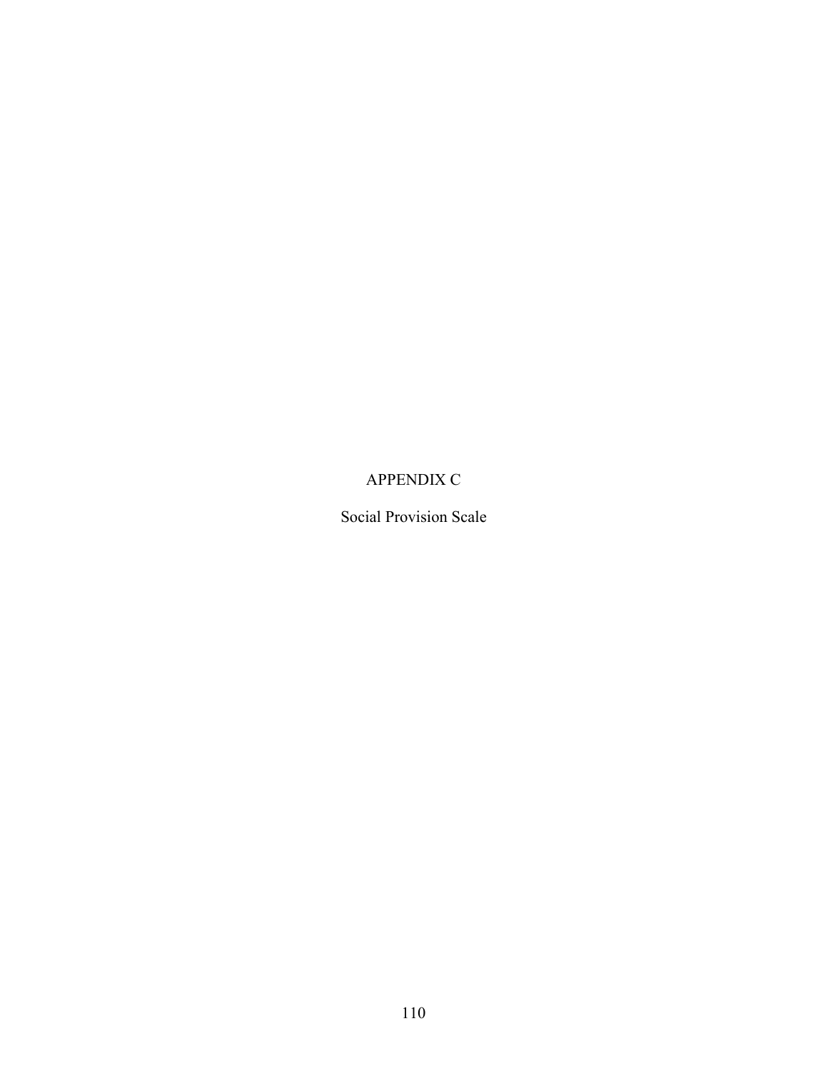# APPENDIX C

## Social Provision Scale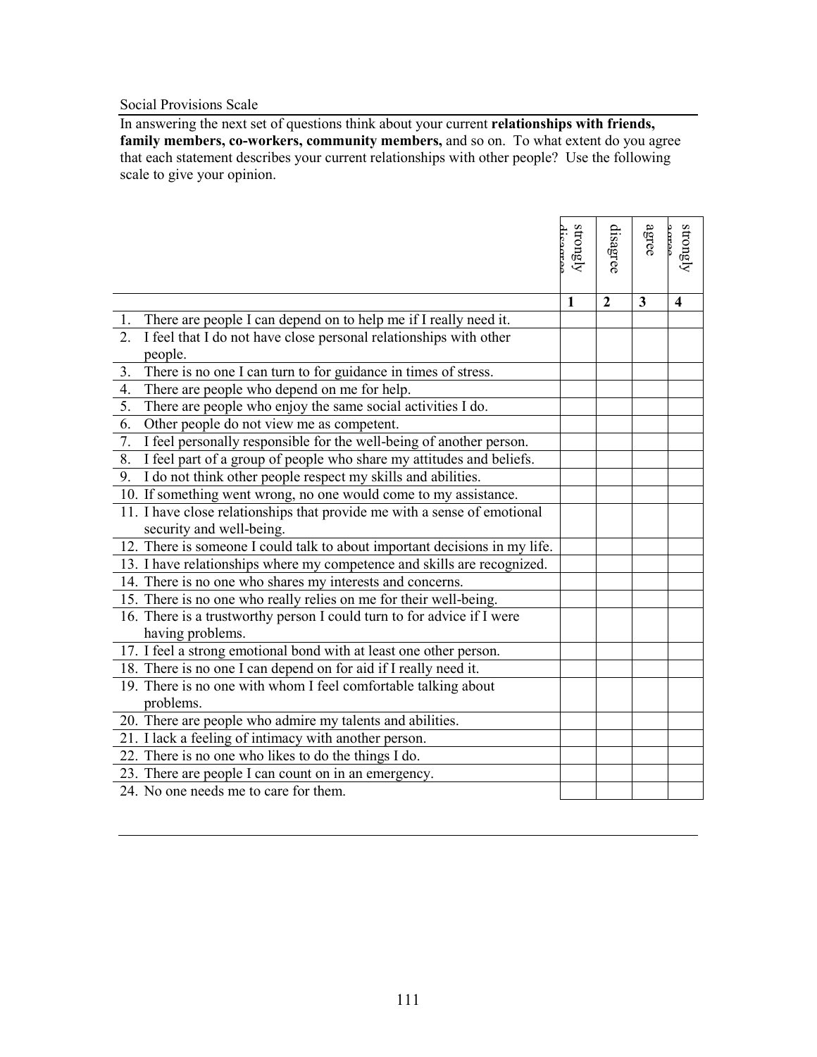Social Provisions Scale

In answering the next set of questions think about your current **relationships with friends, family members, co-workers, community members,** and so on. To what extent do you agree that each statement describes your current relationships with other people? Use the following scale to give your opinion.

| | strongly disagree | disagree | agree | strongly agree |
|---|---|---|---|---|
| | **1** | **2** | **3** | **4** |
| 1. There are people I can depend on to help me if I really need it. | | | | |
| 2. I feel that I do not have close personal relationships with other people. | | | | |
| 3. There is no one I can turn to for guidance in times of stress. | | | | |
| 4. There are people who depend on me for help. | | | | |
| 5. There are people who enjoy the same social activities I do. | | | | |
| 6. Other people do not view me as competent. | | | | |
| 7. I feel personally responsible for the well-being of another person. | | | | |
| 8. I feel part of a group of people who share my attitudes and beliefs. | | | | |
| 9. I do not think other people respect my skills and abilities. | | | | |
| 10. If something went wrong, no one would come to my assistance. | | | | |
| 11. I have close relationships that provide me with a sense of emotional security and well-being. | | | | |
| 12. There is someone I could talk to about important decisions in my life. | | | | |
| 13. I have relationships where my competence and skills are recognized. | | | | |
| 14. There is no one who shares my interests and concerns. | | | | |
| 15. There is no one who really relies on me for their well-being. | | | | |
| 16. There is a trustworthy person I could turn to for advice if I were having problems. | | | | |
| 17. I feel a strong emotional bond with at least one other person. | | | | |
| 18. There is no one I can depend on for aid if I really need it. | | | | |
| 19. There is no one with whom I feel comfortable talking about problems. | | | | |
| 20. There are people who admire my talents and abilities. | | | | |
| 21. I lack a feeling of intimacy with another person. | | | | |
| 22. There is no one who likes to do the things I do. | | | | |
| 23. There are people I can count on in an emergency. | | | | |
| 24. No one needs me to care for them. | | | | |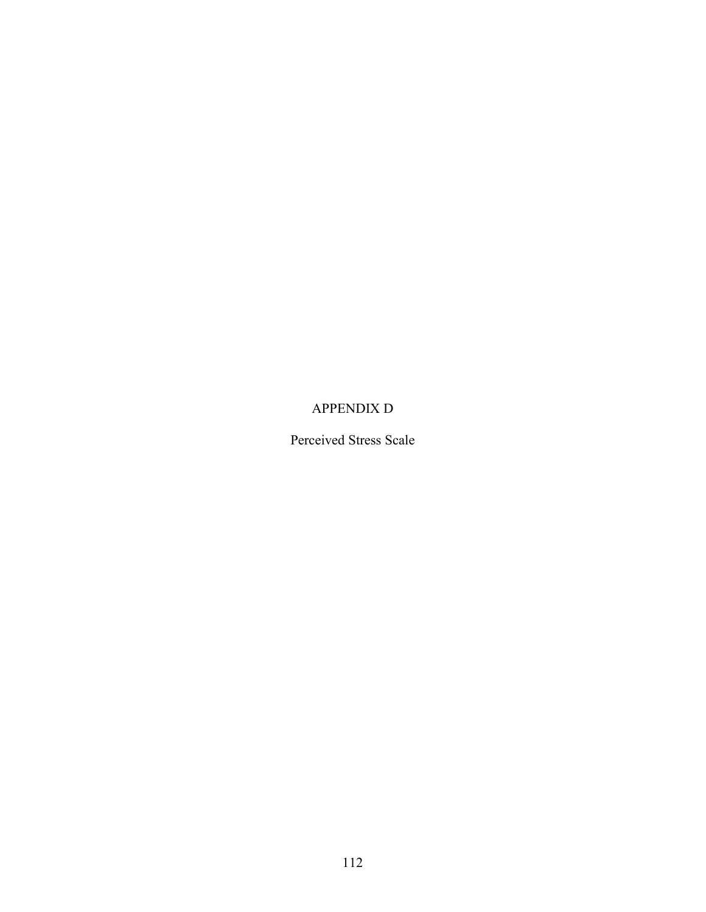# APPENDIX D

## Perceived Stress Scale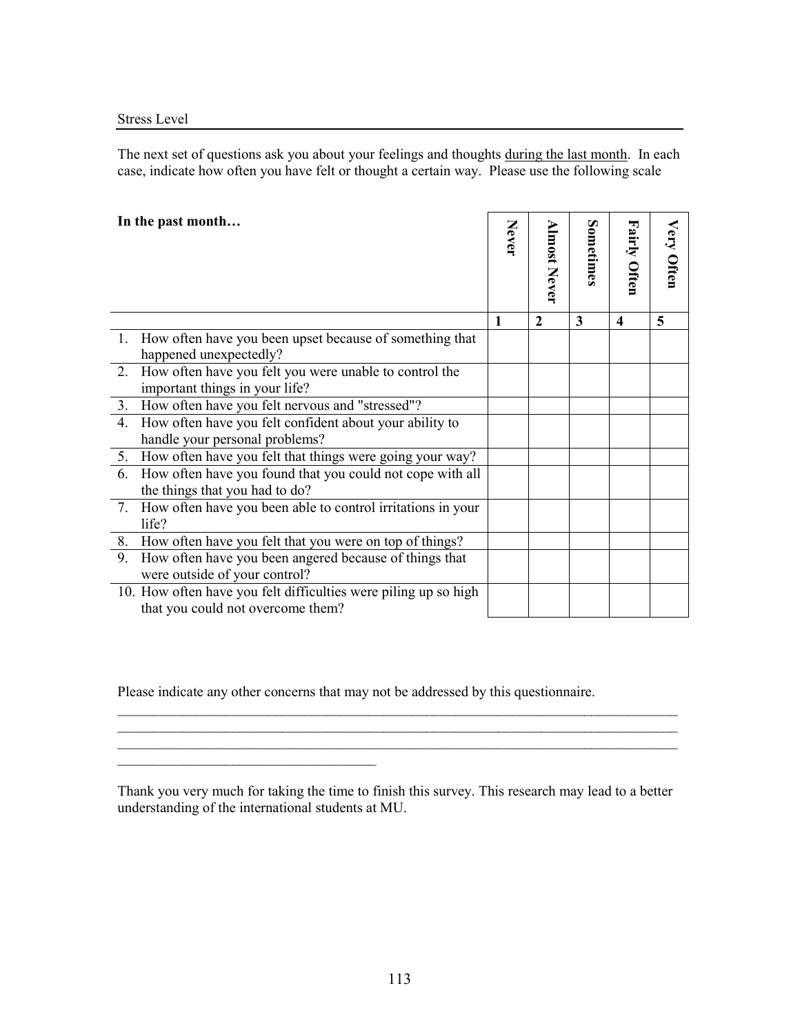Stress Level

The next set of questions ask you about your feelings and thoughts during the last month. In each case, indicate how often you have felt or thought a certain way. Please use the following scale

| **In the past month…** | **Never** | **Almost Never** | **Sometimes** | **Fairly Often** | **Very Often** |
|---|---|---|---|---|---|
| | **1** | **2** | **3** | **4** | **5** |
| 1. How often have you been upset because of something that happened unexpectedly? | | | | | |
| 2. How often have you felt you were unable to control the important things in your life? | | | | | |
| 3. How often have you felt nervous and "stressed"? | | | | | |
| 4. How often have you felt confident about your ability to handle your personal problems? | | | | | |
| 5. How often have you felt that things were going your way? | | | | | |
| 6. How often have you found that you could not cope with all the things that you had to do? | | | | | |
| 7. How often have you been able to control irritations in your life? | | | | | |
| 8. How often have you felt that you were on top of things? | | | | | |
| 9. How often have you been angered because of things that were outside of your control? | | | | | |
| 10. How often have you felt difficulties were piling up so high that you could not overcome them? | | | | | |

Please indicate any other concerns that may not be addressed by this questionnaire.

___________________________________________________________________________
___________________________________________________________________________
___________________________________________________________________________
___________________________________

Thank you very much for taking the time to finish this survey. This research may lead to a better understanding of the international students at MU.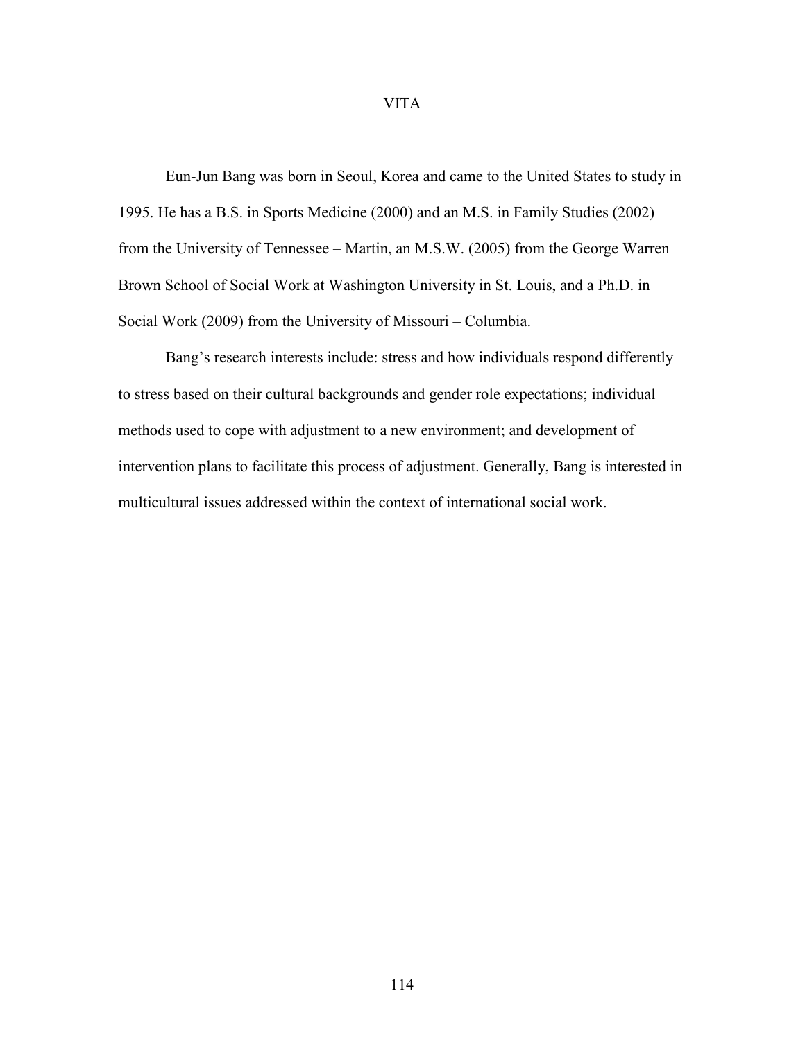# VITA

Eun-Jun Bang was born in Seoul, Korea and came to the United States to study in 1995. He has a B.S. in Sports Medicine (2000) and an M.S. in Family Studies (2002) from the University of Tennessee – Martin, an M.S.W. (2005) from the George Warren Brown School of Social Work at Washington University in St. Louis, and a Ph.D. in Social Work (2009) from the University of Missouri – Columbia.

Bang's research interests include: stress and how individuals respond differently to stress based on their cultural backgrounds and gender role expectations; individual methods used to cope with adjustment to a new environment; and development of intervention plans to facilitate this process of adjustment. Generally, Bang is interested in multicultural issues addressed within the context of international social work.